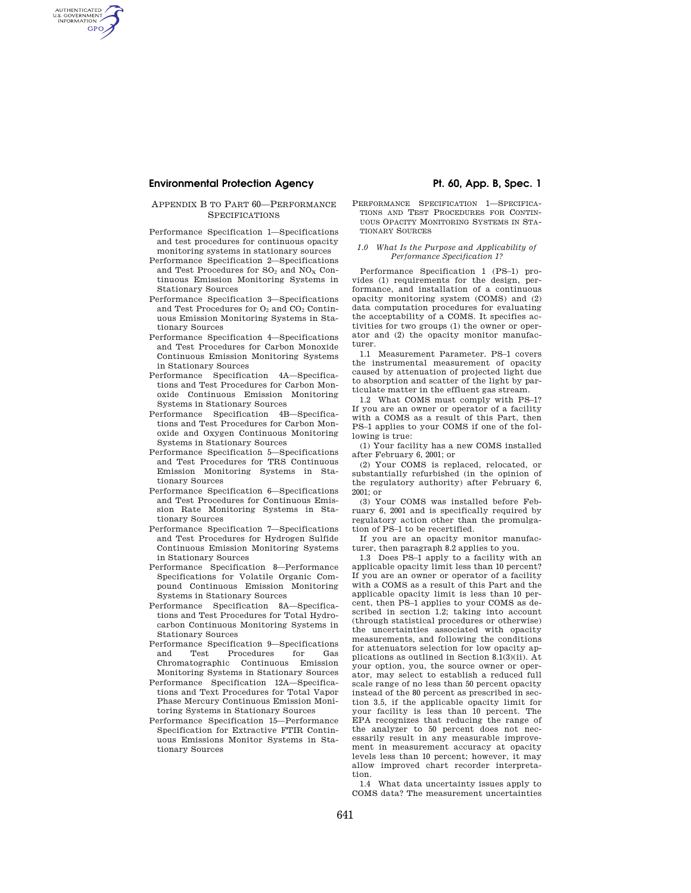## APPENDIX B TO PART 60—PERFORMANCE SPECIFICATIONS

Performance Specification 1—Specifications and test procedures for continuous opacity monitoring systems in stationary sources

Performance Specification 2—Specifications and Test Procedures for $SO_2$ and $NO_X$ Continuous Emission Monitoring Systems in Stationary Sources

Performance Specification 3—Specifications and Test Procedures for $O_2$ and $CO_2$ Continuous Emission Monitoring Systems in Stationary Sources

Performance Specification 4—Specifications and Test Procedures for Carbon Monoxide Continuous Emission Monitoring Systems in Stationary Sources

Performance Specification 4A—Specifications and Test Procedures for Carbon Monoxide Continuous Emission Monitoring Systems in Stationary Sources

Performance Specification 4B—Specifications and Test Procedures for Carbon Monoxide and Oxygen Continuous Monitoring Systems in Stationary Sources

Performance Specification 5—Specifications and Test Procedures for TRS Continuous Emission Monitoring Systems in Stationary Sources

Performance Specification 6—Specifications and Test Procedures for Continuous Emission Rate Monitoring Systems in Stationary Sources

Performance Specification 7—Specifications and Test Procedures for Hydrogen Sulfide Continuous Emission Monitoring Systems in Stationary Sources

Performance Specification 8—Performance Specifications for Volatile Organic Compound Continuous Emission Monitoring Systems in Stationary Sources

Performance Specification 8A—Specifications and Test Procedures for Total Hydrocarbon Continuous Monitoring Systems in Stationary Sources

Performance Specification 9—Specifications and Test Procedures for Gas Chromatographic Continuous Emission Monitoring Systems in Stationary Sources

Performance Specification 12A—Specifications and Text Procedures for Total Vapor Phase Mercury Continuous Emission Monitoring Systems in Stationary Sources

Performance Specification 15—Performance Specification for Extractive FTIR Continuous Emissions Monitor Systems in Stationary Sources

## PERFORMANCE SPECIFICATION 1—SPECIFICATIONS AND TEST PROCEDURES FOR CONTINUOUS OPACITY MONITORING SYSTEMS IN STATIONARY SOURCES

### *1.0 What Is the Purpose and Applicability of Performance Specification 1?*

Performance Specification 1 (PS–1) provides (1) requirements for the design, performance, and installation of a continuous opacity monitoring system (COMS) and (2) data computation procedures for evaluating the acceptability of a COMS. It specifies activities for two groups (1) the owner or operator and (2) the opacity monitor manufacturer.

1.1 Measurement Parameter. PS–1 covers the instrumental measurement of opacity caused by attenuation of projected light due to absorption and scatter of the light by particulate matter in the effluent gas stream.

1.2 What COMS must comply with PS–1? If you are an owner or operator of a facility with a COMS as a result of this Part, then PS–1 applies to your COMS if one of the following is true:

(1) Your facility has a new COMS installed after February 6, 2001; or

(2) Your COMS is replaced, relocated, or substantially refurbished (in the opinion of the regulatory authority) after February 6, 2001; or

(3) Your COMS was installed before February 6, 2001 and is specifically required by regulatory action other than the promulgation of PS–1 to be recertified.

If you are an opacity monitor manufacturer, then paragraph 8.2 applies to you.

1.3 Does PS–1 apply to a facility with an applicable opacity limit less than 10 percent? If you are an owner or operator of a facility with a COMS as a result of this Part and the applicable opacity limit is less than 10 percent, then PS–1 applies to your COMS as described in section 1.2; taking into account (through statistical procedures or otherwise) the uncertainties associated with opacity measurements, and following the conditions for attenuators selection for low opacity applications as outlined in Section 8.1(3)(ii). At your option, you, the source owner or operator, may select to establish a reduced full scale range of no less than 50 percent opacity instead of the 80 percent as prescribed in section 3.5, if the applicable opacity limit for your facility is less than 10 percent. The EPA recognizes that reducing the range of the analyzer to 50 percent does not necessarily result in any measurable improvement in measurement accuracy at opacity levels less than 10 percent; however, it may allow improved chart recorder interpretation.

1.4 What data uncertainty issues apply to COMS data? The measurement uncertainties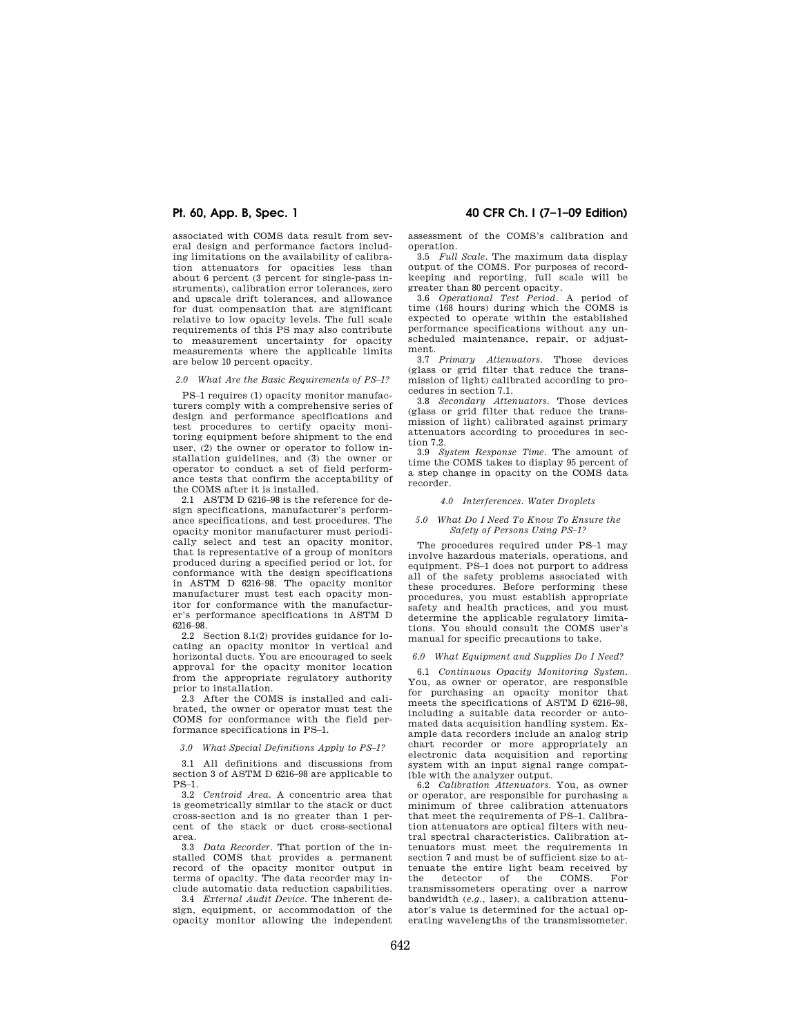associated with COMS data result from several design and performance factors including limitations on the availability of calibration attenuators for opacities less than about 6 percent (3 percent for single-pass instruments), calibration error tolerances, zero and upscale drift tolerances, and allowance for dust compensation that are significant relative to low opacity levels. The full scale requirements of this PS may also contribute to measurement uncertainty for opacity measurements where the applicable limits are below 10 percent opacity.

### *2.0 What Are the Basic Requirements of PS–1?*

PS–1 requires (1) opacity monitor manufacturers comply with a comprehensive series of design and performance specifications and test procedures to certify opacity monitoring equipment before shipment to the end user, (2) the owner or operator to follow installation guidelines, and (3) the owner or operator to conduct a set of field performance tests that confirm the acceptability of the COMS after it is installed.

2.1 ASTM D 6216–98 is the reference for design specifications, manufacturer's performance specifications, and test procedures. The opacity monitor manufacturer must periodically select and test an opacity monitor, that is representative of a group of monitors produced during a specified period or lot, for conformance with the design specifications in ASTM D 6216–98. The opacity monitor manufacturer must test each opacity monitor for conformance with the manufacturer's performance specifications in ASTM D 6216–98.

2.2 Section 8.1(2) provides guidance for locating an opacity monitor in vertical and horizontal ducts. You are encouraged to seek approval for the opacity monitor location from the appropriate regulatory authority prior to installation.

2.3 After the COMS is installed and calibrated, the owner or operator must test the COMS for conformance with the field performance specifications in PS–1.

### *3.0 What Special Definitions Apply to PS–1?*

3.1 All definitions and discussions from section 3 of ASTM D 6216–98 are applicable to PS–1.

3.2 *Centroid Area.* A concentric area that is geometrically similar to the stack or duct cross-section and is no greater than 1 percent of the stack or duct cross-sectional area.

3.3 *Data Recorder.* That portion of the installed COMS that provides a permanent record of the opacity monitor output in terms of opacity. The data recorder may include automatic data reduction capabilities.

3.4 *External Audit Device.* The inherent design, equipment, or accommodation of the opacity monitor allowing the independent assessment of the COMS's calibration and operation.

3.5 *Full Scale.* The maximum data display output of the COMS. For purposes of recordkeeping and reporting, full scale will be greater than 80 percent opacity.

3.6 *Operational Test Period.* A period of time (168 hours) during which the COMS is expected to operate within the established performance specifications without any unscheduled maintenance, repair, or adjustment.

3.7 *Primary Attenuators.* Those devices (glass or grid filter that reduce the transmission of light) calibrated according to procedures in section 7.1.

3.8 *Secondary Attenuators.* Those devices (glass or grid filter that reduce the transmission of light) calibrated against primary attenuators according to procedures in section 7.2.

3.9 *System Response Time.* The amount of time the COMS takes to display 95 percent of a step change in opacity on the COMS data recorder.

### *4.0 Interferences. Water Droplets*

### *5.0 What Do I Need To Know To Ensure the Safety of Persons Using PS–1?*

The procedures required under PS–1 may involve hazardous materials, operations, and equipment. PS–1 does not purport to address all of the safety problems associated with these procedures. Before performing these procedures, you must establish appropriate safety and health practices, and you must determine the applicable regulatory limitations. You should consult the COMS user's manual for specific precautions to take.

### *6.0 What Equipment and Supplies Do I Need?*

6.1 *Continuous Opacity Monitoring System.* You, as owner or operator, are responsible for purchasing an opacity monitor that meets the specifications of ASTM D 6216–98, including a suitable data recorder or automated data acquisition handling system. Example data recorders include an analog strip chart recorder or more appropriately an electronic data acquisition and reporting system with an input signal range compatible with the analyzer output.

6.2 *Calibration Attenuators.* You, as owner or operator, are responsible for purchasing a minimum of three calibration attenuators that meet the requirements of PS–1. Calibration attenuators are optical filters with neutral spectral characteristics. Calibration attenuators must meet the requirements in section 7 and must be of sufficient size to attenuate the entire light beam received by the detector of the COMS. For transmissometers operating over a narrow bandwidth (*e.g.,* laser), a calibration attenuator's value is determined for the actual operating wavelengths of the transmissometer.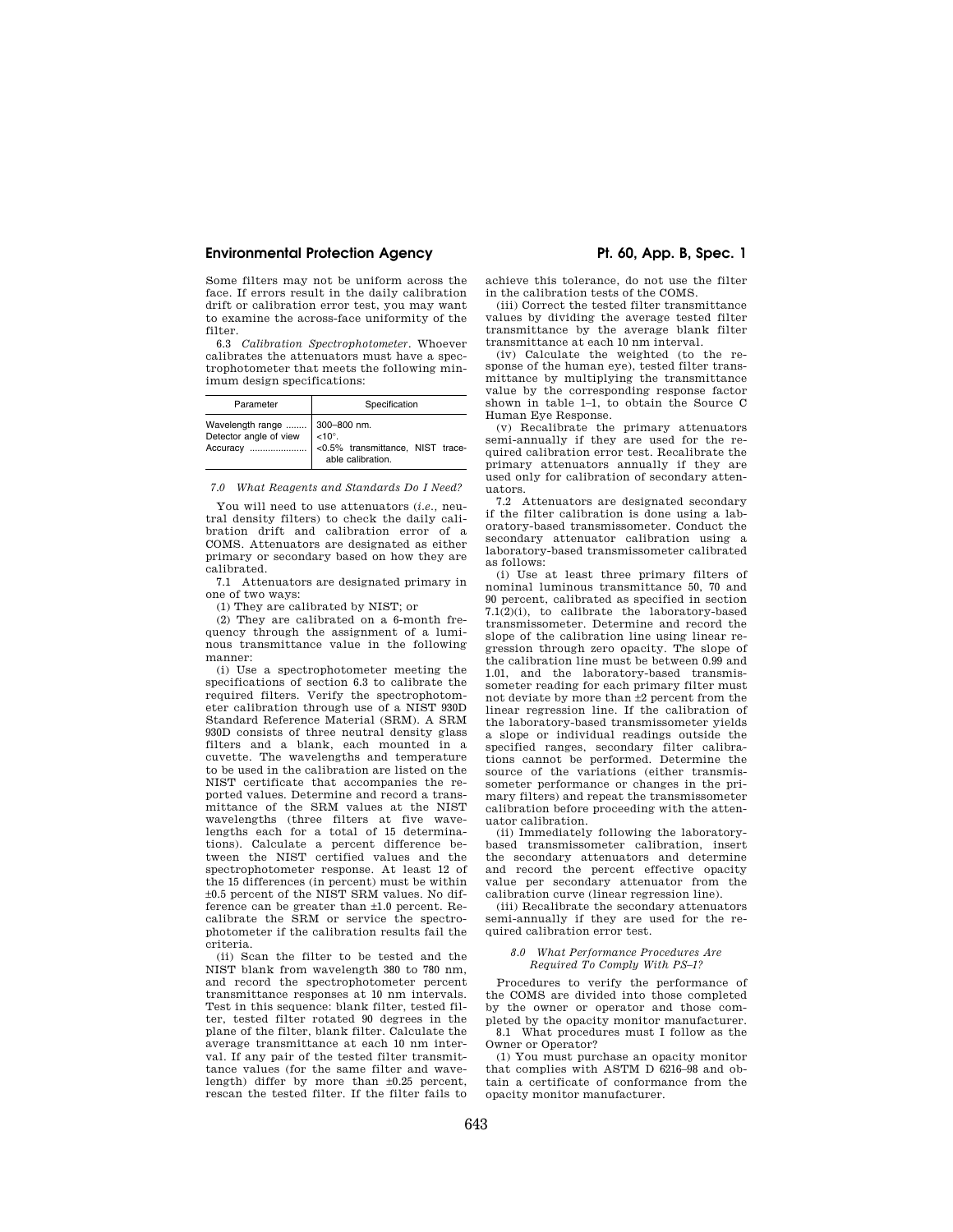Some filters may not be uniform across the face. If errors result in the daily calibration drift or calibration error test, you may want to examine the across-face uniformity of the filter.

6.3 *Calibration Spectrophotometer*. Whoever calibrates the attenuators must have a spectrophotometer that meets the following minimum design specifications:

| Parameter | Specification |
|---|---|
| Wavelength range ........ | 300–800 nm. |
| Detector angle of view | <10°. |
| Accuracy ...................... | <0.5% transmittance, NIST traceable calibration. |

### *7.0 What Reagents and Standards Do I Need?*

You will need to use attenuators (*i.e.*, neutral density filters) to check the daily calibration drift and calibration error of a COMS. Attenuators are designated as either primary or secondary based on how they are calibrated.

7.1 Attenuators are designated primary in one of two ways:

(1) They are calibrated by NIST; or

(2) They are calibrated on a 6-month frequency through the assignment of a luminous transmittance value in the following manner:

(i) Use a spectrophotometer meeting the specifications of section 6.3 to calibrate the required filters. Verify the spectrophotometer calibration through use of a NIST 930D Standard Reference Material (SRM). A SRM 930D consists of three neutral density glass filters and a blank, each mounted in a cuvette. The wavelengths and temperature to be used in the calibration are listed on the NIST certificate that accompanies the reported values. Determine and record a transmittance of the SRM values at the NIST wavelengths (three filters at five wavelengths each for a total of 15 determinations). Calculate a percent difference between the NIST certified values and the spectrophotometer response. At least 12 of the 15 differences (in percent) must be within ±0.5 percent of the NIST SRM values. No difference can be greater than ±1.0 percent. Recalibrate the SRM or service the spectrophotometer if the calibration results fail the criteria.

(ii) Scan the filter to be tested and the NIST blank from wavelength 380 to 780 nm, and record the spectrophotometer percent transmittance responses at 10 nm intervals. Test in this sequence: blank filter, tested filter, tested filter rotated 90 degrees in the plane of the filter, blank filter. Calculate the average transmittance at each 10 nm interval. If any pair of the tested filter transmittance values (for the same filter and wavelength) differ by more than ±0.25 percent, rescan the tested filter. If the filter fails to achieve this tolerance, do not use the filter in the calibration tests of the COMS.

(iii) Correct the tested filter transmittance values by dividing the average tested filter transmittance by the average blank filter transmittance at each 10 nm interval.

(iv) Calculate the weighted (to the response of the human eye), tested filter transmittance by multiplying the transmittance value by the corresponding response factor shown in table 1–1, to obtain the Source C Human Eye Response.

(v) Recalibrate the primary attenuators semi-annually if they are used for the required calibration error test. Recalibrate the primary attenuators annually if they are used only for calibration of secondary attenuators.

7.2 Attenuators are designated secondary if the filter calibration is done using a laboratory-based transmissometer. Conduct the secondary attenuator calibration using a laboratory-based transmissometer calibrated as follows:

(i) Use at least three primary filters of nominal luminous transmittance 50, 70 and 90 percent, calibrated as specified in section 7.1(2)(i), to calibrate the laboratory-based transmissometer. Determine and record the slope of the calibration line using linear regression through zero opacity. The slope of the calibration line must be between 0.99 and 1.01, and the laboratory-based transmissometer reading for each primary filter must not deviate by more than ±2 percent from the linear regression line. If the calibration of the laboratory-based transmissometer yields a slope or individual readings outside the specified ranges, secondary filter calibrations cannot be performed. Determine the source of the variations (either transmissometer performance or changes in the primary filters) and repeat the transmissometer calibration before proceeding with the attenuator calibration.

(ii) Immediately following the laboratory-based transmissometer calibration, insert the secondary attenuators and determine and record the percent effective opacity value per secondary attenuator from the calibration curve (linear regression line).

(iii) Recalibrate the secondary attenuators semi-annually if they are used for the required calibration error test.

### *8.0 What Performance Procedures Are Required To Comply With PS–1?*

Procedures to verify the performance of the COMS are divided into those completed by the owner or operator and those completed by the opacity monitor manufacturer.

8.1 What procedures must I follow as the Owner or Operator?

(1) You must purchase an opacity monitor that complies with ASTM D 6216–98 and obtain a certificate of conformance from the opacity monitor manufacturer.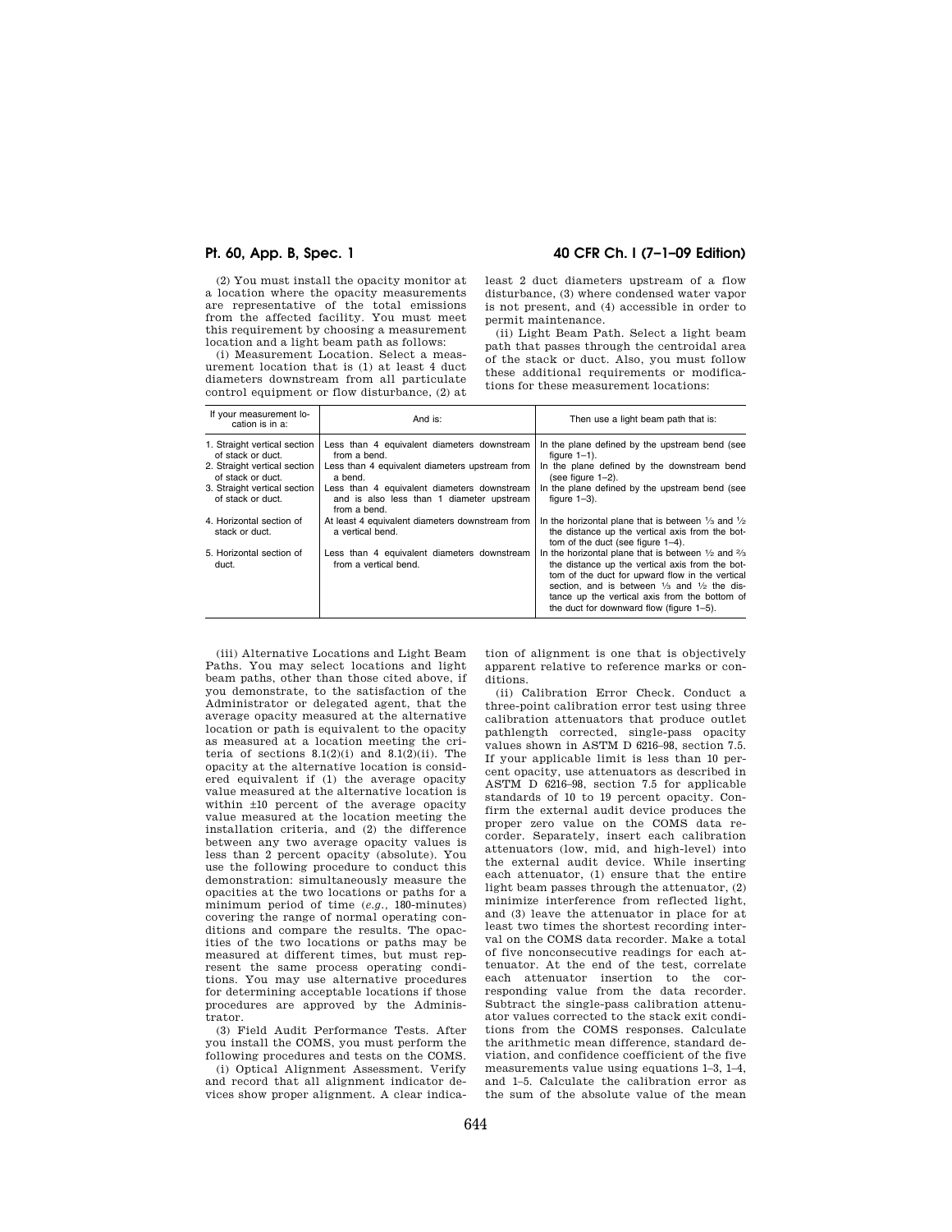(2) You must install the opacity monitor at a location where the opacity measurements are representative of the total emissions from the affected facility. You must meet this requirement by choosing a measurement location and a light beam path as follows:

(i) Measurement Location. Select a measurement location that is (1) at least 4 duct diameters downstream from all particulate control equipment or flow disturbance, (2) at least 2 duct diameters upstream of a flow disturbance, (3) where condensed water vapor is not present, and (4) accessible in order to permit maintenance.

(ii) Light Beam Path. Select a light beam path that passes through the centroidal area of the stack or duct. Also, you must follow these additional requirements or modifications for these measurement locations:

| If your measurement location is in a: | And is: | Then use a light beam path that is: |
|---|---|---|
| 1. Straight vertical section of stack or duct. | Less than 4 equivalent diameters downstream from a bend. | In the plane defined by the upstream bend (see figure 1–1). |
| 2. Straight vertical section of stack or duct. | Less than 4 equivalent diameters upstream from a bend. | In the plane defined by the downstream bend (see figure 1–2). |
| 3. Straight vertical section of stack or duct. | Less than 4 equivalent diameters downstream and is also less than 1 diameter upstream from a bend. | In the plane defined by the upstream bend (see figure 1–3). |
| 4. Horizontal section of stack or duct. | At least 4 equivalent diameters downstream from a vertical bend. | In the horizontal plane that is between ⅓ and ½ the distance up the vertical axis from the bottom of the duct (see figure 1–4). |
| 5. Horizontal section of duct. | Less than 4 equivalent diameters downstream from a vertical bend. | In the horizontal plane that is between ½ and ⅔ the distance up the vertical axis from the bottom of the duct for upward flow in the vertical section, and is between ⅓ and ½ the distance up the vertical axis from the bottom of the duct for downward flow (figure 1–5). |

(iii) Alternative Locations and Light Beam Paths. You may select locations and light beam paths, other than those cited above, if you demonstrate, to the satisfaction of the Administrator or delegated agent, that the average opacity measured at the alternative location or path is equivalent to the opacity as measured at a location meeting the criteria of sections 8.1(2)(i) and 8.1(2)(ii). The opacity at the alternative location is considered equivalent if (1) the average opacity value measured at the alternative location is within ±10 percent of the average opacity value measured at the location meeting the installation criteria, and (2) the difference between any two average opacity values is less than 2 percent opacity (absolute). You use the following procedure to conduct this demonstration: simultaneously measure the opacities at the two locations or paths for a minimum period of time (*e.g.*, 180-minutes) covering the range of normal operating conditions and compare the results. The opacities of the two locations or paths may be measured at different times, but must represent the same process operating conditions. You may use alternative procedures for determining acceptable locations if those procedures are approved by the Administrator.

(3) Field Audit Performance Tests. After you install the COMS, you must perform the following procedures and tests on the COMS.

(i) Optical Alignment Assessment. Verify and record that all alignment indicator devices show proper alignment. A clear indication of alignment is one that is objectively apparent relative to reference marks or conditions.

(ii) Calibration Error Check. Conduct a three-point calibration error test using three calibration attenuators that produce outlet pathlength corrected, single-pass opacity values shown in ASTM D 6216–98, section 7.5. If your applicable limit is less than 10 percent opacity, use attenuators as described in ASTM D 6216–98, section 7.5 for applicable standards of 10 to 19 percent opacity. Confirm the external audit device produces the proper zero value on the COMS data recorder. Separately, insert each calibration attenuators (low, mid, and high-level) into the external audit device. While inserting each attenuator, (1) ensure that the entire light beam passes through the attenuator, (2) minimize interference from reflected light, and (3) leave the attenuator in place for at least two times the shortest recording interval on the COMS data recorder. Make a total of five nonconsecutive readings for each attenuator. At the end of the test, correlate each attenuator insertion to the corresponding value from the data recorder. Subtract the single-pass calibration attenuator values corrected to the stack exit conditions from the COMS responses. Calculate the arithmetic mean difference, standard deviation, and confidence coefficient of the five measurements value using equations 1–3, 1–4, and 1–5. Calculate the calibration error as the sum of the absolute value of the mean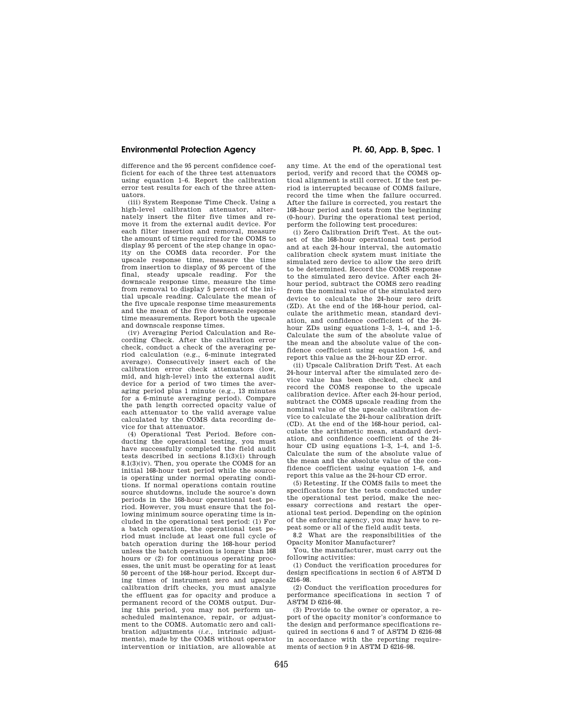difference and the 95 percent confidence coefficient for each of the three test attenuators using equation 1–6. Report the calibration error test results for each of the three attenuators.

(iii) System Response Time Check. Using a high-level calibration attenuator, alternately insert the filter five times and remove it from the external audit device. For each filter insertion and removal, measure the amount of time required for the COMS to display 95 percent of the step change in opacity on the COMS data recorder. For the upscale response time, measure the time from insertion to display of 95 percent of the final, steady upscale reading. For the downscale response time, measure the time from removal to display 5 percent of the initial upscale reading. Calculate the mean of the five upscale response time measurements and the mean of the five downscale response time measurements. Report both the upscale and downscale response times.

(iv) Averaging Period Calculation and Recording Check. After the calibration error check, conduct a check of the averaging period calculation (e.g., 6-minute integrated average). Consecutively insert each of the calibration error check attenuators (low, mid, and high-level) into the external audit device for a period of two times the averaging period plus 1 minute (e.g., 13 minutes for a 6-minute averaging period). Compare the path length corrected opacity value of each attenuator to the valid average value calculated by the COMS data recording device for that attenuator.

(4) Operational Test Period. Before conducting the operational testing, you must have successfully completed the field audit tests described in sections 8.1(3)(i) through 8.1(3)(iv). Then, you operate the COMS for an initial 168-hour test period while the source is operating under normal operating conditions. If normal operations contain routine source shutdowns, include the source's down periods in the 168-hour operational test period. However, you must ensure that the following minimum source operating time is included in the operational test period: (1) For a batch operation, the operational test period must include at least one full cycle of batch operation during the 168-hour period unless the batch operation is longer than 168 hours or (2) for continuous operating processes, the unit must be operating for at least 50 percent of the 168-hour period. Except during times of instrument zero and upscale calibration drift checks, you must analyze the effluent gas for opacity and produce a permanent record of the COMS output. During this period, you may not perform unscheduled maintenance, repair, or adjustment to the COMS. Automatic zero and calibration adjustments (*i.e.*, intrinsic adjustments), made by the COMS without operator intervention or initiation, are allowable at any time. At the end of the operational test period, verify and record that the COMS optical alignment is still correct. If the test period is interrupted because of COMS failure, record the time when the failure occurred. After the failure is corrected, you restart the 168-hour period and tests from the beginning (0-hour). During the operational test period, perform the following test procedures:

(i) Zero Calibration Drift Test. At the outset of the 168-hour operational test period and at each 24-hour interval, the automatic calibration check system must initiate the simulated zero device to allow the zero drift to be determined. Record the COMS response to the simulated zero device. After each 24-hour period, subtract the COMS zero reading from the nominal value of the simulated zero device to calculate the 24-hour zero drift (ZD). At the end of the 168-hour period, calculate the arithmetic mean, standard deviation, and confidence coefficient of the 24-hour ZDs using equations 1–3, 1–4, and 1–5. Calculate the sum of the absolute value of the mean and the absolute value of the confidence coefficient using equation 1–6, and report this value as the 24-hour ZD error.

(ii) Upscale Calibration Drift Test. At each 24-hour interval after the simulated zero device value has been checked, check and record the COMS response to the upscale calibration device. After each 24-hour period, subtract the COMS upscale reading from the nominal value of the upscale calibration device to calculate the 24-hour calibration drift (CD). At the end of the 168-hour period, calculate the arithmetic mean, standard deviation, and confidence coefficient of the 24-hour CD using equations 1–3, 1–4, and 1–5. Calculate the sum of the absolute value of the mean and the absolute value of the confidence coefficient using equation 1–6, and report this value as the 24-hour CD error.

(5) Retesting. If the COMS fails to meet the specifications for the tests conducted under the operational test period, make the necessary corrections and restart the operational test period. Depending on the opinion of the enforcing agency, you may have to repeat some or all of the field audit tests.

8.2 What are the responsibilities of the Opacity Monitor Manufacturer?

You, the manufacturer, must carry out the following activities:

(1) Conduct the verification procedures for design specifications in section 6 of ASTM D 6216–98.

(2) Conduct the verification procedures for performance specifications in section 7 of ASTM D 6216–98.

(3) Provide to the owner or operator, a report of the opacity monitor's conformance to the design and performance specifications required in sections 6 and 7 of ASTM D 6216–98 in accordance with the reporting requirements of section 9 in ASTM D 6216–98.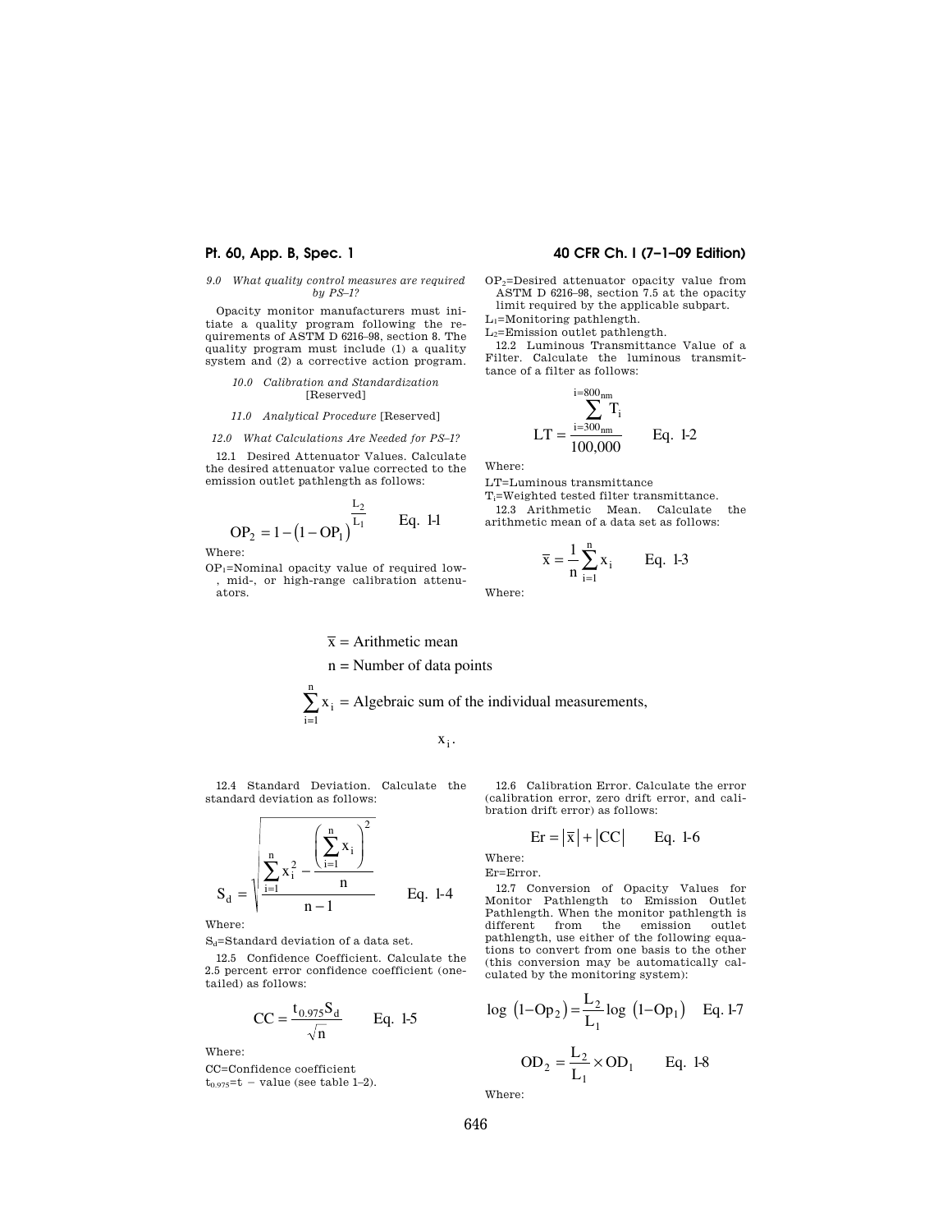*9.0 What quality control measures are required by PS–1?*

Opacity monitor manufacturers must initiate a quality program following the requirements of ASTM D 6216–98, section 8. The quality program must include (1) a quality system and (2) a corrective action program.

*10.0 Calibration and Standardization* [Reserved]

*11.0 Analytical Procedure* [Reserved]

*12.0 What Calculations Are Needed for PS–1?*

12.1 Desired Attenuator Values. Calculate the desired attenuator value corrected to the emission outlet pathlength as follows:

$$OP_2 = 1 - \left(1 - OP_1\right)^{\frac{L_2}{L_1}} \qquad \text{Eq. 1-1}$$

Where:

$OP_1$=Nominal opacity value of required low-, mid-, or high-range calibration attenuators.

$OP_2$=Desired attenuator opacity value from ASTM D 6216–98, section 7.5 at the opacity limit required by the applicable subpart.

$L_1$=Monitoring pathlength.

$L_2$=Emission outlet pathlength.

12.2 Luminous Transmittance Value of a Filter. Calculate the luminous transmittance of a filter as follows:

$$LT = \frac{\sum_{i=300_{nm}}^{i=800_{nm}} T_i}{100{,}000} \qquad \text{Eq. 1-2}$$

Where:

LT=Luminous transmittance

$T_i$=Weighted tested filter transmittance.

12.3 Arithmetic Mean. Calculate the arithmetic mean of a data set as follows:

$$\bar{x} = \frac{1}{n}\sum_{i=1}^{n} x_i \qquad \text{Eq. 1-3}$$

Where:

$\bar{x}$ = Arithmetic mean

n = Number of data points

$\sum_{i=1}^{n} x_i$ = Algebraic sum of the individual measurements, $x_i$.

12.4 Standard Deviation. Calculate the standard deviation as follows:

$$S_d = \sqrt{\frac{\sum_{i=1}^{n} x_i^2 - \frac{\left(\sum_{i=1}^{n} x_i\right)^2}{n}}{n-1}} \qquad \text{Eq. 1-4}$$

Where:

$S_d$=Standard deviation of a data set.

12.5 Confidence Coefficient. Calculate the 2.5 percent error confidence coefficient (one-tailed) as follows:

$$CC = \frac{t_{0.975} S_d}{\sqrt{n}} \qquad \text{Eq. 1-5}$$

Where:

CC=Confidence coefficient

$t_{0.975}$=t − value (see table 1–2).

12.6 Calibration Error. Calculate the error (calibration error, zero drift error, and calibration drift error) as follows:

$$Er = \left|\bar{x}\right| + \left|CC\right| \qquad \text{Eq. 1-6}$$

Where:

Er=Error.

12.7 Conversion of Opacity Values for Monitor Pathlength to Emission Outlet Pathlength. When the monitor pathlength is different from the emission outlet pathlength, use either of the following equations to convert from one basis to the other (this conversion may be automatically calculated by the monitoring system):

$$\log\left(1 - Op_2\right) = \frac{L_2}{L_1}\log\left(1 - Op_1\right) \qquad \text{Eq. 1-7}$$

$$OD_2 = \frac{L_2}{L_1} \times OD_1 \qquad \text{Eq. 1-8}$$

Where: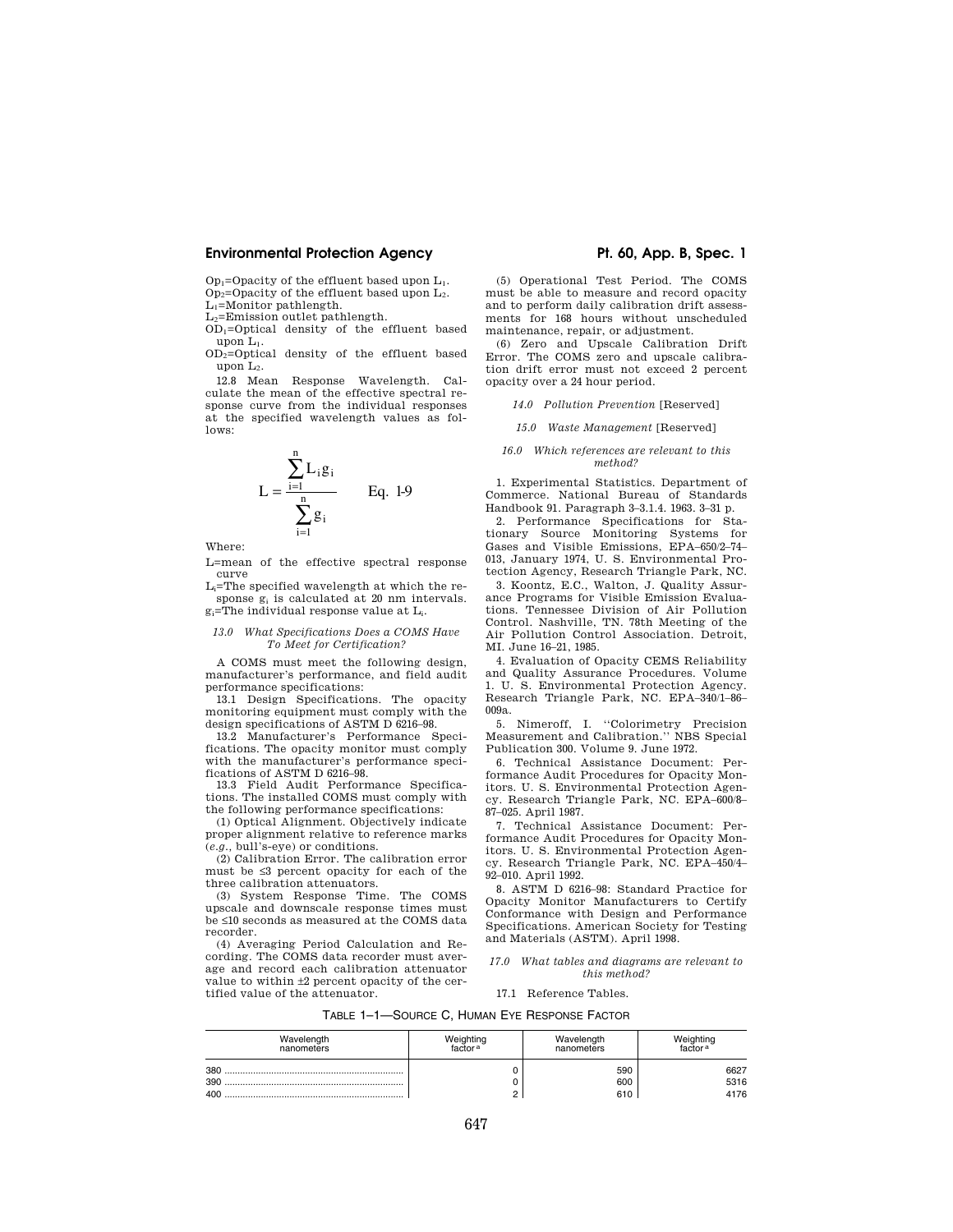$Op_1$=Opacity of the effluent based upon $L_1$.
$Op_2$=Opacity of the effluent based upon $L_2$.
$L_1$=Monitor pathlength.
$L_2$=Emission outlet pathlength.
$OD_1$=Optical density of the effluent based upon $L_1$.
$OD_2$=Optical density of the effluent based upon $L_2$.

12.8 Mean Response Wavelength. Calculate the mean of the effective spectral response curve from the individual responses at the specified wavelength values as follows:

$$L = \frac{\sum_{i=1}^{n} L_i g_i}{\sum_{i=1}^{n} g_i} \qquad \text{Eq. 1-9}$$

Where:

L=mean of the effective spectral response curve
$L_i$=The specified wavelength at which the response $g_i$ is calculated at 20 nm intervals.
$g_i$=The individual response value at $L_i$.

### *13.0 What Specifications Does a COMS Have To Meet for Certification?*

A COMS must meet the following design, manufacturer's performance, and field audit performance specifications:

13.1 Design Specifications. The opacity monitoring equipment must comply with the design specifications of ASTM D 6216–98.

13.2 Manufacturer's Performance Specifications. The opacity monitor must comply with the manufacturer's performance specifications of ASTM D 6216–98.

13.3 Field Audit Performance Specifications. The installed COMS must comply with the following performance specifications:

(1) Optical Alignment. Objectively indicate proper alignment relative to reference marks (*e.g.*, bull's-eye) or conditions.

(2) Calibration Error. The calibration error must be ≤3 percent opacity for each of the three calibration attenuators.

(3) System Response Time. The COMS upscale and downscale response times must be ≤10 seconds as measured at the COMS data recorder.

(4) Averaging Period Calculation and Recording. The COMS data recorder must average and record each calibration attenuator value to within ±2 percent opacity of the certified value of the attenuator.

(5) Operational Test Period. The COMS must be able to measure and record opacity and to perform daily calibration drift assessments for 168 hours without unscheduled maintenance, repair, or adjustment.

(6) Zero and Upscale Calibration Drift Error. The COMS zero and upscale calibration drift error must not exceed 2 percent opacity over a 24 hour period.

### *14.0 Pollution Prevention* [Reserved]

### *15.0 Waste Management* [Reserved]

### *16.0 Which references are relevant to this method?*

1. Experimental Statistics. Department of Commerce. National Bureau of Standards Handbook 91. Paragraph 3–3.1.4. 1963. 3–31 p.

2. Performance Specifications for Stationary Source Monitoring Systems for Gases and Visible Emissions, EPA–650/2–74–013, January 1974, U. S. Environmental Protection Agency, Research Triangle Park, NC.

3. Koontz, E.C., Walton, J. Quality Assurance Programs for Visible Emission Evaluations. Tennessee Division of Air Pollution Control. Nashville, TN. 78th Meeting of the Air Pollution Control Association. Detroit, MI. June 16–21, 1985.

4. Evaluation of Opacity CEMS Reliability and Quality Assurance Procedures. Volume 1. U. S. Environmental Protection Agency. Research Triangle Park, NC. EPA–340/1–86–009a.

5. Nimeroff, I. ''Colorimetry Precision Measurement and Calibration.'' NBS Special Publication 300. Volume 9. June 1972.

6. Technical Assistance Document: Performance Audit Procedures for Opacity Monitors. U. S. Environmental Protection Agency. Research Triangle Park, NC. EPA–600/8–87–025. April 1987.

7. Technical Assistance Document: Performance Audit Procedures for Opacity Monitors. U. S. Environmental Protection Agency. Research Triangle Park, NC. EPA–450/4–92–010. April 1992.

8. ASTM D 6216–98: Standard Practice for Opacity Monitor Manufacturers to Certify Conformance with Design and Performance Specifications. American Society for Testing and Materials (ASTM). April 1998.

### *17.0 What tables and diagrams are relevant to this method?*

17.1 Reference Tables.

TABLE 1–1—SOURCE C, HUMAN EYE RESPONSE FACTOR

| Wavelength nanometers | Weighting factor [a] | Wavelength nanometers | Weighting factor [a] |
|---|---|---|---|
| 380 | 0 | 590 | 6627 |
| 390 | 0 | 600 | 5316 |
| 400 | 2 | 610 | 4176 |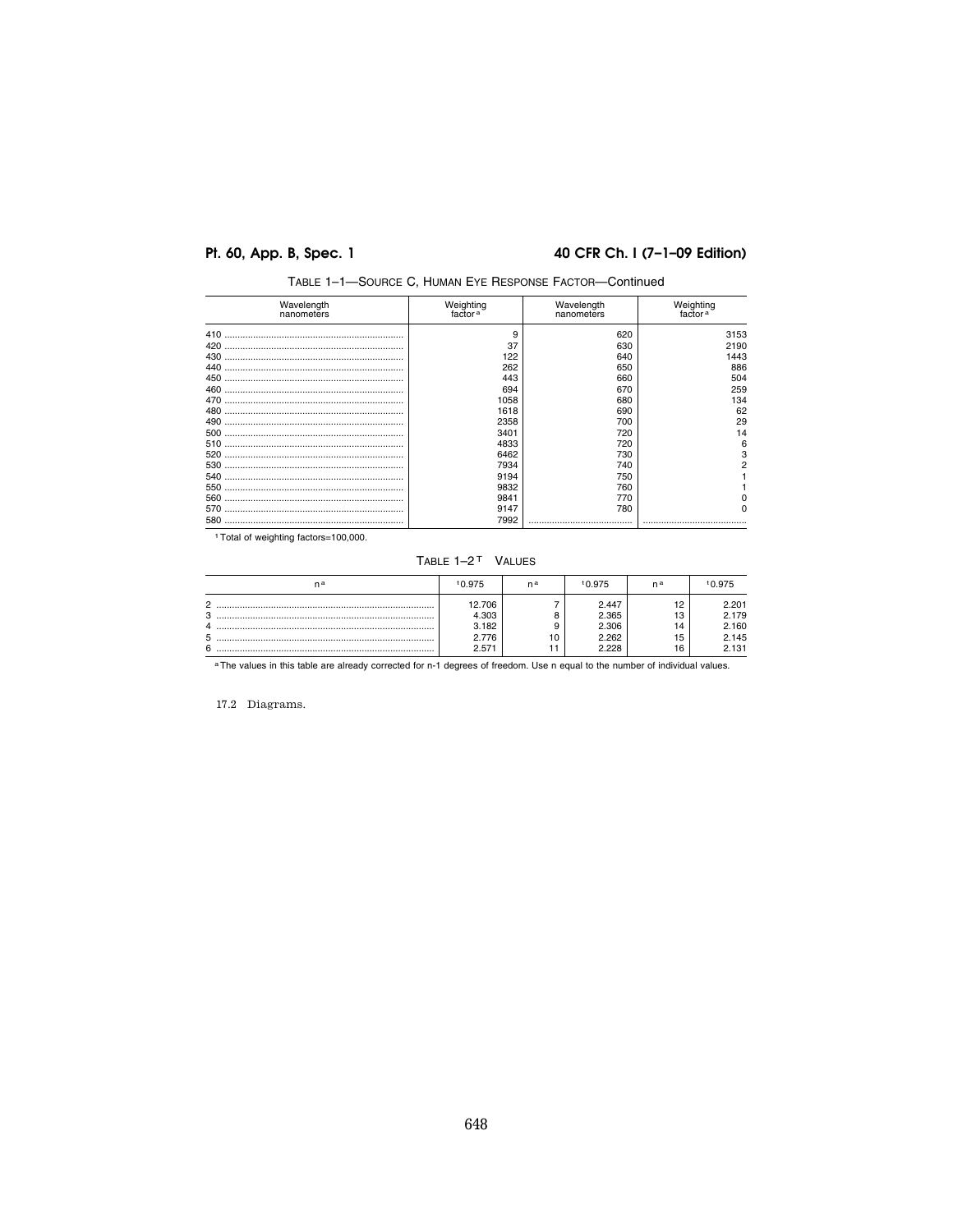TABLE 1–1—SOURCE C, HUMAN EYE RESPONSE FACTOR—Continued

| Wavelength nanometers | Weighting factor[a] | Wavelength nanometers | Weighting factor[a] |
|---|---|---|---|
| 410 | 9 | 620 | 3153 |
| 420 | 37 | 630 | 2190 |
| 430 | 122 | 640 | 1443 |
| 440 | 262 | 650 | 886 |
| 450 | 443 | 660 | 504 |
| 460 | 694 | 670 | 259 |
| 470 | 1058 | 680 | 134 |
| 480 | 1618 | 690 | 62 |
| 490 | 2358 | 700 | 29 |
| 500 | 3401 | 720 | 14 |
| 510 | 4833 | 720 | 6 |
| 520 | 6462 | 730 | 3 |
| 530 | 7934 | 740 | 2 |
| 540 | 9194 | 750 | 1 |
| 550 | 9832 | 760 | 1 |
| 560 | 9841 | 770 | 0 |
| 570 | 9147 | 780 | 0 |
| 580 | 7992 | | |

[1] Total of weighting factors=100,000.

TABLE 1–2 T VALUES

| n[a] | $t_{0.975}$ | n[a] | $t_{0.975}$ | n[a] | $t_{0.975}$ |
|---|---|---|---|---|---|
| 2 | 12.706 | 7 | 2.447 | 12 | 2.201 |
| 3 | 4.303 | 8 | 2.365 | 13 | 2.179 |
| 4 | 3.182 | 9 | 2.306 | 14 | 2.160 |
| 5 | 2.776 | 10 | 2.262 | 15 | 2.145 |
| 6 | 2.571 | 11 | 2.228 | 16 | 2.131 |

[a] The values in this table are already corrected for n-1 degrees of freedom. Use n equal to the number of individual values.

17.2 Diagrams.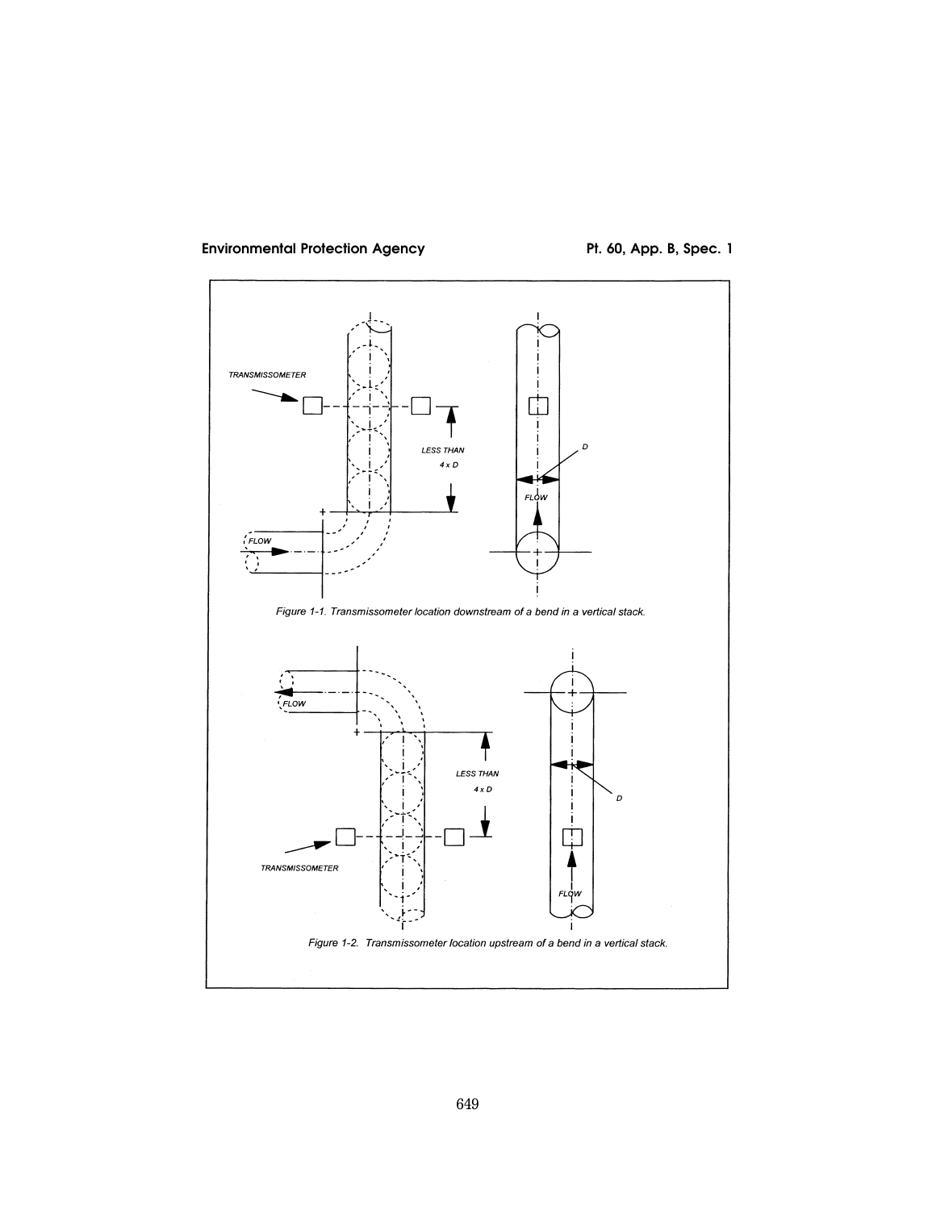Figure 1-1. Transmissometer location downstream of a bend in a vertical stack.

Figure 1-2. Transmissometer location upstream of a bend in a vertical stack.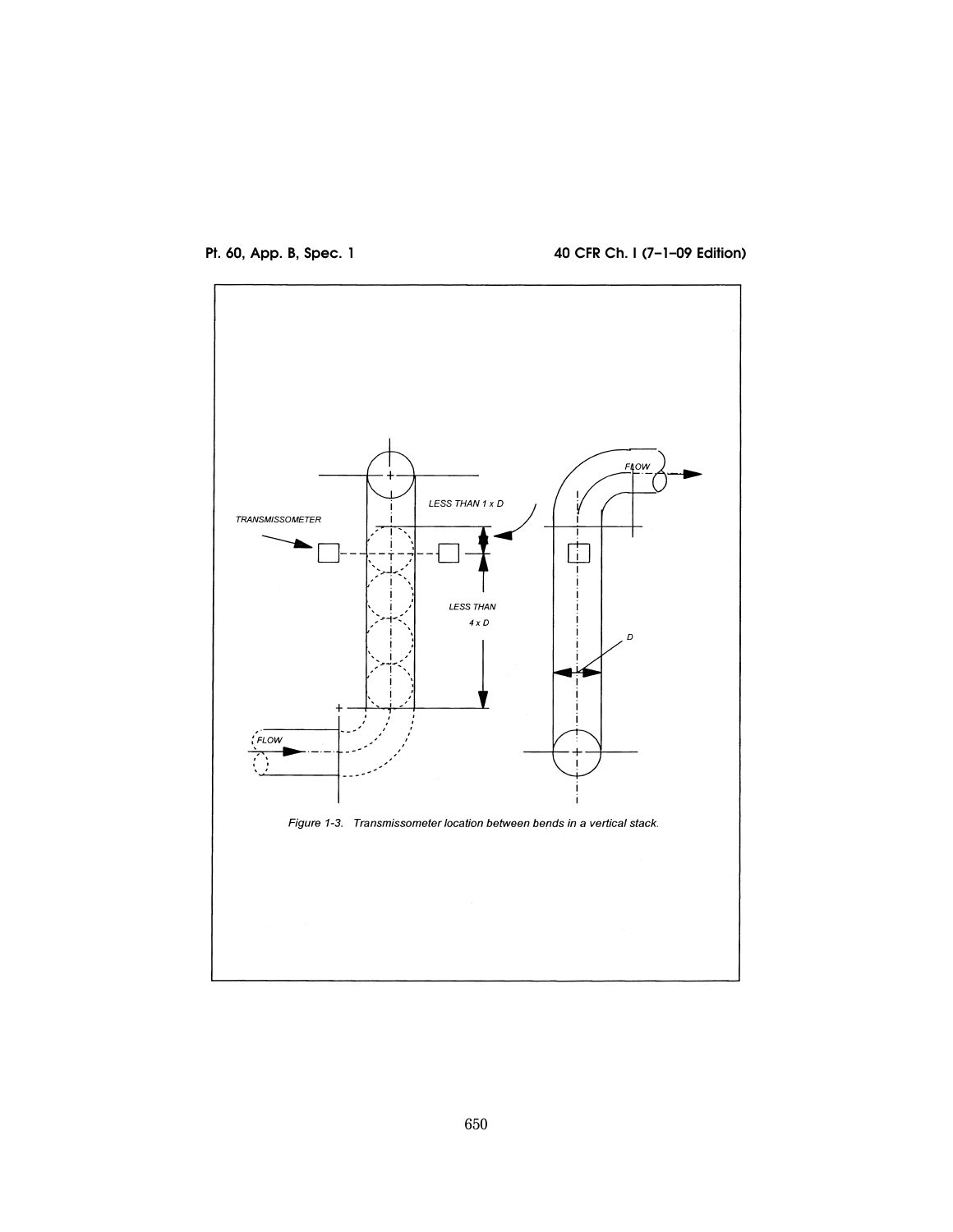TRANSMISSOMETER

LESS THAN 1 x D

LESS THAN 4 x D

FLOW

FLOW

D

*Figure 1-3. Transmissometer location between bends in a vertical stack.*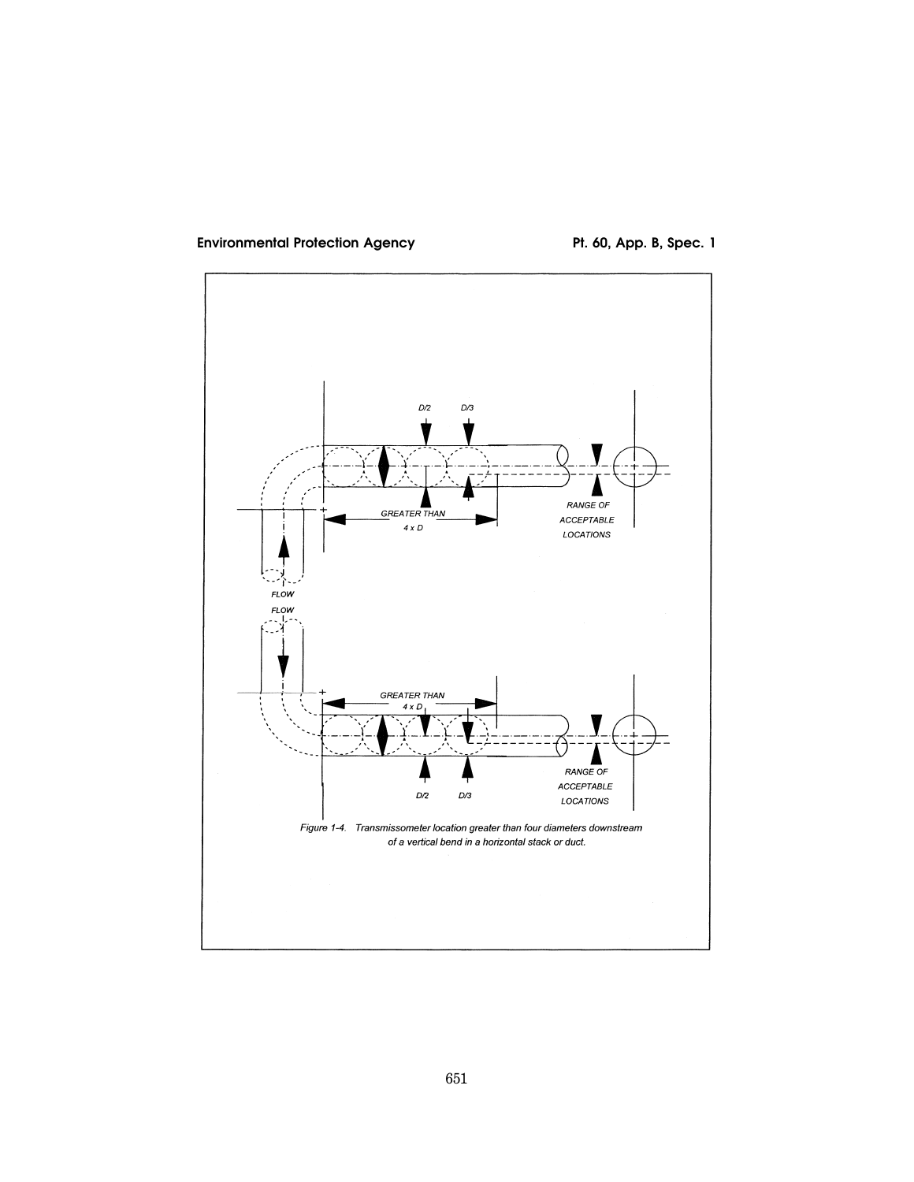D/2 D/3

GREATER THAN 4 x D

RANGE OF ACCEPTABLE LOCATIONS

FLOW

FLOW

GREATER THAN 4 x D

D/2 D/3

RANGE OF ACCEPTABLE LOCATIONS

*Figure 1-4. Transmissometer location greater than four diameters downstream of a vertical bend in a horizontal stack or duct.*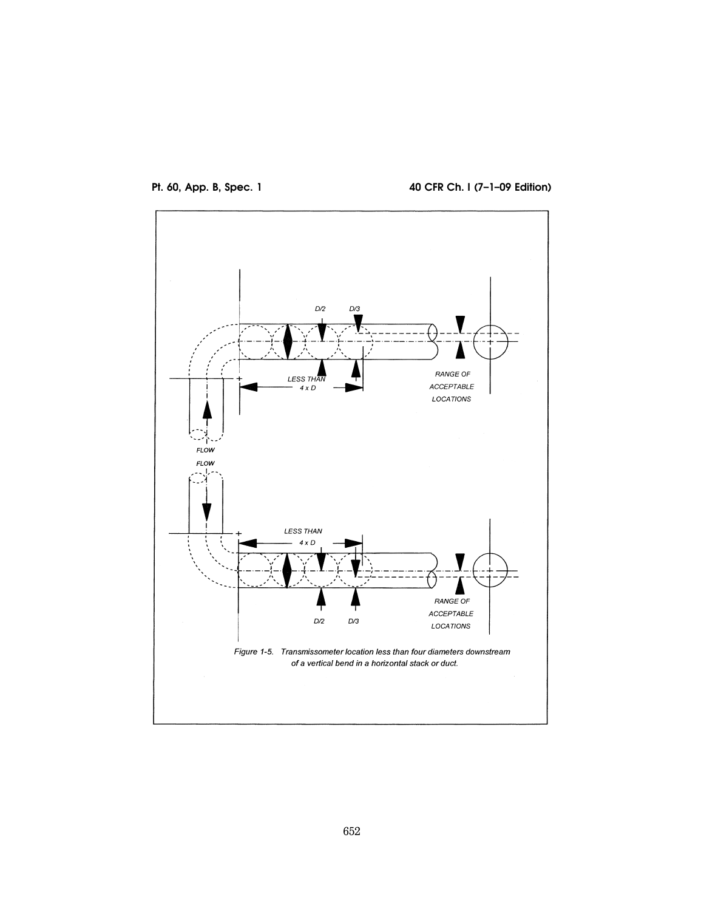D/2 D/3

LESS THAN 4 x D

RANGE OF ACCEPTABLE LOCATIONS

FLOW

FLOW

LESS THAN 4 x D

RANGE OF ACCEPTABLE LOCATIONS

D/2 D/3

*Figure 1-5. Transmissometer location less than four diameters downstream of a vertical bend in a horizontal stack or duct.*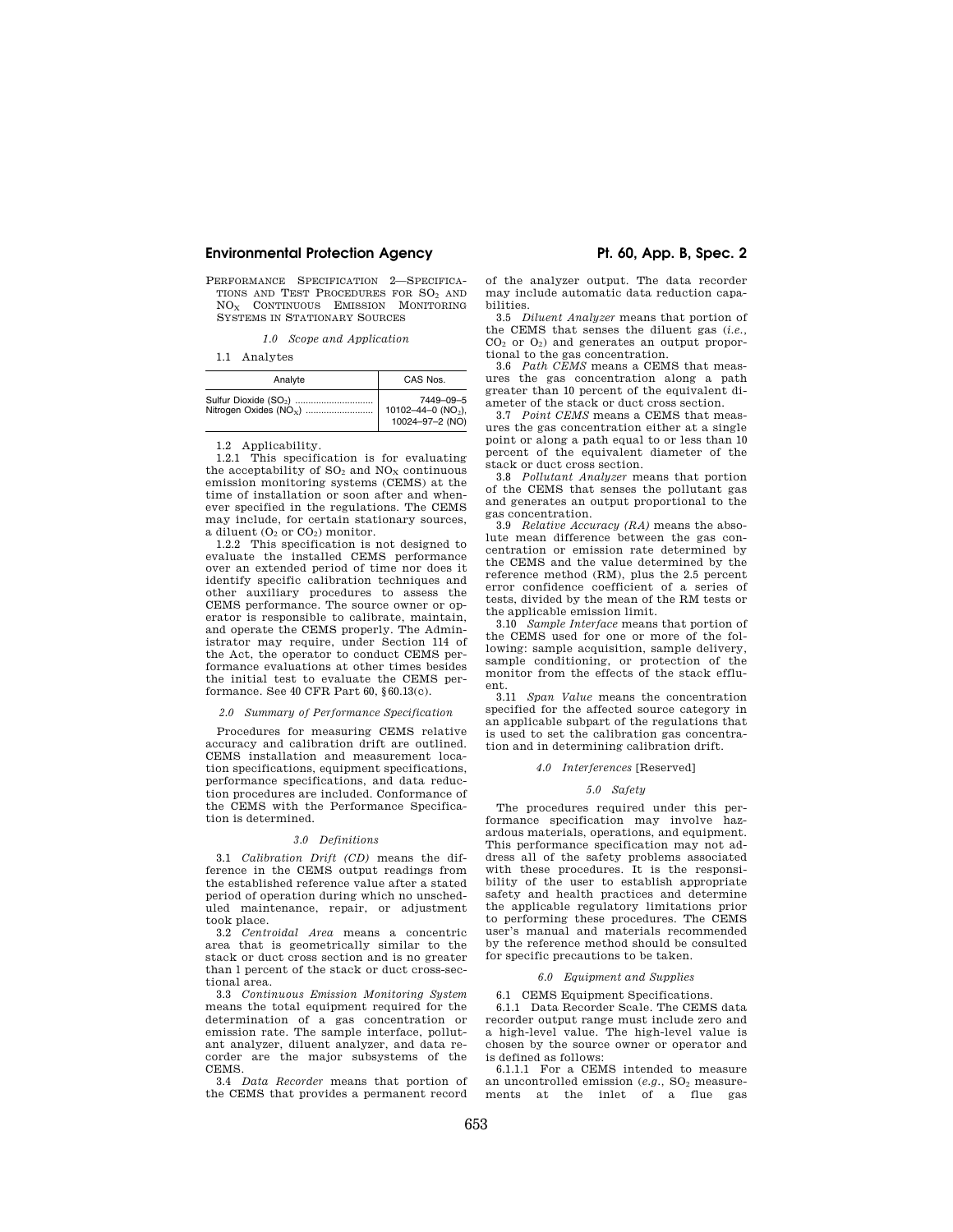PERFORMANCE SPECIFICATION 2—SPECIFICATIONS AND TEST PROCEDURES FOR $SO_2$ AND $NO_X$ CONTINUOUS EMISSION MONITORING SYSTEMS IN STATIONARY SOURCES

*1.0 Scope and Application*

1.1 Analytes

| Analyte | CAS Nos. |
|---|---|
| Sulfur Dioxide ($SO_2$) | 7449–09–5 |
| Nitrogen Oxides ($NO_X$) | 10102–44–0 ($NO_2$), 10024–97–2 (NO) |

1.2 Applicability.

1.2.1 This specification is for evaluating the acceptability of $SO_2$ and $NO_X$ continuous emission monitoring systems (CEMS) at the time of installation or soon after and whenever specified in the regulations. The CEMS may include, for certain stationary sources, a diluent ($O_2$ or $CO_2$) monitor.

1.2.2 This specification is not designed to evaluate the installed CEMS performance over an extended period of time nor does it identify specific calibration techniques and other auxiliary procedures to assess the CEMS performance. The source owner or operator is responsible to calibrate, maintain, and operate the CEMS properly. The Administrator may require, under Section 114 of the Act, the operator to conduct CEMS performance evaluations at other times besides the initial test to evaluate the CEMS performance. See 40 CFR Part 60, §60.13(c).

*2.0 Summary of Performance Specification*

Procedures for measuring CEMS relative accuracy and calibration drift are outlined. CEMS installation and measurement location specifications, equipment specifications, performance specifications, and data reduction procedures are included. Conformance of the CEMS with the Performance Specification is determined.

*3.0 Definitions*

3.1 *Calibration Drift (CD)* means the difference in the CEMS output readings from the established reference value after a stated period of operation during which no unscheduled maintenance, repair, or adjustment took place.

3.2 *Centroidal Area* means a concentric area that is geometrically similar to the stack or duct cross section and is no greater than 1 percent of the stack or duct cross-sectional area.

3.3 *Continuous Emission Monitoring System* means the total equipment required for the determination of a gas concentration or emission rate. The sample interface, pollutant analyzer, diluent analyzer, and data recorder are the major subsystems of the CEMS.

3.4 *Data Recorder* means that portion of the CEMS that provides a permanent record of the analyzer output. The data recorder may include automatic data reduction capabilities.

3.5 *Diluent Analyzer* means that portion of the CEMS that senses the diluent gas (*i.e.,* $CO_2$ or $O_2$) and generates an output proportional to the gas concentration.

3.6 *Path CEMS* means a CEMS that measures the gas concentration along a path greater than 10 percent of the equivalent diameter of the stack or duct cross section.

3.7 *Point CEMS* means a CEMS that measures the gas concentration either at a single point or along a path equal to or less than 10 percent of the equivalent diameter of the stack or duct cross section.

3.8 *Pollutant Analyzer* means that portion of the CEMS that senses the pollutant gas and generates an output proportional to the gas concentration.

3.9 *Relative Accuracy (RA)* means the absolute mean difference between the gas concentration or emission rate determined by the CEMS and the value determined by the reference method (RM), plus the 2.5 percent error confidence coefficient of a series of tests, divided by the mean of the RM tests or the applicable emission limit.

3.10 *Sample Interface* means that portion of the CEMS used for one or more of the following: sample acquisition, sample delivery, sample conditioning, or protection of the monitor from the effects of the stack effluent.

3.11 *Span Value* means the concentration specified for the affected source category in an applicable subpart of the regulations that is used to set the calibration gas concentration and in determining calibration drift.

*4.0 Interferences* [Reserved]

*5.0 Safety*

The procedures required under this performance specification may involve hazardous materials, operations, and equipment. This performance specification may not address all of the safety problems associated with these procedures. It is the responsibility of the user to establish appropriate safety and health practices and determine the applicable regulatory limitations prior to performing these procedures. The CEMS user's manual and materials recommended by the reference method should be consulted for specific precautions to be taken.

*6.0 Equipment and Supplies*

6.1 CEMS Equipment Specifications.

6.1.1 Data Recorder Scale. The CEMS data recorder output range must include zero and a high-level value. The high-level value is chosen by the source owner or operator and is defined as follows:

6.1.1.1 For a CEMS intended to measure an uncontrolled emission (*e.g.,* $SO_2$ measurements at the inlet of a flue gas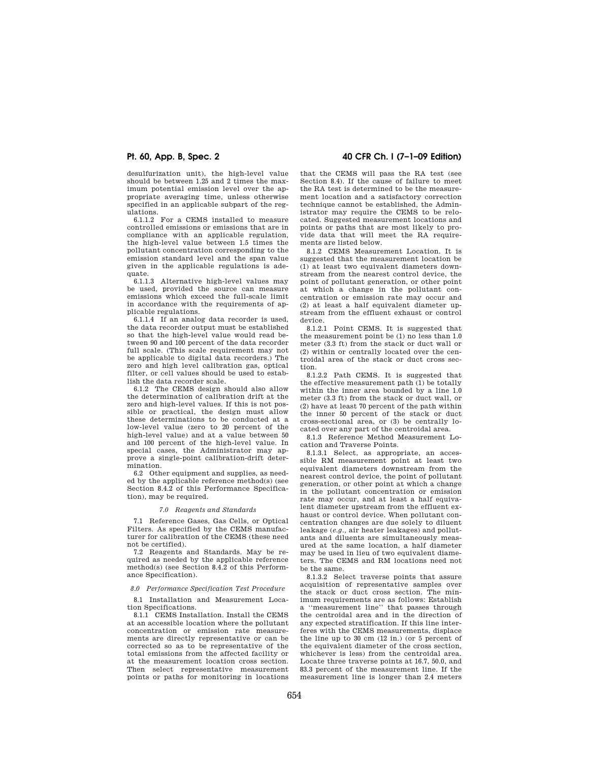desulfurization unit), the high-level value should be between 1.25 and 2 times the maximum potential emission level over the appropriate averaging time, unless otherwise specified in an applicable subpart of the regulations.

6.1.1.2 For a CEMS installed to measure controlled emissions or emissions that are in compliance with an applicable regulation, the high-level value between 1.5 times the pollutant concentration corresponding to the emission standard level and the span value given in the applicable regulations is adequate.

6.1.1.3 Alternative high-level values may be used, provided the source can measure emissions which exceed the full-scale limit in accordance with the requirements of applicable regulations.

6.1.1.4 If an analog data recorder is used, the data recorder output must be established so that the high-level value would read between 90 and 100 percent of the data recorder full scale. (This scale requirement may not be applicable to digital data recorders.) The zero and high level calibration gas, optical filter, or cell values should be used to establish the data recorder scale.

6.1.2 The CEMS design should also allow the determination of calibration drift at the zero and high-level values. If this is not possible or practical, the design must allow these determinations to be conducted at a low-level value (zero to 20 percent of the high-level value) and at a value between 50 and 100 percent of the high-level value. In special cases, the Administrator may approve a single-point calibration-drift determination.

6.2 Other equipment and supplies, as needed by the applicable reference method(s) (see Section 8.4.2 of this Performance Specification), may be required.

*7.0 Reagents and Standards*

7.1 Reference Gases, Gas Cells, or Optical Filters. As specified by the CEMS manufacturer for calibration of the CEMS (these need not be certified).

7.2 Reagents and Standards. May be required as needed by the applicable reference method(s) (see Section 8.4.2 of this Performance Specification).

*8.0 Performance Specification Test Procedure*

8.1 Installation and Measurement Location Specifications.

8.1.1 CEMS Installation. Install the CEMS at an accessible location where the pollutant concentration or emission rate measurements are directly representative or can be corrected so as to be representative of the total emissions from the affected facility or at the measurement location cross section. Then select representative measurement points or paths for monitoring in locations that the CEMS will pass the RA test (see Section 8.4). If the cause of failure to meet the RA test is determined to be the measurement location and a satisfactory correction technique cannot be established, the Administrator may require the CEMS to be relocated. Suggested measurement locations and points or paths that are most likely to provide data that will meet the RA requirements are listed below.

8.1.2 CEMS Measurement Location. It is suggested that the measurement location be (1) at least two equivalent diameters downstream from the nearest control device, the point of pollutant generation, or other point at which a change in the pollutant concentration or emission rate may occur and (2) at least a half equivalent diameter upstream from the effluent exhaust or control device.

8.1.2.1 Point CEMS. It is suggested that the measurement point be (1) no less than 1.0 meter (3.3 ft) from the stack or duct wall or (2) within or centrally located over the centroidal area of the stack or duct cross section.

8.1.2.2 Path CEMS. It is suggested that the effective measurement path (1) be totally within the inner area bounded by a line 1.0 meter (3.3 ft) from the stack or duct wall, or (2) have at least 70 percent of the path within the inner 50 percent of the stack or duct cross-sectional area, or (3) be centrally located over any part of the centroidal area.

8.1.3 Reference Method Measurement Location and Traverse Points.

8.1.3.1 Select, as appropriate, an accessible RM measurement point at least two equivalent diameters downstream from the nearest control device, the point of pollutant generation, or other point at which a change in the pollutant concentration or emission rate may occur, and at least a half equivalent diameter upstream from the effluent exhaust or control device. When pollutant concentration changes are due solely to diluent leakage (*e.g.*, air heater leakages) and pollutants and diluents are simultaneously measured at the same location, a half diameter may be used in lieu of two equivalent diameters. The CEMS and RM locations need not be the same.

8.1.3.2 Select traverse points that assure acquisition of representative samples over the stack or duct cross section. The minimum requirements are as follows: Establish a ''measurement line'' that passes through the centroidal area and in the direction of any expected stratification. If this line interferes with the CEMS measurements, displace the line up to 30 cm (12 in.) (or 5 percent of the equivalent diameter of the cross section, whichever is less) from the centroidal area. Locate three traverse points at 16.7, 50.0, and 83.3 percent of the measurement line. If the measurement line is longer than 2.4 meters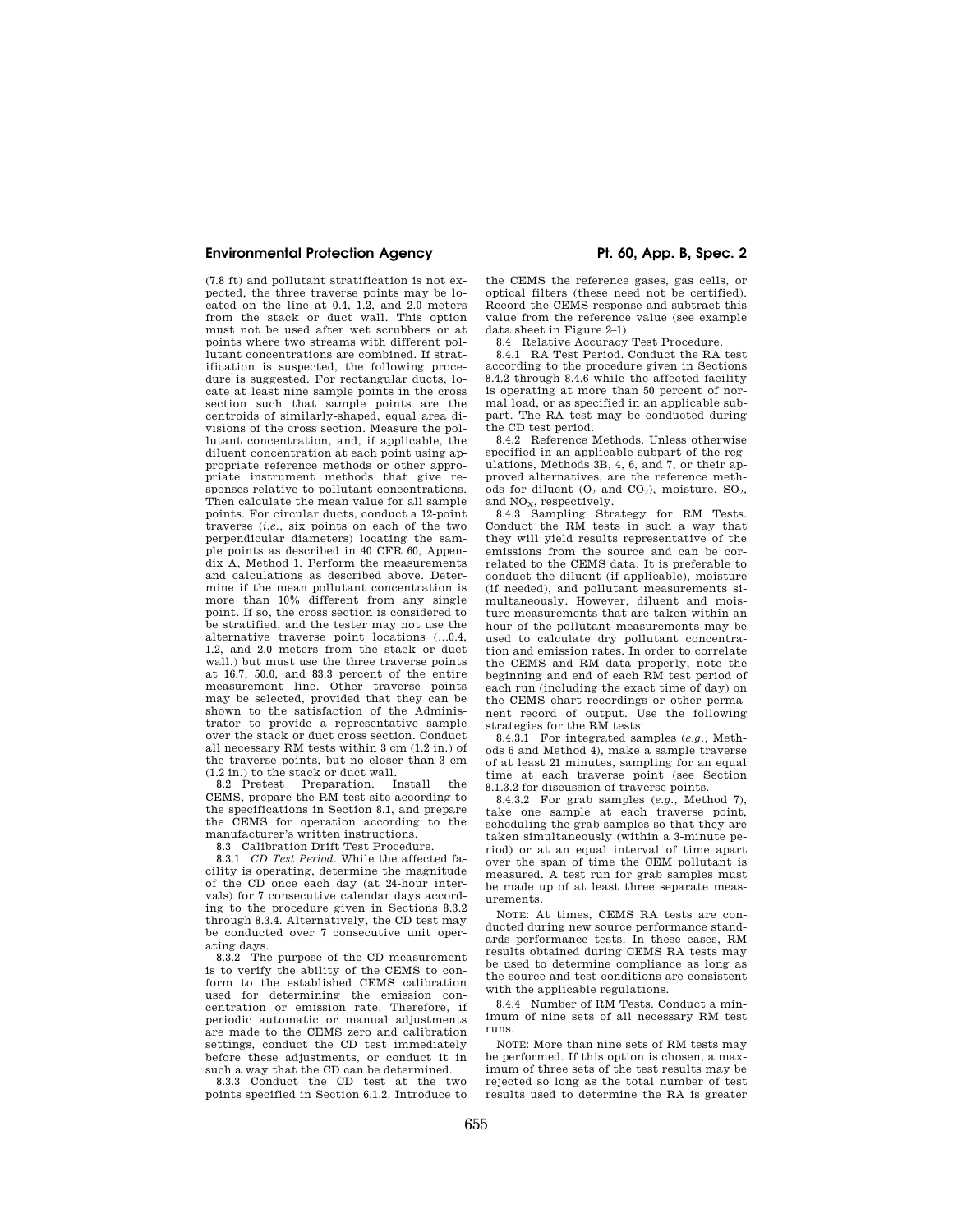(7.8 ft) and pollutant stratification is not expected, the three traverse points may be located on the line at 0.4, 1.2, and 2.0 meters from the stack or duct wall. This option must not be used after wet scrubbers or at points where two streams with different pollutant concentrations are combined. If stratification is suspected, the following procedure is suggested. For rectangular ducts, locate at least nine sample points in the cross section such that sample points are the centroids of similarly-shaped, equal area divisions of the cross section. Measure the pollutant concentration, and, if applicable, the diluent concentration at each point using appropriate reference methods or other appropriate instrument methods that give responses relative to pollutant concentrations. Then calculate the mean value for all sample points. For circular ducts, conduct a 12-point traverse (*i.e.*, six points on each of the two perpendicular diameters) locating the sample points as described in 40 CFR 60, Appendix A, Method 1. Perform the measurements and calculations as described above. Determine if the mean pollutant concentration is more than 10% different from any single point. If so, the cross section is considered to be stratified, and the tester may not use the alternative traverse point locations (...0.4, 1.2, and 2.0 meters from the stack or duct wall.) but must use the three traverse points at 16.7, 50.0, and 83.3 percent of the entire measurement line. Other traverse points may be selected, provided that they can be shown to the satisfaction of the Administrator to provide a representative sample over the stack or duct cross section. Conduct all necessary RM tests within 3 cm (1.2 in.) of the traverse points, but no closer than 3 cm (1.2 in.) to the stack or duct wall.

8.2 Pretest Preparation. Install the CEMS, prepare the RM test site according to the specifications in Section 8.1, and prepare the CEMS for operation according to the manufacturer's written instructions.

8.3 Calibration Drift Test Procedure.

8.3.1 *CD Test Period*. While the affected facility is operating, determine the magnitude of the CD once each day (at 24-hour intervals) for 7 consecutive calendar days according to the procedure given in Sections 8.3.2 through 8.3.4. Alternatively, the CD test may be conducted over 7 consecutive unit operating days.

8.3.2 The purpose of the CD measurement is to verify the ability of the CEMS to conform to the established CEMS calibration used for determining the emission concentration or emission rate. Therefore, if periodic automatic or manual adjustments are made to the CEMS zero and calibration settings, conduct the CD test immediately before these adjustments, or conduct it in such a way that the CD can be determined.

8.3.3 Conduct the CD test at the two points specified in Section 6.1.2. Introduce to the CEMS the reference gases, gas cells, or optical filters (these need not be certified). Record the CEMS response and subtract this value from the reference value (see example data sheet in Figure 2–1).

8.4 Relative Accuracy Test Procedure.

8.4.1 RA Test Period. Conduct the RA test according to the procedure given in Sections 8.4.2 through 8.4.6 while the affected facility is operating at more than 50 percent of normal load, or as specified in an applicable subpart. The RA test may be conducted during the CD test period.

8.4.2 Reference Methods. Unless otherwise specified in an applicable subpart of the regulations, Methods 3B, 4, 6, and 7, or their approved alternatives, are the reference methods for diluent ($O_2$ and $CO_2$), moisture, $SO_2$, and $NO_X$, respectively.

8.4.3 Sampling Strategy for RM Tests. Conduct the RM tests in such a way that they will yield results representative of the emissions from the source and can be correlated to the CEMS data. It is preferable to conduct the diluent (if applicable), moisture (if needed), and pollutant measurements simultaneously. However, diluent and moisture measurements that are taken within an hour of the pollutant measurements may be used to calculate dry pollutant concentration and emission rates. In order to correlate the CEMS and RM data properly, note the beginning and end of each RM test period of each run (including the exact time of day) on the CEMS chart recordings or other permanent record of output. Use the following strategies for the RM tests:

8.4.3.1 For integrated samples (*e.g.*, Methods 6 and Method 4), make a sample traverse of at least 21 minutes, sampling for an equal time at each traverse point (see Section 8.1.3.2 for discussion of traverse points.

8.4.3.2 For grab samples (*e.g.*, Method 7), take one sample at each traverse point, scheduling the grab samples so that they are taken simultaneously (within a 3-minute period) or at an equal interval of time apart over the span of time the CEM pollutant is measured. A test run for grab samples must be made up of at least three separate measurements.

NOTE: At times, CEMS RA tests are conducted during new source performance standards performance tests. In these cases, RM results obtained during CEMS RA tests may be used to determine compliance as long as the source and test conditions are consistent with the applicable regulations.

8.4.4 Number of RM Tests. Conduct a minimum of nine sets of all necessary RM test runs.

NOTE: More than nine sets of RM tests may be performed. If this option is chosen, a maximum of three sets of the test results may be rejected so long as the total number of test results used to determine the RA is greater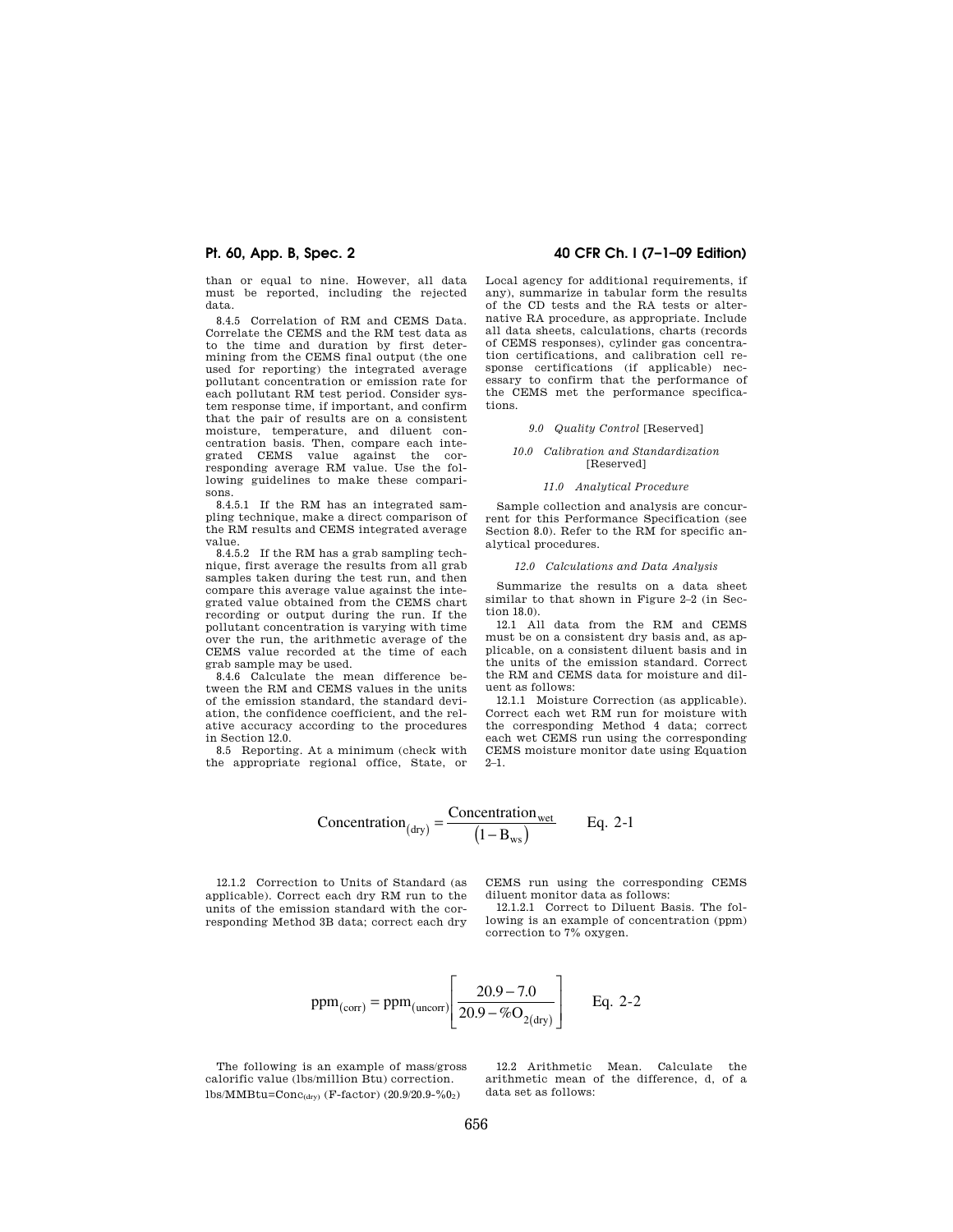than or equal to nine. However, all data must be reported, including the rejected data.

8.4.5 Correlation of RM and CEMS Data. Correlate the CEMS and the RM test data as to the time and duration by first determining from the CEMS final output (the one used for reporting) the integrated average pollutant concentration or emission rate for each pollutant RM test period. Consider system response time, if important, and confirm that the pair of results are on a consistent moisture, temperature, and diluent concentration basis. Then, compare each integrated CEMS value against the corresponding average RM value. Use the following guidelines to make these comparisons.

8.4.5.1 If the RM has an integrated sampling technique, make a direct comparison of the RM results and CEMS integrated average value.

8.4.5.2 If the RM has a grab sampling technique, first average the results from all grab samples taken during the test run, and then compare this average value against the integrated value obtained from the CEMS chart recording or output during the run. If the pollutant concentration is varying with time over the run, the arithmetic average of the CEMS value recorded at the time of each grab sample may be used.

8.4.6 Calculate the mean difference between the RM and CEMS values in the units of the emission standard, the standard deviation, the confidence coefficient, and the relative accuracy according to the procedures in Section 12.0.

8.5 Reporting. At a minimum (check with the appropriate regional office, State, or Local agency for additional requirements, if any), summarize in tabular form the results of the CD tests and the RA tests or alternative RA procedure, as appropriate. Include all data sheets, calculations, charts (records of CEMS responses), cylinder gas concentration certifications, and calibration cell response certifications (if applicable) necessary to confirm that the performance of the CEMS met the performance specifications.

*9.0 Quality Control* [Reserved]

*10.0 Calibration and Standardization* [Reserved]

*11.0 Analytical Procedure*

Sample collection and analysis are concurrent for this Performance Specification (see Section 8.0). Refer to the RM for specific analytical procedures.

*12.0 Calculations and Data Analysis*

Summarize the results on a data sheet similar to that shown in Figure 2–2 (in Section 18.0).

12.1 All data from the RM and CEMS must be on a consistent dry basis and, as applicable, on a consistent diluent basis and in the units of the emission standard. Correct the RM and CEMS data for moisture and diluent as follows:

12.1.1 Moisture Correction (as applicable). Correct each wet RM run for moisture with the corresponding Method 4 data; correct each wet CEMS run using the corresponding CEMS moisture monitor date using Equation 2–1.

$$\text{Concentration}_{(\text{dry})} = \frac{\text{Concentration}_{\text{wet}}}{\left(1 - \text{B}_{\text{ws}}\right)} \qquad \text{Eq. 2-1}$$

12.1.2 Correction to Units of Standard (as applicable). Correct each dry RM run to the units of the emission standard with the corresponding Method 3B data; correct each dry CEMS run using the corresponding CEMS diluent monitor data as follows:

12.1.2.1 Correct to Diluent Basis. The following is an example of concentration (ppm) correction to 7% oxygen.

$$\text{ppm}_{(\text{corr})} = \text{ppm}_{(\text{uncorr})}\left[\frac{20.9 - 7.0}{20.9 - \%\text{O}_{2(\text{dry})}}\right] \qquad \text{Eq. 2-2}$$

The following is an example of mass/gross calorific value (lbs/million Btu) correction.

$\text{lbs/MMBtu} = \text{Conc}_{(\text{dry})}\ (\text{F-factor})\ (20.9/20.9\text{-}\%0_2)$

12.2 Arithmetic Mean. Calculate the arithmetic mean of the difference, d, of a data set as follows: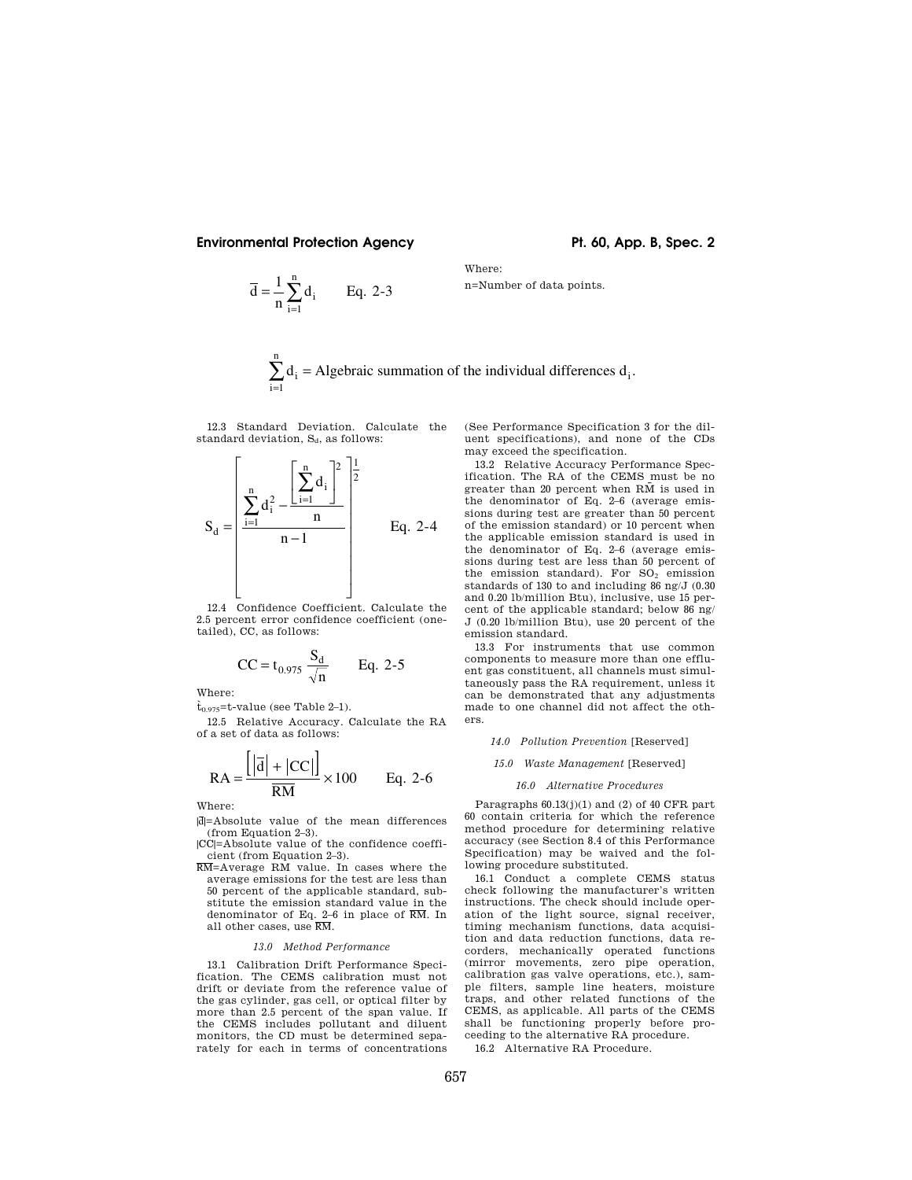$$\bar{d} = \frac{1}{n}\sum_{i=1}^{n} d_i \qquad \text{Eq. 2-3}$$

Where:

n=Number of data points.

$$\sum_{i=1}^{n} d_i = \text{Algebraic summation of the individual differences } d_i.$$

12.3 Standard Deviation. Calculate the standard deviation, $S_d$, as follows:

$$S_d = \left[\frac{\sum_{i=1}^{n} d_i^2 - \frac{\left[\sum_{i=1}^{n} d_i\right]^2}{n}}{n-1}\right]^{\frac{1}{2}} \qquad \text{Eq. 2-4}$$

12.4 Confidence Coefficient. Calculate the 2.5 percent error confidence coefficient (one-tailed), CC, as follows:

$$CC = t_{0.975}\frac{S_d}{\sqrt{n}} \qquad \text{Eq. 2-5}$$

Where:

$t_{0.975}$=t-value (see Table 2–1).

12.5 Relative Accuracy. Calculate the RA of a set of data as follows:

$$RA = \frac{\left[\left|\bar{d}\right| + \left|CC\right|\right]}{\overline{RM}} \times 100 \qquad \text{Eq. 2-6}$$

Where:

$|\bar{d}|$=Absolute value of the mean differences (from Equation 2–3).

$|CC|$=Absolute value of the confidence coefficient (from Equation 2–3).

$\overline{RM}$=Average RM value. In cases where the average emissions for the test are less than 50 percent of the applicable standard, substitute the emission standard value in the denominator of Eq. 2–6 in place of $\overline{RM}$. In all other cases, use $\overline{RM}$.

*13.0 Method Performance*

13.1 Calibration Drift Performance Specification. The CEMS calibration must not drift or deviate from the reference value of the gas cylinder, gas cell, or optical filter by more than 2.5 percent of the span value. If the CEMS includes pollutant and diluent monitors, the CD must be determined separately for each in terms of concentrations (See Performance Specification 3 for the diluent specifications), and none of the CDs may exceed the specification.

13.2 Relative Accuracy Performance Specification. The RA of the CEMS must be no greater than 20 percent when $\overline{RM}$ is used in the denominator of Eq. 2–6 (average emissions during test are greater than 50 percent of the emission standard) or 10 percent when the applicable emission standard is used in the denominator of Eq. 2–6 (average emissions during test are less than 50 percent of the emission standard). For $SO_2$ emission standards of 130 to and including 86 ng/J (0.30 and 0.20 lb/million Btu), inclusive, use 15 percent of the applicable standard; below 86 ng/J (0.20 lb/million Btu), use 20 percent of the emission standard.

13.3 For instruments that use common components to measure more than one effluent gas constituent, all channels must simultaneously pass the RA requirement, unless it can be demonstrated that any adjustments made to one channel did not affect the others.

*14.0 Pollution Prevention* [Reserved]

*15.0 Waste Management* [Reserved]

*16.0 Alternative Procedures*

Paragraphs 60.13(j)(1) and (2) of 40 CFR part 60 contain criteria for which the reference method procedure for determining relative accuracy (see Section 8.4 of this Performance Specification) may be waived and the following procedure substituted.

16.1 Conduct a complete CEMS status check following the manufacturer's written instructions. The check should include operation of the light source, signal receiver, timing mechanism functions, data acquisition and data reduction functions, data recorders, mechanically operated functions (mirror movements, zero pipe operation, calibration gas valve operations, etc.), sample filters, sample line heaters, moisture traps, and other related functions of the CEMS, as applicable. All parts of the CEMS shall be functioning properly before proceeding to the alternative RA procedure.

16.2 Alternative RA Procedure.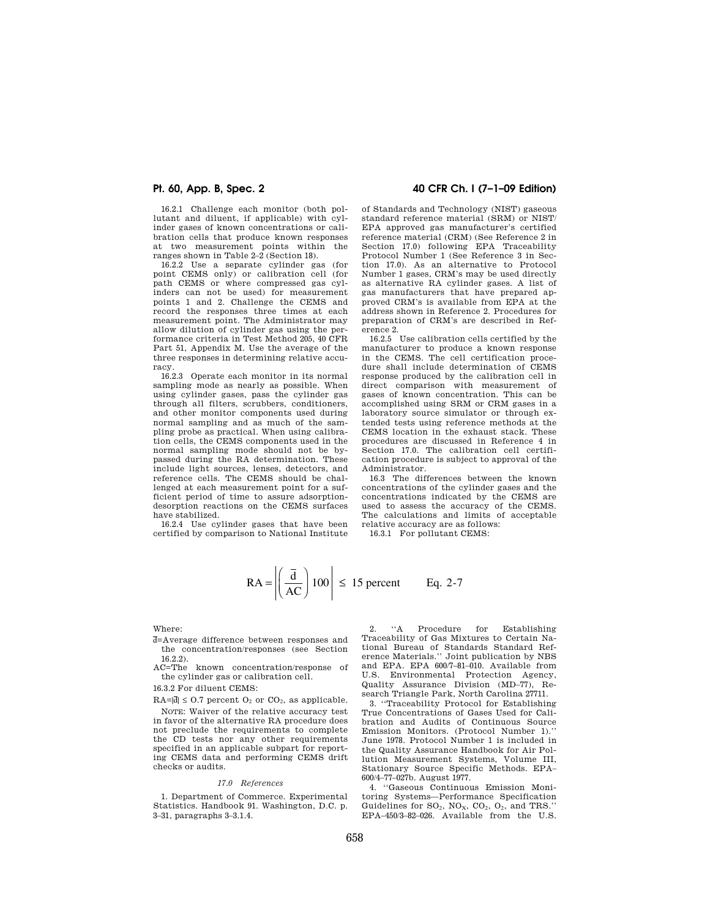16.2.1 Challenge each monitor (both pollutant and diluent, if applicable) with cylinder gases of known concentrations or calibration cells that produce known responses at two measurement points within the ranges shown in Table 2–2 (Section 18).

16.2.2 Use a separate cylinder gas (for point CEMS only) or calibration cell (for path CEMS or where compressed gas cylinders can not be used) for measurement points 1 and 2. Challenge the CEMS and record the responses three times at each measurement point. The Administrator may allow dilution of cylinder gas using the performance criteria in Test Method 205, 40 CFR Part 51, Appendix M. Use the average of the three responses in determining relative accuracy.

16.2.3 Operate each monitor in its normal sampling mode as nearly as possible. When using cylinder gases, pass the cylinder gas through all filters, scrubbers, conditioners, and other monitor components used during normal sampling and as much of the sampling probe as practical. When using calibration cells, the CEMS components used in the normal sampling mode should not be bypassed during the RA determination. These include light sources, lenses, detectors, and reference cells. The CEMS should be challenged at each measurement point for a sufficient period of time to assure adsorption-desorption reactions on the CEMS surfaces have stabilized.

16.2.4 Use cylinder gases that have been certified by comparison to National Institute of Standards and Technology (NIST) gaseous standard reference material (SRM) or NIST/EPA approved gas manufacturer's certified reference material (CRM) (See Reference 2 in Section 17.0) following EPA Traceability Protocol Number 1 (See Reference 3 in Section 17.0). As an alternative to Protocol Number 1 gases, CRM's may be used directly as alternative RA cylinder gases. A list of gas manufacturers that have prepared approved CRM's is available from EPA at the address shown in Reference 2. Procedures for preparation of CRM's are described in Reference 2.

16.2.5 Use calibration cells certified by the manufacturer to produce a known response in the CEMS. The cell certification procedure shall include determination of CEMS response produced by the calibration cell in direct comparison with measurement of gases of known concentration. This can be accomplished using SRM or CRM gases in a laboratory source simulator or through extended tests using reference methods at the CEMS location in the exhaust stack. These procedures are discussed in Reference 4 in Section 17.0. The calibration cell certification procedure is subject to approval of the Administrator.

16.3 The differences between the known concentrations of the cylinder gases and the concentrations indicated by the CEMS are used to assess the accuracy of the CEMS. The calculations and limits of acceptable relative accuracy are as follows:

16.3.1 For pollutant CEMS:

$$RA = \left| \left( \frac{\bar{d}}{AC} \right) 100 \right| \leq 15 \text{ percent} \qquad \text{Eq. 2-7}$$

Where:

$\bar{d}$=Average difference between responses and the concentration/responses (see Section 16.2.2).

AC=The known concentration/response of the cylinder gas or calibration cell.

16.3.2 For diluent CEMS:

RA=$|\bar{d}| \leq$ 0.7 percent $O_2$ or $CO_2$, as applicable.

NOTE: Waiver of the relative accuracy test in favor of the alternative RA procedure does not preclude the requirements to complete the CD tests nor any other requirements specified in an applicable subpart for reporting CEMS data and performing CEMS drift checks or audits.

*17.0 References*

1. Department of Commerce. Experimental Statistics. Handbook 91. Washington, D.C. p. 3–31, paragraphs 3–3.1.4.

2. ''A Procedure for Establishing Traceability of Gas Mixtures to Certain National Bureau of Standards Standard Reference Materials.'' Joint publication by NBS and EPA. EPA 600/7–81–010. Available from U.S. Environmental Protection Agency, Quality Assurance Division (MD–77), Research Triangle Park, North Carolina 27711.

3. ''Traceability Protocol for Establishing True Concentrations of Gases Used for Calibration and Audits of Continuous Source Emission Monitors. (Protocol Number 1).'' June 1978. Protocol Number 1 is included in the Quality Assurance Handbook for Air Pollution Measurement Systems, Volume III, Stationary Source Specific Methods. EPA–600/4–77–027b. August 1977.

4. ''Gaseous Continuous Emission Monitoring Systems—Performance Specification Guidelines for $SO_2$, $NO_X$, $CO_2$, $O_2$, and TRS.'' EPA–450/3–82–026. Available from the U.S.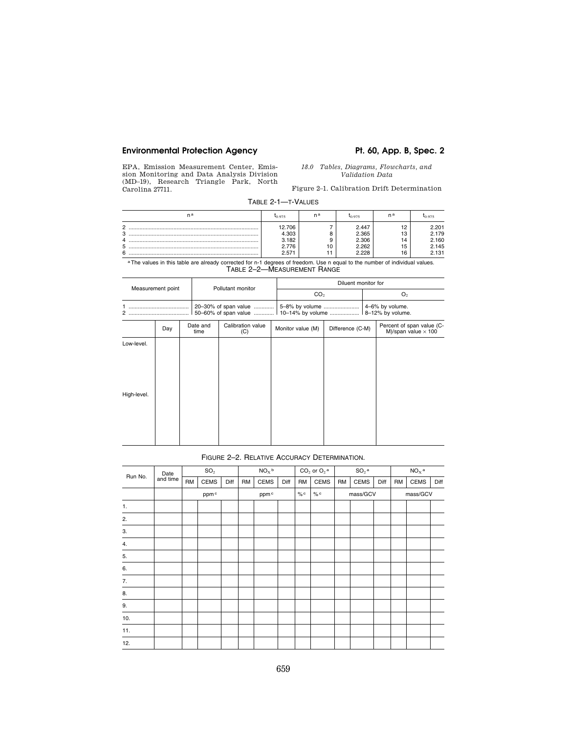EPA, Emission Measurement Center, Emission Monitoring and Data Analysis Division (MD–19), Research Triangle Park, North Carolina 27711.

*18.0 Tables, Diagrams, Flowcharts, and Validation Data*

Figure 2–1. Calibration Drift Determination

TABLE 2-1—T-VALUES

| n[a] | $t_{0.975}$ | n[a] | $t_{0.975}$ | n[a] | $t_{0.975}$ |
|---|---|---|---|---|---|
| 2 | 12.706 | 7 | 2.447 | 12 | 2.201 |
| 3 | 4.303 | 8 | 2.365 | 13 | 2.179 |
| 4 | 3.182 | 9 | 2.306 | 14 | 2.160 |
| 5 | 2.776 | 10 | 2.262 | 15 | 2.145 |
| 6 | 2.571 | 11 | 2.228 | 16 | 2.131 |

[a] The values in this table are already corrected for n-1 degrees of freedom. Use n equal to the number of individual values.

TABLE 2–2—MEASUREMENT RANGE

| Measurement point | Pollutant monitor | Diluent monitor for | |
|---|---|---|---|
| | | $CO_2$ | $O_2$ |
| 1 | 20–30% of span value | 5–8% by volume | 4–6% by volume. |
| 2 | 50–60% of span value | 10–14% by volume | 8–12% by volume. |

| | Day | Date and time | Calibration value (C) | Monitor value (M) | Difference (C-M) | Percent of span value (C-M)/span value × 100 |
|---|---|---|---|---|---|---|
| Low-level. | | | | | | |
| High-level. | | | | | | |

FIGURE 2–2. RELATIVE ACCURACY DETERMINATION.

| Run No. | Date and time | $SO_2$ | | | $NO_X$ [b] | | | $CO_2$ or $O_2$ [a] | | $SO_2$ [a] | | | $NO_X$ [a] | | |
|---|---|---|---|---|---|---|---|---|---|---|---|---|---|---|---|
| | | RM | CEMS | Diff | RM | CEMS | Diff | RM | CEMS | RM | CEMS | Diff | RM | CEMS | Diff |
| | | | ppm [c] | | | ppm [c] | | % [c] | % [c] | | mass/GCV | | | mass/GCV | |
| 1. | | | | | | | | | | | | | | | |
| 2. | | | | | | | | | | | | | | | |
| 3. | | | | | | | | | | | | | | | |
| 4. | | | | | | | | | | | | | | | |
| 5. | | | | | | | | | | | | | | | |
| 6. | | | | | | | | | | | | | | | |
| 7. | | | | | | | | | | | | | | | |
| 8. | | | | | | | | | | | | | | | |
| 9. | | | | | | | | | | | | | | | |
| 10. | | | | | | | | | | | | | | | |
| 11. | | | | | | | | | | | | | | | |
| 12. | | | | | | | | | | | | | | | |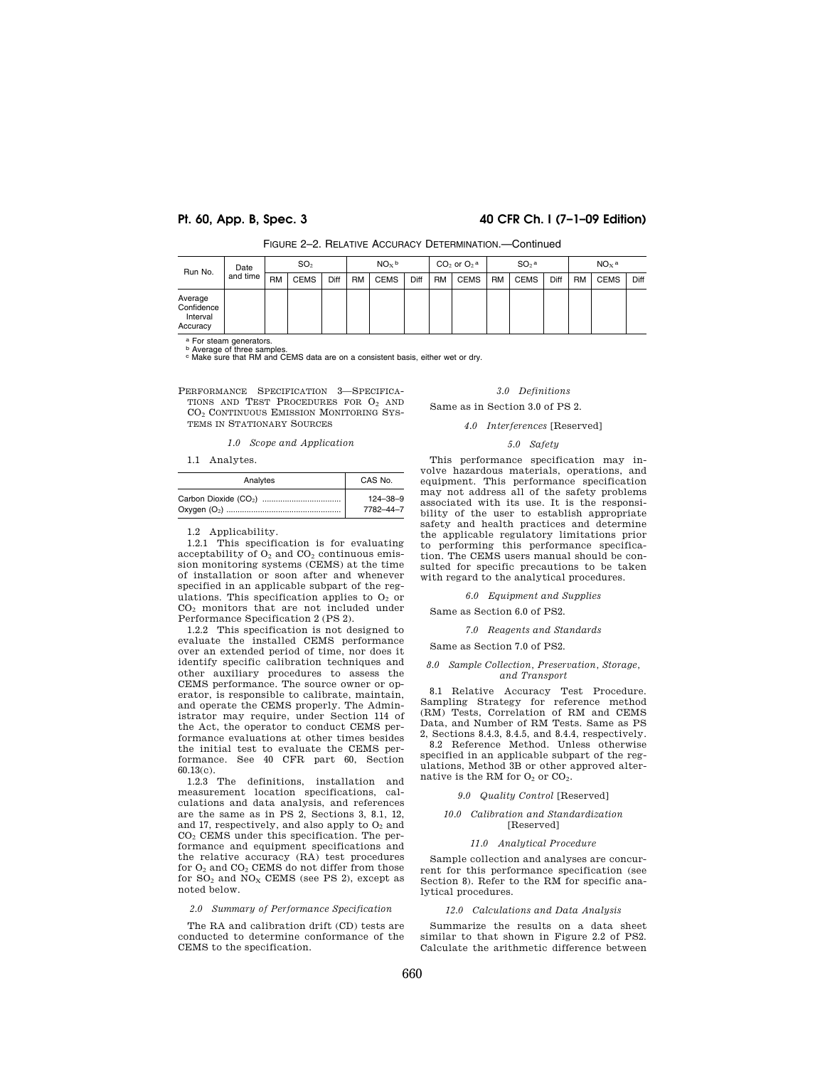FIGURE 2–2. RELATIVE ACCURACY DETERMINATION.—Continued

| Run No. | Date and time | $SO_2$ | | | $NO_X$ [b] | | | $CO_2$ or $O_2$ [a] | | $SO_2$ [a] | | | $NO_X$ [a] | | |
|---|---|---|---|---|---|---|---|---|---|---|---|---|---|---|---|
| | | RM | CEMS | Diff | RM | CEMS | Diff | RM | CEMS | RM | CEMS | Diff | RM | CEMS | Diff |
| Average Confidence Interval Accuracy | | | | | | | | | | | | | | | |

[a] For steam generators.
[b] Average of three samples.
[c] Make sure that RM and CEMS data are on a consistent basis, either wet or dry.

## PERFORMANCE SPECIFICATION 3—SPECIFICATIONS AND TEST PROCEDURES FOR $O_2$ AND $CO_2$ CONTINUOUS EMISSION MONITORING SYSTEMS IN STATIONARY SOURCES

### *1.0 Scope and Application*

1.1 Analytes.

| Analytes | CAS No. |
|---|---|
| Carbon Dioxide ($CO_2$) | 124–38–9 |
| Oxygen ($O_2$) | 7782–44–7 |

1.2 Applicability.

1.2.1 This specification is for evaluating acceptability of $O_2$ and $CO_2$ continuous emission monitoring systems (CEMS) at the time of installation or soon after and whenever specified in an applicable subpart of the regulations. This specification applies to $O_2$ or $CO_2$ monitors that are not included under Performance Specification 2 (PS 2).

1.2.2 This specification is not designed to evaluate the installed CEMS performance over an extended period of time, nor does it identify specific calibration techniques and other auxiliary procedures to assess the CEMS performance. The source owner or operator, is responsible to calibrate, maintain, and operate the CEMS properly. The Administrator may require, under Section 114 of the Act, the operator to conduct CEMS performance evaluations at other times besides the initial test to evaluate the CEMS performance. See 40 CFR part 60, Section 60.13(c).

1.2.3 The definitions, installation and measurement location specifications, calculations and data analysis, and references are the same as in PS 2, Sections 3, 8.1, 12, and 17, respectively, and also apply to $O_2$ and $CO_2$ CEMS under this specification. The performance and equipment specifications and the relative accuracy (RA) test procedures for $O_2$ and $CO_2$ CEMS do not differ from those for $SO_2$ and $NO_X$ CEMS (see PS 2), except as noted below.

### *2.0 Summary of Performance Specification*

The RA and calibration drift (CD) tests are conducted to determine conformance of the CEMS to the specification.

### *3.0 Definitions*

Same as in Section 3.0 of PS 2.

### *4.0 Interferences* [Reserved]

### *5.0 Safety*

This performance specification may involve hazardous materials, operations, and equipment. This performance specification may not address all of the safety problems associated with its use. It is the responsibility of the user to establish appropriate safety and health practices and determine the applicable regulatory limitations prior to performing this performance specification. The CEMS users manual should be consulted for specific precautions to be taken with regard to the analytical procedures.

### *6.0 Equipment and Supplies*

Same as Section 6.0 of PS2.

### *7.0 Reagents and Standards*

Same as Section 7.0 of PS2.

### *8.0 Sample Collection, Preservation, Storage, and Transport*

8.1 Relative Accuracy Test Procedure. Sampling Strategy for reference method (RM) Tests, Correlation of RM and CEMS Data, and Number of RM Tests. Same as PS 2, Sections 8.4.3, 8.4.5, and 8.4.4, respectively.

8.2 Reference Method. Unless otherwise specified in an applicable subpart of the regulations, Method 3B or other approved alternative is the RM for $O_2$ or $CO_2$.

### *9.0 Quality Control* [Reserved]

### *10.0 Calibration and Standardization* [Reserved]

### *11.0 Analytical Procedure*

Sample collection and analyses are concurrent for this performance specification (see Section 8). Refer to the RM for specific analytical procedures.

### *12.0 Calculations and Data Analysis*

Summarize the results on a data sheet similar to that shown in Figure 2.2 of PS2. Calculate the arithmetic difference between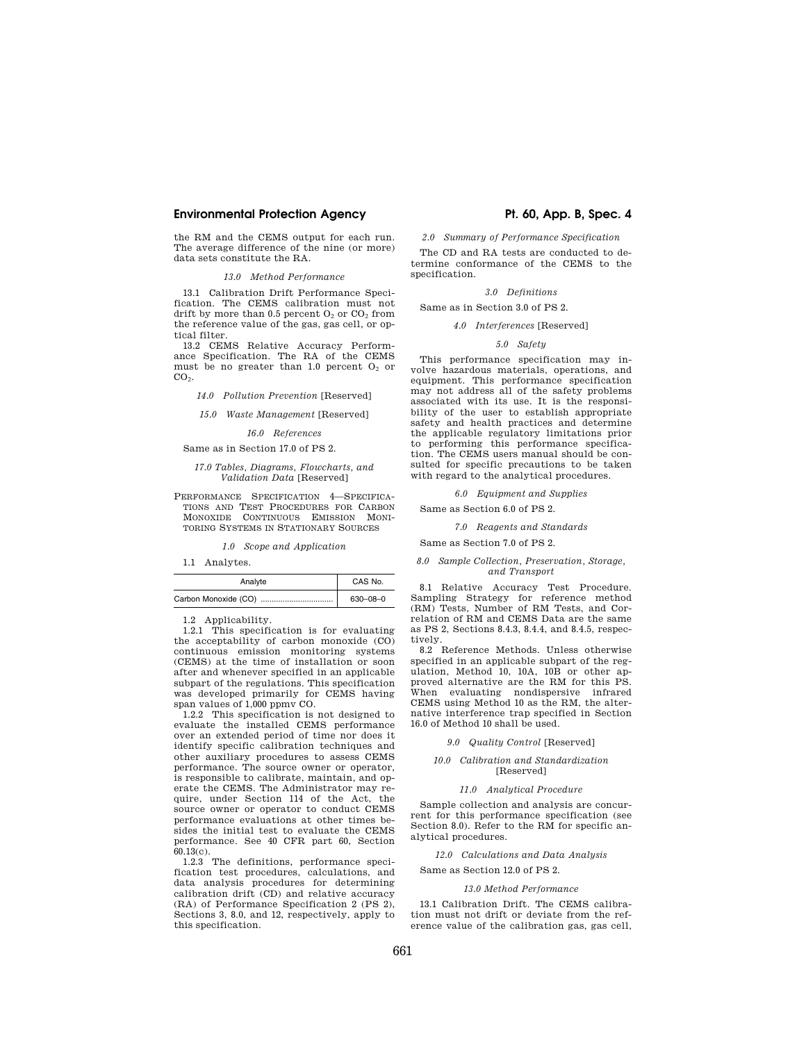the RM and the CEMS output for each run. The average difference of the nine (or more) data sets constitute the RA.

*13.0 Method Performance*

13.1 Calibration Drift Performance Specification. The CEMS calibration must not drift by more than 0.5 percent $O_2$ or $CO_2$ from the reference value of the gas, gas cell, or optical filter.

13.2 CEMS Relative Accuracy Performance Specification. The RA of the CEMS must be no greater than 1.0 percent $O_2$ or $CO_2$.

*14.0 Pollution Prevention* [Reserved]

*15.0 Waste Management* [Reserved]

*16.0 References*

Same as in Section 17.0 of PS 2.

*17.0 Tables, Diagrams, Flowcharts, and Validation Data* [Reserved]

PERFORMANCE SPECIFICATION 4—SPECIFICATIONS AND TEST PROCEDURES FOR CARBON MONOXIDE CONTINUOUS EMISSION MONITORING SYSTEMS IN STATIONARY SOURCES

*1.0 Scope and Application*

1.1 Analytes.

| Analyte | CAS No. |
|---|---|
| Carbon Monoxide (CO) | 630–08–0 |

1.2 Applicability.

1.2.1 This specification is for evaluating the acceptability of carbon monoxide (CO) continuous emission monitoring systems (CEMS) at the time of installation or soon after and whenever specified in an applicable subpart of the regulations. This specification was developed primarily for CEMS having span values of 1,000 ppmv CO.

1.2.2 This specification is not designed to evaluate the installed CEMS performance over an extended period of time nor does it identify specific calibration techniques and other auxiliary procedures to assess CEMS performance. The source owner or operator, is responsible to calibrate, maintain, and operate the CEMS. The Administrator may require, under Section 114 of the Act, the source owner or operator to conduct CEMS performance evaluations at other times besides the initial test to evaluate the CEMS performance. See 40 CFR part 60, Section 60.13(c).

1.2.3 The definitions, performance specification test procedures, calculations, and data analysis procedures for determining calibration drift (CD) and relative accuracy (RA) of Performance Specification 2 (PS 2), Sections 3, 8.0, and 12, respectively, apply to this specification.

*2.0 Summary of Performance Specification*

The CD and RA tests are conducted to determine conformance of the CEMS to the specification.

*3.0 Definitions*

Same as in Section 3.0 of PS 2.

*4.0 Interferences* [Reserved]

*5.0 Safety*

This performance specification may involve hazardous materials, operations, and equipment. This performance specification may not address all of the safety problems associated with its use. It is the responsibility of the user to establish appropriate safety and health practices and determine the applicable regulatory limitations prior to performing this performance specification. The CEMS users manual should be consulted for specific precautions to be taken with regard to the analytical procedures.

*6.0 Equipment and Supplies*

Same as Section 6.0 of PS 2.

*7.0 Reagents and Standards*

Same as Section 7.0 of PS 2.

*8.0 Sample Collection, Preservation, Storage, and Transport*

8.1 Relative Accuracy Test Procedure. Sampling Strategy for reference method (RM) Tests, Number of RM Tests, and Correlation of RM and CEMS Data are the same as PS 2, Sections 8.4.3, 8.4.4, and 8.4.5, respectively.

8.2 Reference Methods. Unless otherwise specified in an applicable subpart of the regulation, Method 10, 10A, 10B or other approved alternative are the RM for this PS. When evaluating nondispersive infrared CEMS using Method 10 as the RM, the alternative interference trap specified in Section 16.0 of Method 10 shall be used.

*9.0 Quality Control* [Reserved]

*10.0 Calibration and Standardization* [Reserved]

*11.0 Analytical Procedure*

Sample collection and analysis are concurrent for this performance specification (see Section 8.0). Refer to the RM for specific analytical procedures.

*12.0 Calculations and Data Analysis*

Same as Section 12.0 of PS 2.

*13.0 Method Performance*

13.1 Calibration Drift. The CEMS calibration must not drift or deviate from the reference value of the calibration gas, gas cell,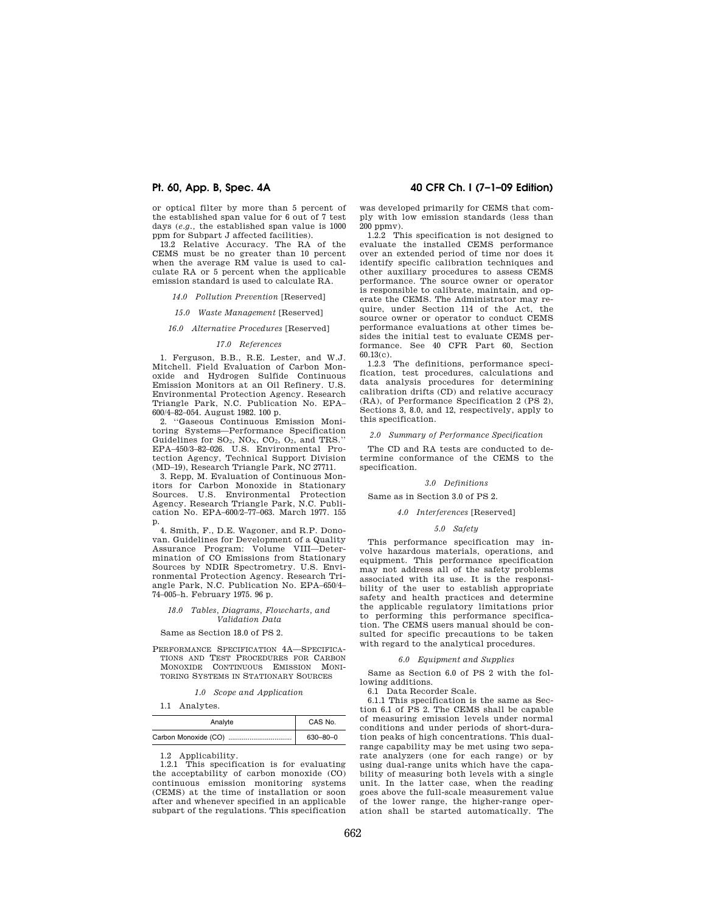or optical filter by more than 5 percent of the established span value for 6 out of 7 test days (*e.g.*, the established span value is 1000 ppm for Subpart J affected facilities).

13.2 Relative Accuracy. The RA of the CEMS must be no greater than 10 percent when the average RM value is used to calculate RA or 5 percent when the applicable emission standard is used to calculate RA.

*14.0 Pollution Prevention* [Reserved]

*15.0 Waste Management* [Reserved]

*16.0 Alternative Procedures* [Reserved]

*17.0 References*

1. Ferguson, B.B., R.E. Lester, and W.J. Mitchell. Field Evaluation of Carbon Monoxide and Hydrogen Sulfide Continuous Emission Monitors at an Oil Refinery. U.S. Environmental Protection Agency. Research Triangle Park, N.C. Publication No. EPA–600/4–82–054. August 1982. 100 p.

2. ''Gaseous Continuous Emission Monitoring Systems—Performance Specification Guidelines for $SO_2$, $NO_X$, $CO_2$, $O_2$, and TRS.'' EPA–450/3–82–026. U.S. Environmental Protection Agency, Technical Support Division (MD–19), Research Triangle Park, NC 27711.

3. Repp, M. Evaluation of Continuous Monitors for Carbon Monoxide in Stationary Sources. U.S. Environmental Protection Agency. Research Triangle Park, N.C. Publication No. EPA–600/2–77–063. March 1977. 155 p.

4. Smith, F., D.E. Wagoner, and R.P. Donovan. Guidelines for Development of a Quality Assurance Program: Volume VIII—Determination of CO Emissions from Stationary Sources by NDIR Spectrometry. U.S. Environmental Protection Agency. Research Triangle Park, N.C. Publication No. EPA–650/4–74–005–h. February 1975. 96 p.

*18.0 Tables, Diagrams, Flowcharts, and Validation Data*

Same as Section 18.0 of PS 2.

PERFORMANCE SPECIFICATION 4A—SPECIFICATIONS AND TEST PROCEDURES FOR CARBON MONOXIDE CONTINUOUS EMISSION MONITORING SYSTEMS IN STATIONARY SOURCES

*1.0 Scope and Application*

1.1 Analytes.

| Analyte | CAS No. |
|---|---|
| Carbon Monoxide (CO) | 630–80–0 |

1.2 Applicability.

1.2.1 This specification is for evaluating the acceptability of carbon monoxide (CO) continuous emission monitoring systems (CEMS) at the time of installation or soon after and whenever specified in an applicable subpart of the regulations. This specification was developed primarily for CEMS that comply with low emission standards (less than 200 ppmv).

1.2.2 This specification is not designed to evaluate the installed CEMS performance over an extended period of time nor does it identify specific calibration techniques and other auxiliary procedures to assess CEMS performance. The source owner or operator is responsible to calibrate, maintain, and operate the CEMS. The Administrator may require, under Section 114 of the Act, the source owner or operator to conduct CEMS performance evaluations at other times besides the initial test to evaluate CEMS performance. See 40 CFR Part 60, Section 60.13(c).

1.2.3 The definitions, performance specification, test procedures, calculations and data analysis procedures for determining calibration drifts (CD) and relative accuracy (RA), of Performance Specification 2 (PS 2), Sections 3, 8.0, and 12, respectively, apply to this specification.

*2.0 Summary of Performance Specification*

The CD and RA tests are conducted to determine conformance of the CEMS to the specification.

*3.0 Definitions*

Same as in Section 3.0 of PS 2.

*4.0 Interferences* [Reserved]

*5.0 Safety*

This performance specification may involve hazardous materials, operations, and equipment. This performance specification may not address all of the safety problems associated with its use. It is the responsibility of the user to establish appropriate safety and health practices and determine the applicable regulatory limitations prior to performing this performance specification. The CEMS users manual should be consulted for specific precautions to be taken with regard to the analytical procedures.

*6.0 Equipment and Supplies*

Same as Section 6.0 of PS 2 with the following additions.

6.1 Data Recorder Scale.

6.1.1 This specification is the same as Section 6.1 of PS 2. The CEMS shall be capable of measuring emission levels under normal conditions and under periods of short-duration peaks of high concentrations. This dual-range capability may be met using two separate analyzers (one for each range) or by using dual-range units which have the capability of measuring both levels with a single unit. In the latter case, when the reading goes above the full-scale measurement value of the lower range, the higher-range operation shall be started automatically. The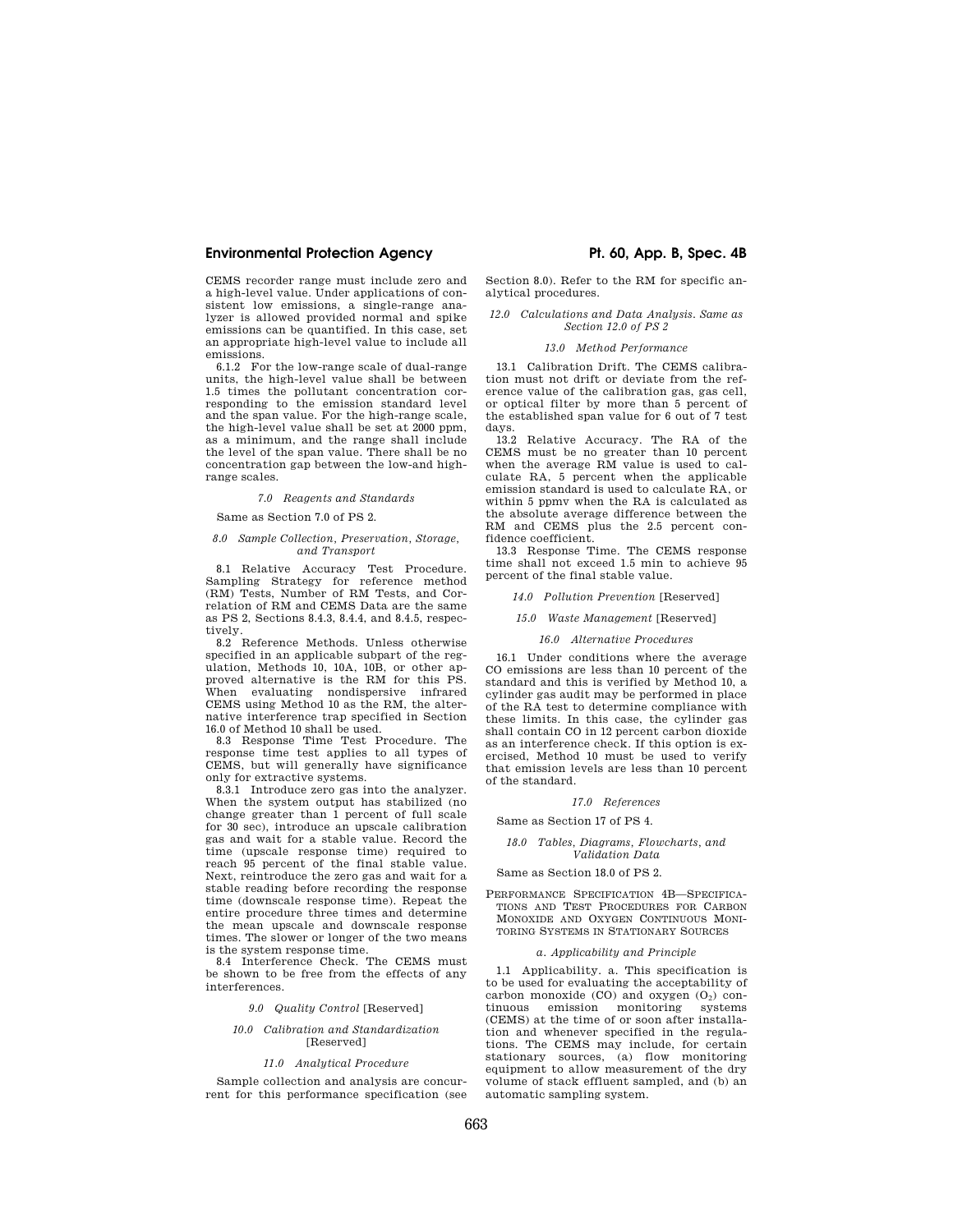CEMS recorder range must include zero and a high-level value. Under applications of consistent low emissions, a single-range analyzer is allowed provided normal and spike emissions can be quantified. In this case, set an appropriate high-level value to include all emissions.

6.1.2 For the low-range scale of dual-range units, the high-level value shall be between 1.5 times the pollutant concentration corresponding to the emission standard level and the span value. For the high-range scale, the high-level value shall be set at 2000 ppm, as a minimum, and the range shall include the level of the span value. There shall be no concentration gap between the low-and high-range scales.

*7.0 Reagents and Standards*

Same as Section 7.0 of PS 2.

*8.0 Sample Collection, Preservation, Storage, and Transport*

8.1 Relative Accuracy Test Procedure. Sampling Strategy for reference method (RM) Tests, Number of RM Tests, and Correlation of RM and CEMS Data are the same as PS 2, Sections 8.4.3, 8.4.4, and 8.4.5, respectively.

8.2 Reference Methods. Unless otherwise specified in an applicable subpart of the regulation, Methods 10, 10A, 10B, or other approved alternative is the RM for this PS. When evaluating nondispersive infrared CEMS using Method 10 as the RM, the alternative interference trap specified in Section 16.0 of Method 10 shall be used.

8.3 Response Time Test Procedure. The response time test applies to all types of CEMS, but will generally have significance only for extractive systems.

8.3.1 Introduce zero gas into the analyzer. When the system output has stabilized (no change greater than 1 percent of full scale for 30 sec), introduce an upscale calibration gas and wait for a stable value. Record the time (upscale response time) required to reach 95 percent of the final stable value. Next, reintroduce the zero gas and wait for a stable reading before recording the response time (downscale response time). Repeat the entire procedure three times and determine the mean upscale and downscale response times. The slower or longer of the two means is the system response time.

8.4 Interference Check. The CEMS must be shown to be free from the effects of any interferences.

*9.0 Quality Control* [Reserved]

*10.0 Calibration and Standardization* [Reserved]

*11.0 Analytical Procedure*

Sample collection and analysis are concurrent for this performance specification (see Section 8.0). Refer to the RM for specific analytical procedures.

*12.0 Calculations and Data Analysis. Same as Section 12.0 of PS 2*

*13.0 Method Performance*

13.1 Calibration Drift. The CEMS calibration must not drift or deviate from the reference value of the calibration gas, gas cell, or optical filter by more than 5 percent of the established span value for 6 out of 7 test days.

13.2 Relative Accuracy. The RA of the CEMS must be no greater than 10 percent when the average RM value is used to calculate RA, 5 percent when the applicable emission standard is used to calculate RA, or within 5 ppmv when the RA is calculated as the absolute average difference between the RM and CEMS plus the 2.5 percent confidence coefficient.

13.3 Response Time. The CEMS response time shall not exceed 1.5 min to achieve 95 percent of the final stable value.

*14.0 Pollution Prevention* [Reserved]

*15.0 Waste Management* [Reserved]

*16.0 Alternative Procedures*

16.1 Under conditions where the average CO emissions are less than 10 percent of the standard and this is verified by Method 10, a cylinder gas audit may be performed in place of the RA test to determine compliance with these limits. In this case, the cylinder gas shall contain CO in 12 percent carbon dioxide as an interference check. If this option is exercised, Method 10 must be used to verify that emission levels are less than 10 percent of the standard.

*17.0 References*

Same as Section 17 of PS 4.

*18.0 Tables, Diagrams, Flowcharts, and Validation Data*

Same as Section 18.0 of PS 2.

## PERFORMANCE SPECIFICATION 4B—SPECIFICATIONS AND TEST PROCEDURES FOR CARBON MONOXIDE AND OXYGEN CONTINUOUS MONITORING SYSTEMS IN STATIONARY SOURCES

*a. Applicability and Principle*

1.1 Applicability. a. This specification is to be used for evaluating the acceptability of carbon monoxide (CO) and oxygen ($O_2$) continuous emission monitoring systems (CEMS) at the time of or soon after installation and whenever specified in the regulations. The CEMS may include, for certain stationary sources, (a) flow monitoring equipment to allow measurement of the dry volume of stack effluent sampled, and (b) an automatic sampling system.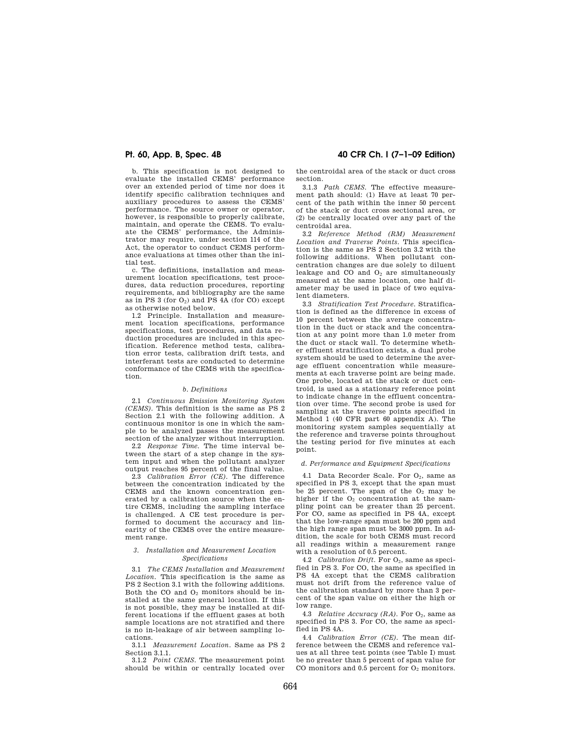b. This specification is not designed to evaluate the installed CEMS' performance over an extended period of time nor does it identify specific calibration techniques and auxiliary procedures to assess the CEMS' performance. The source owner or operator, however, is responsible to properly calibrate, maintain, and operate the CEMS. To evaluate the CEMS' performance, the Administrator may require, under section 114 of the Act, the operator to conduct CEMS performance evaluations at times other than the initial test.

c. The definitions, installation and measurement location specifications, test procedures, data reduction procedures, reporting requirements, and bibliography are the same as in PS 3 (for $O_2$) and PS 4A (for CO) except as otherwise noted below.

1.2 Principle. Installation and measurement location specifications, performance specifications, test procedures, and data reduction procedures are included in this specification. Reference method tests, calibration error tests, calibration drift tests, and interferant tests are conducted to determine conformance of the CEMS with the specification.

### *b. Definitions*

2.1 *Continuous Emission Monitoring System (CEMS).* This definition is the same as PS 2 Section 2.1 with the following addition. A continuous monitor is one in which the sample to be analyzed passes the measurement section of the analyzer without interruption.

2.2 *Response Time.* The time interval between the start of a step change in the system input and when the pollutant analyzer output reaches 95 percent of the final value.

2.3 *Calibration Error (CE).* The difference between the concentration indicated by the CEMS and the known concentration generated by a calibration source when the entire CEMS, including the sampling interface is challenged. A CE test procedure is performed to document the accuracy and linearity of the CEMS over the entire measurement range.

### *3. Installation and Measurement Location Specifications*

3.1 *The CEMS Installation and Measurement Location.* This specification is the same as PS 2 Section 3.1 with the following additions. Both the CO and $O_2$ monitors should be installed at the same general location. If this is not possible, they may be installed at different locations if the effluent gases at both sample locations are not stratified and there is no in-leakage of air between sampling locations.

3.1.1 *Measurement Location.* Same as PS 2 Section 3.1.1.

3.1.2 *Point CEMS.* The measurement point should be within or centrally located over the centroidal area of the stack or duct cross section.

3.1.3 *Path CEMS.* The effective measurement path should: (1) Have at least 70 percent of the path within the inner 50 percent of the stack or duct cross sectional area, or (2) be centrally located over any part of the centroidal area.

3.2 *Reference Method (RM) Measurement Location and Traverse Points.* This specification is the same as PS 2 Section 3.2 with the following additions. When pollutant concentration changes are due solely to diluent leakage and CO and $O_2$ are simultaneously measured at the same location, one half diameter may be used in place of two equivalent diameters.

3.3 *Stratification Test Procedure.* Stratification is defined as the difference in excess of 10 percent between the average concentration in the duct or stack and the concentration at any point more than 1.0 meter from the duct or stack wall. To determine whether effluent stratification exists, a dual probe system should be used to determine the average effluent concentration while measurements at each traverse point are being made. One probe, located at the stack or duct centroid, is used as a stationary reference point to indicate change in the effluent concentration over time. The second probe is used for sampling at the traverse points specified in Method 1 (40 CFR part 60 appendix A). The monitoring system samples sequentially at the reference and traverse points throughout the testing period for five minutes at each point.

### *d. Performance and Equipment Specifications*

4.1 Data Recorder Scale. For $O_2$, same as specified in PS 3, except that the span must be 25 percent. The span of the $O_2$ may be higher if the $O_2$ concentration at the sampling point can be greater than 25 percent. For CO, same as specified in PS 4A, except that the low-range span must be 200 ppm and the high range span must be 3000 ppm. In addition, the scale for both CEMS must record all readings within a measurement range with a resolution of 0.5 percent.

4.2 *Calibration Drift.* For $O_2$, same as specified in PS 3. For CO, the same as specified in PS 4A except that the CEMS calibration must not drift from the reference value of the calibration standard by more than 3 percent of the span value on either the high or low range.

4.3 *Relative Accuracy (RA).* For $O_2$, same as specified in PS 3. For CO, the same as specified in PS 4A.

4.4 *Calibration Error (CE).* The mean difference between the CEMS and reference values at all three test points (see Table I) must be no greater than 5 percent of span value for CO monitors and 0.5 percent for $O_2$ monitors.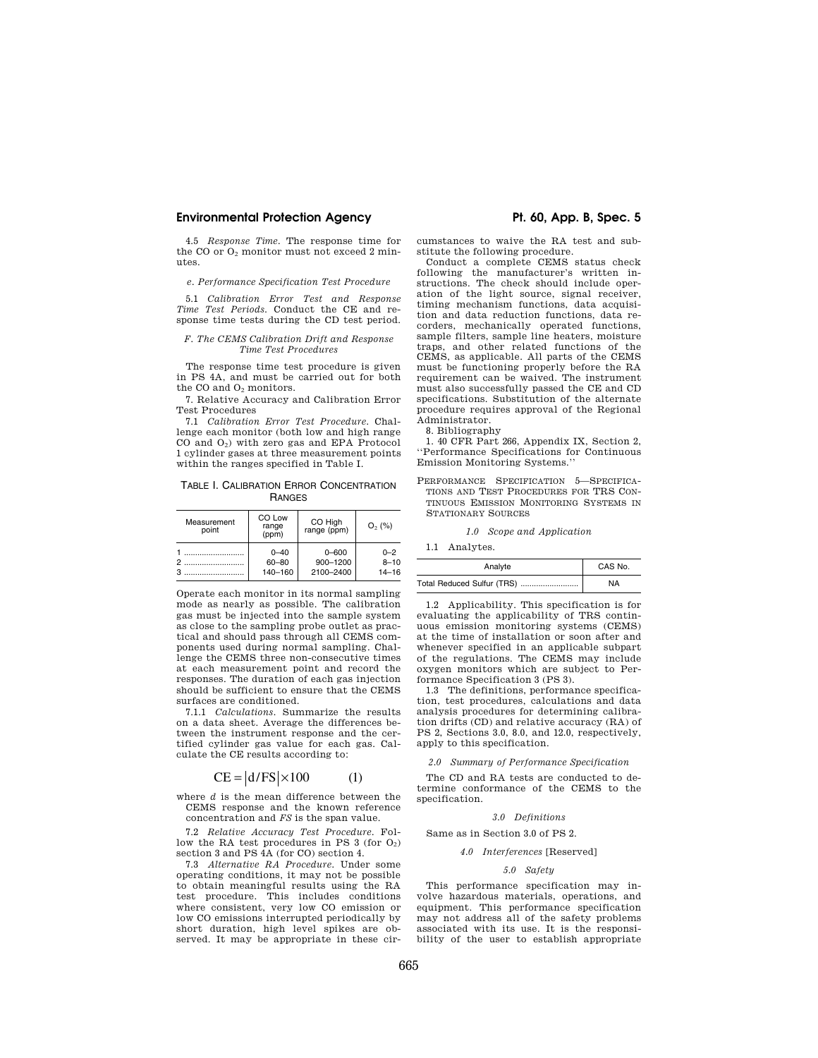4.5 *Response Time.* The response time for the CO or $O_2$ monitor must not exceed 2 minutes.

*e. Performance Specification Test Procedure*

5.1 *Calibration Error Test and Response Time Test Periods.* Conduct the CE and response time tests during the CD test period.

*F. The CEMS Calibration Drift and Response Time Test Procedures*

The response time test procedure is given in PS 4A, and must be carried out for both the CO and $O_2$ monitors.

7. Relative Accuracy and Calibration Error Test Procedures

7.1 *Calibration Error Test Procedure.* Challenge each monitor (both low and high range CO and $O_2$) with zero gas and EPA Protocol 1 cylinder gases at three measurement points within the ranges specified in Table I.

TABLE I. CALIBRATION ERROR CONCENTRATION RANGES

| Measurement point | CO Low range (ppm) | CO High range (ppm) | $O_2$ (%) |
|---|---|---|---|
| 1 | 0–40 | 0–600 | 0–2 |
| 2 | 60–80 | 900–1200 | 8–10 |
| 3 | 140–160 | 2100–2400 | 14–16 |

Operate each monitor in its normal sampling mode as nearly as possible. The calibration gas must be injected into the sample system as close to the sampling probe outlet as practical and should pass through all CEMS components used during normal sampling. Challenge the CEMS three non-consecutive times at each measurement point and record the responses. The duration of each gas injection should be sufficient to ensure that the CEMS surfaces are conditioned.

7.1.1 *Calculations.* Summarize the results on a data sheet. Average the differences between the instrument response and the certified cylinder gas value for each gas. Calculate the CE results according to:

$$CE = |d/FS| \times 100 \qquad (1)$$

where *d* is the mean difference between the CEMS response and the known reference concentration and *FS* is the span value.

7.2 *Relative Accuracy Test Procedure.* Follow the RA test procedures in PS 3 (for $O_2$) section 3 and PS 4A (for CO) section 4.

7.3 *Alternative RA Procedure.* Under some operating conditions, it may not be possible to obtain meaningful results using the RA test procedure. This includes conditions where consistent, very low CO emission or low CO emissions interrupted periodically by short duration, high level spikes are observed. It may be appropriate in these circumstances to waive the RA test and substitute the following procedure.

Conduct a complete CEMS status check following the manufacturer's written instructions. The check should include operation of the light source, signal receiver, timing mechanism functions, data acquisition and data reduction functions, data recorders, mechanically operated functions, sample filters, sample line heaters, moisture traps, and other related functions of the CEMS, as applicable. All parts of the CEMS must be functioning properly before the RA requirement can be waived. The instrument must also successfully passed the CE and CD specifications. Substitution of the alternate procedure requires approval of the Regional Administrator.

8. Bibliography

1. 40 CFR Part 266, Appendix IX, Section 2, "Performance Specifications for Continuous Emission Monitoring Systems."

## PERFORMANCE SPECIFICATION 5—SPECIFICATIONS AND TEST PROCEDURES FOR TRS CONTINUOUS EMISSION MONITORING SYSTEMS IN STATIONARY SOURCES

*1.0 Scope and Application*

1.1 Analytes.

| Analyte | CAS No. |
|---|---|
| Total Reduced Sulfur (TRS) | NA |

1.2 Applicability. This specification is for evaluating the applicability of TRS continuous emission monitoring systems (CEMS) at the time of installation or soon after and whenever specified in an applicable subpart of the regulations. The CEMS may include oxygen monitors which are subject to Performance Specification 3 (PS 3).

1.3 The definitions, performance specification, test procedures, calculations and data analysis procedures for determining calibration drifts (CD) and relative accuracy (RA) of PS 2, Sections 3.0, 8.0, and 12.0, respectively, apply to this specification.

*2.0 Summary of Performance Specification*

The CD and RA tests are conducted to determine conformance of the CEMS to the specification.

*3.0 Definitions*

Same as in Section 3.0 of PS 2.

*4.0 Interferences* [Reserved]

*5.0 Safety*

This performance specification may involve hazardous materials, operations, and equipment. This performance specification may not address all of the safety problems associated with its use. It is the responsibility of the user to establish appropriate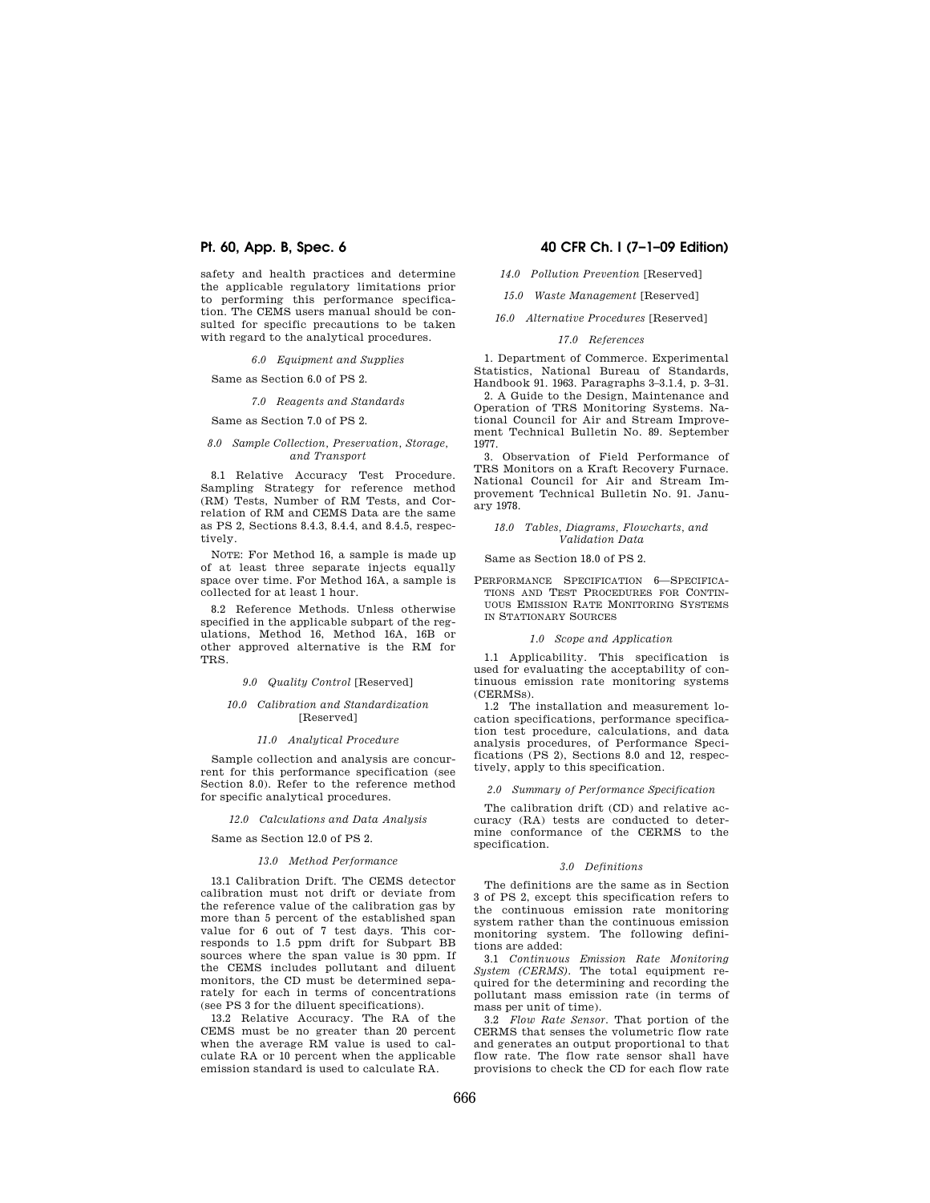safety and health practices and determine the applicable regulatory limitations prior to performing this performance specification. The CEMS users manual should be consulted for specific precautions to be taken with regard to the analytical procedures.

*6.0 Equipment and Supplies*

Same as Section 6.0 of PS 2.

*7.0 Reagents and Standards*

Same as Section 7.0 of PS 2.

*8.0 Sample Collection, Preservation, Storage, and Transport*

8.1 Relative Accuracy Test Procedure. Sampling Strategy for reference method (RM) Tests, Number of RM Tests, and Correlation of RM and CEMS Data are the same as PS 2, Sections 8.4.3, 8.4.4, and 8.4.5, respectively.

NOTE: For Method 16, a sample is made up of at least three separate injects equally space over time. For Method 16A, a sample is collected for at least 1 hour.

8.2 Reference Methods. Unless otherwise specified in the applicable subpart of the regulations, Method 16, Method 16A, 16B or other approved alternative is the RM for TRS.

*9.0 Quality Control* [Reserved]

*10.0 Calibration and Standardization* [Reserved]

*11.0 Analytical Procedure*

Sample collection and analysis are concurrent for this performance specification (see Section 8.0). Refer to the reference method for specific analytical procedures.

*12.0 Calculations and Data Analysis*

Same as Section 12.0 of PS 2.

*13.0 Method Performance*

13.1 Calibration Drift. The CEMS detector calibration must not drift or deviate from the reference value of the calibration gas by more than 5 percent of the established span value for 6 out of 7 test days. This corresponds to 1.5 ppm drift for Subpart BB sources where the span value is 30 ppm. If the CEMS includes pollutant and diluent monitors, the CD must be determined separately for each in terms of concentrations (see PS 3 for the diluent specifications).

13.2 Relative Accuracy. The RA of the CEMS must be no greater than 20 percent when the average RM value is used to calculate RA or 10 percent when the applicable emission standard is used to calculate RA.

*14.0 Pollution Prevention* [Reserved]

*15.0 Waste Management* [Reserved]

*16.0 Alternative Procedures* [Reserved]

*17.0 References*

1. Department of Commerce. Experimental Statistics, National Bureau of Standards, Handbook 91. 1963. Paragraphs 3–3.1.4, p. 3–31.

2. A Guide to the Design, Maintenance and Operation of TRS Monitoring Systems. National Council for Air and Stream Improvement Technical Bulletin No. 89. September 1977.

3. Observation of Field Performance of TRS Monitors on a Kraft Recovery Furnace. National Council for Air and Stream Improvement Technical Bulletin No. 91. January 1978.

*18.0 Tables, Diagrams, Flowcharts, and Validation Data*

Same as Section 18.0 of PS 2.

## PERFORMANCE SPECIFICATION 6—SPECIFICATIONS AND TEST PROCEDURES FOR CONTINUOUS EMISSION RATE MONITORING SYSTEMS IN STATIONARY SOURCES

*1.0 Scope and Application*

1.1 Applicability. This specification is used for evaluating the acceptability of continuous emission rate monitoring systems (CERMSs).

1.2 The installation and measurement location specifications, performance specification test procedure, calculations, and data analysis procedures, of Performance Specifications (PS 2), Sections 8.0 and 12, respectively, apply to this specification.

*2.0 Summary of Performance Specification*

The calibration drift (CD) and relative accuracy (RA) tests are conducted to determine conformance of the CERMS to the specification.

*3.0 Definitions*

The definitions are the same as in Section 3 of PS 2, except this specification refers to the continuous emission rate monitoring system rather than the continuous emission monitoring system. The following definitions are added:

3.1 *Continuous Emission Rate Monitoring System (CERMS).* The total equipment required for the determining and recording the pollutant mass emission rate (in terms of mass per unit of time).

3.2 *Flow Rate Sensor.* That portion of the CERMS that senses the volumetric flow rate and generates an output proportional to that flow rate. The flow rate sensor shall have provisions to check the CD for each flow rate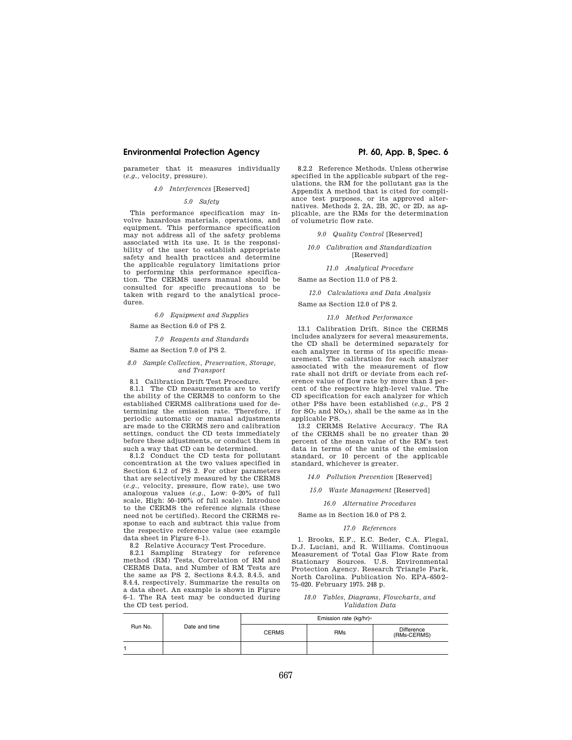parameter that it measures individually (*e.g.,* velocity, pressure).

### 4.0 *Interferences* [Reserved]

### 5.0 *Safety*

This performance specification may involve hazardous materials, operations, and equipment. This performance specification may not address all of the safety problems associated with its use. It is the responsibility of the user to establish appropriate safety and health practices and determine the applicable regulatory limitations prior to performing this performance specification. The CERMS users manual should be consulted for specific precautions to be taken with regard to the analytical procedures.

### 6.0 *Equipment and Supplies*

Same as Section 6.0 of PS 2.

### 7.0 *Reagents and Standards*

Same as Section 7.0 of PS 2.

### 8.0 *Sample Collection, Preservation, Storage, and Transport*

8.1 Calibration Drift Test Procedure.

8.1.1 The CD measurements are to verify the ability of the CERMS to conform to the established CERMS calibrations used for determining the emission rate. Therefore, if periodic automatic or manual adjustments are made to the CERMS zero and calibration settings, conduct the CD tests immediately before these adjustments, or conduct them in such a way that CD can be determined.

8.1.2 Conduct the CD tests for pollutant concentration at the two values specified in Section 6.1.2 of PS 2. For other parameters that are selectively measured by the CERMS (*e.g.,* velocity, pressure, flow rate), use two analogous values (*e.g.,* Low: 0–20% of full scale, High: 50–100% of full scale). Introduce to the CERMS the reference signals (these need not be certified). Record the CERMS response to each and subtract this value from the respective reference value (see example data sheet in Figure 6–1).

8.2 Relative Accuracy Test Procedure.

8.2.1 Sampling Strategy for reference method (RM) Tests, Correlation of RM and CERMS Data, and Number of RM Tests are the same as PS 2, Sections 8.4.3, 8.4.5, and 8.4.4, respectively. Summarize the results on a data sheet. An example is shown in Figure 6–1. The RA test may be conducted during the CD test period.

8.2.2 Reference Methods. Unless otherwise specified in the applicable subpart of the regulations, the RM for the pollutant gas is the Appendix A method that is cited for compliance test purposes, or its approved alternatives. Methods 2, 2A, 2B, 2C, or 2D, as applicable, are the RMs for the determination of volumetric flow rate.

### 9.0 *Quality Control* [Reserved]

### 10.0 *Calibration and Standardization* [Reserved]

### 11.0 *Analytical Procedure*

Same as Section 11.0 of PS 2.

### 12.0 *Calculations and Data Analysis*

Same as Section 12.0 of PS 2.

### 13.0 *Method Performance*

13.1 Calibration Drift. Since the CERMS includes analyzers for several measurements, the CD shall be determined separately for each analyzer in terms of its specific measurement. The calibration for each analyzer associated with the measurement of flow rate shall not drift or deviate from each reference value of flow rate by more than 3 percent of the respective high-level value. The CD specification for each analyzer for which other PSs have been established (*e.g.,* PS 2 for $SO_2$ and $NO_X$), shall be the same as in the applicable PS.

13.2 CERMS Relative Accuracy. The RA of the CERMS shall be no greater than 20 percent of the mean value of the RM's test data in terms of the units of the emission standard, or 10 percent of the applicable standard, whichever is greater.

### 14.0 *Pollution Prevention* [Reserved]

### 15.0 *Waste Management* [Reserved]

### 16.0 *Alternative Procedures*

Same as in Section 16.0 of PS 2.

### 17.0 *References*

1. Brooks, E.F., E.C. Beder, C.A. Flegal, D.J. Luciani, and R. Williams. Continuous Measurement of Total Gas Flow Rate from Stationary Sources. U.S. Environmental Protection Agency. Research Triangle Park, North Carolina. Publication No. EPA–650/2–75–020. February 1975. 248 p.

### 18.0 *Tables, Diagrams, Flowcharts, and Validation Data*

| Run No. | Date and time | Emission rate (kg/hr)[a] | | |
|---|---|---|---|---|
| | | CERMS | RMs | Difference (RMs-CERMS) |
| 1 | | | | |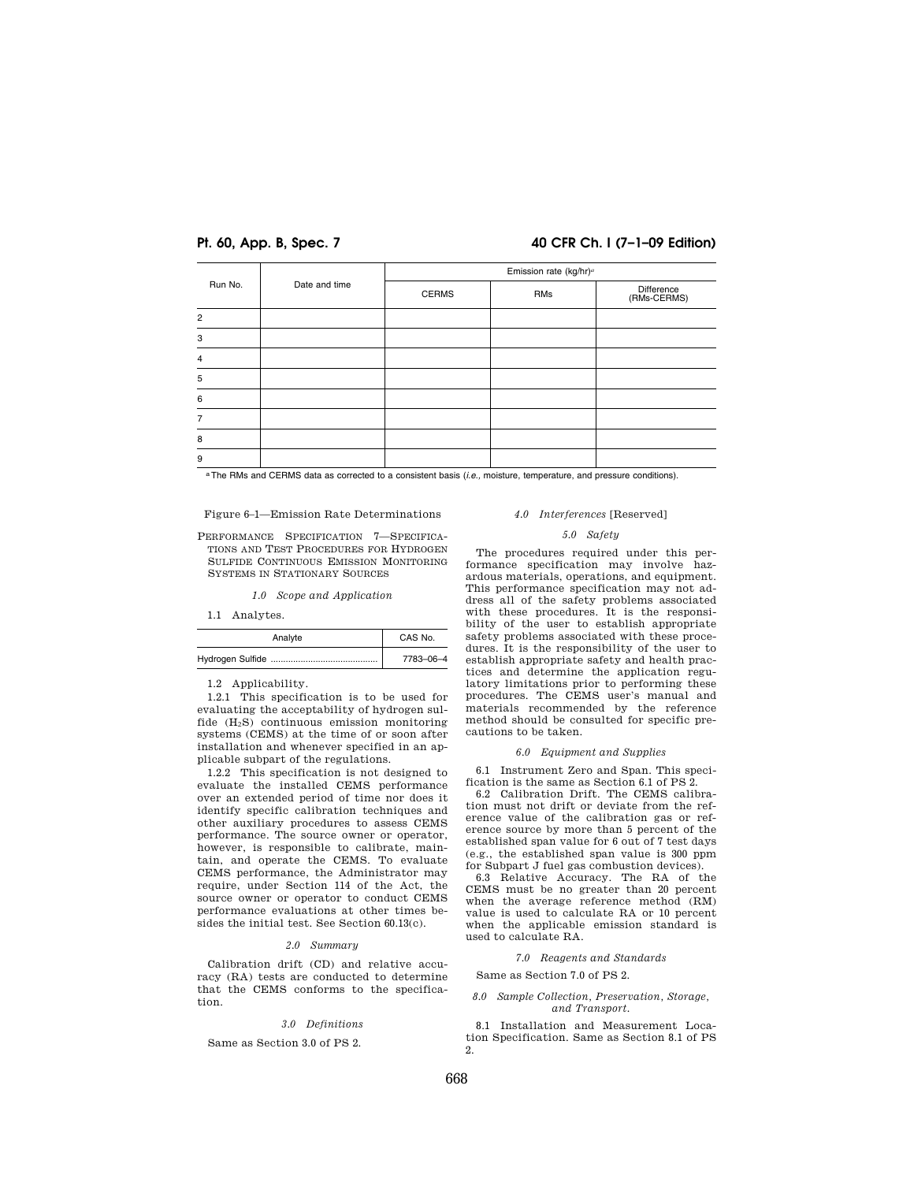| Run No. | Date and time | Emission rate (kg/hr)[a] | | |
|---|---|---|---|---|
| | | CERMS | RMs | Difference (RMs-CERMS) |
| 2 | | | | |
| 3 | | | | |
| 4 | | | | |
| 5 | | | | |
| 6 | | | | |
| 7 | | | | |
| 8 | | | | |
| 9 | | | | |

[a] The RMs and CERMS data as corrected to a consistent basis (*i.e.*, moisture, temperature, and pressure conditions).

Figure 6–1—Emission Rate Determinations

## PERFORMANCE SPECIFICATION 7—SPECIFICATIONS AND TEST PROCEDURES FOR HYDROGEN SULFIDE CONTINUOUS EMISSION MONITORING SYSTEMS IN STATIONARY SOURCES

### *1.0 Scope and Application*

1.1 Analytes.

| Analyte | CAS No. |
|---|---|
| Hydrogen Sulfide ........................................... | 7783–06–4 |

1.2 Applicability.

1.2.1 This specification is to be used for evaluating the acceptability of hydrogen sulfide ($H_2S$) continuous emission monitoring systems (CEMS) at the time of or soon after installation and whenever specified in an applicable subpart of the regulations.

1.2.2 This specification is not designed to evaluate the installed CEMS performance over an extended period of time nor does it identify specific calibration techniques and other auxiliary procedures to assess CEMS performance. The source owner or operator, however, is responsible to calibrate, maintain, and operate the CEMS. To evaluate CEMS performance, the Administrator may require, under Section 114 of the Act, the source owner or operator to conduct CEMS performance evaluations at other times besides the initial test. See Section 60.13(c).

### *2.0 Summary*

Calibration drift (CD) and relative accuracy (RA) tests are conducted to determine that the CEMS conforms to the specification.

### *3.0 Definitions*

Same as Section 3.0 of PS 2.

### *4.0 Interferences* [Reserved]

### *5.0 Safety*

The procedures required under this performance specification may involve hazardous materials, operations, and equipment. This performance specification may not address all of the safety problems associated with these procedures. It is the responsibility of the user to establish appropriate safety problems associated with these procedures. It is the responsibility of the user to establish appropriate safety and health practices and determine the application regulatory limitations prior to performing these procedures. The CEMS user's manual and materials recommended by the reference method should be consulted for specific precautions to be taken.

### *6.0 Equipment and Supplies*

6.1 Instrument Zero and Span. This specification is the same as Section 6.1 of PS 2.

6.2 Calibration Drift. The CEMS calibration must not drift or deviate from the reference value of the calibration gas or reference source by more than 5 percent of the established span value for 6 out of 7 test days (e.g., the established span value is 300 ppm for Subpart J fuel gas combustion devices).

6.3 Relative Accuracy. The RA of the CEMS must be no greater than 20 percent when the average reference method (RM) value is used to calculate RA or 10 percent when the applicable emission standard is used to calculate RA.

### *7.0 Reagents and Standards*

Same as Section 7.0 of PS 2.

### *8.0 Sample Collection, Preservation, Storage, and Transport.*

8.1 Installation and Measurement Location Specification. Same as Section 8.1 of PS 2.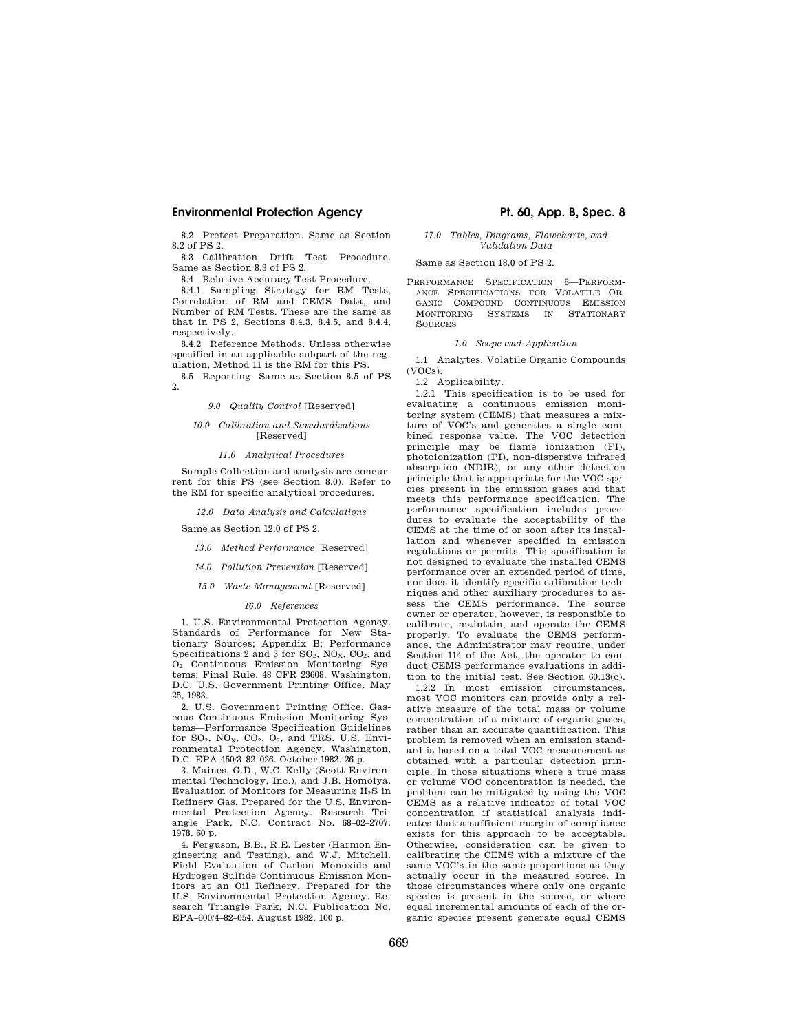8.2 Pretest Preparation. Same as Section 8.2 of PS 2.

8.3 Calibration Drift Test Procedure. Same as Section 8.3 of PS 2.

8.4 Relative Accuracy Test Procedure.

8.4.1 Sampling Strategy for RM Tests, Correlation of RM and CEMS Data, and Number of RM Tests. These are the same as that in PS 2, Sections 8.4.3, 8.4.5, and 8.4.4, respectively.

8.4.2 Reference Methods. Unless otherwise specified in an applicable subpart of the regulation, Method 11 is the RM for this PS.

8.5 Reporting. Same as Section 8.5 of PS 2.

*9.0 Quality Control* [Reserved]

*10.0 Calibration and Standardizations* [Reserved]

*11.0 Analytical Procedures*

Sample Collection and analysis are concurrent for this PS (see Section 8.0). Refer to the RM for specific analytical procedures.

*12.0 Data Analysis and Calculations*

Same as Section 12.0 of PS 2.

*13.0 Method Performance* [Reserved]

*14.0 Pollution Prevention* [Reserved]

*15.0 Waste Management* [Reserved]

*16.0 References*

1. U.S. Environmental Protection Agency. Standards of Performance for New Stationary Sources; Appendix B; Performance Specifications 2 and 3 for $SO_2$, $NO_X$, $CO_2$, and $O_2$ Continuous Emission Monitoring Systems; Final Rule. 48 CFR 23608. Washington, D.C. U.S. Government Printing Office. May 25, 1983.

2. U.S. Government Printing Office. Gaseous Continuous Emission Monitoring Systems—Performance Specification Guidelines for $SO_2$, $NO_X$, $CO_2$, $O_2$, and TRS. U.S. Environmental Protection Agency. Washington, D.C. EPA-450/3–82–026. October 1982. 26 p.

3. Maines, G.D., W.C. Kelly (Scott Environmental Technology, Inc.), and J.B. Homolya. Evaluation of Monitors for Measuring $H_2S$ in Refinery Gas. Prepared for the U.S. Environmental Protection Agency. Research Triangle Park, N.C. Contract No. 68–02–2707. 1978. 60 p.

4. Ferguson, B.B., R.E. Lester (Harmon Engineering and Testing), and W.J. Mitchell. Field Evaluation of Carbon Monoxide and Hydrogen Sulfide Continuous Emission Monitors at an Oil Refinery. Prepared for the U.S. Environmental Protection Agency. Research Triangle Park, N.C. Publication No. EPA–600/4–82–054. August 1982. 100 p.

*17.0 Tables, Diagrams, Flowcharts, and Validation Data*

Same as Section 18.0 of PS 2.

## PERFORMANCE SPECIFICATION 8—PERFORMANCE SPECIFICATIONS FOR VOLATILE ORGANIC COMPOUND CONTINUOUS EMISSION MONITORING SYSTEMS IN STATIONARY SOURCES

*1.0 Scope and Application*

1.1 Analytes. Volatile Organic Compounds (VOCs).

1.2 Applicability.

1.2.1 This specification is to be used for evaluating a continuous emission monitoring system (CEMS) that measures a mixture of VOC's and generates a single combined response value. The VOC detection principle may be flame ionization (FI), photoionization (PI), non-dispersive infrared absorption (NDIR), or any other detection principle that is appropriate for the VOC species present in the emission gases and that meets this performance specification. The performance specification includes procedures to evaluate the acceptability of the CEMS at the time of or soon after its installation and whenever specified in emission regulations or permits. This specification is not designed to evaluate the installed CEMS performance over an extended period of time, nor does it identify specific calibration techniques and other auxiliary procedures to assess the CEMS performance. The source owner or operator, however, is responsible to calibrate, maintain, and operate the CEMS properly. To evaluate the CEMS performance, the Administrator may require, under Section 114 of the Act, the operator to conduct CEMS performance evaluations in addition to the initial test. See Section 60.13(c).

1.2.2 In most emission circumstances, most VOC monitors can provide only a relative measure of the total mass or volume concentration of a mixture of organic gases, rather than an accurate quantification. This problem is removed when an emission standard is based on a total VOC measurement as obtained with a particular detection principle. In those situations where a true mass or volume VOC concentration is needed, the problem can be mitigated by using the VOC CEMS as a relative indicator of total VOC concentration if statistical analysis indicates that a sufficient margin of compliance exists for this approach to be acceptable. Otherwise, consideration can be given to calibrating the CEMS with a mixture of the same VOC's in the same proportions as they actually occur in the measured source. In those circumstances where only one organic species is present in the source, or where equal incremental amounts of each of the organic species present generate equal CEMS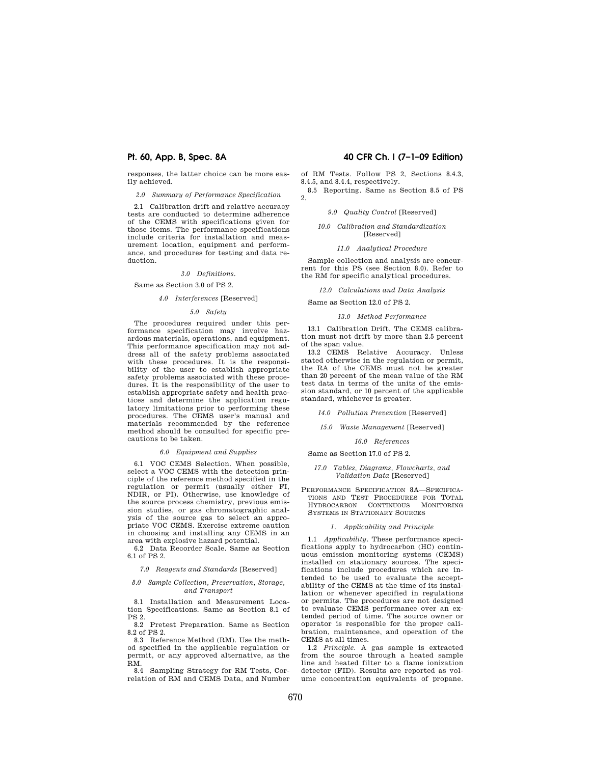responses, the latter choice can be more easily achieved.

*2.0 Summary of Performance Specification*

2.1 Calibration drift and relative accuracy tests are conducted to determine adherence of the CEMS with specifications given for those items. The performance specifications include criteria for installation and measurement location, equipment and performance, and procedures for testing and data reduction.

*3.0 Definitions.*

Same as Section 3.0 of PS 2.

*4.0 Interferences* [Reserved]

*5.0 Safety*

The procedures required under this performance specification may involve hazardous materials, operations, and equipment. This performance specification may not address all of the safety problems associated with these procedures. It is the responsibility of the user to establish appropriate safety problems associated with these procedures. It is the responsibility of the user to establish appropriate safety and health practices and determine the application regulatory limitations prior to performing these procedures. The CEMS user's manual and materials recommended by the reference method should be consulted for specific precautions to be taken.

*6.0 Equipment and Supplies*

6.1 VOC CEMS Selection. When possible, select a VOC CEMS with the detection principle of the reference method specified in the regulation or permit (usually either FI, NDIR, or PI). Otherwise, use knowledge of the source process chemistry, previous emission studies, or gas chromatographic analysis of the source gas to select an appropriate VOC CEMS. Exercise extreme caution in choosing and installing any CEMS in an area with explosive hazard potential.

6.2 Data Recorder Scale. Same as Section 6.1 of PS 2.

*7.0 Reagents and Standards* [Reserved]

*8.0 Sample Collection, Preservation, Storage, and Transport*

8.1 Installation and Measurement Location Specifications. Same as Section 8.1 of PS 2.

8.2 Pretest Preparation. Same as Section 8.2 of PS 2.

8.3 Reference Method (RM). Use the method specified in the applicable regulation or permit, or any approved alternative, as the RM.

8.4 Sampling Strategy for RM Tests, Correlation of RM and CEMS Data, and Number of RM Tests. Follow PS 2, Sections 8.4.3, 8.4.5, and 8.4.4, respectively.

8.5 Reporting. Same as Section 8.5 of PS 2.

*9.0 Quality Control* [Reserved]

*10.0 Calibration and Standardization* [Reserved]

*11.0 Analytical Procedure*

Sample collection and analysis are concurrent for this PS (see Section 8.0). Refer to the RM for specific analytical procedures.

*12.0 Calculations and Data Analysis*

Same as Section 12.0 of PS 2.

*13.0 Method Performance*

13.1 Calibration Drift. The CEMS calibration must not drift by more than 2.5 percent of the span value.

13.2 CEMS Relative Accuracy. Unless stated otherwise in the regulation or permit, the RA of the CEMS must not be greater than 20 percent of the mean value of the RM test data in terms of the units of the emission standard, or 10 percent of the applicable standard, whichever is greater.

*14.0 Pollution Prevention* [Reserved]

*15.0 Waste Management* [Reserved]

*16.0 References*

Same as Section 17.0 of PS 2.

*17.0 Tables, Diagrams, Flowcharts, and Validation Data* [Reserved]

## PERFORMANCE SPECIFICATION 8A—SPECIFICATIONS AND TEST PROCEDURES FOR TOTAL HYDROCARBON CONTINUOUS MONITORING SYSTEMS IN STATIONARY SOURCES

*1. Applicability and Principle*

1.1 *Applicability.* These performance specifications apply to hydrocarbon (HC) continuous emission monitoring systems (CEMS) installed on stationary sources. The specifications include procedures which are intended to be used to evaluate the acceptability of the CEMS at the time of its installation or whenever specified in regulations or permits. The procedures are not designed to evaluate CEMS performance over an extended period of time. The source owner or operator is responsible for the proper calibration, maintenance, and operation of the CEMS at all times.

1.2 *Principle.* A gas sample is extracted from the source through a heated sample line and heated filter to a flame ionization detector (FID). Results are reported as volume concentration equivalents of propane.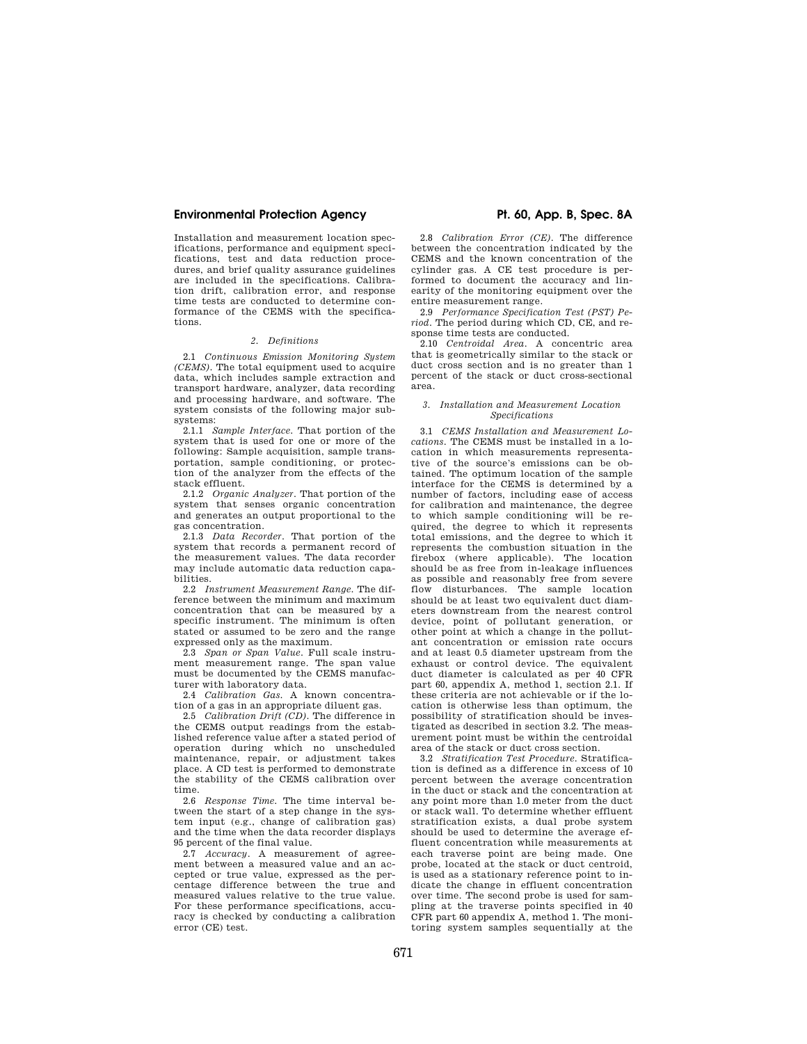Installation and measurement location specifications, performance and equipment specifications, test and data reduction procedures, and brief quality assurance guidelines are included in the specifications. Calibration drift, calibration error, and response time tests are conducted to determine conformance of the CEMS with the specifications.

### *2. Definitions*

2.1 *Continuous Emission Monitoring System (CEMS)*. The total equipment used to acquire data, which includes sample extraction and transport hardware, analyzer, data recording and processing hardware, and software. The system consists of the following major subsystems:

2.1.1 *Sample Interface*. That portion of the system that is used for one or more of the following: Sample acquisition, sample transportation, sample conditioning, or protection of the analyzer from the effects of the stack effluent.

2.1.2 *Organic Analyzer*. That portion of the system that senses organic concentration and generates an output proportional to the gas concentration.

2.1.3 *Data Recorder*. That portion of the system that records a permanent record of the measurement values. The data recorder may include automatic data reduction capabilities.

2.2 *Instrument Measurement Range*. The difference between the minimum and maximum concentration that can be measured by a specific instrument. The minimum is often stated or assumed to be zero and the range expressed only as the maximum.

2.3 *Span or Span Value*. Full scale instrument measurement range. The span value must be documented by the CEMS manufacturer with laboratory data.

2.4 *Calibration Gas*. A known concentration of a gas in an appropriate diluent gas.

2.5 *Calibration Drift (CD)*. The difference in the CEMS output readings from the established reference value after a stated period of operation during which no unscheduled maintenance, repair, or adjustment takes place. A CD test is performed to demonstrate the stability of the CEMS calibration over time.

2.6 *Response Time*. The time interval between the start of a step change in the system input (e.g., change of calibration gas) and the time when the data recorder displays 95 percent of the final value.

2.7 *Accuracy*. A measurement of agreement between a measured value and an accepted or true value, expressed as the percentage difference between the true and measured values relative to the true value. For these performance specifications, accuracy is checked by conducting a calibration error (CE) test.

2.8 *Calibration Error (CE)*. The difference between the concentration indicated by the CEMS and the known concentration of the cylinder gas. A CE test procedure is performed to document the accuracy and linearity of the monitoring equipment over the entire measurement range.

2.9 *Performance Specification Test (PST) Period*. The period during which CD, CE, and response time tests are conducted.

2.10 *Centroidal Area*. A concentric area that is geometrically similar to the stack or duct cross section and is no greater than 1 percent of the stack or duct cross-sectional area.

### *3. Installation and Measurement Location Specifications*

3.1 *CEMS Installation and Measurement Locations*. The CEMS must be installed in a location in which measurements representative of the source's emissions can be obtained. The optimum location of the sample interface for the CEMS is determined by a number of factors, including ease of access for calibration and maintenance, the degree to which sample conditioning will be required, the degree to which it represents total emissions, and the degree to which it represents the combustion situation in the firebox (where applicable). The location should be as free from in-leakage influences as possible and reasonably free from severe flow disturbances. The sample location should be at least two equivalent duct diameters downstream from the nearest control device, point of pollutant generation, or other point at which a change in the pollutant concentration or emission rate occurs and at least 0.5 diameter upstream from the exhaust or control device. The equivalent duct diameter is calculated as per 40 CFR part 60, appendix A, method 1, section 2.1. If these criteria are not achievable or if the location is otherwise less than optimum, the possibility of stratification should be investigated as described in section 3.2. The measurement point must be within the centroidal area of the stack or duct cross section.

3.2 *Stratification Test Procedure*. Stratification is defined as a difference in excess of 10 percent between the average concentration in the duct or stack and the concentration at any point more than 1.0 meter from the duct or stack wall. To determine whether effluent stratification exists, a dual probe system should be used to determine the average effluent concentration while measurements at each traverse point are being made. One probe, located at the stack or duct centroid, is used as a stationary reference point to indicate the change in effluent concentration over time. The second probe is used for sampling at the traverse points specified in 40 CFR part 60 appendix A, method 1. The monitoring system samples sequentially at the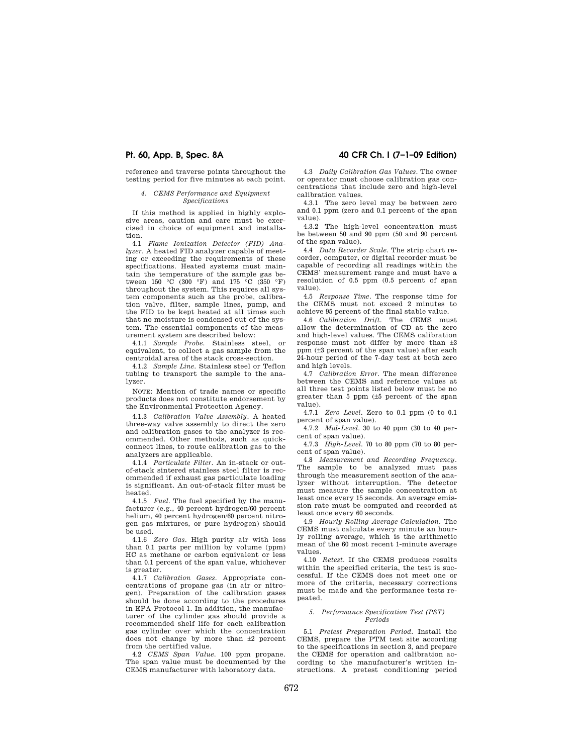reference and traverse points throughout the testing period for five minutes at each point.

### *4. CEMS Performance and Equipment Specifications*

If this method is applied in highly explosive areas, caution and care must be exercised in choice of equipment and installation.

4.1 *Flame Ionization Detector (FID) Analyzer.* A heated FID analyzer capable of meeting or exceeding the requirements of these specifications. Heated systems must maintain the temperature of the sample gas between 150 °C (300 °F) and 175 °C (350 °F) throughout the system. This requires all system components such as the probe, calibration valve, filter, sample lines, pump, and the FID to be kept heated at all times such that no moisture is condensed out of the system. The essential components of the measurement system are described below:

4.1.1 *Sample Probe.* Stainless steel, or equivalent, to collect a gas sample from the centroidal area of the stack cross-section.

4.1.2 *Sample Line.* Stainless steel or Teflon tubing to transport the sample to the analyzer.

NOTE: Mention of trade names or specific products does not constitute endorsement by the Environmental Protection Agency.

4.1.3 *Calibration Valve Assembly.* A heated three-way valve assembly to direct the zero and calibration gases to the analyzer is recommended. Other methods, such as quick-connect lines, to route calibration gas to the analyzers are applicable.

4.1.4 *Particulate Filter.* An in-stack or out-of-stack sintered stainless steel filter is recommended if exhaust gas particulate loading is significant. An out-of-stack filter must be heated.

4.1.5 *Fuel.* The fuel specified by the manufacturer (e.g., 40 percent hydrogen/60 percent helium, 40 percent hydrogen/60 percent nitrogen gas mixtures, or pure hydrogen) should be used.

4.1.6 *Zero Gas.* High purity air with less than 0.1 parts per million by volume (ppm) HC as methane or carbon equivalent or less than 0.1 percent of the span value, whichever is greater.

4.1.7 *Calibration Gases.* Appropriate concentrations of propane gas (in air or nitrogen). Preparation of the calibration gases should be done according to the procedures in EPA Protocol 1. In addition, the manufacturer of the cylinder gas should provide a recommended shelf life for each calibration gas cylinder over which the concentration does not change by more than ±2 percent from the certified value.

4.2 *CEMS Span Value.* 100 ppm propane. The span value must be documented by the CEMS manufacturer with laboratory data.

4.3 *Daily Calibration Gas Values.* The owner or operator must choose calibration gas concentrations that include zero and high-level calibration values.

4.3.1 The zero level may be between zero and 0.1 ppm (zero and 0.1 percent of the span value).

4.3.2 The high-level concentration must be between 50 and 90 ppm (50 and 90 percent of the span value).

4.4 *Data Recorder Scale.* The strip chart recorder, computer, or digital recorder must be capable of recording all readings within the CEMS' measurement range and must have a resolution of 0.5 ppm (0.5 percent of span value).

4.5 *Response Time.* The response time for the CEMS must not exceed 2 minutes to achieve 95 percent of the final stable value.

4.6 *Calibration Drift.* The CEMS must allow the determination of CD at the zero and high-level values. The CEMS calibration response must not differ by more than ±3 ppm (±3 percent of the span value) after each 24-hour period of the 7-day test at both zero and high levels.

4.7 *Calibration Error.* The mean difference between the CEMS and reference values at all three test points listed below must be no greater than 5 ppm (±5 percent of the span value).

4.7.1 *Zero Level.* Zero to 0.1 ppm (0 to 0.1 percent of span value).

4.7.2 *Mid-Level.* 30 to 40 ppm (30 to 40 percent of span value).

4.7.3 *High-Level.* 70 to 80 ppm (70 to 80 percent of span value).

4.8 *Measurement and Recording Frequency.* The sample to be analyzed must pass through the measurement section of the analyzer without interruption. The detector must measure the sample concentration at least once every 15 seconds. An average emission rate must be computed and recorded at least once every 60 seconds.

4.9 *Hourly Rolling Average Calculation.* The CEMS must calculate every minute an hourly rolling average, which is the arithmetic mean of the 60 most recent 1-minute average values.

4.10 *Retest.* If the CEMS produces results within the specified criteria, the test is successful. If the CEMS does not meet one or more of the criteria, necessary corrections must be made and the performance tests repeated.

### *5. Performance Specification Test (PST) Periods*

5.1 *Pretest Preparation Period.* Install the CEMS, prepare the PTM test site according to the specifications in section 3, and prepare the CEMS for operation and calibration according to the manufacturer's written instructions. A pretest conditioning period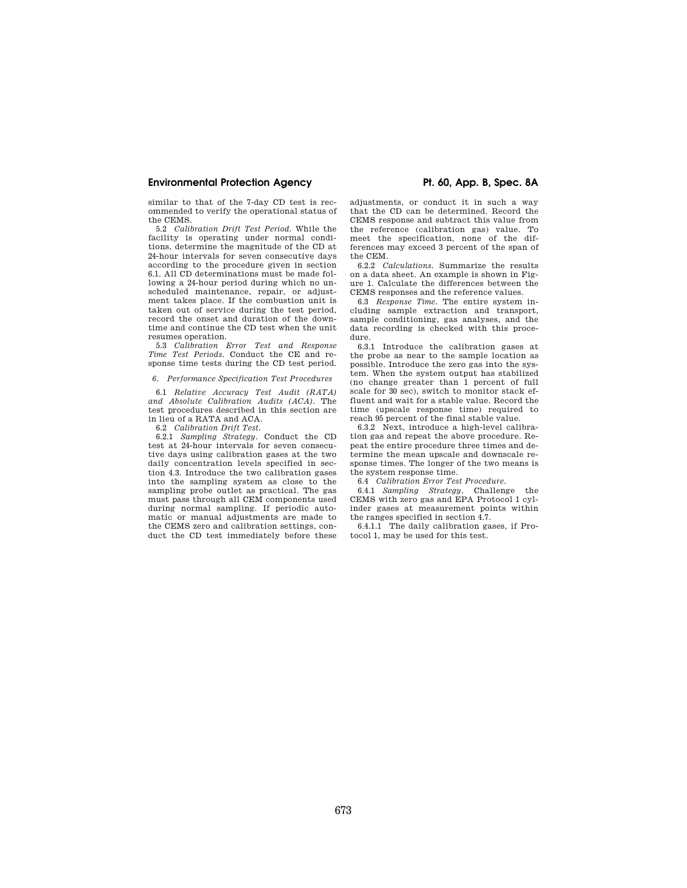similar to that of the 7-day CD test is recommended to verify the operational status of the CEMS.

5.2 *Calibration Drift Test Period.* While the facility is operating under normal conditions, determine the magnitude of the CD at 24-hour intervals for seven consecutive days according to the procedure given in section 6.1. All CD determinations must be made following a 24-hour period during which no unscheduled maintenance, repair, or adjustment takes place. If the combustion unit is taken out of service during the test period, record the onset and duration of the downtime and continue the CD test when the unit resumes operation.

5.3 *Calibration Error Test and Response Time Test Periods.* Conduct the CE and response time tests during the CD test period.

### *6. Performance Specification Test Procedures*

6.1 *Relative Accuracy Test Audit (RATA) and Absolute Calibration Audits (ACA).* The test procedures described in this section are in lieu of a RATA and ACA.

6.2 *Calibration Drift Test.*

6.2.1 *Sampling Strategy.* Conduct the CD test at 24-hour intervals for seven consecutive days using calibration gases at the two daily concentration levels specified in section 4.3. Introduce the two calibration gases into the sampling system as close to the sampling probe outlet as practical. The gas must pass through all CEM components used during normal sampling. If periodic automatic or manual adjustments are made to the CEMS zero and calibration settings, conduct the CD test immediately before these adjustments, or conduct it in such a way that the CD can be determined. Record the CEMS response and subtract this value from the reference (calibration gas) value. To meet the specification, none of the differences may exceed 3 percent of the span of the CEM.

6.2.2 *Calculations.* Summarize the results on a data sheet. An example is shown in Figure 1. Calculate the differences between the CEMS responses and the reference values.

6.3 *Response Time.* The entire system including sample extraction and transport, sample conditioning, gas analyses, and the data recording is checked with this procedure.

6.3.1 Introduce the calibration gases at the probe as near to the sample location as possible. Introduce the zero gas into the system. When the system output has stabilized (no change greater than 1 percent of full scale for 30 sec), switch to monitor stack effluent and wait for a stable value. Record the time (upscale response time) required to reach 95 percent of the final stable value.

6.3.2 Next, introduce a high-level calibration gas and repeat the above procedure. Repeat the entire procedure three times and determine the mean upscale and downscale response times. The longer of the two means is the system response time.

6.4 *Calibration Error Test Procedure.*

6.4.1 *Sampling Strategy.* Challenge the CEMS with zero gas and EPA Protocol 1 cylinder gases at measurement points within the ranges specified in section 4.7.

6.4.1.1 The daily calibration gases, if Protocol 1, may be used for this test.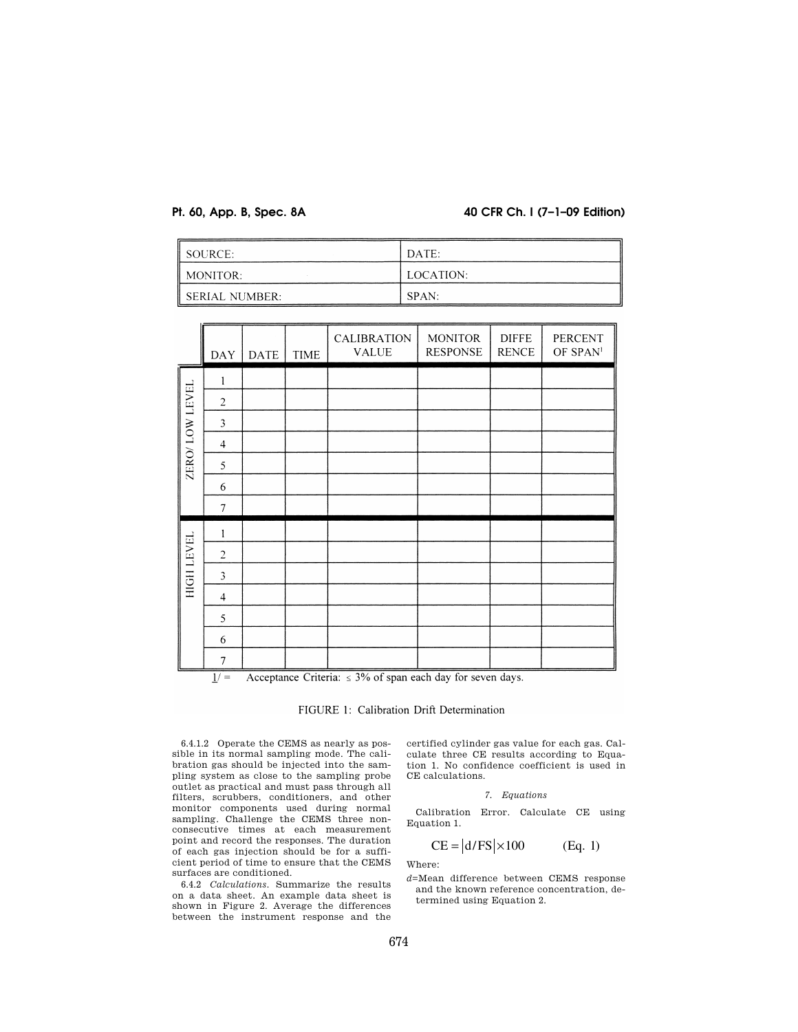| SOURCE: | DATE: |
|---|---|
| MONITOR: | LOCATION: |
| SERIAL NUMBER: | SPAN: |

| | DAY | DATE | TIME | CALIBRATION VALUE | MONITOR RESPONSE | DIFFERENCE | PERCENT OF SPAN[1] |
|---|---|---|---|---|---|---|---|
| ZERO/ LOW LEVEL | 1 | | | | | | |
| | 2 | | | | | | |
| | 3 | | | | | | |
| | 4 | | | | | | |
| | 5 | | | | | | |
| | 6 | | | | | | |
| | 7 | | | | | | |
| HIGH LEVEL | 1 | | | | | | |
| | 2 | | | | | | |
| | 3 | | | | | | |
| | 4 | | | | | | |
| | 5 | | | | | | |
| | 6 | | | | | | |
| | 7 | | | | | | |

1/ = Acceptance Criteria: ≤ 3% of span each day for seven days.

FIGURE 1: Calibration Drift Determination

6.4.1.2 Operate the CEMS as nearly as possible in its normal sampling mode. The calibration gas should be injected into the sampling system as close to the sampling probe outlet as practical and must pass through all filters, scrubbers, conditioners, and other monitor components used during normal sampling. Challenge the CEMS three nonconsecutive times at each measurement point and record the responses. The duration of each gas injection should be for a sufficient period of time to ensure that the CEMS surfaces are conditioned.

6.4.2 *Calculations.* Summarize the results on a data sheet. An example data sheet is shown in Figure 2. Average the differences between the instrument response and the certified cylinder gas value for each gas. Calculate three CE results according to Equation 1. No confidence coefficient is used in CE calculations.

### 7. *Equations*

Calibration Error. Calculate CE using Equation 1.

$$CE = \left| d/FS \right| \times 100 \qquad \text{(Eq. 1)}$$

Where:

*d*=Mean difference between CEMS response and the known reference concentration, determined using Equation 2.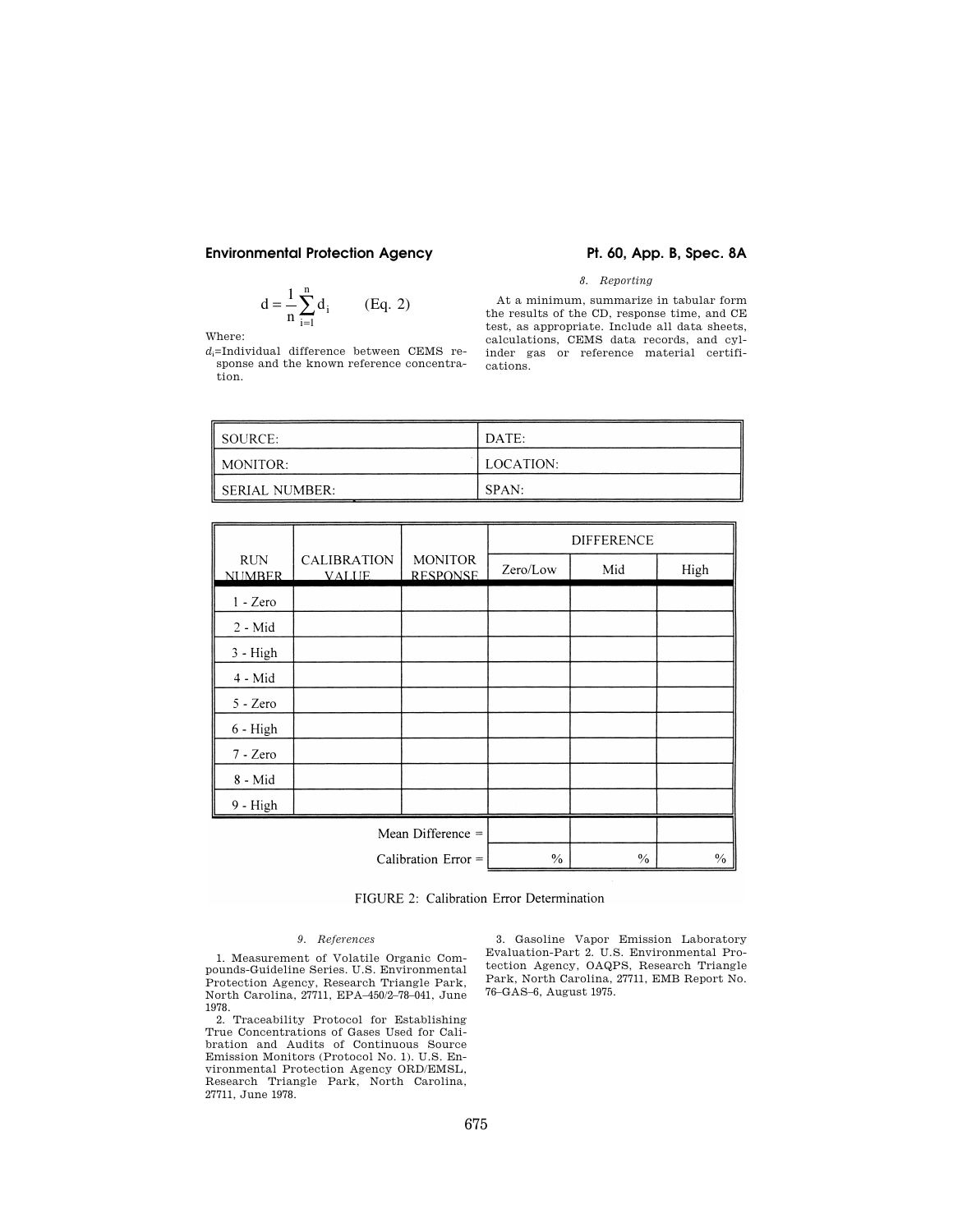$$d = \frac{1}{n}\sum_{i=1}^{n} d_i \qquad \text{(Eq. 2)}$$

Where:

$d_i$=Individual difference between CEMS response and the known reference concentration.

*8. Reporting*

At a minimum, summarize in tabular form the results of the CD, response time, and CE test, as appropriate. Include all data sheets, calculations, CEMS data records, and cylinder gas or reference material certifications.

| SOURCE: | DATE: |
|---|---|
| MONITOR: | LOCATION: |
| SERIAL NUMBER: | SPAN: |

| RUN NUMBER | CALIBRATION VALUE | MONITOR RESPONSE | DIFFERENCE | | |
|---|---|---|---|---|---|
| | | | Zero/Low | Mid | High |
| 1 - Zero | | | | | |
| 2 - Mid | | | | | |
| 3 - High | | | | | |
| 4 - Mid | | | | | |
| 5 - Zero | | | | | |
| 6 - High | | | | | |
| 7 - Zero | | | | | |
| 8 - Mid | | | | | |
| 9 - High | | | | | |
| | | Mean Difference = | | | |
| | | Calibration Error = | % | % | % |

FIGURE 2: Calibration Error Determination

*9. References*

1. Measurement of Volatile Organic Compounds-Guideline Series. U.S. Environmental Protection Agency, Research Triangle Park, North Carolina, 27711, EPA–450/2–78–041, June 1978.

2. Traceability Protocol for Establishing True Concentrations of Gases Used for Calibration and Audits of Continuous Source Emission Monitors (Protocol No. 1). U.S. Environmental Protection Agency ORD/EMSL, Research Triangle Park, North Carolina, 27711, June 1978.

3. Gasoline Vapor Emission Laboratory Evaluation-Part 2. U.S. Environmental Protection Agency, OAQPS, Research Triangle Park, North Carolina, 27711, EMB Report No. 76–GAS–6, August 1975.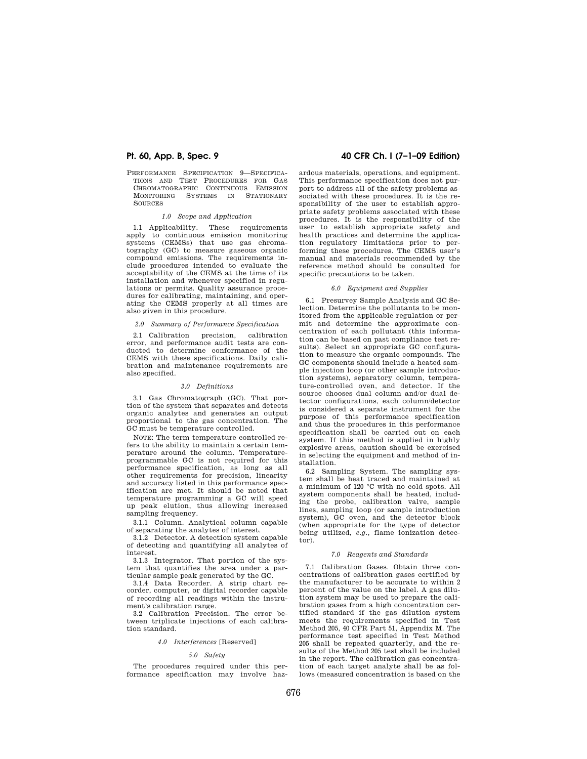PERFORMANCE SPECIFICATION 9—SPECIFICATIONS AND TEST PROCEDURES FOR GAS CHROMATOGRAPHIC CONTINUOUS EMISSION MONITORING SYSTEMS IN STATIONARY SOURCES

*1.0 Scope and Application*

1.1 Applicability. These requirements apply to continuous emission monitoring systems (CEMSs) that use gas chromatography (GC) to measure gaseous organic compound emissions. The requirements include procedures intended to evaluate the acceptability of the CEMS at the time of its installation and whenever specified in regulations or permits. Quality assurance procedures for calibrating, maintaining, and operating the CEMS properly at all times are also given in this procedure.

*2.0 Summary of Performance Specification*

2.1 Calibration precision, calibration error, and performance audit tests are conducted to determine conformance of the CEMS with these specifications. Daily calibration and maintenance requirements are also specified.

*3.0 Definitions*

3.1 Gas Chromatograph (GC). That portion of the system that separates and detects organic analytes and generates an output proportional to the gas concentration. The GC must be temperature controlled.

NOTE: The term temperature controlled refers to the ability to maintain a certain temperature around the column. Temperature-programmable GC is not required for this performance specification, as long as all other requirements for precision, linearity and accuracy listed in this performance specification are met. It should be noted that temperature programming a GC will speed up peak elution, thus allowing increased sampling frequency.

3.1.1 Column. Analytical column capable of separating the analytes of interest.

3.1.2 Detector. A detection system capable of detecting and quantifying all analytes of interest.

3.1.3 Integrator. That portion of the system that quantifies the area under a particular sample peak generated by the GC.

3.1.4 Data Recorder. A strip chart recorder, computer, or digital recorder capable of recording all readings within the instrument's calibration range.

3.2 Calibration Precision. The error between triplicate injections of each calibration standard.

*4.0 Interferences* [Reserved]

*5.0 Safety*

The procedures required under this performance specification may involve hazardous materials, operations, and equipment. This performance specification does not purport to address all of the safety problems associated with these procedures. It is the responsibility of the user to establish appropriate safety problems associated with these procedures. It is the responsibility of the user to establish appropriate safety and health practices and determine the application regulatory limitations prior to performing these procedures. The CEMS user's manual and materials recommended by the reference method should be consulted for specific precautions to be taken.

*6.0 Equipment and Supplies*

6.1 Presurvey Sample Analysis and GC Selection. Determine the pollutants to be monitored from the applicable regulation or permit and determine the approximate concentration of each pollutant (this information can be based on past compliance test results). Select an appropriate GC configuration to measure the organic compounds. The GC components should include a heated sample injection loop (or other sample introduction systems), separatory column, temperature-controlled oven, and detector. If the source chooses dual column and/or dual detector configurations, each column/detector is considered a separate instrument for the purpose of this performance specification and thus the procedures in this performance specification shall be carried out on each system. If this method is applied in highly explosive areas, caution should be exercised in selecting the equipment and method of installation.

6.2 Sampling System. The sampling system shall be heat traced and maintained at a minimum of 120 °C with no cold spots. All system components shall be heated, including the probe, calibration valve, sample lines, sampling loop (or sample introduction system), GC oven, and the detector block (when appropriate for the type of detector being utilized, *e.g.*, flame ionization detector).

*7.0 Reagents and Standards*

7.1 Calibration Gases. Obtain three concentrations of calibration gases certified by the manufacturer to be accurate to within 2 percent of the value on the label. A gas dilution system may be used to prepare the calibration gases from a high concentration certified standard if the gas dilution system meets the requirements specified in Test Method 205, 40 CFR Part 51, Appendix M. The performance test specified in Test Method 205 shall be repeated quarterly, and the results of the Method 205 test shall be included in the report. The calibration gas concentration of each target analyte shall be as follows (measured concentration is based on the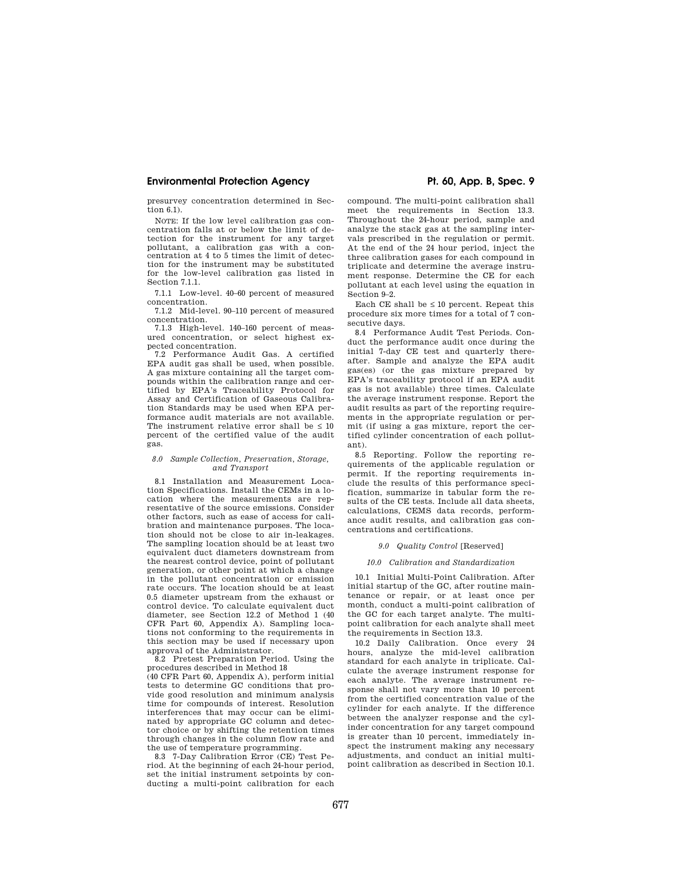presurvey concentration determined in Section 6.1).

NOTE: If the low level calibration gas concentration falls at or below the limit of detection for the instrument for any target pollutant, a calibration gas with a concentration at 4 to 5 times the limit of detection for the instrument may be substituted for the low-level calibration gas listed in Section 7.1.1.

7.1.1 Low-level. 40–60 percent of measured concentration.

7.1.2 Mid-level. 90–110 percent of measured concentration.

7.1.3 High-level. 140–160 percent of measured concentration, or select highest expected concentration.

7.2 Performance Audit Gas. A certified EPA audit gas shall be used, when possible. A gas mixture containing all the target compounds within the calibration range and certified by EPA's Traceability Protocol for Assay and Certification of Gaseous Calibration Standards may be used when EPA performance audit materials are not available. The instrument relative error shall be ≤ 10 percent of the certified value of the audit gas.

### *8.0 Sample Collection, Preservation, Storage, and Transport*

8.1 Installation and Measurement Location Specifications. Install the CEMs in a location where the measurements are representative of the source emissions. Consider other factors, such as ease of access for calibration and maintenance purposes. The location should not be close to air in-leakages. The sampling location should be at least two equivalent duct diameters downstream from the nearest control device, point of pollutant generation, or other point at which a change in the pollutant concentration or emission rate occurs. The location should be at least 0.5 diameter upstream from the exhaust or control device. To calculate equivalent duct diameter, see Section 12.2 of Method 1 (40 CFR Part 60, Appendix A). Sampling locations not conforming to the requirements in this section may be used if necessary upon approval of the Administrator.

8.2 Pretest Preparation Period. Using the procedures described in Method 18 (40 CFR Part 60, Appendix A), perform initial tests to determine GC conditions that provide good resolution and minimum analysis time for compounds of interest. Resolution interferences that may occur can be eliminated by appropriate GC column and detector choice or by shifting the retention times through changes in the column flow rate and the use of temperature programming.

8.3 7-Day Calibration Error (CE) Test Period. At the beginning of each 24-hour period, set the initial instrument setpoints by conducting a multi-point calibration for each compound. The multi-point calibration shall meet the requirements in Section 13.3. Throughout the 24-hour period, sample and analyze the stack gas at the sampling intervals prescribed in the regulation or permit. At the end of the 24 hour period, inject the three calibration gases for each compound in triplicate and determine the average instrument response. Determine the CE for each pollutant at each level using the equation in Section 9–2.

Each CE shall be ≤ 10 percent. Repeat this procedure six more times for a total of 7 consecutive days.

8.4 Performance Audit Test Periods. Conduct the performance audit once during the initial 7-day CE test and quarterly thereafter. Sample and analyze the EPA audit gas(es) (or the gas mixture prepared by EPA's traceability protocol if an EPA audit gas is not available) three times. Calculate the average instrument response. Report the audit results as part of the reporting requirements in the appropriate regulation or permit (if using a gas mixture, report the certified cylinder concentration of each pollutant).

8.5 Reporting. Follow the reporting requirements of the applicable regulation or permit. If the reporting requirements include the results of this performance specification, summarize in tabular form the results of the CE tests. Include all data sheets, calculations, CEMS data records, performance audit results, and calibration gas concentrations and certifications.

### *9.0 Quality Control* [Reserved]

### *10.0 Calibration and Standardization*

10.1 Initial Multi-Point Calibration. After initial startup of the GC, after routine maintenance or repair, or at least once per month, conduct a multi-point calibration of the GC for each target analyte. The multi-point calibration for each analyte shall meet the requirements in Section 13.3.

10.2 Daily Calibration. Once every 24 hours, analyze the mid-level calibration standard for each analyte in triplicate. Calculate the average instrument response for each analyte. The average instrument response shall not vary more than 10 percent from the certified concentration value of the cylinder for each analyte. If the difference between the analyzer response and the cylinder concentration for any target compound is greater than 10 percent, immediately inspect the instrument making any necessary adjustments, and conduct an initial multi-point calibration as described in Section 10.1.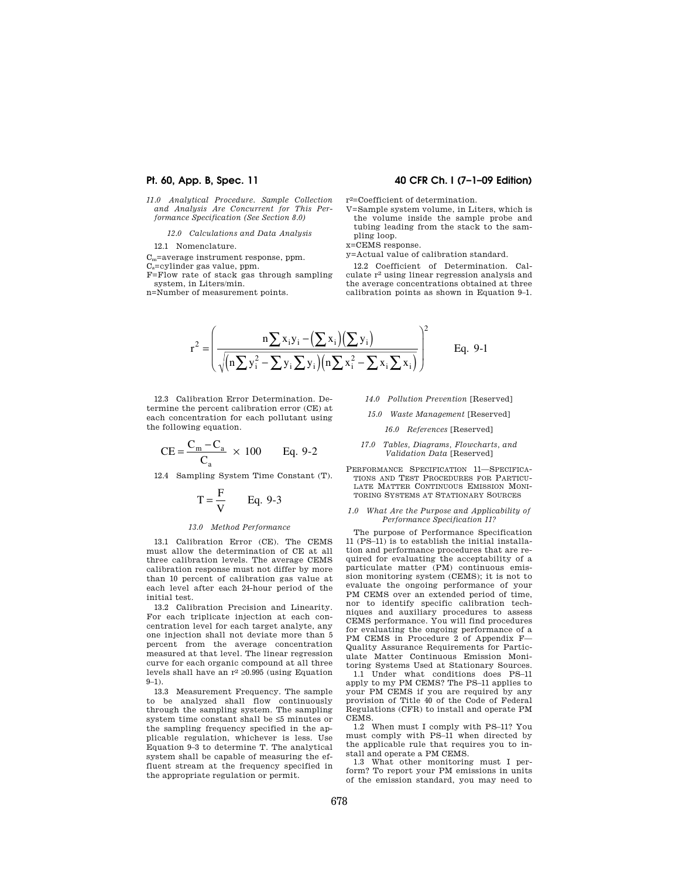*11.0 Analytical Procedure. Sample Collection and Analysis Are Concurrent for This Performance Specification (See Section 8.0)*

*12.0 Calculations and Data Analysis*

12.1 Nomenclature.

$C_m$=average instrument response, ppm.
$C_a$=cylinder gas value, ppm.
F=Flow rate of stack gas through sampling system, in Liters/min.
n=Number of measurement points.
$r^2$=Coefficient of determination.
V=Sample system volume, in Liters, which is the volume inside the sample probe and tubing leading from the stack to the sampling loop.
x=CEMS response.
y=Actual value of calibration standard.

12.2 Coefficient of Determination. Calculate $r^2$ using linear regression analysis and the average concentrations obtained at three calibration points as shown in Equation 9–1.

$$r^2 = \left( \frac{n\sum x_i y_i - \left(\sum x_i\right)\left(\sum y_i\right)}{\sqrt{\left(n\sum y_i^2 - \sum y_i \sum y_i\right)\left(n\sum x_i^2 - \sum x_i \sum x_i\right)}} \right)^2 \qquad \text{Eq. 9-1}$$

12.3 Calibration Error Determination. Determine the percent calibration error (CE) at each concentration for each pollutant using the following equation.

$$CE = \frac{C_m - C_a}{C_a} \times 100 \qquad \text{Eq. 9-2}$$

12.4 Sampling System Time Constant (T).

$$T = \frac{F}{V} \qquad \text{Eq. 9-3}$$

*13.0 Method Performance*

13.1 Calibration Error (CE). The CEMS must allow the determination of CE at all three calibration levels. The average CEMS calibration response must not differ by more than 10 percent of calibration gas value at each level after each 24-hour period of the initial test.

13.2 Calibration Precision and Linearity. For each triplicate injection at each concentration level for each target analyte, any one injection shall not deviate more than 5 percent from the average concentration measured at that level. The linear regression curve for each organic compound at all three levels shall have an $r^2 \geq 0.995$ (using Equation 9–1).

13.3 Measurement Frequency. The sample to be analyzed shall flow continuously through the sampling system. The sampling system time constant shall be ≤5 minutes or the sampling frequency specified in the applicable regulation, whichever is less. Use Equation 9–3 to determine T. The analytical system shall be capable of measuring the effluent stream at the frequency specified in the appropriate regulation or permit.

*14.0 Pollution Prevention* [Reserved]

*15.0 Waste Management* [Reserved]

*16.0 References* [Reserved]

*17.0 Tables, Diagrams, Flowcharts, and Validation Data* [Reserved]

PERFORMANCE SPECIFICATION 11—SPECIFICATIONS AND TEST PROCEDURES FOR PARTICULATE MATTER CONTINUOUS EMISSION MONITORING SYSTEMS AT STATIONARY SOURCES

*1.0 What Are the Purpose and Applicability of Performance Specification 11?*

The purpose of Performance Specification 11 (PS–11) is to establish the initial installation and performance procedures that are required for evaluating the acceptability of a particulate matter (PM) continuous emission monitoring system (CEMS); it is not to evaluate the ongoing performance of your PM CEMS over an extended period of time, nor to identify specific calibration techniques and auxiliary procedures to assess CEMS performance. You will find procedures for evaluating the ongoing performance of a PM CEMS in Procedure 2 of Appendix F—Quality Assurance Requirements for Particulate Matter Continuous Emission Monitoring Systems Used at Stationary Sources.

1.1 Under what conditions does PS–11 apply to my PM CEMS? The PS–11 applies to your PM CEMS if you are required by any provision of Title 40 of the Code of Federal Regulations (CFR) to install and operate PM CEMS.

1.2 When must I comply with PS–11? You must comply with PS–11 when directed by the applicable rule that requires you to install and operate a PM CEMS.

1.3 What other monitoring must I perform? To report your PM emissions in units of the emission standard, you may need to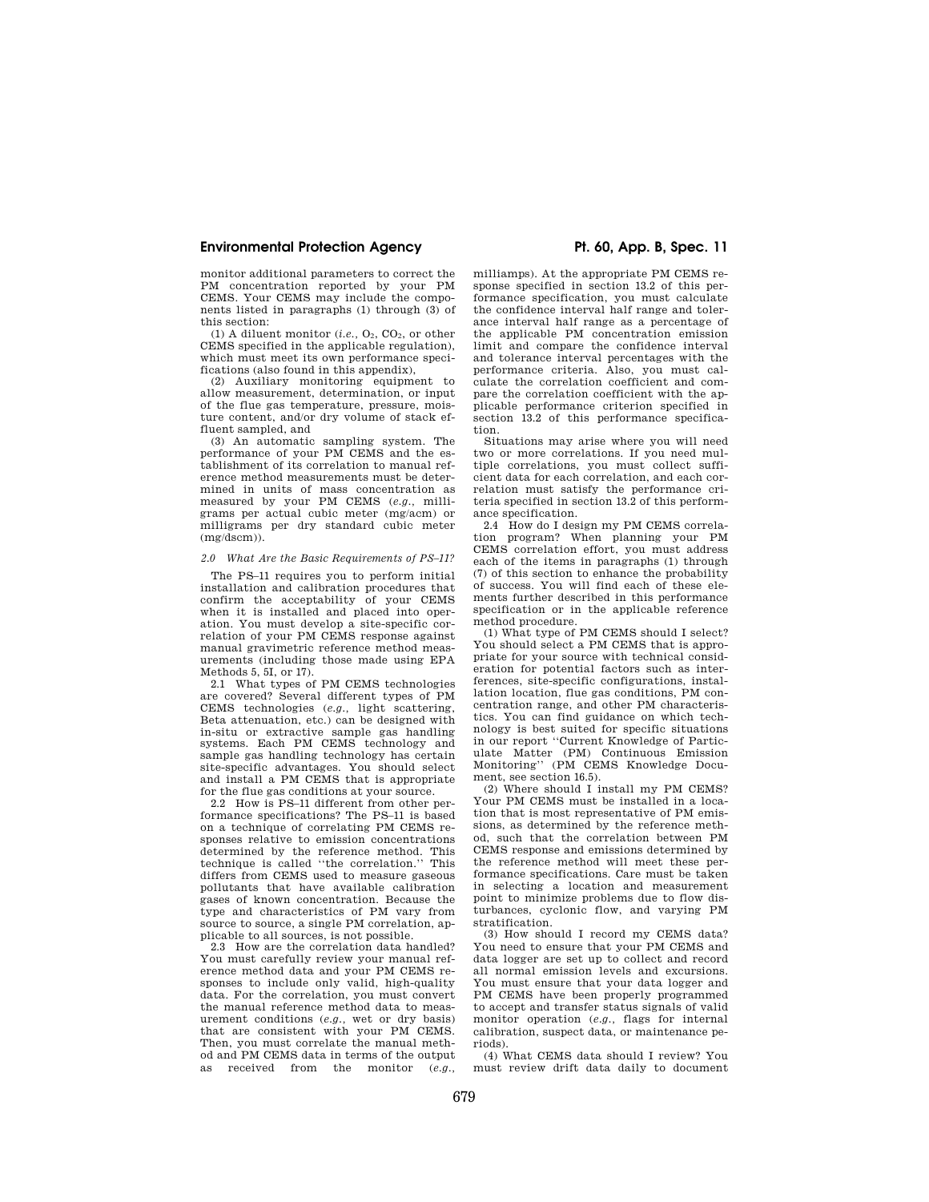monitor additional parameters to correct the PM concentration reported by your PM CEMS. Your CEMS may include the components listed in paragraphs (1) through (3) of this section:

(1) A diluent monitor (*i.e.*, $O_2$, $CO_2$, or other CEMS specified in the applicable regulation), which must meet its own performance specifications (also found in this appendix),

(2) Auxiliary monitoring equipment to allow measurement, determination, or input of the flue gas temperature, pressure, moisture content, and/or dry volume of stack effluent sampled, and

(3) An automatic sampling system. The performance of your PM CEMS and the establishment of its correlation to manual reference method measurements must be determined in units of mass concentration as measured by your PM CEMS (*e.g.*, milligrams per actual cubic meter (mg/acm) or milligrams per dry standard cubic meter (mg/dscm)).

### *2.0 What Are the Basic Requirements of PS–11?*

The PS–11 requires you to perform initial installation and calibration procedures that confirm the acceptability of your CEMS when it is installed and placed into operation. You must develop a site-specific correlation of your PM CEMS response against manual gravimetric reference method measurements (including those made using EPA Methods 5, 5I, or 17).

2.1 What types of PM CEMS technologies are covered? Several different types of PM CEMS technologies (*e.g.*, light scattering, Beta attenuation, etc.) can be designed with in-situ or extractive sample gas handling systems. Each PM CEMS technology and sample gas handling technology has certain site-specific advantages. You should select and install a PM CEMS that is appropriate for the flue gas conditions at your source.

2.2 How is PS–11 different from other performance specifications? The PS–11 is based on a technique of correlating PM CEMS responses relative to emission concentrations determined by the reference method. This technique is called ''the correlation.'' This differs from CEMS used to measure gaseous pollutants that have available calibration gases of known concentration. Because the type and characteristics of PM vary from source to source, a single PM correlation, applicable to all sources, is not possible.

2.3 How are the correlation data handled? You must carefully review your manual reference method data and your PM CEMS responses to include only valid, high-quality data. For the correlation, you must convert the manual reference method data to measurement conditions (*e.g.*, wet or dry basis) that are consistent with your PM CEMS. Then, you must correlate the manual method and PM CEMS data in terms of the output as received from the monitor (*e.g.*, milliamps). At the appropriate PM CEMS response specified in section 13.2 of this performance specification, you must calculate the confidence interval half range and tolerance interval half range as a percentage of the applicable PM concentration emission limit and compare the confidence interval and tolerance interval percentages with the performance criteria. Also, you must calculate the correlation coefficient and compare the correlation coefficient with the applicable performance criterion specified in section 13.2 of this performance specification.

Situations may arise where you will need two or more correlations. If you need multiple correlations, you must collect sufficient data for each correlation, and each correlation must satisfy the performance criteria specified in section 13.2 of this performance specification.

2.4 How do I design my PM CEMS correlation program? When planning your PM CEMS correlation effort, you must address each of the items in paragraphs (1) through (7) of this section to enhance the probability of success. You will find each of these elements further described in this performance specification or in the applicable reference method procedure.

(1) What type of PM CEMS should I select? You should select a PM CEMS that is appropriate for your source with technical consideration for potential factors such as interferences, site-specific configurations, installation location, flue gas conditions, PM concentration range, and other PM characteristics. You can find guidance on which technology is best suited for specific situations in our report ''Current Knowledge of Particulate Matter (PM) Continuous Emission Monitoring'' (PM CEMS Knowledge Document, see section 16.5).

(2) Where should I install my PM CEMS? Your PM CEMS must be installed in a location that is most representative of PM emissions, as determined by the reference method, such that the correlation between PM CEMS response and emissions determined by the reference method will meet these performance specifications. Care must be taken in selecting a location and measurement point to minimize problems due to flow disturbances, cyclonic flow, and varying PM stratification.

(3) How should I record my CEMS data? You need to ensure that your PM CEMS and data logger are set up to collect and record all normal emission levels and excursions. You must ensure that your data logger and PM CEMS have been properly programmed to accept and transfer status signals of valid monitor operation (*e.g.*, flags for internal calibration, suspect data, or maintenance periods).

(4) What CEMS data should I review? You must review drift data daily to document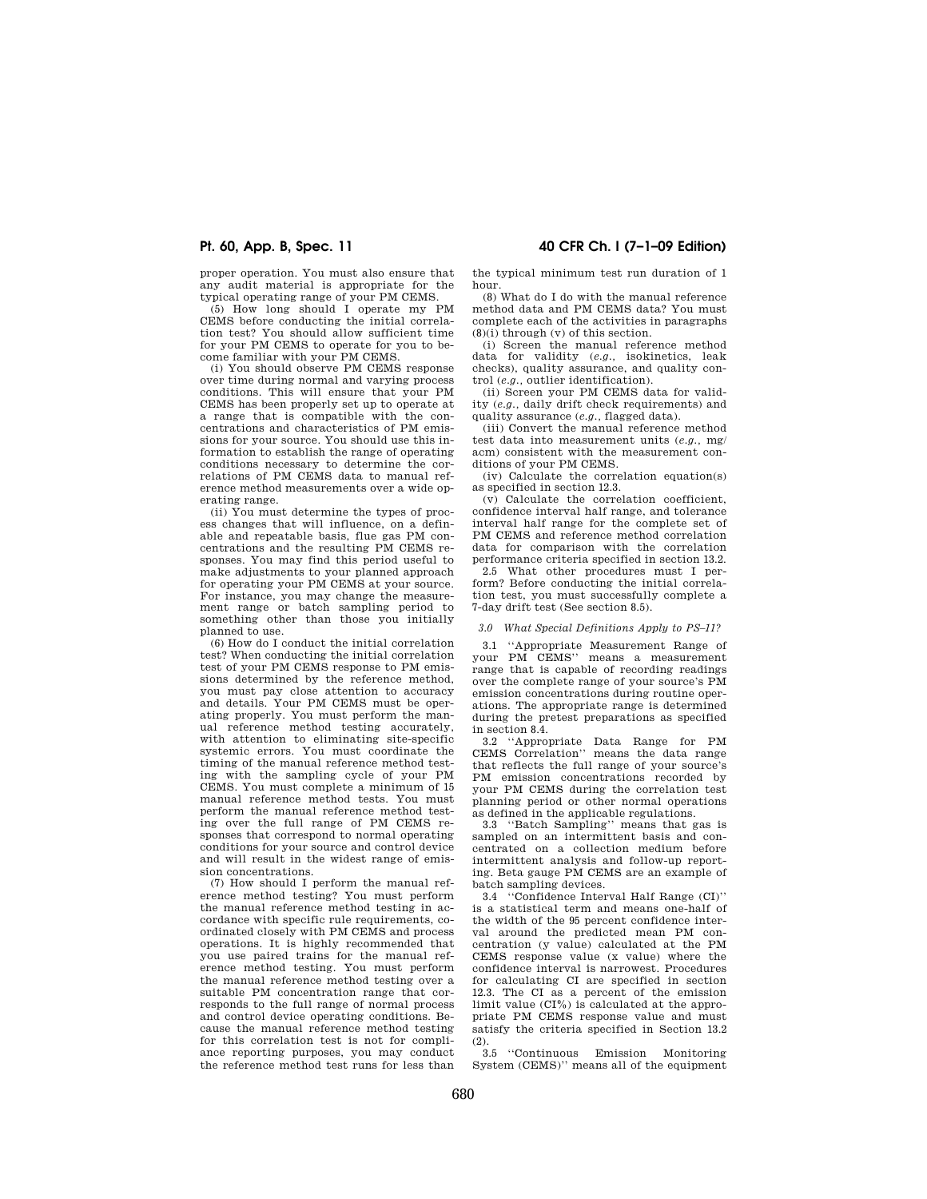proper operation. You must also ensure that any audit material is appropriate for the typical operating range of your PM CEMS.

(5) How long should I operate my PM CEMS before conducting the initial correlation test? You should allow sufficient time for your PM CEMS to operate for you to become familiar with your PM CEMS.

(i) You should observe PM CEMS response over time during normal and varying process conditions. This will ensure that your PM CEMS has been properly set up to operate at a range that is compatible with the concentrations and characteristics of PM emissions for your source. You should use this information to establish the range of operating conditions necessary to determine the correlations of PM CEMS data to manual reference method measurements over a wide operating range.

(ii) You must determine the types of process changes that will influence, on a definable and repeatable basis, flue gas PM concentrations and the resulting PM CEMS responses. You may find this period useful to make adjustments to your planned approach for operating your PM CEMS at your source. For instance, you may change the measurement range or batch sampling period to something other than those you initially planned to use.

(6) How do I conduct the initial correlation test? When conducting the initial correlation test of your PM CEMS response to PM emissions determined by the reference method, you must pay close attention to accuracy and details. Your PM CEMS must be operating properly. You must perform the manual reference method testing accurately, with attention to eliminating site-specific systemic errors. You must coordinate the timing of the manual reference method testing with the sampling cycle of your PM CEMS. You must complete a minimum of 15 manual reference method tests. You must perform the manual reference method testing over the full range of PM CEMS responses that correspond to normal operating conditions for your source and control device and will result in the widest range of emission concentrations.

(7) How should I perform the manual reference method testing? You must perform the manual reference method testing in accordance with specific rule requirements, coordinated closely with PM CEMS and process operations. It is highly recommended that you use paired trains for the manual reference method testing. You must perform the manual reference method testing over a suitable PM concentration range that corresponds to the full range of normal process and control device operating conditions. Because the manual reference method testing for this correlation test is not for compliance reporting purposes, you may conduct the reference method test runs for less than the typical minimum test run duration of 1 hour.

(8) What do I do with the manual reference method data and PM CEMS data? You must complete each of the activities in paragraphs (8)(i) through (v) of this section.

(i) Screen the manual reference method data for validity (*e.g.*, isokinetics, leak checks), quality assurance, and quality control (*e.g.*, outlier identification).

(ii) Screen your PM CEMS data for validity (*e.g.*, daily drift check requirements) and quality assurance (*e.g.*, flagged data).

(iii) Convert the manual reference method test data into measurement units (*e.g.*, mg/acm) consistent with the measurement conditions of your PM CEMS.

(iv) Calculate the correlation equation(s) as specified in section 12.3.

(v) Calculate the correlation coefficient, confidence interval half range, and tolerance interval half range for the complete set of PM CEMS and reference method correlation data for comparison with the correlation performance criteria specified in section 13.2.

2.5 What other procedures must I perform? Before conducting the initial correlation test, you must successfully complete a 7-day drift test (See section 8.5).

### *3.0 What Special Definitions Apply to PS–11?*

3.1 ''Appropriate Measurement Range of your PM CEMS'' means a measurement range that is capable of recording readings over the complete range of your source's PM emission concentrations during routine operations. The appropriate range is determined during the pretest preparations as specified in section 8.4.

3.2 ''Appropriate Data Range for PM CEMS Correlation'' means the data range that reflects the full range of your source's PM emission concentrations recorded by your PM CEMS during the correlation test planning period or other normal operations as defined in the applicable regulations.

3.3 ''Batch Sampling'' means that gas is sampled on an intermittent basis and concentrated on a collection medium before intermittent analysis and follow-up reporting. Beta gauge PM CEMS are an example of batch sampling devices.

3.4 ''Confidence Interval Half Range (CI)'' is a statistical term and means one-half of the width of the 95 percent confidence interval around the predicted mean PM concentration (y value) calculated at the PM CEMS response value (x value) where the confidence interval is narrowest. Procedures for calculating CI are specified in section 12.3. The CI as a percent of the emission limit value (CI%) is calculated at the appropriate PM CEMS response value and must satisfy the criteria specified in Section 13.2 (2).

3.5 ''Continuous Emission Monitoring System (CEMS)'' means all of the equipment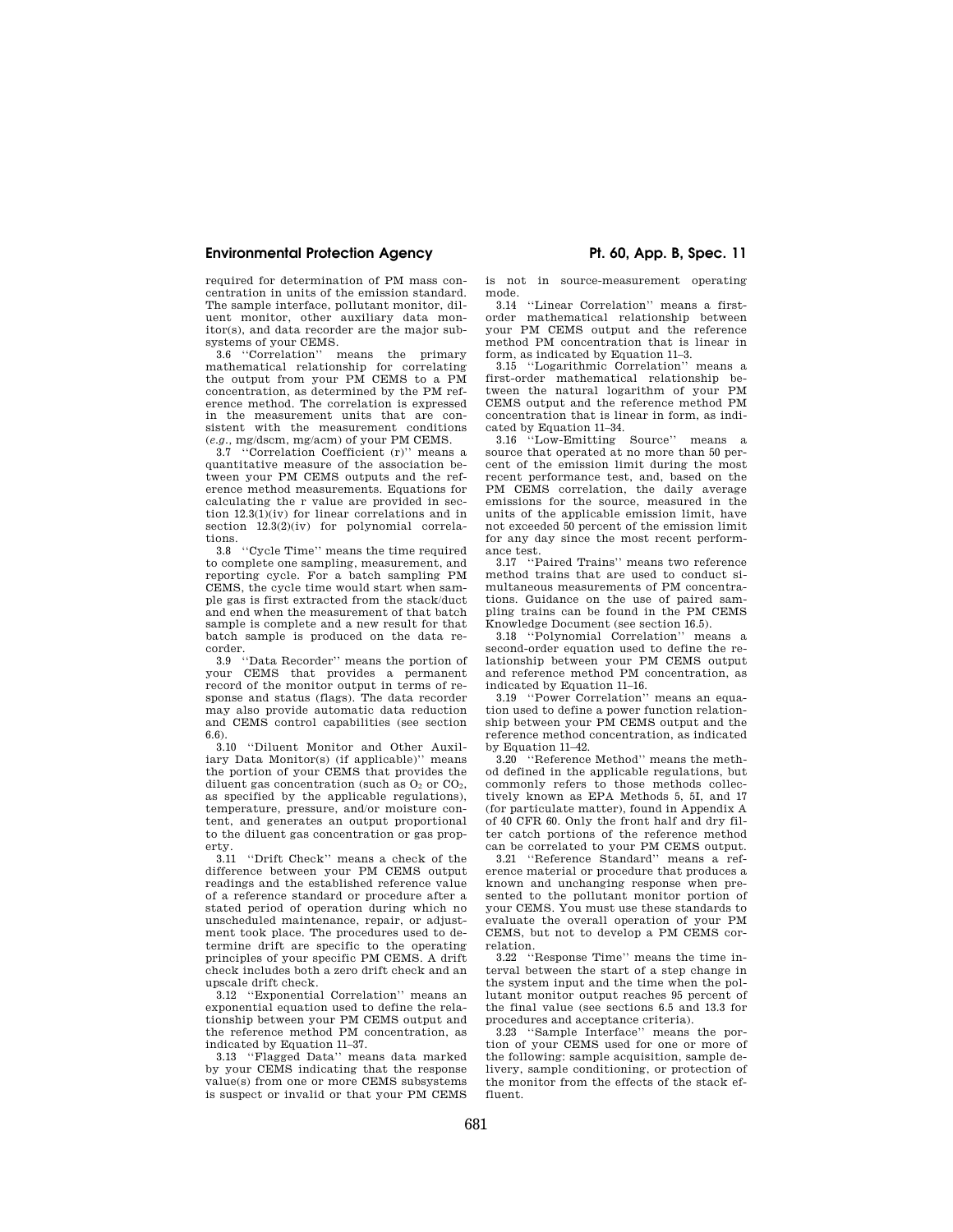required for determination of PM mass concentration in units of the emission standard. The sample interface, pollutant monitor, diluent monitor, other auxiliary data monitor(s), and data recorder are the major subsystems of your CEMS.

3.6 ''Correlation'' means the primary mathematical relationship for correlating the output from your PM CEMS to a PM concentration, as determined by the PM reference method. The correlation is expressed in the measurement units that are consistent with the measurement conditions (*e.g.*, mg/dscm, mg/acm) of your PM CEMS.

3.7 ''Correlation Coefficient (r)'' means a quantitative measure of the association between your PM CEMS outputs and the reference method measurements. Equations for calculating the r value are provided in section 12.3(1)(iv) for linear correlations and in section 12.3(2)(iv) for polynomial correlations.

3.8 ''Cycle Time'' means the time required to complete one sampling, measurement, and reporting cycle. For a batch sampling PM CEMS, the cycle time would start when sample gas is first extracted from the stack/duct and end when the measurement of that batch sample is complete and a new result for that batch sample is produced on the data recorder.

3.9 ''Data Recorder'' means the portion of your CEMS that provides a permanent record of the monitor output in terms of response and status (flags). The data recorder may also provide automatic data reduction and CEMS control capabilities (see section 6.6).

3.10 ''Diluent Monitor and Other Auxiliary Data Monitor(s) (if applicable)'' means the portion of your CEMS that provides the diluent gas concentration (such as $O_2$ or $CO_2$, as specified by the applicable regulations), temperature, pressure, and/or moisture content, and generates an output proportional to the diluent gas concentration or gas property.

3.11 ''Drift Check'' means a check of the difference between your PM CEMS output readings and the established reference value of a reference standard or procedure after a stated period of operation during which no unscheduled maintenance, repair, or adjustment took place. The procedures used to determine drift are specific to the operating principles of your specific PM CEMS. A drift check includes both a zero drift check and an upscale drift check.

3.12 ''Exponential Correlation'' means an exponential equation used to define the relationship between your PM CEMS output and the reference method PM concentration, as indicated by Equation 11–37.

3.13 ''Flagged Data'' means data marked by your CEMS indicating that the response value(s) from one or more CEMS subsystems is suspect or invalid or that your PM CEMS is not in source-measurement operating mode.

3.14 ''Linear Correlation'' means a first-order mathematical relationship between your PM CEMS output and the reference method PM concentration that is linear in form, as indicated by Equation 11–3.

3.15 ''Logarithmic Correlation'' means a first-order mathematical relationship between the natural logarithm of your PM CEMS output and the reference method PM concentration that is linear in form, as indicated by Equation 11–34.

3.16 ''Low-Emitting Source'' means a source that operated at no more than 50 percent of the emission limit during the most recent performance test, and, based on the PM CEMS correlation, the daily average emissions for the source, measured in the units of the applicable emission limit, have not exceeded 50 percent of the emission limit for any day since the most recent performance test.

3.17 ''Paired Trains'' means two reference method trains that are used to conduct simultaneous measurements of PM concentrations. Guidance on the use of paired sampling trains can be found in the PM CEMS Knowledge Document (see section 16.5).

3.18 ''Polynomial Correlation'' means a second-order equation used to define the relationship between your PM CEMS output and reference method PM concentration, as indicated by Equation 11–16.

3.19 ''Power Correlation'' means an equation used to define a power function relationship between your PM CEMS output and the reference method concentration, as indicated by Equation 11–42.

3.20 ''Reference Method'' means the method defined in the applicable regulations, but commonly refers to those methods collectively known as EPA Methods 5, 5I, and 17 (for particulate matter), found in Appendix A of 40 CFR 60. Only the front half and dry filter catch portions of the reference method can be correlated to your PM CEMS output.

3.21 ''Reference Standard'' means a reference material or procedure that produces a known and unchanging response when presented to the pollutant monitor portion of your CEMS. You must use these standards to evaluate the overall operation of your PM CEMS, but not to develop a PM CEMS correlation.

3.22 ''Response Time'' means the time interval between the start of a step change in the system input and the time when the pollutant monitor output reaches 95 percent of the final value (see sections 6.5 and 13.3 for procedures and acceptance criteria).

3.23 ''Sample Interface'' means the portion of your CEMS used for one or more of the following: sample acquisition, sample delivery, sample conditioning, or protection of the monitor from the effects of the stack effluent.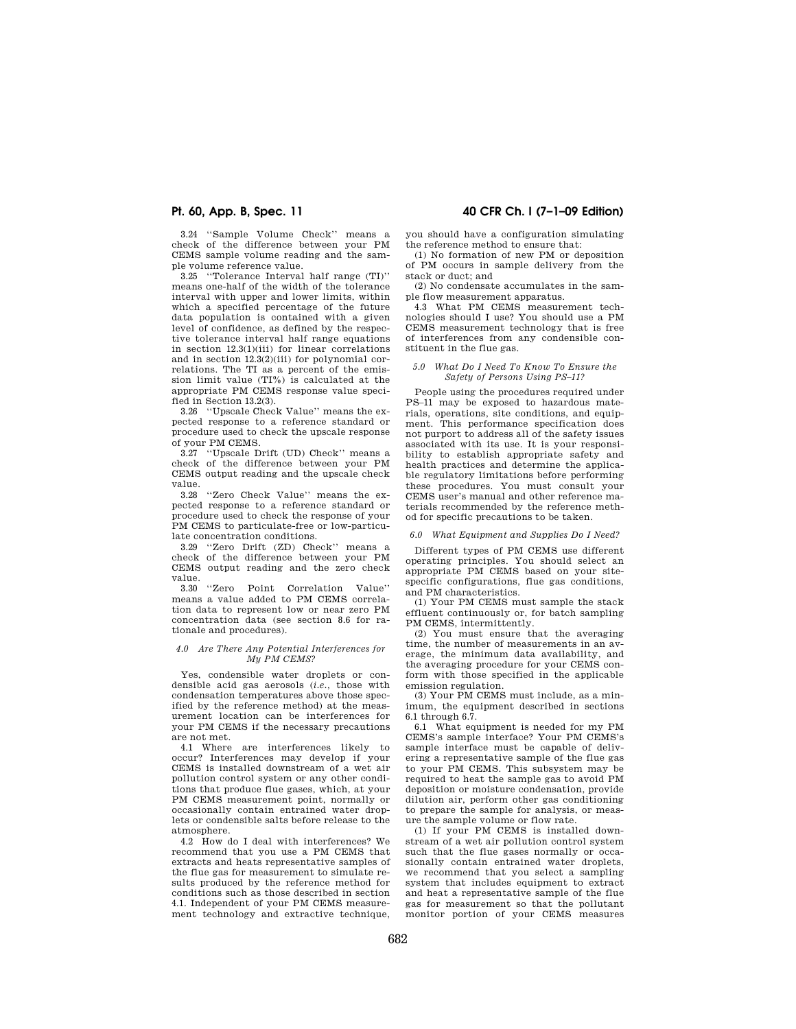3.24 "Sample Volume Check" means a check of the difference between your PM CEMS sample volume reading and the sample volume reference value.

3.25 "Tolerance Interval half range (TI)" means one-half of the width of the tolerance interval with upper and lower limits, within which a specified percentage of the future data population is contained with a given level of confidence, as defined by the respective tolerance interval half range equations in section 12.3(1)(iii) for linear correlations and in section 12.3(2)(iii) for polynomial correlations. The TI as a percent of the emission limit value (TI%) is calculated at the appropriate PM CEMS response value specified in Section 13.2(3).

3.26 "Upscale Check Value" means the expected response to a reference standard or procedure used to check the upscale response of your PM CEMS.

3.27 "Upscale Drift (UD) Check" means a check of the difference between your PM CEMS output reading and the upscale check value.

3.28 "Zero Check Value" means the expected response to a reference standard or procedure used to check the response of your PM CEMS to particulate-free or low-particulate concentration conditions.

3.29 "Zero Drift (ZD) Check" means a check of the difference between your PM CEMS output reading and the zero check value.

3.30 "Zero Point Correlation Value" means a value added to PM CEMS correlation data to represent low or near zero PM concentration data (see section 8.6 for rationale and procedures).

### *4.0 Are There Any Potential Interferences for My PM CEMS?*

Yes, condensible water droplets or condensible acid gas aerosols (*i.e.*, those with condensation temperatures above those specified by the reference method) at the measurement location can be interferences for your PM CEMS if the necessary precautions are not met.

4.1 Where are interferences likely to occur? Interferences may develop if your CEMS is installed downstream of a wet air pollution control system or any other conditions that produce flue gases, which, at your PM CEMS measurement point, normally or occasionally contain entrained water droplets or condensible salts before release to the atmosphere.

4.2 How do I deal with interferences? We recommend that you use a PM CEMS that extracts and heats representative samples of the flue gas for measurement to simulate results produced by the reference method for conditions such as those described in section 4.1. Independent of your PM CEMS measurement technology and extractive technique, you should have a configuration simulating the reference method to ensure that:

(1) No formation of new PM or deposition of PM occurs in sample delivery from the stack or duct; and

(2) No condensate accumulates in the sample flow measurement apparatus.

4.3 What PM CEMS measurement technologies should I use? You should use a PM CEMS measurement technology that is free of interferences from any condensible constituent in the flue gas.

### *5.0 What Do I Need To Know To Ensure the Safety of Persons Using PS–11?*

People using the procedures required under PS–11 may be exposed to hazardous materials, operations, site conditions, and equipment. This performance specification does not purport to address all of the safety issues associated with its use. It is your responsibility to establish appropriate safety and health practices and determine the applicable regulatory limitations before performing these procedures. You must consult your CEMS user's manual and other reference materials recommended by the reference method for specific precautions to be taken.

### *6.0 What Equipment and Supplies Do I Need?*

Different types of PM CEMS use different operating principles. You should select an appropriate PM CEMS based on your site-specific configurations, flue gas conditions, and PM characteristics.

(1) Your PM CEMS must sample the stack effluent continuously or, for batch sampling PM CEMS, intermittently.

(2) You must ensure that the averaging time, the number of measurements in an average, the minimum data availability, and the averaging procedure for your CEMS conform with those specified in the applicable emission regulation.

(3) Your PM CEMS must include, as a minimum, the equipment described in sections 6.1 through 6.7.

6.1 What equipment is needed for my PM CEMS's sample interface? Your PM CEMS's sample interface must be capable of delivering a representative sample of the flue gas to your PM CEMS. This subsystem may be required to heat the sample gas to avoid PM deposition or moisture condensation, provide dilution air, perform other gas conditioning to prepare the sample for analysis, or measure the sample volume or flow rate.

(1) If your PM CEMS is installed downstream of a wet air pollution control system such that the flue gases normally or occasionally contain entrained water droplets, we recommend that you select a sampling system that includes equipment to extract and heat a representative sample of the flue gas for measurement so that the pollutant monitor portion of your CEMS measures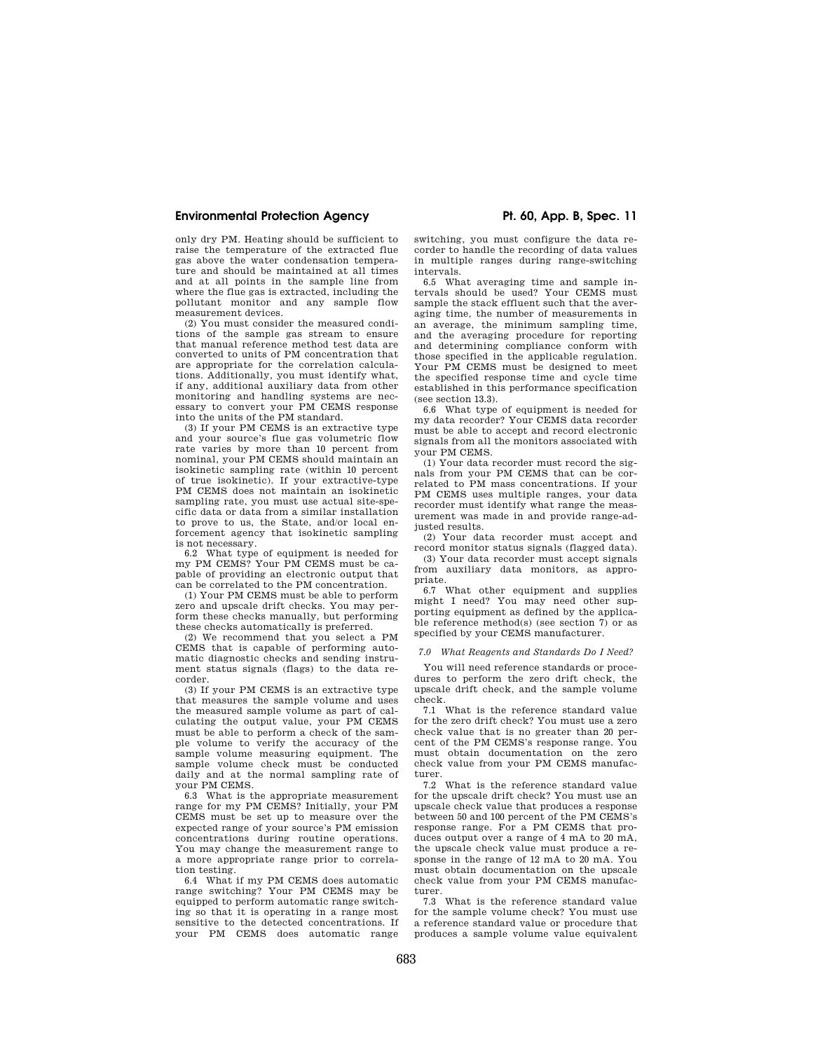only dry PM. Heating should be sufficient to raise the temperature of the extracted flue gas above the water condensation temperature and should be maintained at all times and at all points in the sample line from where the flue gas is extracted, including the pollutant monitor and any sample flow measurement devices.

(2) You must consider the measured conditions of the sample gas stream to ensure that manual reference method test data are converted to units of PM concentration that are appropriate for the correlation calculations. Additionally, you must identify what, if any, additional auxiliary data from other monitoring and handling systems are necessary to convert your PM CEMS response into the units of the PM standard.

(3) If your PM CEMS is an extractive type and your source's flue gas volumetric flow rate varies by more than 10 percent from nominal, your PM CEMS should maintain an isokinetic sampling rate (within 10 percent of true isokinetic). If your extractive-type PM CEMS does not maintain an isokinetic sampling rate, you must use actual site-specific data or data from a similar installation to prove to us, the State, and/or local enforcement agency that isokinetic sampling is not necessary.

6.2 What type of equipment is needed for my PM CEMS? Your PM CEMS must be capable of providing an electronic output that can be correlated to the PM concentration.

(1) Your PM CEMS must be able to perform zero and upscale drift checks. You may perform these checks manually, but performing these checks automatically is preferred.

(2) We recommend that you select a PM CEMS that is capable of performing automatic diagnostic checks and sending instrument status signals (flags) to the data recorder.

(3) If your PM CEMS is an extractive type that measures the sample volume and uses the measured sample volume as part of calculating the output value, your PM CEMS must be able to perform a check of the sample volume to verify the accuracy of the sample volume measuring equipment. The sample volume check must be conducted daily and at the normal sampling rate of your PM CEMS.

6.3 What is the appropriate measurement range for my PM CEMS? Initially, your PM CEMS must be set up to measure over the expected range of your source's PM emission concentrations during routine operations. You may change the measurement range to a more appropriate range prior to correlation testing.

6.4 What if my PM CEMS does automatic range switching? Your PM CEMS may be equipped to perform automatic range switching so that it is operating in a range most sensitive to the detected concentrations. If your PM CEMS does automatic range switching, you must configure the data recorder to handle the recording of data values in multiple ranges during range-switching intervals.

6.5 What averaging time and sample intervals should be used? Your CEMS must sample the stack effluent such that the averaging time, the number of measurements in an average, the minimum sampling time, and the averaging procedure for reporting and determining compliance conform with those specified in the applicable regulation. Your PM CEMS must be designed to meet the specified response time and cycle time established in this performance specification (see section 13.3).

6.6 What type of equipment is needed for my data recorder? Your CEMS data recorder must be able to accept and record electronic signals from all the monitors associated with your PM CEMS.

(1) Your data recorder must record the signals from your PM CEMS that can be correlated to PM mass concentrations. If your PM CEMS uses multiple ranges, your data recorder must identify what range the measurement was made in and provide range-adjusted results.

(2) Your data recorder must accept and record monitor status signals (flagged data).

(3) Your data recorder must accept signals from auxiliary data monitors, as appropriate.

6.7 What other equipment and supplies might I need? You may need other supporting equipment as defined by the applicable reference method(s) (see section 7) or as specified by your CEMS manufacturer.

*7.0 What Reagents and Standards Do I Need?*

You will need reference standards or procedures to perform the zero drift check, the upscale drift check, and the sample volume check.

7.1 What is the reference standard value for the zero drift check? You must use a zero check value that is no greater than 20 percent of the PM CEMS's response range. You must obtain documentation on the zero check value from your PM CEMS manufacturer.

7.2 What is the reference standard value for the upscale drift check? You must use an upscale check value that produces a response between 50 and 100 percent of the PM CEMS's response range. For a PM CEMS that produces output over a range of 4 mA to 20 mA, the upscale check value must produce a response in the range of 12 mA to 20 mA. You must obtain documentation on the upscale check value from your PM CEMS manufacturer.

7.3 What is the reference standard value for the sample volume check? You must use a reference standard value or procedure that produces a sample volume value equivalent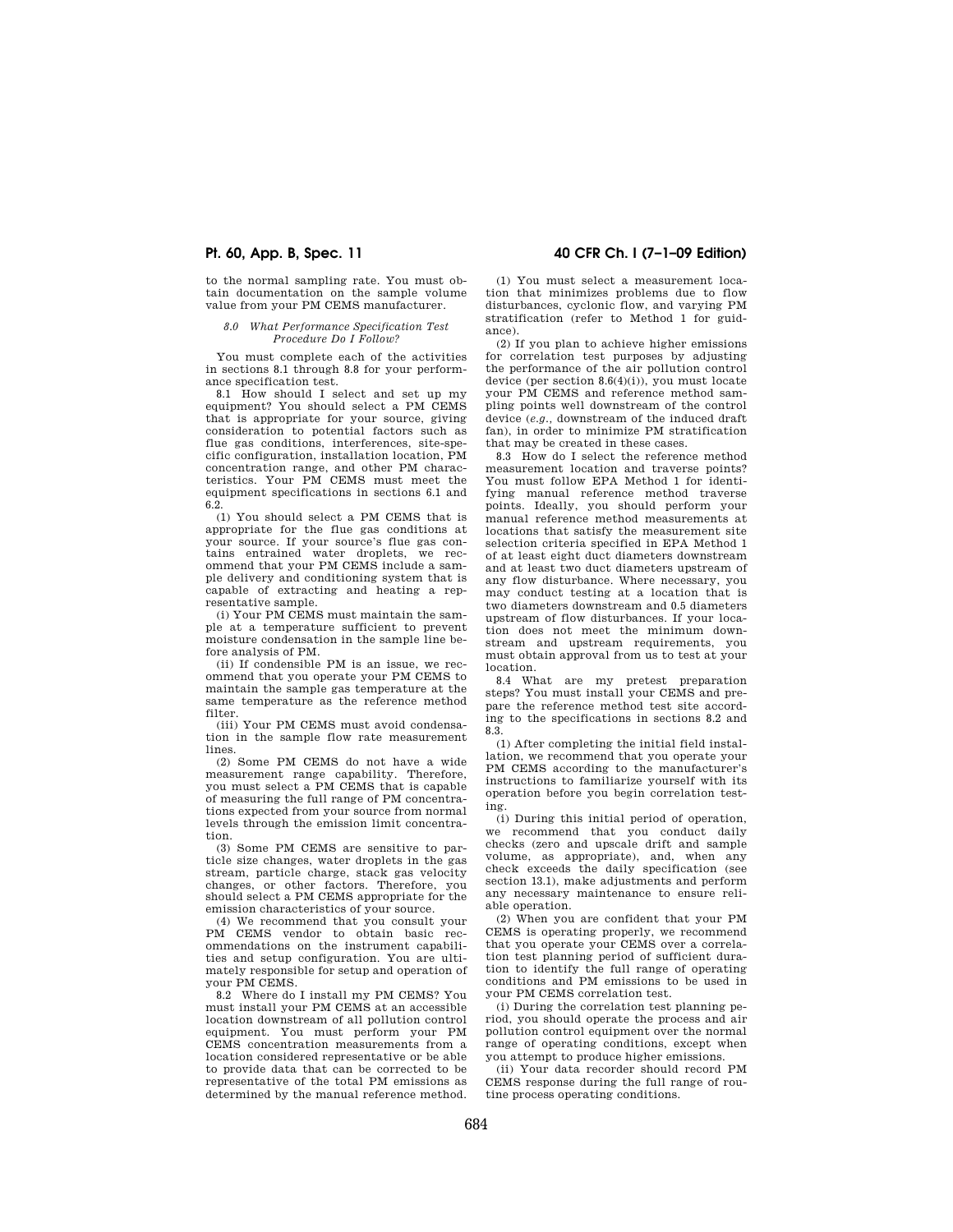to the normal sampling rate. You must obtain documentation on the sample volume value from your PM CEMS manufacturer.

### *8.0 What Performance Specification Test Procedure Do I Follow?*

You must complete each of the activities in sections 8.1 through 8.8 for your performance specification test.

8.1 How should I select and set up my equipment? You should select a PM CEMS that is appropriate for your source, giving consideration to potential factors such as flue gas conditions, interferences, site-specific configuration, installation location, PM concentration range, and other PM characteristics. Your PM CEMS must meet the equipment specifications in sections 6.1 and 6.2.

(1) You should select a PM CEMS that is appropriate for the flue gas conditions at your source. If your source's flue gas contains entrained water droplets, we recommend that your PM CEMS include a sample delivery and conditioning system that is capable of extracting and heating a representative sample.

(i) Your PM CEMS must maintain the sample at a temperature sufficient to prevent moisture condensation in the sample line before analysis of PM.

(ii) If condensible PM is an issue, we recommend that you operate your PM CEMS to maintain the sample gas temperature at the same temperature as the reference method filter.

(iii) Your PM CEMS must avoid condensation in the sample flow rate measurement lines.

(2) Some PM CEMS do not have a wide measurement range capability. Therefore, you must select a PM CEMS that is capable of measuring the full range of PM concentrations expected from your source from normal levels through the emission limit concentration.

(3) Some PM CEMS are sensitive to particle size changes, water droplets in the gas stream, particle charge, stack gas velocity changes, or other factors. Therefore, you should select a PM CEMS appropriate for the emission characteristics of your source.

(4) We recommend that you consult your PM CEMS vendor to obtain basic recommendations on the instrument capabilities and setup configuration. You are ultimately responsible for setup and operation of your PM CEMS.

8.2 Where do I install my PM CEMS? You must install your PM CEMS at an accessible location downstream of all pollution control equipment. You must perform your PM CEMS concentration measurements from a location considered representative or be able to provide data that can be corrected to be representative of the total PM emissions as determined by the manual reference method.

(1) You must select a measurement location that minimizes problems due to flow disturbances, cyclonic flow, and varying PM stratification (refer to Method 1 for guidance).

(2) If you plan to achieve higher emissions for correlation test purposes by adjusting the performance of the air pollution control device (per section 8.6(4)(i)), you must locate your PM CEMS and reference method sampling points well downstream of the control device (*e.g.*, downstream of the induced draft fan), in order to minimize PM stratification that may be created in these cases.

8.3 How do I select the reference method measurement location and traverse points? You must follow EPA Method 1 for identifying manual reference method traverse points. Ideally, you should perform your manual reference method measurements at locations that satisfy the measurement site selection criteria specified in EPA Method 1 of at least eight duct diameters downstream and at least two duct diameters upstream of any flow disturbance. Where necessary, you may conduct testing at a location that is two diameters downstream and 0.5 diameters upstream of flow disturbances. If your location does not meet the minimum downstream and upstream requirements, you must obtain approval from us to test at your location.

8.4 What are my pretest preparation steps? You must install your CEMS and prepare the reference method test site according to the specifications in sections 8.2 and 8.3.

(1) After completing the initial field installation, we recommend that you operate your PM CEMS according to the manufacturer's instructions to familiarize yourself with its operation before you begin correlation testing.

(i) During this initial period of operation, we recommend that you conduct daily checks (zero and upscale drift and sample volume, as appropriate), and, when any check exceeds the daily specification (see section 13.1), make adjustments and perform any necessary maintenance to ensure reliable operation.

(2) When you are confident that your PM CEMS is operating properly, we recommend that you operate your CEMS over a correlation test planning period of sufficient duration to identify the full range of operating conditions and PM emissions to be used in your PM CEMS correlation test.

(i) During the correlation test planning period, you should operate the process and air pollution control equipment over the normal range of operating conditions, except when you attempt to produce higher emissions.

(ii) Your data recorder should record PM CEMS response during the full range of routine process operating conditions.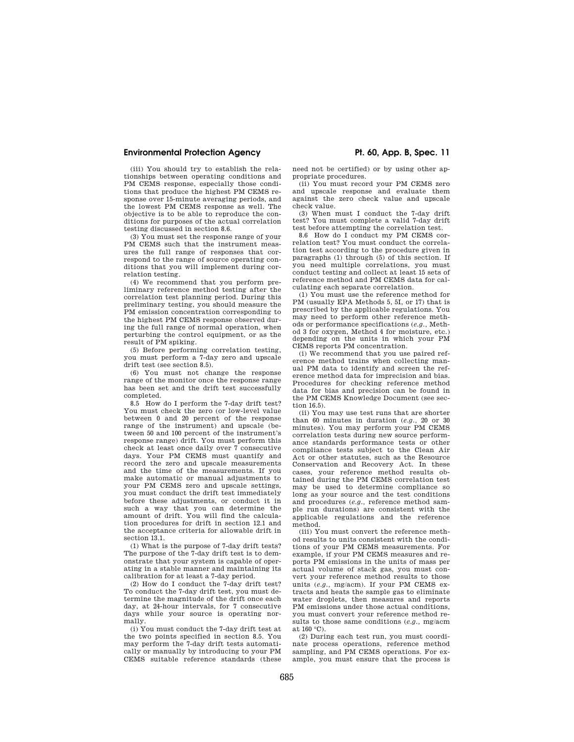(iii) You should try to establish the relationships between operating conditions and PM CEMS response, especially those conditions that produce the highest PM CEMS response over 15-minute averaging periods, and the lowest PM CEMS response as well. The objective is to be able to reproduce the conditions for purposes of the actual correlation testing discussed in section 8.6.

(3) You must set the response range of your PM CEMS such that the instrument measures the full range of responses that correspond to the range of source operating conditions that you will implement during correlation testing.

(4) We recommend that you perform preliminary reference method testing after the correlation test planning period. During this preliminary testing, you should measure the PM emission concentration corresponding to the highest PM CEMS response observed during the full range of normal operation, when perturbing the control equipment, or as the result of PM spiking.

(5) Before performing correlation testing, you must perform a 7-day zero and upscale drift test (see section 8.5).

(6) You must not change the response range of the monitor once the response range has been set and the drift test successfully completed.

8.5 How do I perform the 7-day drift test? You must check the zero (or low-level value between 0 and 20 percent of the response range of the instrument) and upscale (between 50 and 100 percent of the instrument's response range) drift. You must perform this check at least once daily over 7 consecutive days. Your PM CEMS must quantify and record the zero and upscale measurements and the time of the measurements. If you make automatic or manual adjustments to your PM CEMS zero and upscale settings, you must conduct the drift test immediately before these adjustments, or conduct it in such a way that you can determine the amount of drift. You will find the calculation procedures for drift in section 12.1 and the acceptance criteria for allowable drift in section 13.1.

(1) What is the purpose of 7-day drift tests? The purpose of the 7-day drift test is to demonstrate that your system is capable of operating in a stable manner and maintaining its calibration for at least a 7-day period.

(2) How do I conduct the 7-day drift test? To conduct the 7-day drift test, you must determine the magnitude of the drift once each day, at 24-hour intervals, for 7 consecutive days while your source is operating normally.

(i) You must conduct the 7-day drift test at the two points specified in section 8.5. You may perform the 7-day drift tests automatically or manually by introducing to your PM CEMS suitable reference standards (these need not be certified) or by using other appropriate procedures.

(ii) You must record your PM CEMS zero and upscale response and evaluate them against the zero check value and upscale check value.

(3) When must I conduct the 7-day drift test? You must complete a valid 7-day drift test before attempting the correlation test.

8.6 How do I conduct my PM CEMS correlation test? You must conduct the correlation test according to the procedure given in paragraphs (1) through (5) of this section. If you need multiple correlations, you must conduct testing and collect at least 15 sets of reference method and PM CEMS data for calculating each separate correlation.

(1) You must use the reference method for PM (usually EPA Methods 5, 5I, or 17) that is prescribed by the applicable regulations. You may need to perform other reference methods or performance specifications (*e.g.*, Method 3 for oxygen, Method 4 for moisture, etc.) depending on the units in which your PM CEMS reports PM concentration.

(i) We recommend that you use paired reference method trains when collecting manual PM data to identify and screen the reference method data for imprecision and bias. Procedures for checking reference method data for bias and precision can be found in the PM CEMS Knowledge Document (see section 16.5).

(ii) You may use test runs that are shorter than 60 minutes in duration (*e.g.*, 20 or 30 minutes). You may perform your PM CEMS correlation tests during new source performance standards performance tests or other compliance tests subject to the Clean Air Act or other statutes, such as the Resource Conservation and Recovery Act. In these cases, your reference method results obtained during the PM CEMS correlation test may be used to determine compliance so long as your source and the test conditions and procedures (*e.g.*, reference method sample run durations) are consistent with the applicable regulations and the reference method.

(iii) You must convert the reference method results to units consistent with the conditions of your PM CEMS measurements. For example, if your PM CEMS measures and reports PM emissions in the units of mass per actual volume of stack gas, you must convert your reference method results to those units (*e.g.*, mg/acm). If your PM CEMS extracts and heats the sample gas to eliminate water droplets, then measures and reports PM emissions under those actual conditions, you must convert your reference method results to those same conditions (*e.g.*, mg/acm at 160 °C).

(2) During each test run, you must coordinate process operations, reference method sampling, and PM CEMS operations. For example, you must ensure that the process is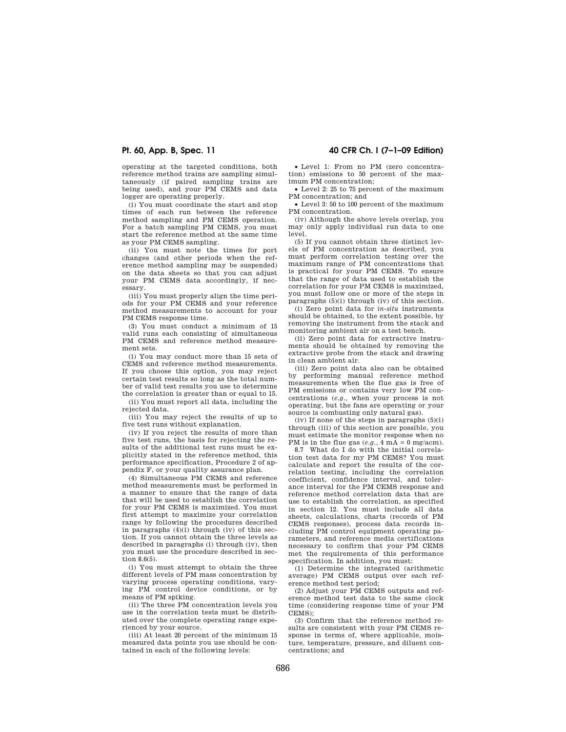operating at the targeted conditions, both reference method trains are sampling simultaneously (if paired sampling trains are being used), and your PM CEMS and data logger are operating properly.

(i) You must coordinate the start and stop times of each run between the reference method sampling and PM CEMS operation. For a batch sampling PM CEMS, you must start the reference method at the same time as your PM CEMS sampling.

(ii) You must note the times for port changes (and other periods when the reference method sampling may be suspended) on the data sheets so that you can adjust your PM CEMS data accordingly, if necessary.

(iii) You must properly align the time periods for your PM CEMS and your reference method measurements to account for your PM CEMS response time.

(3) You must conduct a minimum of 15 valid runs each consisting of simultaneous PM CEMS and reference method measurement sets.

(i) You may conduct more than 15 sets of CEMS and reference method measurements. If you choose this option, you may reject certain test results so long as the total number of valid test results you use to determine the correlation is greater than or equal to 15.

(ii) You must report all data, including the rejected data.

(iii) You may reject the results of up to five test runs without explanation.

(iv) If you reject the results of more than five test runs, the basis for rejecting the results of the additional test runs must be explicitly stated in the reference method, this performance specification, Procedure 2 of appendix F, or your quality assurance plan.

(4) Simultaneous PM CEMS and reference method measurements must be performed in a manner to ensure that the range of data that will be used to establish the correlation for your PM CEMS is maximized. You must first attempt to maximize your correlation range by following the procedures described in paragraphs (4)(i) through (iv) of this section. If you cannot obtain the three levels as described in paragraphs (i) through (iv), then you must use the procedure described in section 8.6(5).

(i) You must attempt to obtain the three different levels of PM mass concentration by varying process operating conditions, varying PM control device conditions, or by means of PM spiking.

(ii) The three PM concentration levels you use in the correlation tests must be distributed over the complete operating range experienced by your source.

(iii) At least 20 percent of the minimum 15 measured data points you use should be contained in each of the following levels:

- Level 1: From no PM (zero concentration) emissions to 50 percent of the maximum PM concentration;
- Level 2: 25 to 75 percent of the maximum PM concentration; and
- Level 3: 50 to 100 percent of the maximum PM concentration.

(iv) Although the above levels overlap, you may only apply individual run data to one level.

(5) If you cannot obtain three distinct levels of PM concentration as described, you must perform correlation testing over the maximum range of PM concentrations that is practical for your PM CEMS. To ensure that the range of data used to establish the correlation for your PM CEMS is maximized, you must follow one or more of the steps in paragraphs (5)(i) through (iv) of this section.

(i) Zero point data for *in-situ* instruments should be obtained, to the extent possible, by removing the instrument from the stack and monitoring ambient air on a test bench.

(ii) Zero point data for extractive instruments should be obtained by removing the extractive probe from the stack and drawing in clean ambient air.

(iii) Zero point data also can be obtained by performing manual reference method measurements when the flue gas is free of PM emissions or contains very low PM concentrations (*e.g.*, when your process is not operating, but the fans are operating or your source is combusting only natural gas).

(iv) If none of the steps in paragraphs (5)(i) through (iii) of this section are possible, you must estimate the monitor response when no PM is in the flue gas (*e.g.*, 4 mA = 0 mg/acm).

8.7 What do I do with the initial correlation test data for my PM CEMS? You must calculate and report the results of the correlation testing, including the correlation coefficient, confidence interval, and tolerance interval for the PM CEMS response and reference method correlation data that are use to establish the correlation, as specified in section 12. You must include all data sheets, calculations, charts (records of PM CEMS responses), process data records including PM control equipment operating parameters, and reference media certifications necessary to confirm that your PM CEMS met the requirements of this performance specification. In addition, you must:

(1) Determine the integrated (arithmetic average) PM CEMS output over each reference method test period;

(2) Adjust your PM CEMS outputs and reference method test data to the same clock time (considering response time of your PM CEMS);

(3) Confirm that the reference method results are consistent with your PM CEMS response in terms of, where applicable, moisture, temperature, pressure, and diluent concentrations; and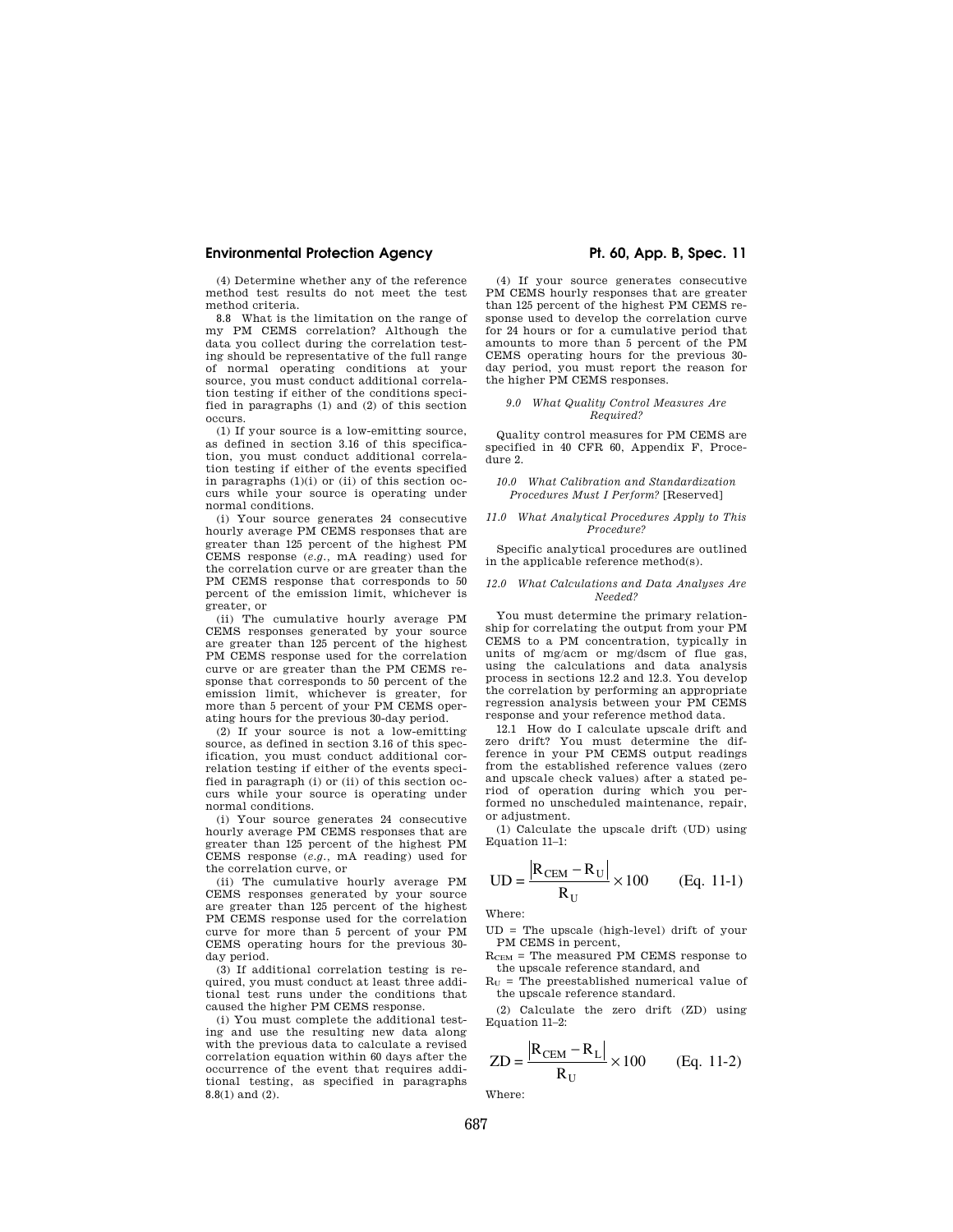(4) Determine whether any of the reference method test results do not meet the test method criteria.

8.8 What is the limitation on the range of my PM CEMS correlation? Although the data you collect during the correlation testing should be representative of the full range of normal operating conditions at your source, you must conduct additional correlation testing if either of the conditions specified in paragraphs (1) and (2) of this section occurs.

(1) If your source is a low-emitting source, as defined in section 3.16 of this specification, you must conduct additional correlation testing if either of the events specified in paragraphs (1)(i) or (ii) of this section occurs while your source is operating under normal conditions.

(i) Your source generates 24 consecutive hourly average PM CEMS responses that are greater than 125 percent of the highest PM CEMS response (*e.g.,* mA reading) used for the correlation curve or are greater than the PM CEMS response that corresponds to 50 percent of the emission limit, whichever is greater, or

(ii) The cumulative hourly average PM CEMS responses generated by your source are greater than 125 percent of the highest PM CEMS response used for the correlation curve or are greater than the PM CEMS response that corresponds to 50 percent of the emission limit, whichever is greater, for more than 5 percent of your PM CEMS operating hours for the previous 30-day period.

(2) If your source is not a low-emitting source, as defined in section 3.16 of this specification, you must conduct additional correlation testing if either of the events specified in paragraph (i) or (ii) of this section occurs while your source is operating under normal conditions.

(i) Your source generates 24 consecutive hourly average PM CEMS responses that are greater than 125 percent of the highest PM CEMS response (*e.g.,* mA reading) used for the correlation curve, or

(ii) The cumulative hourly average PM CEMS responses generated by your source are greater than 125 percent of the highest PM CEMS response used for the correlation curve for more than 5 percent of your PM CEMS operating hours for the previous 30-day period.

(3) If additional correlation testing is required, you must conduct at least three additional test runs under the conditions that caused the higher PM CEMS response.

(i) You must complete the additional testing and use the resulting new data along with the previous data to calculate a revised correlation equation within 60 days after the occurrence of the event that requires additional testing, as specified in paragraphs 8.8(1) and (2).

(4) If your source generates consecutive PM CEMS hourly responses that are greater than 125 percent of the highest PM CEMS response used to develop the correlation curve for 24 hours or for a cumulative period that amounts to more than 5 percent of the PM CEMS operating hours for the previous 30-day period, you must report the reason for the higher PM CEMS responses.

### *9.0 What Quality Control Measures Are Required?*

Quality control measures for PM CEMS are specified in 40 CFR 60, Appendix F, Procedure 2.

### *10.0 What Calibration and Standardization Procedures Must I Perform?* [Reserved]

### *11.0 What Analytical Procedures Apply to This Procedure?*

Specific analytical procedures are outlined in the applicable reference method(s).

### *12.0 What Calculations and Data Analyses Are Needed?*

You must determine the primary relationship for correlating the output from your PM CEMS to a PM concentration, typically in units of mg/acm or mg/dscm of flue gas, using the calculations and data analysis process in sections 12.2 and 12.3. You develop the correlation by performing an appropriate regression analysis between your PM CEMS response and your reference method data.

12.1 How do I calculate upscale drift and zero drift? You must determine the difference in your PM CEMS output readings from the established reference values (zero and upscale check values) after a stated period of operation during which you performed no unscheduled maintenance, repair, or adjustment.

(1) Calculate the upscale drift (UD) using Equation 11–1:

$$UD = \frac{\left|R_{CEM} - R_U\right|}{R_U} \times 100 \qquad \text{(Eq. 11-1)}$$

Where:

UD = The upscale (high-level) drift of your PM CEMS in percent,

$R_{CEM}$ = The measured PM CEMS response to the upscale reference standard, and

$R_U$ = The preestablished numerical value of the upscale reference standard.

(2) Calculate the zero drift (ZD) using Equation 11–2:

$$ZD = \frac{\left|R_{CEM} - R_L\right|}{R_U} \times 100 \qquad \text{(Eq. 11-2)}$$

Where: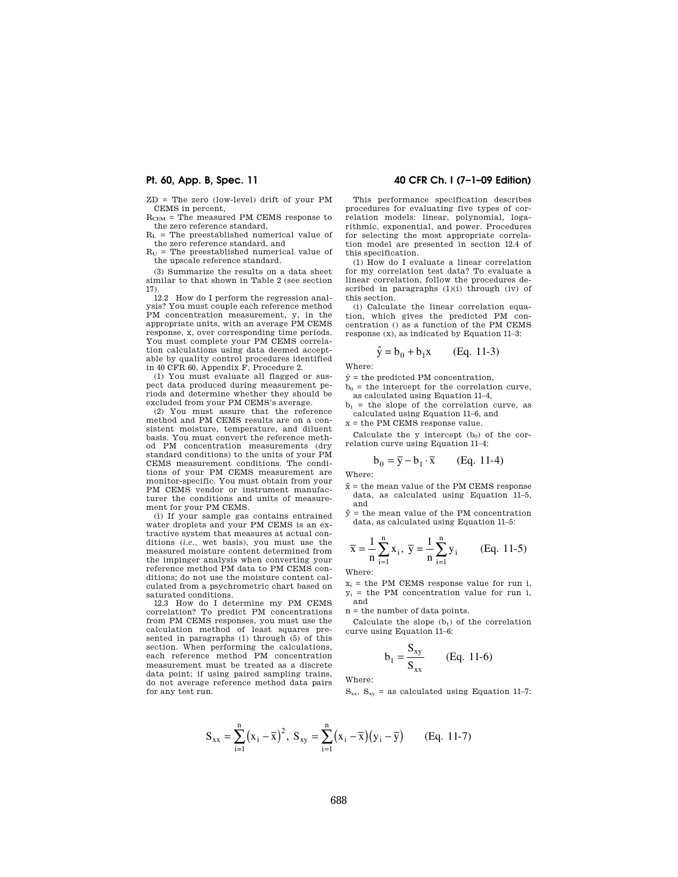ZD = The zero (low-level) drift of your PM CEMS in percent,

$R_{CEM}$ = The measured PM CEMS response to the zero reference standard,

$R_L$ = The preestablished numerical value of the zero reference standard, and

$R_U$ = The preestablished numerical value of the upscale reference standard.

(3) Summarize the results on a data sheet similar to that shown in Table 2 (see section 17).

12.2 How do I perform the regression analysis? You must couple each reference method PM concentration measurement, y, in the appropriate units, with an average PM CEMS response, x, over corresponding time periods. You must complete your PM CEMS correlation calculations using data deemed acceptable by quality control procedures identified in 40 CFR 60, Appendix F, Procedure 2.

(1) You must evaluate all flagged or suspect data produced during measurement periods and determine whether they should be excluded from your PM CEMS's average.

(2) You must assure that the reference method and PM CEMS results are on a consistent moisture, temperature, and diluent basis. You must convert the reference method PM concentration measurements (dry standard conditions) to the units of your PM CEMS measurement conditions. The conditions of your PM CEMS measurement are monitor-specific. You must obtain from your PM CEMS vendor or instrument manufacturer the conditions and units of measurement for your PM CEMS.

(i) If your sample gas contains entrained water droplets and your PM CEMS is an extractive system that measures at actual conditions (*i.e.*, wet basis), you must use the measured moisture content determined from the impinger analysis when converting your reference method PM data to PM CEMS conditions; do not use the moisture content calculated from a psychrometric chart based on saturated conditions.

12.3 How do I determine my PM CEMS correlation? To predict PM concentrations from PM CEMS responses, you must use the calculation method of least squares presented in paragraphs (1) through (5) of this section. When performing the calculations, each reference method PM concentration measurement must be treated as a discrete data point; if using paired sampling trains, do not average reference method data pairs for any test run.

This performance specification describes procedures for evaluating five types of correlation models: linear, polynomial, logarithmic, exponential, and power. Procedures for selecting the most appropriate correlation model are presented in section 12.4 of this specification.

(1) How do I evaluate a linear correlation for my correlation test data? To evaluate a linear correlation, follow the procedures described in paragraphs (1)(i) through (iv) of this section.

(i) Calculate the linear correlation equation, which gives the predicted PM concentration () as a function of the PM CEMS response (x), as indicated by Equation 11–3:

$$\hat{y} = b_0 + b_1 x \qquad \text{(Eq. 11-3)}$$

Where:

$\hat{y}$ = the predicted PM concentration,

$b_0$ = the intercept for the correlation curve, as calculated using Equation 11–4,

$b_1$ = the slope of the correlation curve, as calculated using Equation 11–6, and

x = the PM CEMS response value.

Calculate the y intercept ($b_0$) of the correlation curve using Equation 11–4:

$$b_0 = \bar{y} - b_1 \cdot \bar{x} \qquad \text{(Eq. 11-4)}$$

Where:

$\bar{x}$ = the mean value of the PM CEMS response data, as calculated using Equation 11–5, and

$\bar{y}$ = the mean value of the PM concentration data, as calculated using Equation 11–5:

$$\bar{x} = \frac{1}{n}\sum_{i=1}^{n} x_i, \; \bar{y} = \frac{1}{n}\sum_{i=1}^{n} y_i \qquad \text{(Eq. 11-5)}$$

Where:

$x_i$ = the PM CEMS response value for run i,

$y_i$ = the PM concentration value for run i, and

n = the number of data points.

Calculate the slope ($b_1$) of the correlation curve using Equation 11–6:

$$b_1 = \frac{S_{xy}}{S_{xx}} \qquad \text{(Eq. 11-6)}$$

Where:

$S_{xx}$, $S_{xy}$ = as calculated using Equation 11–7:

$$S_{xx} = \sum_{i=1}^{n}\left(x_i - \bar{x}\right)^2, \; S_{xy} = \sum_{i=1}^{n}\left(x_i - \bar{x}\right)\left(y_i - \bar{y}\right) \qquad \text{(Eq. 11-7)}$$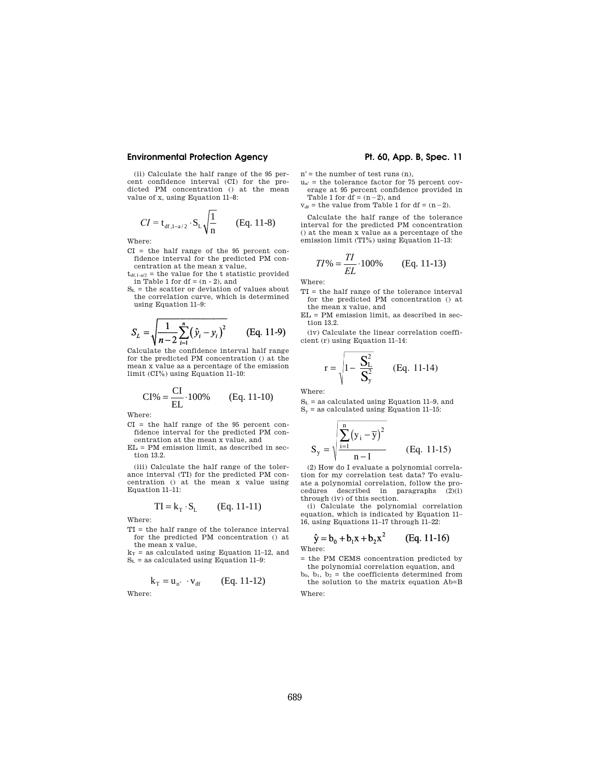(ii) Calculate the half range of the 95 percent confidence interval (CI) for the predicted PM concentration () at the mean value of x, using Equation 11–8:

$$CI = t_{df,1-a/2} \cdot S_L \sqrt{\frac{1}{n}} \qquad \text{(Eq. 11-8)}$$

Where:

CI = the half range of the 95 percent confidence interval for the predicted PM concentration at the mean x value,

$t_{df,1-a/2}$ = the value for the t statistic provided in Table 1 for df = (n - 2), and

$S_L$ = the scatter or deviation of values about the correlation curve, which is determined using Equation 11–9:

$$S_L = \sqrt{\frac{1}{n-2}\sum_{i=1}^{n}\left(\hat{y}_i - y_i\right)^2} \qquad \text{(Eq. 11-9)}$$

Calculate the confidence interval half range for the predicted PM concentration () at the mean x value as a percentage of the emission limit (CI%) using Equation 11–10:

$$CI\% = \frac{CI}{EL} \cdot 100\% \qquad \text{(Eq. 11-10)}$$

Where:

CI = the half range of the 95 percent confidence interval for the predicted PM concentration at the mean x value, and

EL = PM emission limit, as described in section 13.2.

(iii) Calculate the half range of the tolerance interval (TI) for the predicted PM concentration () at the mean x value using Equation 11–11:

$$TI = k_T \cdot S_L \qquad \text{(Eq. 11-11)}$$

Where:

TI = the half range of the tolerance interval for the predicted PM concentration () at the mean x value,

$k_T$ = as calculated using Equation 11–12, and

$S_L$ = as calculated using Equation 11–9:

$$k_T = u_{n'} \cdot v_{df} \qquad \text{(Eq. 11-12)}$$

Where:

n′ = the number of test runs (n),

$u_{n'}$ = the tolerance factor for 75 percent coverage at 95 percent confidence provided in Table 1 for df = (n−2), and

$v_{df}$ = the value from Table 1 for df = (n−2).

Calculate the half range of the tolerance interval for the predicted PM concentration () at the mean x value as a percentage of the emission limit (TI%) using Equation 11–13:

$$TI\% = \frac{TI}{EL} \cdot 100\% \qquad \text{(Eq. 11-13)}$$

Where:

TI = the half range of the tolerance interval for the predicted PM concentration () at the mean x value, and

EL = PM emission limit, as described in section 13.2.

(iv) Calculate the linear correlation coefficient (r) using Equation 11–14:

$$r = \sqrt{1 - \frac{S_L^2}{S_y^2}} \qquad \text{(Eq. 11-14)}$$

Where:

$S_L$ = as calculated using Equation 11–9, and

$S_y$ = as calculated using Equation 11–15:

$$S_y = \sqrt{\frac{\sum_{i=1}^{n}\left(y_i - \bar{y}\right)^2}{n-1}} \qquad \text{(Eq. 11-15)}$$

(2) How do I evaluate a polynomial correlation for my correlation test data? To evaluate a polynomial correlation, follow the procedures described in paragraphs (2)(i) through (iv) of this section.

(i) Calculate the polynomial correlation equation, which is indicated by Equation 11–16, using Equations 11–17 through 11–22:

$$\hat{y} = b_0 + b_1 x + b_2 x^2 \qquad \text{(Eq. 11-16)}$$

Where:

= the PM CEMS concentration predicted by the polynomial correlation equation, and

$b_0$, $b_1$, $b_2$ = the coefficients determined from the solution to the matrix equation Ab=B

Where: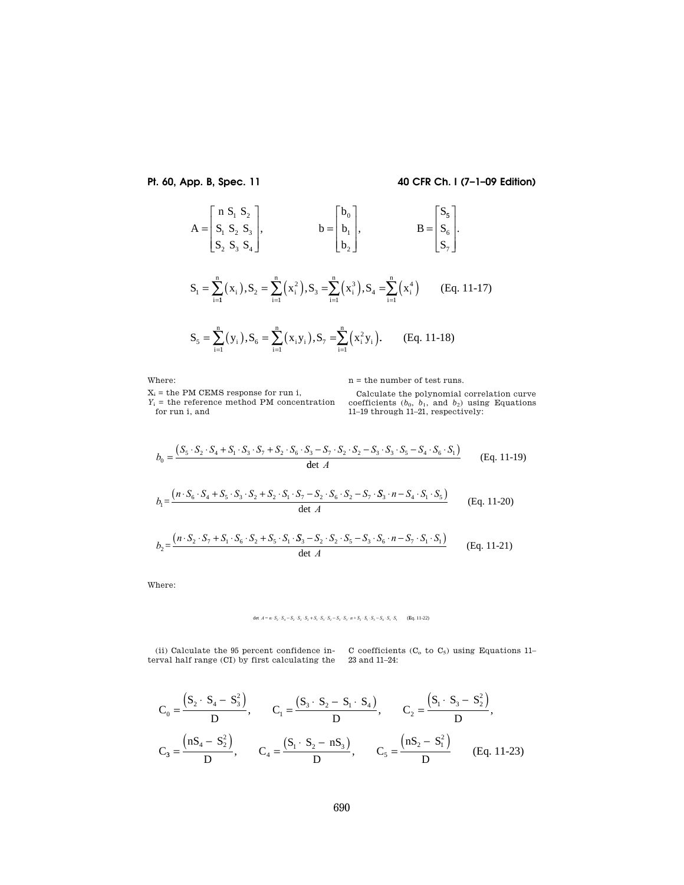$$A = \begin{bmatrix} n & S_1 & S_2 \\ S_1 & S_2 & S_3 \\ S_2 & S_3 & S_4 \end{bmatrix}, \qquad b = \begin{bmatrix} b_0 \\ b_1 \\ b_2 \end{bmatrix}, \qquad B = \begin{bmatrix} S_5 \\ S_6 \\ S_7 \end{bmatrix}.$$

$$S_1 = \sum_{i=1}^{n}(x_i), S_2 = \sum_{i=1}^{n}(x_i^2), S_3 = \sum_{i=1}^{n}(x_i^3), S_4 = \sum_{i=1}^{n}(x_i^4) \qquad \text{(Eq. 11-17)}$$

$$S_5 = \sum_{i=1}^{n}(y_i), S_6 = \sum_{i=1}^{n}(x_i y_i), S_7 = \sum_{i=1}^{n}(x_i^2 y_i). \qquad \text{(Eq. 11-18)}$$

Where:

$X_i$ = the PM CEMS response for run i,

$Y_i$ = the reference method PM concentration for run i, and

n = the number of test runs.

Calculate the polynomial correlation curve coefficients ($b_0$, $b_1$, and $b_2$) using Equations 11–19 through 11–21, respectively:

$$b_0 = \frac{(S_5 \cdot S_2 \cdot S_4 + S_1 \cdot S_3 \cdot S_7 + S_2 \cdot S_6 \cdot S_3 - S_7 \cdot S_2 \cdot S_2 - S_3 \cdot S_3 \cdot S_5 - S_4 \cdot S_6 \cdot S_1)}{\det A} \qquad \text{(Eq. 11-19)}$$

$$b_1 = \frac{(n \cdot S_6 \cdot S_4 + S_5 \cdot S_3 \cdot S_2 + S_2 \cdot S_1 \cdot S_7 - S_2 \cdot S_6 \cdot S_2 - S_7 \cdot S_3 \cdot n - S_4 \cdot S_1 \cdot S_5)}{\det A} \qquad \text{(Eq. 11-20)}$$

$$b_2 = \frac{(n \cdot S_2 \cdot S_7 + S_1 \cdot S_6 \cdot S_2 + S_5 \cdot S_1 \cdot S_3 - S_2 \cdot S_2 \cdot S_5 - S_3 \cdot S_6 \cdot n - S_7 \cdot S_1 \cdot S_1)}{\det A} \qquad \text{(Eq. 11-21)}$$

Where:

$$\det A = n \cdot S_2 \cdot S_4 - S_3 \cdot S_3 \cdot S_2 + S_1 \cdot S_3 \cdot S_2 - S_1 \cdot S_1 \cdot S_4 \cdot n + S_2 \cdot S_1 \cdot S_3 - S_2 \cdot S_2 \cdot S_2 \qquad \text{(Eq. 11-22)}$$

(ii) Calculate the 95 percent confidence interval half range (CI) by first calculating the C coefficients ($C_o$ to $C_5$) using Equations 11–23 and 11–24:

$$C_0 = \frac{(S_2 \cdot S_4 - S_3^2)}{D}, \qquad C_1 = \frac{(S_3 \cdot S_2 - S_1 \cdot S_4)}{D}, \qquad C_2 = \frac{(S_1 \cdot S_3 - S_2^2)}{D},$$

$$C_3 = \frac{(nS_4 - S_2^2)}{D}, \qquad C_4 = \frac{(S_1 \cdot S_2 - nS_3)}{D}, \qquad C_5 = \frac{(nS_2 - S_1^2)}{D} \qquad \text{(Eq. 11-23)}$$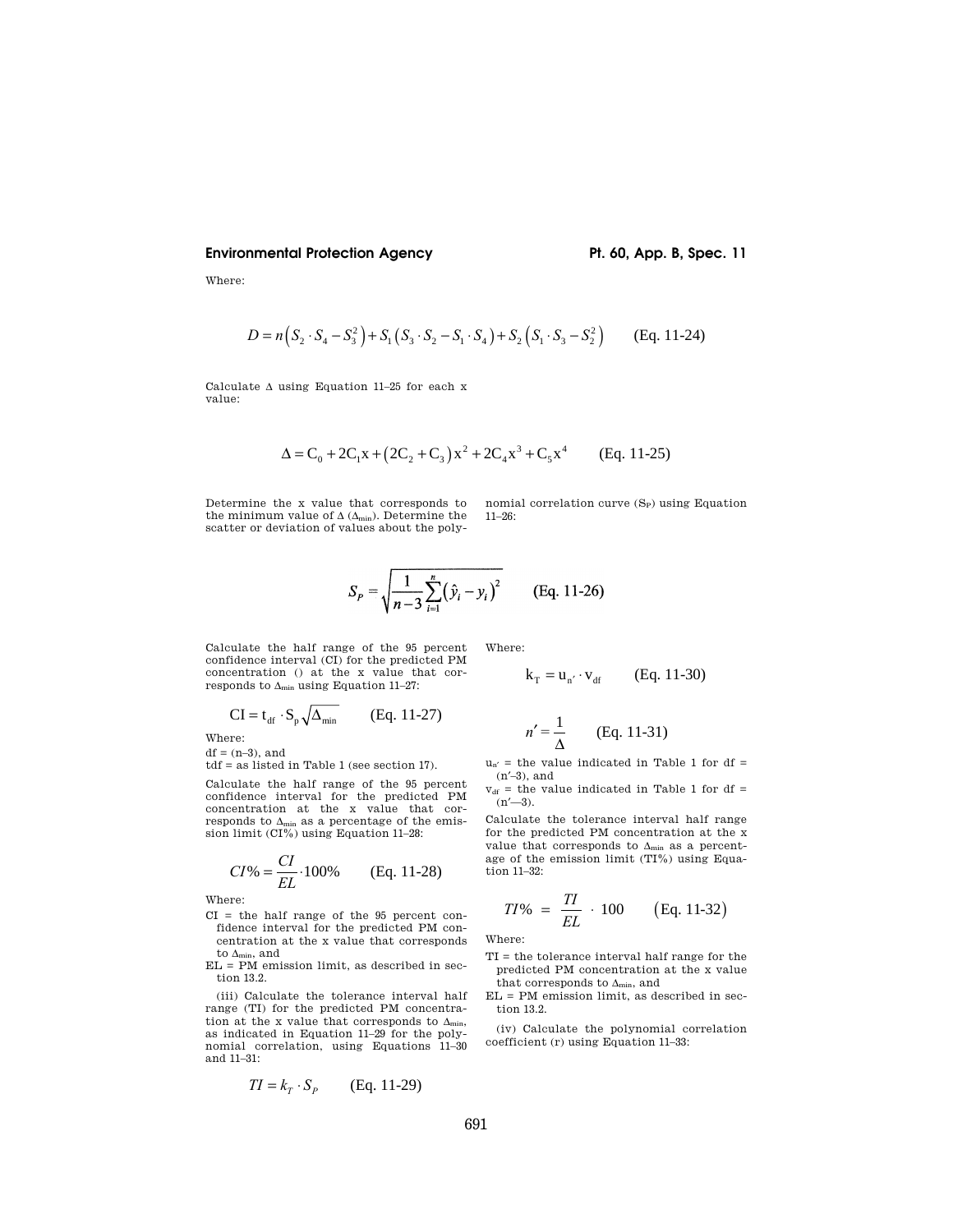Where:

$$D = n\left(S_2 \cdot S_4 - S_3^2\right) + S_1\left(S_3 \cdot S_2 - S_1 \cdot S_4\right) + S_2\left(S_1 \cdot S_3 - S_2^2\right) \qquad \text{(Eq. 11-24)}$$

Calculate Δ using Equation 11–25 for each x value:

$$\Delta = C_0 + 2C_1 x + \left(2C_2 + C_3\right)x^2 + 2C_4 x^3 + C_5 x^4 \qquad \text{(Eq. 11-25)}$$

Determine the x value that corresponds to the minimum value of Δ ($\Delta_{min}$). Determine the scatter or deviation of values about the polynomial correlation curve ($S_P$) using Equation 11–26:

$$S_P = \sqrt{\frac{1}{n-3}\sum_{i=1}^{n}\left(\hat{y}_i - y_i\right)^2} \qquad \text{(Eq. 11-26)}$$

Calculate the half range of the 95 percent confidence interval (CI) for the predicted PM concentration () at the x value that corresponds to $\Delta_{min}$ using Equation 11–27:

$$CI = t_{df} \cdot S_p \sqrt{\Delta_{min}} \qquad \text{(Eq. 11-27)}$$

Where:

df = (n–3), and

tdf = as listed in Table 1 (see section 17).

Calculate the half range of the 95 percent confidence interval for the predicted PM concentration at the x value that corresponds to $\Delta_{min}$ as a percentage of the emission limit (CI%) using Equation 11–28:

$$CI\% = \frac{CI}{EL} \cdot 100\% \qquad \text{(Eq. 11-28)}$$

Where:

CI = the half range of the 95 percent confidence interval for the predicted PM concentration at the x value that corresponds to $\Delta_{min}$, and

EL = PM emission limit, as described in section 13.2.

(iii) Calculate the tolerance interval half range (TI) for the predicted PM concentration at the x value that corresponds to $\Delta_{min}$, as indicated in Equation 11–29 for the polynomial correlation, using Equations 11–30 and 11–31:

$$TI = k_T \cdot S_P \qquad \text{(Eq. 11-29)}$$

Where:

$$k_T = u_{n'} \cdot v_{df} \qquad \text{(Eq. 11-30)}$$

$$n' = \frac{1}{\Delta} \qquad \text{(Eq. 11-31)}$$

$u_{n'}$ = the value indicated in Table 1 for df = (n′–3), and

$v_{df}$ = the value indicated in Table 1 for df = (n′—3).

Calculate the tolerance interval half range for the predicted PM concentration at the x value that corresponds to $\Delta_{min}$ as a percentage of the emission limit (TI%) using Equation 11–32:

$$TI\% = \frac{TI}{EL} \cdot 100 \qquad \text{(Eq. 11-32)}$$

Where:

TI = the tolerance interval half range for the predicted PM concentration at the x value that corresponds to $\Delta_{min}$, and

EL = PM emission limit, as described in section 13.2.

(iv) Calculate the polynomial correlation coefficient (r) using Equation 11–33: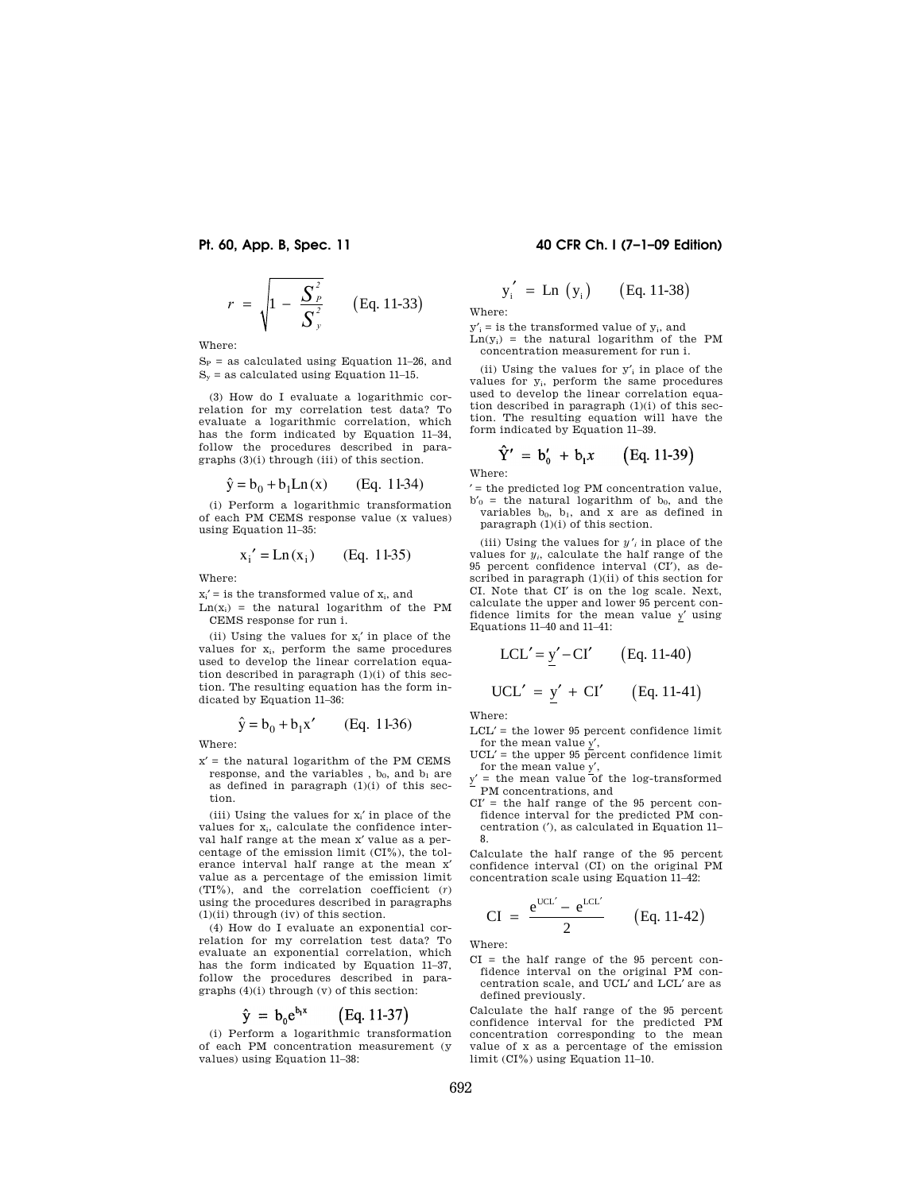$$r = \sqrt{1 - \frac{S_P^2}{S_y^2}} \qquad \text{(Eq. 11-33)}$$

Where:

$S_P$ = as calculated using Equation 11–26, and
$S_y$ = as calculated using Equation 11–15.

(3) How do I evaluate a logarithmic correlation for my correlation test data? To evaluate a logarithmic correlation, which has the form indicated by Equation 11–34, follow the procedures described in paragraphs (3)(i) through (iii) of this section.

$$\hat{y} = b_0 + b_1 \text{Ln}(x) \qquad \text{(Eq. 11-34)}$$

(i) Perform a logarithmic transformation of each PM CEMS response value (x values) using Equation 11–35:

$$x_i' = \text{Ln}(x_i) \qquad \text{(Eq. 11-35)}$$

Where:

$x_i'$ = is the transformed value of $x_i$, and
$\text{Ln}(x_i)$ = the natural logarithm of the PM CEMS response for run i.

(ii) Using the values for $x_i'$ in place of the values for $x_i$, perform the same procedures used to develop the linear correlation equation described in paragraph (1)(i) of this section. The resulting equation has the form indicated by Equation 11–36:

$$\hat{y} = b_0 + b_1 x' \qquad \text{(Eq. 11-36)}$$

Where:

$x'$ = the natural logarithm of the PM CEMS response, and the variables , $b_0$, and $b_1$ are as defined in paragraph (1)(i) of this section.

(iii) Using the values for $x_i'$ in place of the values for $x_i$, calculate the confidence interval half range at the mean $x'$ value as a percentage of the emission limit (CI%), the tolerance interval half range at the mean $x'$ value as a percentage of the emission limit (TI%), and the correlation coefficient ($r$) using the procedures described in paragraphs (1)(ii) through (iv) of this section.

(4) How do I evaluate an exponential correlation for my correlation test data? To evaluate an exponential correlation, which has the form indicated by Equation 11–37, follow the procedures described in paragraphs (4)(i) through (v) of this section:

$$\hat{y} = b_0 e^{b_1 x} \qquad \text{(Eq. 11-37)}$$

(i) Perform a logarithmic transformation of each PM concentration measurement (y values) using Equation 11–38:

$$y_i' = \text{Ln}(y_i) \qquad \text{(Eq. 11-38)}$$

Where:

$y_i'$ = is the transformed value of $y_i$, and
$\text{Ln}(y_i)$ = the natural logarithm of the PM concentration measurement for run i.

(ii) Using the values for $y_i'$ in place of the values for $y_i$, perform the same procedures used to develop the linear correlation equation described in paragraph (1)(i) of this section. The resulting equation will have the form indicated by Equation 11–39.

$$\hat{Y}' = b_0' + b_1 x \qquad \text{(Eq. 11-39)}$$

Where:

′ = the predicted log PM concentration value,
$b_0'$ = the natural logarithm of $b_0$, and the variables $b_0$, $b_1$, and x are as defined in paragraph (1)(i) of this section.

(iii) Using the values for $y'_i$ in place of the values for $y_i$, calculate the half range of the 95 percent confidence interval (CI′), as described in paragraph (1)(ii) of this section for CI. Note that CI′ is on the log scale. Next, calculate the upper and lower 95 percent confidence limits for the mean value $\underline{y}'$ using Equations 11–40 and 11–41:

$$LCL' = \underline{y}' - CI' \qquad \text{(Eq. 11-40)}$$

$$UCL' = \underline{y}' + CI' \qquad \text{(Eq. 11-41)}$$

Where:

LCL′ = the lower 95 percent confidence limit for the mean value $\underline{y}'$,
UCL′ = the upper 95 percent confidence limit for the mean value $\underline{y}'$,
$\underline{y}'$ = the mean value of the log-transformed PM concentrations, and
CI′ = the half range of the 95 percent confidence interval for the predicted PM concentration (′), as calculated in Equation 11–8.

Calculate the half range of the 95 percent confidence interval (CI) on the original PM concentration scale using Equation 11–42:

$$CI = \frac{e^{UCL'} - e^{LCL'}}{2} \qquad \text{(Eq. 11-42)}$$

Where:

CI = the half range of the 95 percent confidence interval on the original PM concentration scale, and UCL′ and LCL′ are as defined previously.

Calculate the half range of the 95 percent confidence interval for the predicted PM concentration corresponding to the mean value of x as a percentage of the emission limit (CI%) using Equation 11–10.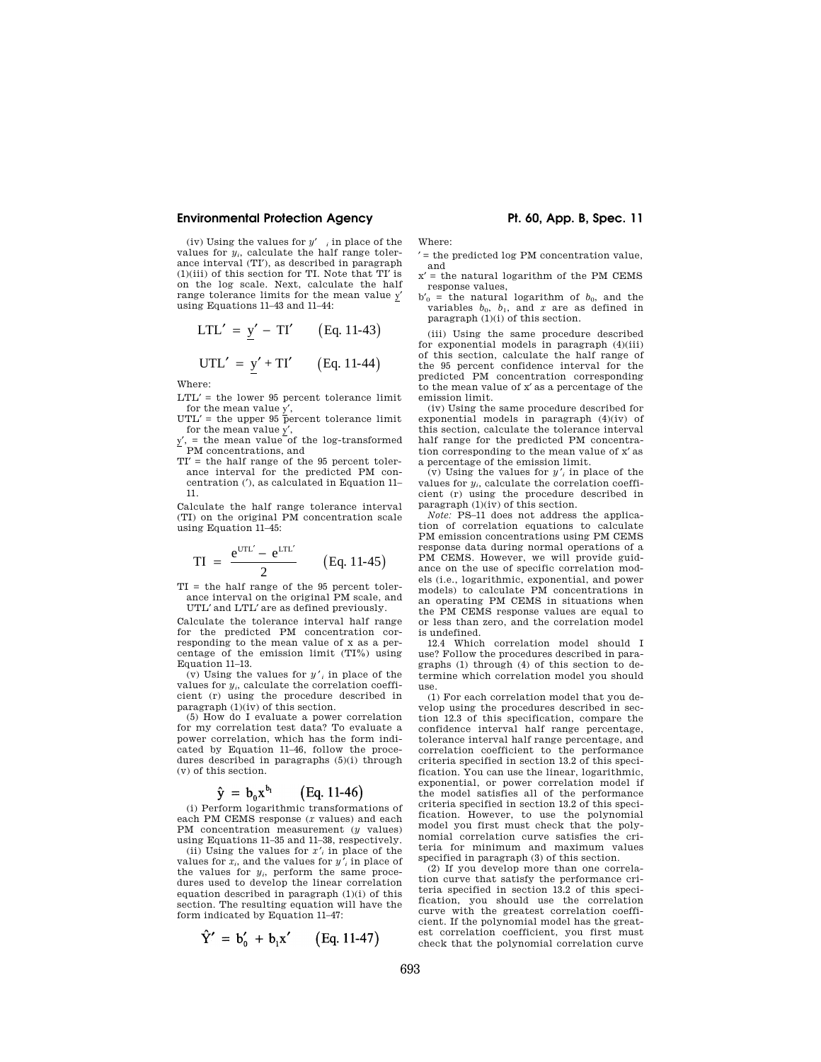(iv) Using the values for $y'_i$ in place of the values for $y_i$, calculate the half range tolerance interval (TI′), as described in paragraph (1)(iii) of this section for TI. Note that TI′ is on the log scale. Next, calculate the half range tolerance limits for the mean value $\underline{y}'$ using Equations 11–43 and 11–44:

$$LTL' = \underline{y}' - TI' \qquad \text{(Eq. 11-43)}$$

$$UTL' = \underline{y}' + TI' \qquad \text{(Eq. 11-44)}$$

Where:

LTL′ = the lower 95 percent tolerance limit for the mean value $\underline{y}'$,

UTL′ = the upper 95 percent tolerance limit for the mean value $\underline{y}'$,

$\underline{y}'$, = the mean value of the log-transformed PM concentrations, and

TI′ = the half range of the 95 percent tolerance interval for the predicted PM concentration (′), as calculated in Equation 11–11.

Calculate the half range tolerance interval (TI) on the original PM concentration scale using Equation 11–45:

$$TI = \frac{e^{UTL'} - e^{LTL'}}{2} \qquad \text{(Eq. 11-45)}$$

TI = the half range of the 95 percent tolerance interval on the original PM scale, and UTL′ and LTL′ are as defined previously.

Calculate the tolerance interval half range for the predicted PM concentration corresponding to the mean value of x as a percentage of the emission limit (TI%) using Equation 11–13.

(v) Using the values for $y'_i$ in place of the values for $y_i$, calculate the correlation coefficient (r) using the procedure described in paragraph (1)(iv) of this section.

(5) How do I evaluate a power correlation for my correlation test data? To evaluate a power correlation, which has the form indicated by Equation 11–46, follow the procedures described in paragraphs (5)(i) through (v) of this section.

$$\hat{y} = b_0 x^{b_1} \qquad \text{(Eq. 11-46)}$$

(i) Perform logarithmic transformations of each PM CEMS response (*x* values) and each PM concentration measurement (*y* values) using Equations 11–35 and 11–38, respectively.

(ii) Using the values for $x'_i$ in place of the values for $x_i$, and the values for $y'_i$ in place of the values for $y_i$, perform the same procedures used to develop the linear correlation equation described in paragraph (1)(i) of this section. The resulting equation will have the form indicated by Equation 11–47:

$$\hat{Y}' = b'_0 + b_1 x' \qquad \text{(Eq. 11-47)}$$

Where:

′ = the predicted log PM concentration value, and

x′ = the natural logarithm of the PM CEMS response values,

$b'_0$ = the natural logarithm of $b_0$, and the variables $b_0$, $b_1$, and $x$ are as defined in paragraph (1)(i) of this section.

(iii) Using the same procedure described for exponential models in paragraph (4)(iii) of this section, calculate the half range of the 95 percent confidence interval for the predicted PM concentration corresponding to the mean value of x′ as a percentage of the emission limit.

(iv) Using the same procedure described for exponential models in paragraph (4)(iv) of this section, calculate the tolerance interval half range for the predicted PM concentration corresponding to the mean value of x′ as a percentage of the emission limit.

(v) Using the values for $y'_i$ in place of the values for $y_i$, calculate the correlation coefficient (r) using the procedure described in paragraph (1)(iv) of this section.

*Note:* PS–11 does not address the application of correlation equations to calculate PM emission concentrations using PM CEMS response data during normal operations of a PM CEMS. However, we will provide guidance on the use of specific correlation models (i.e., logarithmic, exponential, and power models) to calculate PM concentrations in an operating PM CEMS in situations when the PM CEMS response values are equal to or less than zero, and the correlation model is undefined.

12.4 Which correlation model should I use? Follow the procedures described in paragraphs (1) through (4) of this section to determine which correlation model you should use.

(1) For each correlation model that you develop using the procedures described in section 12.3 of this specification, compare the confidence interval half range percentage, tolerance interval half range percentage, and correlation coefficient to the performance criteria specified in section 13.2 of this specification. You can use the linear, logarithmic, exponential, or power correlation model if the model satisfies all of the performance criteria specified in section 13.2 of this specification. However, to use the polynomial model you first must check that the polynomial correlation curve satisfies the criteria for minimum and maximum values specified in paragraph (3) of this section.

(2) If you develop more than one correlation curve that satisfy the performance criteria specified in section 13.2 of this specification, you should use the correlation curve with the greatest correlation coefficient. If the polynomial model has the greatest correlation coefficient, you first must check that the polynomial correlation curve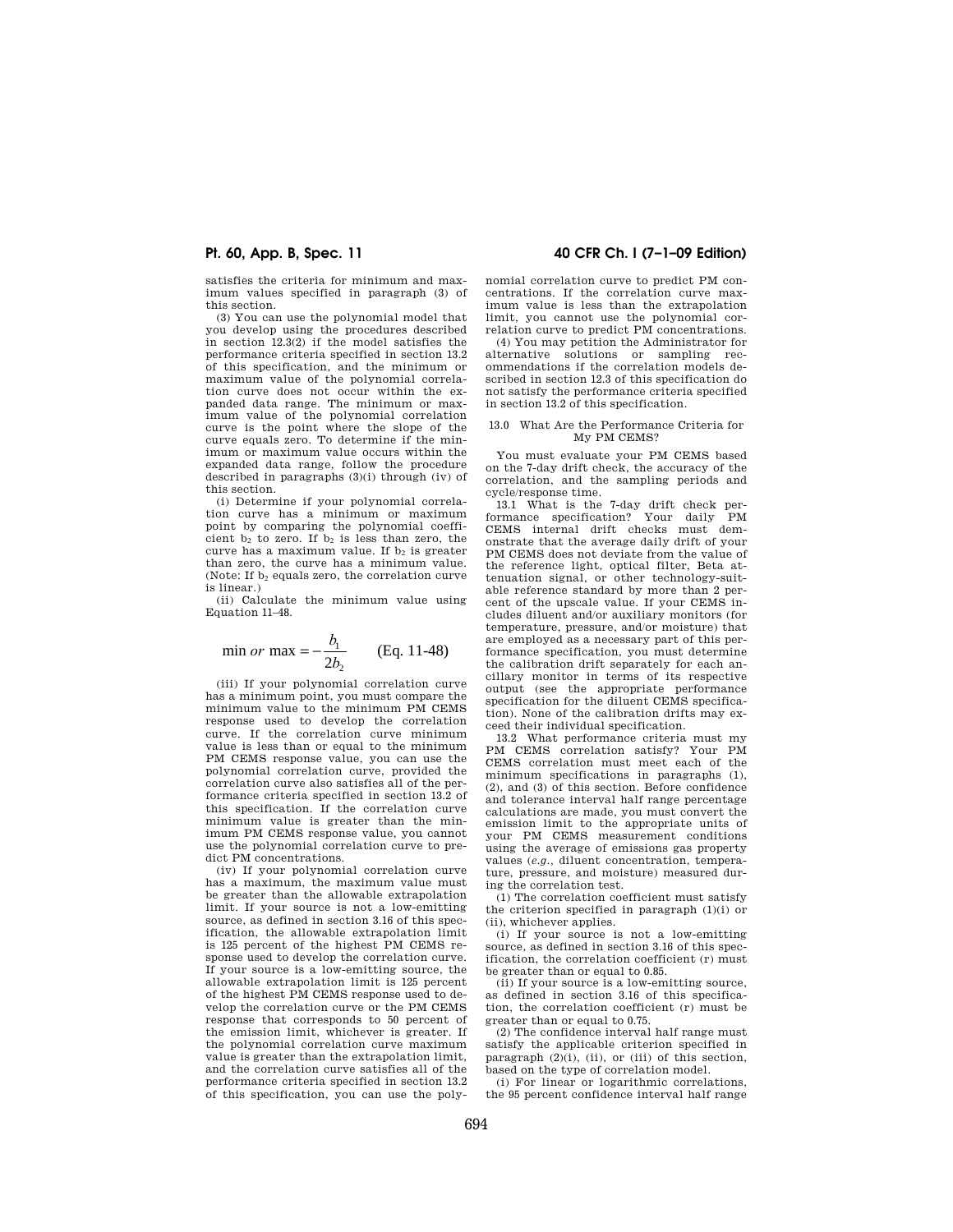satisfies the criteria for minimum and maximum values specified in paragraph (3) of this section.

(3) You can use the polynomial model that you develop using the procedures described in section 12.3(2) if the model satisfies the performance criteria specified in section 13.2 of this specification, and the minimum or maximum value of the polynomial correlation curve does not occur within the expanded data range. The minimum or maximum value of the polynomial correlation curve is the point where the slope of the curve equals zero. To determine if the minimum or maximum value occurs within the expanded data range, follow the procedure described in paragraphs (3)(i) through (iv) of this section.

(i) Determine if your polynomial correlation curve has a minimum or maximum point by comparing the polynomial coefficient $b_2$ to zero. If $b_2$ is less than zero, the curve has a maximum value. If $b_2$ is greater than zero, the curve has a minimum value. (Note: If $b_2$ equals zero, the correlation curve is linear.)

(ii) Calculate the minimum value using Equation 11–48.

$$\min \textit{ or } \max = -\frac{b_1}{2b_2} \qquad \text{(Eq. 11-48)}$$

(iii) If your polynomial correlation curve has a minimum point, you must compare the minimum value to the minimum PM CEMS response used to develop the correlation curve. If the correlation curve minimum value is less than or equal to the minimum PM CEMS response value, you can use the polynomial correlation curve, provided the correlation curve also satisfies all of the performance criteria specified in section 13.2 of this specification. If the correlation curve minimum value is greater than the minimum PM CEMS response value, you cannot use the polynomial correlation curve to predict PM concentrations.

(iv) If your polynomial correlation curve has a maximum, the maximum value must be greater than the allowable extrapolation limit. If your source is not a low-emitting source, as defined in section 3.16 of this specification, the allowable extrapolation limit is 125 percent of the highest PM CEMS response used to develop the correlation curve. If your source is a low-emitting source, the allowable extrapolation limit is 125 percent of the highest PM CEMS response used to develop the correlation curve or the PM CEMS response that corresponds to 50 percent of the emission limit, whichever is greater. If the polynomial correlation curve maximum value is greater than the extrapolation limit, and the correlation curve satisfies all of the performance criteria specified in section 13.2 of this specification, you can use the polynomial correlation curve to predict PM concentrations. If the correlation curve maximum value is less than the extrapolation limit, you cannot use the polynomial correlation curve to predict PM concentrations.

(4) You may petition the Administrator for alternative solutions or sampling recommendations if the correlation models described in section 12.3 of this specification do not satisfy the performance criteria specified in section 13.2 of this specification.

## 13.0 What Are the Performance Criteria for My PM CEMS?

You must evaluate your PM CEMS based on the 7-day drift check, the accuracy of the correlation, and the sampling periods and cycle/response time.

13.1 *What is the 7-day drift check performance specification?* Your daily PM CEMS internal drift checks must demonstrate that the average daily drift of your PM CEMS does not deviate from the value of the reference light, optical filter, Beta attenuation signal, or other technology-suitable reference standard by more than 2 percent of the upscale value. If your CEMS includes diluent and/or auxiliary monitors (for temperature, pressure, and/or moisture) that are employed as a necessary part of this performance specification, you must determine the calibration drift separately for each ancillary monitor in terms of its respective output (see the appropriate performance specification for the diluent CEMS specification). None of the calibration drifts may exceed their individual specification.

13.2 *What performance criteria must my PM CEMS correlation satisfy?* Your PM CEMS correlation must meet each of the minimum specifications in paragraphs (1), (2), and (3) of this section. Before confidence and tolerance interval half range percentage calculations are made, you must convert the emission limit to the appropriate units of your PM CEMS measurement conditions using the average of emissions gas property values (*e.g.*, diluent concentration, temperature, pressure, and moisture) measured during the correlation test.

(1) The correlation coefficient must satisfy the criterion specified in paragraph (1)(i) or (ii), whichever applies.

(i) If your source is not a low-emitting source, as defined in section 3.16 of this specification, the correlation coefficient (r) must be greater than or equal to 0.85.

(ii) If your source is a low-emitting source, as defined in section 3.16 of this specification, the correlation coefficient (r) must be greater than or equal to 0.75.

(2) The confidence interval half range must satisfy the applicable criterion specified in paragraph (2)(i), (ii), or (iii) of this section, based on the type of correlation model.

(i) For linear or logarithmic correlations, the 95 percent confidence interval half range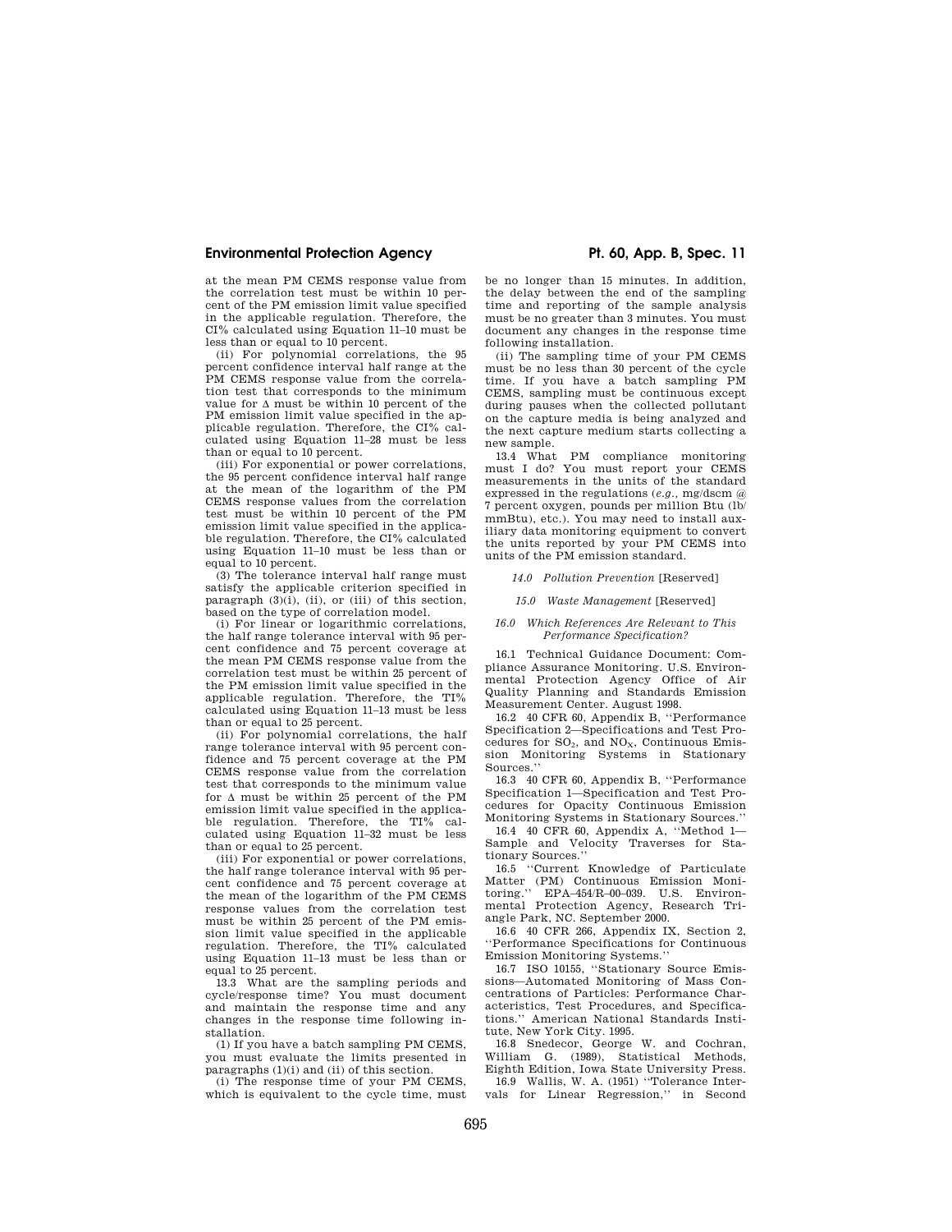at the mean PM CEMS response value from the correlation test must be within 10 percent of the PM emission limit value specified in the applicable regulation. Therefore, the CI% calculated using Equation 11–10 must be less than or equal to 10 percent.

(ii) For polynomial correlations, the 95 percent confidence interval half range at the PM CEMS response value from the correlation test that corresponds to the minimum value for $\Delta$ must be within 10 percent of the PM emission limit value specified in the applicable regulation. Therefore, the CI% calculated using Equation 11–28 must be less than or equal to 10 percent.

(iii) For exponential or power correlations, the 95 percent confidence interval half range at the mean of the logarithm of the PM CEMS response values from the correlation test must be within 10 percent of the PM emission limit value specified in the applicable regulation. Therefore, the CI% calculated using Equation 11–10 must be less than or equal to 10 percent.

(3) The tolerance interval half range must satisfy the applicable criterion specified in paragraph (3)(i), (ii), or (iii) of this section, based on the type of correlation model.

(i) For linear or logarithmic correlations, the half range tolerance interval with 95 percent confidence and 75 percent coverage at the mean PM CEMS response value from the correlation test must be within 25 percent of the PM emission limit value specified in the applicable regulation. Therefore, the TI% calculated using Equation 11–13 must be less than or equal to 25 percent.

(ii) For polynomial correlations, the half range tolerance interval with 95 percent confidence and 75 percent coverage at the PM CEMS response value from the correlation test that corresponds to the minimum value for $\Delta$ must be within 25 percent of the PM emission limit value specified in the applicable regulation. Therefore, the TI% calculated using Equation 11–32 must be less than or equal to 25 percent.

(iii) For exponential or power correlations, the half range tolerance interval with 95 percent confidence and 75 percent coverage at the mean of the logarithm of the PM CEMS response values from the correlation test must be within 25 percent of the PM emission limit value specified in the applicable regulation. Therefore, the TI% calculated using Equation 11–13 must be less than or equal to 25 percent.

13.3 What are the sampling periods and cycle/response time? You must document and maintain the response time and any changes in the response time following installation.

(1) If you have a batch sampling PM CEMS, you must evaluate the limits presented in paragraphs (1)(i) and (ii) of this section.

(i) The response time of your PM CEMS, which is equivalent to the cycle time, must be no longer than 15 minutes. In addition, the delay between the end of the sampling time and reporting of the sample analysis must be no greater than 3 minutes. You must document any changes in the response time following installation.

(ii) The sampling time of your PM CEMS must be no less than 30 percent of the cycle time. If you have a batch sampling PM CEMS, sampling must be continuous except during pauses when the collected pollutant on the capture media is being analyzed and the next capture medium starts collecting a new sample.

13.4 What PM compliance monitoring must I do? You must report your CEMS measurements in the units of the standard expressed in the regulations (*e.g.*, mg/dscm @ 7 percent oxygen, pounds per million Btu (lb/mmBtu), etc.). You may need to install auxiliary data monitoring equipment to convert the units reported by your PM CEMS into units of the PM emission standard.

*14.0 Pollution Prevention* [Reserved]

*15.0 Waste Management* [Reserved]

*16.0 Which References Are Relevant to This Performance Specification?*

16.1 Technical Guidance Document: Compliance Assurance Monitoring. U.S. Environmental Protection Agency Office of Air Quality Planning and Standards Emission Measurement Center. August 1998.

16.2 40 CFR 60, Appendix B, ''Performance Specification 2—Specifications and Test Procedures for $SO_2$, and $NO_X$, Continuous Emission Monitoring Systems in Stationary Sources.''

16.3 40 CFR 60, Appendix B, ''Performance Specification 1—Specification and Test Procedures for Opacity Continuous Emission Monitoring Systems in Stationary Sources.''

16.4 40 CFR 60, Appendix A, ''Method 1—Sample and Velocity Traverses for Stationary Sources.''

16.5 ''Current Knowledge of Particulate Matter (PM) Continuous Emission Monitoring.'' EPA–454/R–00–039. U.S. Environmental Protection Agency, Research Triangle Park, NC. September 2000.

16.6 40 CFR 266, Appendix IX, Section 2, ''Performance Specifications for Continuous Emission Monitoring Systems.''

16.7 ISO 10155, ''Stationary Source Emissions—Automated Monitoring of Mass Concentrations of Particles: Performance Characteristics, Test Procedures, and Specifications.'' American National Standards Institute, New York City. 1995.

16.8 Snedecor, George W. and Cochran, William G. (1989), Statistical Methods, Eighth Edition, Iowa State University Press.

16.9 Wallis, W. A. (1951) ''Tolerance Intervals for Linear Regression,'' in Second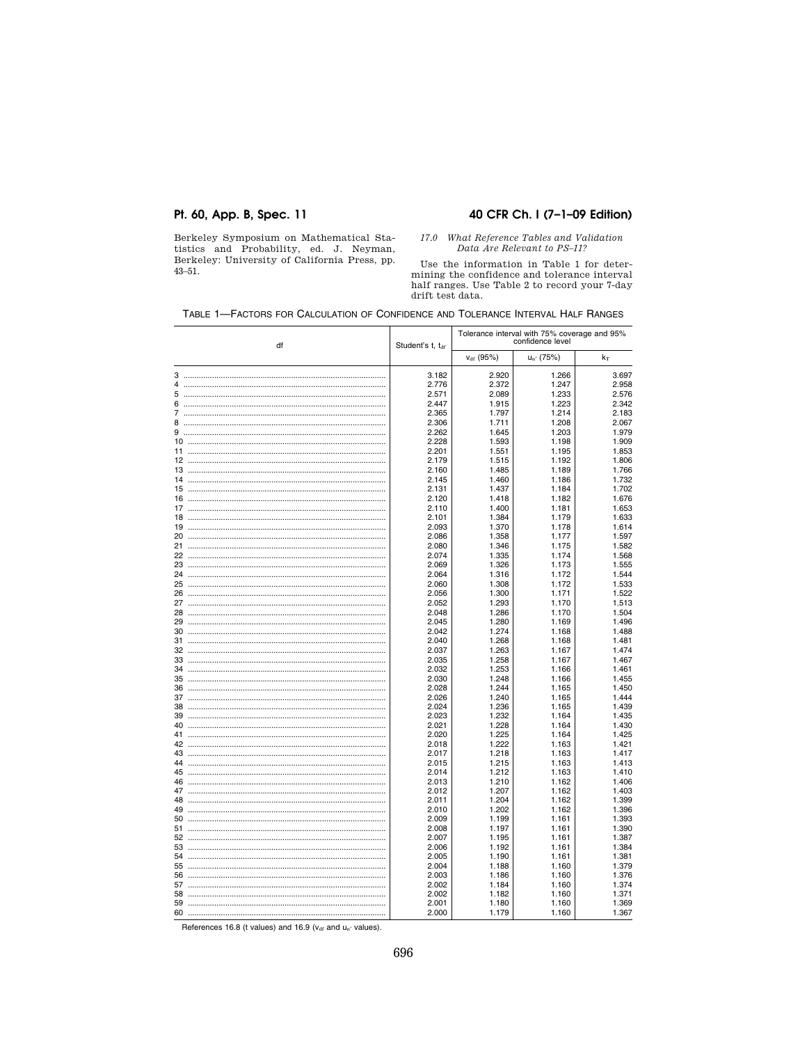Berkeley Symposium on Mathematical Statistics and Probability, ed. J. Neyman, Berkeley: University of California Press, pp. 43–51.

*17.0 What Reference Tables and Validation Data Are Relevant to PS–11?*

Use the information in Table 1 for determining the confidence and tolerance interval half ranges. Use Table 2 to record your 7-day drift test data.

TABLE 1—FACTORS FOR CALCULATION OF CONFIDENCE AND TOLERANCE INTERVAL HALF RANGES

| df | Student's t, $t_{df}$ | Tolerance interval with 75% coverage and 95% confidence level | | |
|---|---|---|---|---|
| | | $v_{df}$ (95%) | $u_{n'}$ (75%) | $k_T$ |
| 3 | 3.182 | 2.920 | 1.266 | 3.697 |
| 4 | 2.776 | 2.372 | 1.247 | 2.958 |
| 5 | 2.571 | 2.089 | 1.233 | 2.576 |
| 6 | 2.447 | 1.915 | 1.223 | 2.342 |
| 7 | 2.365 | 1.797 | 1.214 | 2.183 |
| 8 | 2.306 | 1.711 | 1.208 | 2.067 |
| 9 | 2.262 | 1.645 | 1.203 | 1.979 |
| 10 | 2.228 | 1.593 | 1.198 | 1.909 |
| 11 | 2.201 | 1.551 | 1.195 | 1.853 |
| 12 | 2.179 | 1.515 | 1.192 | 1.806 |
| 13 | 2.160 | 1.485 | 1.189 | 1.766 |
| 14 | 2.145 | 1.460 | 1.186 | 1.732 |
| 15 | 2.131 | 1.437 | 1.184 | 1.702 |
| 16 | 2.120 | 1.418 | 1.182 | 1.676 |
| 17 | 2.110 | 1.400 | 1.181 | 1.653 |
| 18 | 2.101 | 1.384 | 1.179 | 1.633 |
| 19 | 2.093 | 1.370 | 1.178 | 1.614 |
| 20 | 2.086 | 1.358 | 1.177 | 1.597 |
| 21 | 2.080 | 1.346 | 1.175 | 1.582 |
| 22 | 2.074 | 1.335 | 1.174 | 1.568 |
| 23 | 2.069 | 1.326 | 1.173 | 1.555 |
| 24 | 2.064 | 1.316 | 1.172 | 1.544 |
| 25 | 2.060 | 1.308 | 1.172 | 1.533 |
| 26 | 2.056 | 1.300 | 1.171 | 1.522 |
| 27 | 2.052 | 1.293 | 1.170 | 1.513 |
| 28 | 2.048 | 1.286 | 1.170 | 1.504 |
| 29 | 2.045 | 1.280 | 1.169 | 1.496 |
| 30 | 2.042 | 1.274 | 1.168 | 1.488 |
| 31 | 2.040 | 1.268 | 1.168 | 1.481 |
| 32 | 2.037 | 1.263 | 1.167 | 1.474 |
| 33 | 2.035 | 1.258 | 1.167 | 1.467 |
| 34 | 2.032 | 1.253 | 1.166 | 1.461 |
| 35 | 2.030 | 1.248 | 1.166 | 1.455 |
| 36 | 2.028 | 1.244 | 1.165 | 1.450 |
| 37 | 2.026 | 1.240 | 1.165 | 1.444 |
| 38 | 2.024 | 1.236 | 1.165 | 1.439 |
| 39 | 2.023 | 1.232 | 1.164 | 1.435 |
| 40 | 2.021 | 1.228 | 1.164 | 1.430 |
| 41 | 2.020 | 1.225 | 1.164 | 1.425 |
| 42 | 2.018 | 1.222 | 1.163 | 1.421 |
| 43 | 2.017 | 1.218 | 1.163 | 1.417 |
| 44 | 2.015 | 1.215 | 1.163 | 1.413 |
| 45 | 2.014 | 1.212 | 1.163 | 1.410 |
| 46 | 2.013 | 1.210 | 1.162 | 1.406 |
| 47 | 2.012 | 1.207 | 1.162 | 1.403 |
| 48 | 2.011 | 1.204 | 1.162 | 1.399 |
| 49 | 2.010 | 1.202 | 1.162 | 1.396 |
| 50 | 2.009 | 1.199 | 1.161 | 1.393 |
| 51 | 2.008 | 1.197 | 1.161 | 1.390 |
| 52 | 2.007 | 1.195 | 1.161 | 1.387 |
| 53 | 2.006 | 1.192 | 1.161 | 1.384 |
| 54 | 2.005 | 1.190 | 1.161 | 1.381 |
| 55 | 2.004 | 1.188 | 1.160 | 1.379 |
| 56 | 2.003 | 1.186 | 1.160 | 1.376 |
| 57 | 2.002 | 1.184 | 1.160 | 1.374 |
| 58 | 2.002 | 1.182 | 1.160 | 1.371 |
| 59 | 2.001 | 1.180 | 1.160 | 1.369 |
| 60 | 2.000 | 1.179 | 1.160 | 1.367 |

References 16.8 (t values) and 16.9 ($v_{df}$ and $u_{n'}$ values).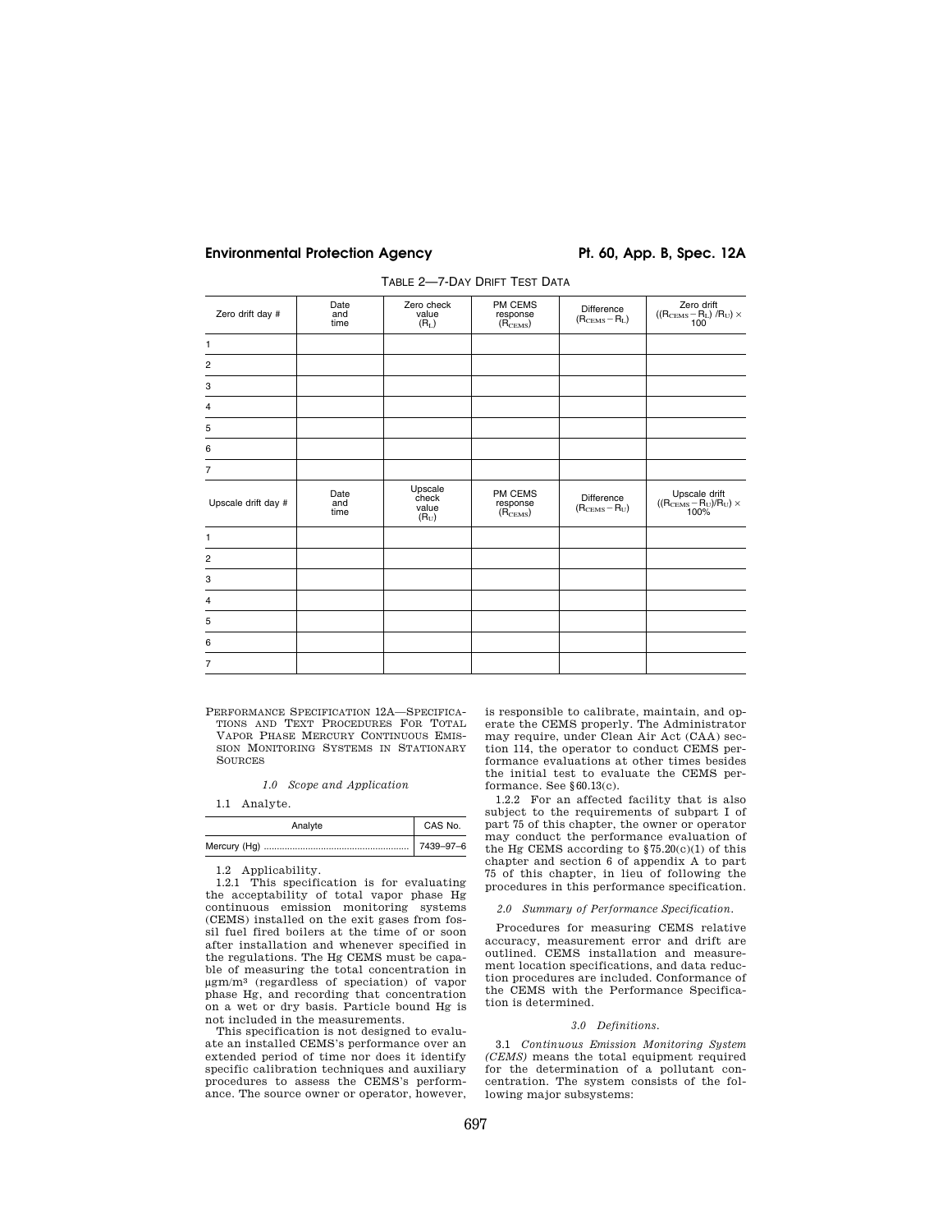TABLE 2—7-DAY DRIFT TEST DATA

| Zero drift day # | Date and time | Zero check value ($R_L$) | PM CEMS response ($R_{CEMS}$) | Difference ($R_{CEMS} - R_L$) | Zero drift $((R_{CEMS} - R_L) / R_U) \times 100$ |
| --- | --- | --- | --- | --- | --- |
| 1 | | | | | |
| 2 | | | | | |
| 3 | | | | | |
| 4 | | | | | |
| 5 | | | | | |
| 6 | | | | | |
| 7 | | | | | |
| **Upscale drift day #** | **Date and time** | **Upscale check value ($R_U$)** | **PM CEMS response ($R_{CEMS}$)** | **Difference ($R_{CEMS} - R_U$)** | **Upscale drift $((R_{CEMS} - R_U)/R_U) \times 100\%$** |
| 1 | | | | | |
| 2 | | | | | |
| 3 | | | | | |
| 4 | | | | | |
| 5 | | | | | |
| 6 | | | | | |
| 7 | | | | | |

PERFORMANCE SPECIFICATION 12A—SPECIFICATIONS AND TEXT PROCEDURES FOR TOTAL VAPOR PHASE MERCURY CONTINUOUS EMISSION MONITORING SYSTEMS IN STATIONARY SOURCES

*1.0 Scope and Application*

1.1 Analyte.

| Analyte | CAS No. |
| --- | --- |
| Mercury (Hg) | 7439–97–6 |

1.2 Applicability.

1.2.1 This specification is for evaluating the acceptability of total vapor phase Hg continuous emission monitoring systems (CEMS) installed on the exit gases from fossil fuel fired boilers at the time of or soon after installation and whenever specified in the regulations. The Hg CEMS must be capable of measuring the total concentration in μgm/m³ (regardless of speciation) of vapor phase Hg, and recording that concentration on a wet or dry basis. Particle bound Hg is not included in the measurements.

This specification is not designed to evaluate an installed CEMS's performance over an extended period of time nor does it identify specific calibration techniques and auxiliary procedures to assess the CEMS's performance. The source owner or operator, however, is responsible to calibrate, maintain, and operate the CEMS properly. The Administrator may require, under Clean Air Act (CAA) section 114, the operator to conduct CEMS performance evaluations at other times besides the initial test to evaluate the CEMS performance. See §60.13(c).

1.2.2 For an affected facility that is also subject to the requirements of subpart I of part 75 of this chapter, the owner or operator may conduct the performance evaluation of the Hg CEMS according to §75.20(c)(1) of this chapter and section 6 of appendix A to part 75 of this chapter, in lieu of following the procedures in this performance specification.

*2.0 Summary of Performance Specification.*

Procedures for measuring CEMS relative accuracy, measurement error and drift are outlined. CEMS installation and measurement location specifications, and data reduction procedures are included. Conformance of the CEMS with the Performance Specification is determined.

*3.0 Definitions.*

3.1 *Continuous Emission Monitoring System (CEMS)* means the total equipment required for the determination of a pollutant concentration. The system consists of the following major subsystems: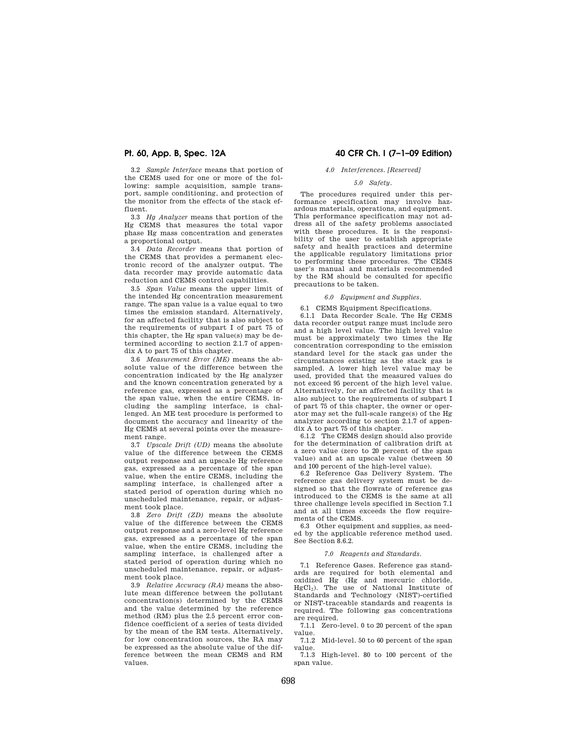3.2 *Sample Interface* means that portion of the CEMS used for one or more of the following: sample acquisition, sample transport, sample conditioning, and protection of the monitor from the effects of the stack effluent.

3.3 *Hg Analyzer* means that portion of the Hg CEMS that measures the total vapor phase Hg mass concentration and generates a proportional output.

3.4 *Data Recorder* means that portion of the CEMS that provides a permanent electronic record of the analyzer output. The data recorder may provide automatic data reduction and CEMS control capabilities.

3.5 *Span Value* means the upper limit of the intended Hg concentration measurement range. The span value is a value equal to two times the emission standard. Alternatively, for an affected facility that is also subject to the requirements of subpart I of part 75 of this chapter, the Hg span value(s) may be determined according to section 2.1.7 of appendix A to part 75 of this chapter.

3.6 *Measurement Error (ME)* means the absolute value of the difference between the concentration indicated by the Hg analyzer and the known concentration generated by a reference gas, expressed as a percentage of the span value, when the entire CEMS, including the sampling interface, is challenged. An ME test procedure is performed to document the accuracy and linearity of the Hg CEMS at several points over the measurement range.

3.7 *Upscale Drift (UD)* means the absolute value of the difference between the CEMS output response and an upscale Hg reference gas, expressed as a percentage of the span value, when the entire CEMS, including the sampling interface, is challenged after a stated period of operation during which no unscheduled maintenance, repair, or adjustment took place.

3.8 *Zero Drift (ZD)* means the absolute value of the difference between the CEMS output response and a zero-level Hg reference gas, expressed as a percentage of the span value, when the entire CEMS, including the sampling interface, is challenged after a stated period of operation during which no unscheduled maintenance, repair, or adjustment took place.

3.9 *Relative Accuracy (RA)* means the absolute mean difference between the pollutant concentration(s) determined by the CEMS and the value determined by the reference method (RM) plus the 2.5 percent error confidence coefficient of a series of tests divided by the mean of the RM tests. Alternatively, for low concentration sources, the RA may be expressed as the absolute value of the difference between the mean CEMS and RM values.

*4.0 Interferences. [Reserved]*

*5.0 Safety.*

The procedures required under this performance specification may involve hazardous materials, operations, and equipment. This performance specification may not address all of the safety problems associated with these procedures. It is the responsibility of the user to establish appropriate safety and health practices and determine the applicable regulatory limitations prior to performing these procedures. The CEMS user's manual and materials recommended by the RM should be consulted for specific precautions to be taken.

*6.0 Equipment and Supplies.*

6.1 CEMS Equipment Specifications.

6.1.1 Data Recorder Scale. The Hg CEMS data recorder output range must include zero and a high level value. The high level value must be approximately two times the Hg concentration corresponding to the emission standard level for the stack gas under the circumstances existing as the stack gas is sampled. A lower high level value may be used, provided that the measured values do not exceed 95 percent of the high level value. Alternatively, for an affected facility that is also subject to the requirements of subpart I of part 75 of this chapter, the owner or operator may set the full-scale range(s) of the Hg analyzer according to section 2.1.7 of appendix A to part 75 of this chapter.

6.1.2 The CEMS design should also provide for the determination of calibration drift at a zero value (zero to 20 percent of the span value) and at an upscale value (between 50 and 100 percent of the high-level value).

6.2 Reference Gas Delivery System. The reference gas delivery system must be designed so that the flowrate of reference gas introduced to the CEMS is the same at all three challenge levels specified in Section 7.1 and at all times exceeds the flow requirements of the CEMS.

6.3 Other equipment and supplies, as needed by the applicable reference method used. See Section 8.6.2.

*7.0 Reagents and Standards.*

7.1 Reference Gases. Reference gas standards are required for both elemental and oxidized Hg (Hg and mercuric chloride, $HgCl_2$). The use of National Institute of Standards and Technology (NIST)-certified or NIST-traceable standards and reagents is required. The following gas concentrations are required.

7.1.1 Zero-level. 0 to 20 percent of the span value.

7.1.2 Mid-level. 50 to 60 percent of the span value.

7.1.3 High-level. 80 to 100 percent of the span value.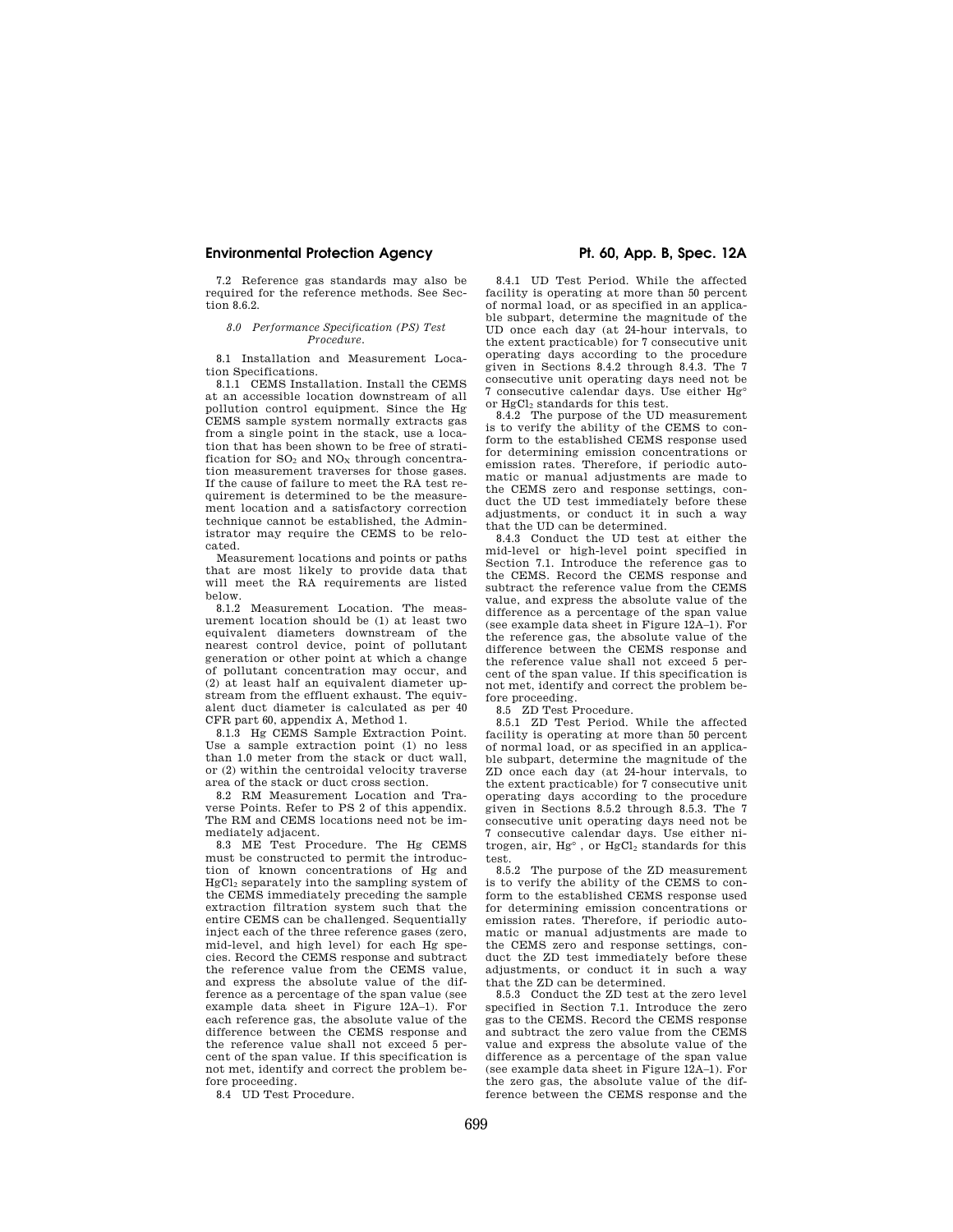7.2 Reference gas standards may also be required for the reference methods. See Section 8.6.2.

*8.0 Performance Specification (PS) Test Procedure.*

8.1 Installation and Measurement Location Specifications.

8.1.1 CEMS Installation. Install the CEMS at an accessible location downstream of all pollution control equipment. Since the Hg CEMS sample system normally extracts gas from a single point in the stack, use a location that has been shown to be free of stratification for $SO_2$ and $NO_X$ through concentration measurement traverses for those gases. If the cause of failure to meet the RA test requirement is determined to be the measurement location and a satisfactory correction technique cannot be established, the Administrator may require the CEMS to be relocated.

Measurement locations and points or paths that are most likely to provide data that will meet the RA requirements are listed below.

8.1.2 Measurement Location. The measurement location should be (1) at least two equivalent diameters downstream of the nearest control device, point of pollutant generation or other point at which a change of pollutant concentration may occur, and (2) at least half an equivalent diameter upstream from the effluent exhaust. The equivalent duct diameter is calculated as per 40 CFR part 60, appendix A, Method 1.

8.1.3 Hg CEMS Sample Extraction Point. Use a sample extraction point (1) no less than 1.0 meter from the stack or duct wall, or (2) within the centroidal velocity traverse area of the stack or duct cross section.

8.2 RM Measurement Location and Traverse Points. Refer to PS 2 of this appendix. The RM and CEMS locations need not be immediately adjacent.

8.3 ME Test Procedure. The Hg CEMS must be constructed to permit the introduction of known concentrations of Hg and $HgCl_2$ separately into the sampling system of the CEMS immediately preceding the sample extraction filtration system such that the entire CEMS can be challenged. Sequentially inject each of the three reference gases (zero, mid-level, and high level) for each Hg species. Record the CEMS response and subtract the reference value from the CEMS value, and express the absolute value of the difference as a percentage of the span value (see example data sheet in Figure 12A–1). For each reference gas, the absolute value of the difference between the CEMS response and the reference value shall not exceed 5 percent of the span value. If this specification is not met, identify and correct the problem before proceeding.

8.4 UD Test Procedure.

8.4.1 UD Test Period. While the affected facility is operating at more than 50 percent of normal load, or as specified in an applicable subpart, determine the magnitude of the UD once each day (at 24-hour intervals, to the extent practicable) for 7 consecutive unit operating days according to the procedure given in Sections 8.4.2 through 8.4.3. The 7 consecutive unit operating days need not be 7 consecutive calendar days. Use either $Hg^{\circ}$ or $HgCl_2$ standards for this test.

8.4.2 The purpose of the UD measurement is to verify the ability of the CEMS to conform to the established CEMS response used for determining emission concentrations or emission rates. Therefore, if periodic automatic or manual adjustments are made to the CEMS zero and response settings, conduct the UD test immediately before these adjustments, or conduct it in such a way that the UD can be determined.

8.4.3 Conduct the UD test at either the mid-level or high-level point specified in Section 7.1. Introduce the reference gas to the CEMS. Record the CEMS response and subtract the reference value from the CEMS value, and express the absolute value of the difference as a percentage of the span value (see example data sheet in Figure 12A–1). For the reference gas, the absolute value of the difference between the CEMS response and the reference value shall not exceed 5 percent of the span value. If this specification is not met, identify and correct the problem before proceeding.

8.5 ZD Test Procedure.

8.5.1 ZD Test Period. While the affected facility is operating at more than 50 percent of normal load, or as specified in an applicable subpart, determine the magnitude of the ZD once each day (at 24-hour intervals, to the extent practicable) for 7 consecutive unit operating days according to the procedure given in Sections 8.5.2 through 8.5.3. The 7 consecutive unit operating days need not be 7 consecutive calendar days. Use either nitrogen, air, $Hg^{\circ}$, or $HgCl_2$ standards for this test.

8.5.2 The purpose of the ZD measurement is to verify the ability of the CEMS to conform to the established CEMS response used for determining emission concentrations or emission rates. Therefore, if periodic automatic or manual adjustments are made to the CEMS zero and response settings, conduct the ZD test immediately before these adjustments, or conduct it in such a way that the ZD can be determined.

8.5.3 Conduct the ZD test at the zero level specified in Section 7.1. Introduce the zero gas to the CEMS. Record the CEMS response and subtract the zero value from the CEMS value and express the absolute value of the difference as a percentage of the span value (see example data sheet in Figure 12A–1). For the zero gas, the absolute value of the difference between the CEMS response and the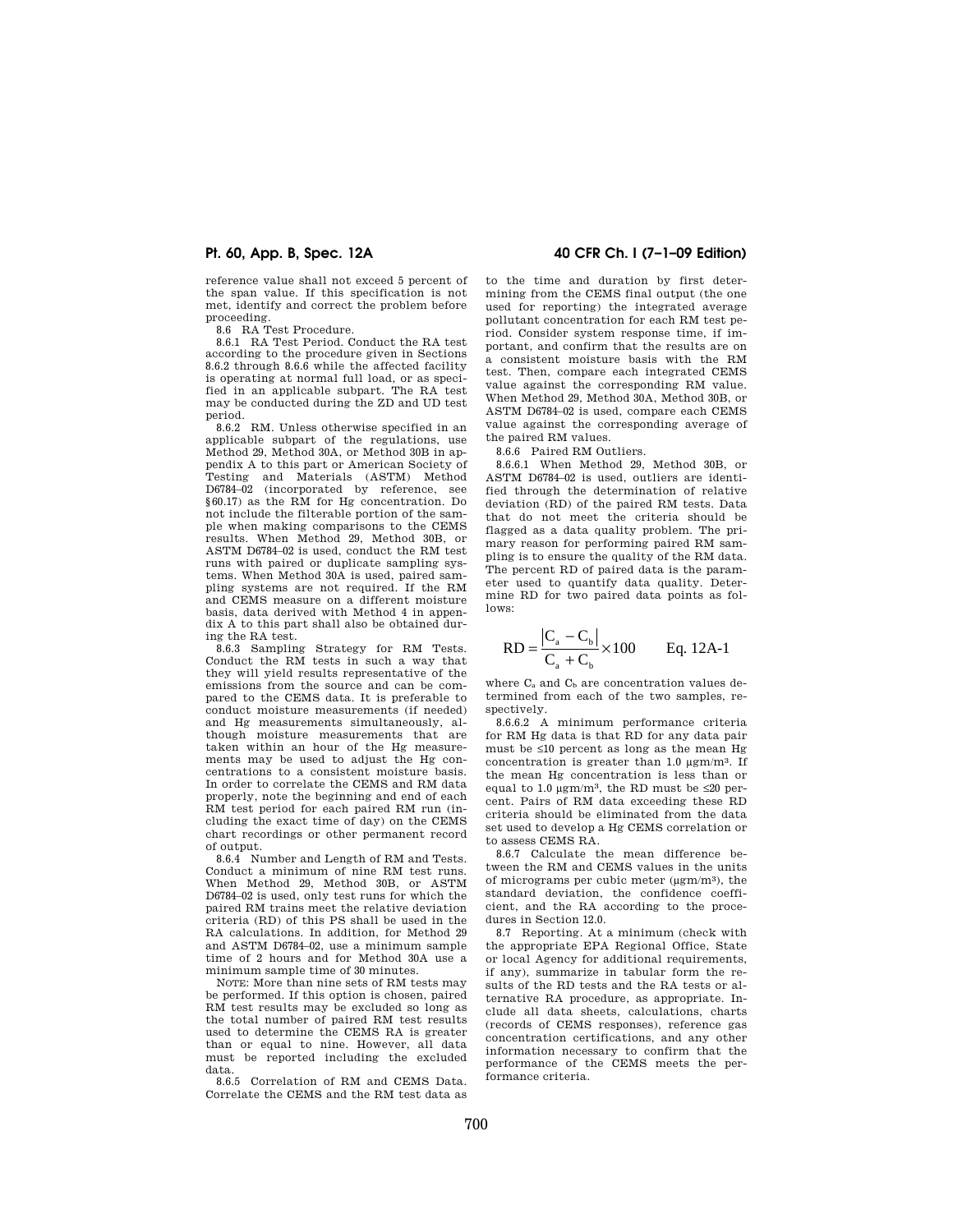reference value shall not exceed 5 percent of the span value. If this specification is not met, identify and correct the problem before proceeding.

8.6 RA Test Procedure.

8.6.1 RA Test Period. Conduct the RA test according to the procedure given in Sections 8.6.2 through 8.6.6 while the affected facility is operating at normal full load, or as specified in an applicable subpart. The RA test may be conducted during the ZD and UD test period.

8.6.2 RM. Unless otherwise specified in an applicable subpart of the regulations, use Method 29, Method 30A, or Method 30B in appendix A to this part or American Society of Testing and Materials (ASTM) Method D6784–02 (incorporated by reference, see §60.17) as the RM for Hg concentration. Do not include the filterable portion of the sample when making comparisons to the CEMS results. When Method 29, Method 30B, or ASTM D6784–02 is used, conduct the RM test runs with paired or duplicate sampling systems. When Method 30A is used, paired sampling systems are not required. If the RM and CEMS measure on a different moisture basis, data derived with Method 4 in appendix A to this part shall also be obtained during the RA test.

8.6.3 Sampling Strategy for RM Tests. Conduct the RM tests in such a way that they will yield results representative of the emissions from the source and can be compared to the CEMS data. It is preferable to conduct moisture measurements (if needed) and Hg measurements simultaneously, although moisture measurements that are taken within an hour of the Hg measurements may be used to adjust the Hg concentrations to a consistent moisture basis. In order to correlate the CEMS and RM data properly, note the beginning and end of each RM test period for each paired RM run (including the exact time of day) on the CEMS chart recordings or other permanent record of output.

8.6.4 Number and Length of RM and Tests. Conduct a minimum of nine RM test runs. When Method 29, Method 30B, or ASTM D6784–02 is used, only test runs for which the paired RM trains meet the relative deviation criteria (RD) of this PS shall be used in the RA calculations. In addition, for Method 29 and ASTM D6784–02, use a minimum sample time of 2 hours and for Method 30A use a minimum sample time of 30 minutes.

NOTE: More than nine sets of RM tests may be performed. If this option is chosen, paired RM test results may be excluded so long as the total number of paired RM test results used to determine the CEMS RA is greater than or equal to nine. However, all data must be reported including the excluded data.

8.6.5 Correlation of RM and CEMS Data. Correlate the CEMS and the RM test data as to the time and duration by first determining from the CEMS final output (the one used for reporting) the integrated average pollutant concentration for each RM test period. Consider system response time, if important, and confirm that the results are on a consistent moisture basis with the RM test. Then, compare each integrated CEMS value against the corresponding RM value. When Method 29, Method 30A, Method 30B, or ASTM D6784–02 is used, compare each CEMS value against the corresponding average of the paired RM values.

8.6.6 Paired RM Outliers.

8.6.6.1 When Method 29, Method 30B, or ASTM D6784–02 is used, outliers are identified through the determination of relative deviation (RD) of the paired RM tests. Data that do not meet the criteria should be flagged as a data quality problem. The primary reason for performing paired RM sampling is to ensure the quality of the RM data. The percent RD of paired data is the parameter used to quantify data quality. Determine RD for two paired data points as follows:

$$RD = \frac{|C_a - C_b|}{C_a + C_b} \times 100 \qquad \text{Eq. 12A-1}$$

where $C_a$ and $C_b$ are concentration values determined from each of the two samples, respectively.

8.6.6.2 A minimum performance criteria for RM Hg data is that RD for any data pair must be ≤10 percent as long as the mean Hg concentration is greater than 1.0 μgm/m³. If the mean Hg concentration is less than or equal to 1.0 μgm/m³, the RD must be ≤20 percent. Pairs of RM data exceeding these RD criteria should be eliminated from the data set used to develop a Hg CEMS correlation or to assess CEMS RA.

8.6.7 Calculate the mean difference between the RM and CEMS values in the units of micrograms per cubic meter (μgm/m³), the standard deviation, the confidence coefficient, and the RA according to the procedures in Section 12.0.

8.7 Reporting. At a minimum (check with the appropriate EPA Regional Office, State or local Agency for additional requirements, if any), summarize in tabular form the results of the RD tests and the RA tests or alternative RA procedure, as appropriate. Include all data sheets, calculations, charts (records of CEMS responses), reference gas concentration certifications, and any other information necessary to confirm that the performance of the CEMS meets the performance criteria.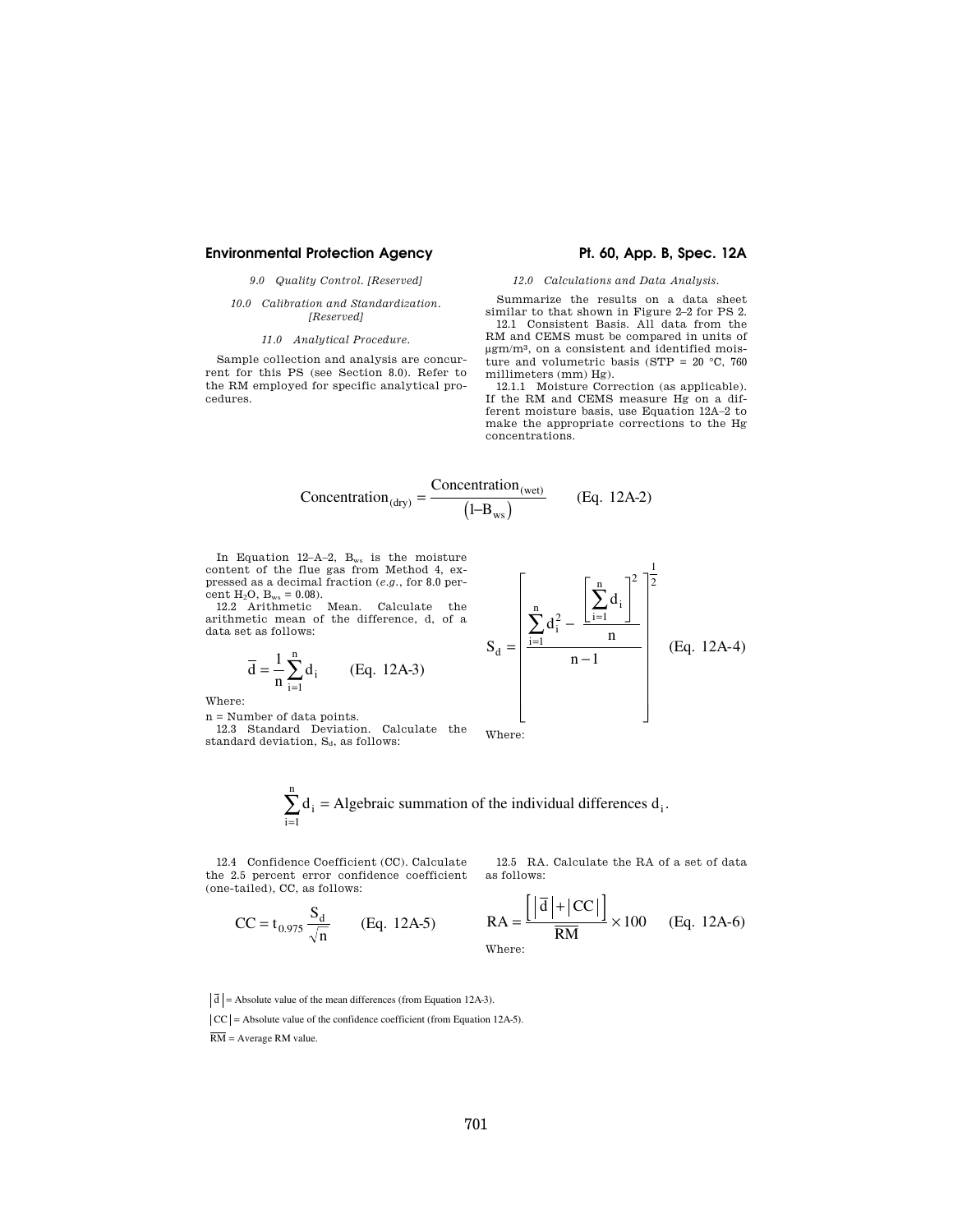*9.0 Quality Control. [Reserved]*

*10.0 Calibration and Standardization. [Reserved]*

*11.0 Analytical Procedure.*

Sample collection and analysis are concurrent for this PS (see Section 8.0). Refer to the RM employed for specific analytical procedures.

*12.0 Calculations and Data Analysis.*

Summarize the results on a data sheet similar to that shown in Figure 2–2 for PS 2.

12.1 Consistent Basis. All data from the RM and CEMS must be compared in units of μgm/m³, on a consistent and identified moisture and volumetric basis (STP = 20 °C, 760 millimeters (mm) Hg).

12.1.1 Moisture Correction (as applicable). If the RM and CEMS measure Hg on a different moisture basis, use Equation 12A–2 to make the appropriate corrections to the Hg concentrations.

$$\text{Concentration}_{(\text{dry})} = \frac{\text{Concentration}_{(\text{wet})}}{\left(1\text{–}B_{ws}\right)} \qquad \text{(Eq. 12A-2)}$$

In Equation 12–A–2, $B_{ws}$ is the moisture content of the flue gas from Method 4, expressed as a decimal fraction (*e.g.*, for 8.0 percent $H_2O$, $B_{ws}$ = 0.08).

12.2 Arithmetic Mean. Calculate the arithmetic mean of the difference, d, of a data set as follows:

$$\bar{d} = \frac{1}{n}\sum_{i=1}^{n} d_i \qquad \text{(Eq. 12A-3)}$$

Where:

n = Number of data points.

12.3 Standard Deviation. Calculate the standard deviation, $S_d$, as follows:

$$S_d = \left[\frac{\sum_{i=1}^{n} d_i^2 - \frac{\left[\sum_{i=1}^{n} d_i\right]^2}{n}}{n-1}\right]^{\frac{1}{2}} \qquad \text{(Eq. 12A-4)}$$

Where:

$$\sum_{i=1}^{n} d_i = \text{Algebraic summation of the individual differences } d_i.$$

12.4 Confidence Coefficient (CC). Calculate the 2.5 percent error confidence coefficient (one-tailed), CC, as follows:

$$CC = t_{0.975}\frac{S_d}{\sqrt{n}} \qquad \text{(Eq. 12A-5)}$$

12.5 RA. Calculate the RA of a set of data as follows:

$$RA = \frac{\left[\left|\bar{d}\right| + \left|CC\right|\right]}{\overline{RM}} \times 100 \qquad \text{(Eq. 12A-6)}$$

Where:

$\left|\bar{d}\right|$ = Absolute value of the mean differences (from Equation 12A-3).

$\left|CC\right|$ = Absolute value of the confidence coefficient (from Equation 12A-5).

$\overline{RM}$ = Average RM value.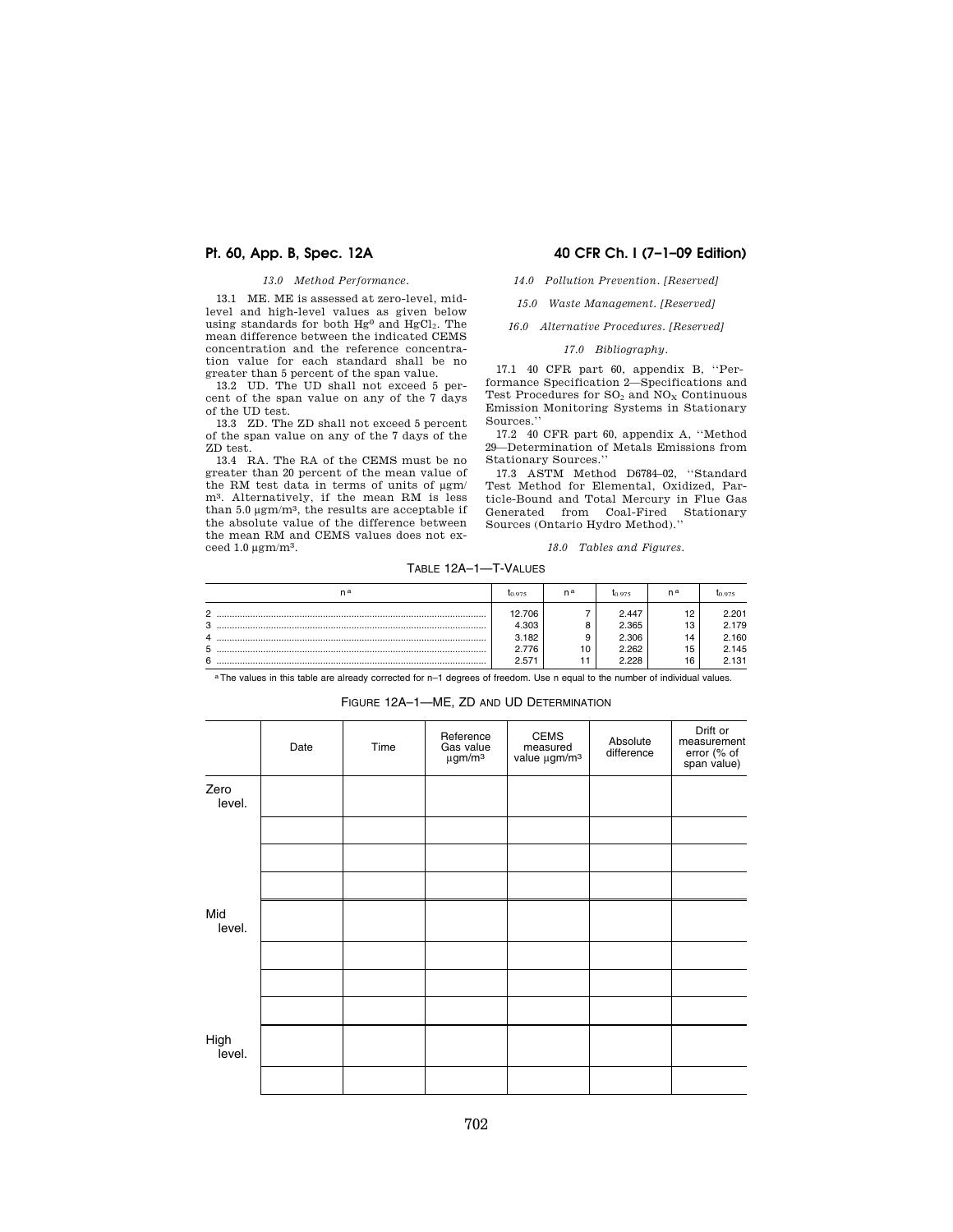*13.0 Method Performance.*

13.1 ME. ME is assessed at zero-level, mid-level and high-level values as given below using standards for both $Hg^0$ and $HgCl_2$. The mean difference between the indicated CEMS concentration and the reference concentration value for each standard shall be no greater than 5 percent of the span value.

13.2 UD. The UD shall not exceed 5 percent of the span value on any of the 7 days of the UD test.

13.3 ZD. The ZD shall not exceed 5 percent of the span value on any of the 7 days of the ZD test.

13.4 RA. The RA of the CEMS must be no greater than 20 percent of the mean value of the RM test data in terms of units of µgm/m³. Alternatively, if the mean RM is less than 5.0 µgm/m³, the results are acceptable if the absolute value of the difference between the mean RM and CEMS values does not exceed 1.0 µgm/m³.

*14.0 Pollution Prevention. [Reserved]*

*15.0 Waste Management. [Reserved]*

*16.0 Alternative Procedures. [Reserved]*

*17.0 Bibliography.*

17.1 40 CFR part 60, appendix B, ''Performance Specification 2—Specifications and Test Procedures for $SO_2$ and $NO_X$ Continuous Emission Monitoring Systems in Stationary Sources.''

17.2 40 CFR part 60, appendix A, ''Method 29—Determination of Metals Emissions from Stationary Sources.''

17.3 ASTM Method D6784–02, ''Standard Test Method for Elemental, Oxidized, Particle-Bound and Total Mercury in Flue Gas Generated from Coal-Fired Stationary Sources (Ontario Hydro Method).''

*18.0 Tables and Figures.*

TABLE 12A–1—T-VALUES

| n[a] | $t_{0.975}$ | n[a] | $t_{0.975}$ | n[a] | $t_{0.975}$ |
|---|---|---|---|---|---|
| 2 | 12.706 | 7 | 2.447 | 12 | 2.201 |
| 3 | 4.303 | 8 | 2.365 | 13 | 2.179 |
| 4 | 3.182 | 9 | 2.306 | 14 | 2.160 |
| 5 | 2.776 | 10 | 2.262 | 15 | 2.145 |
| 6 | 2.571 | 11 | 2.228 | 16 | 2.131 |

[a] The values in this table are already corrected for n–1 degrees of freedom. Use n equal to the number of individual values.

FIGURE 12A–1—ME, ZD AND UD DETERMINATION

| | Date | Time | Reference Gas value µgm/m³ | CEMS measured value µgm/m³ | Absolute difference | Drift or measurement error (% of span value) |
|---|---|---|---|---|---|---|
| Zero level. | | | | | | |
| | | | | | | |
| | | | | | | |
| | | | | | | |
| Mid level. | | | | | | |
| | | | | | | |
| | | | | | | |
| | | | | | | |
| High level. | | | | | | |
| | | | | | | |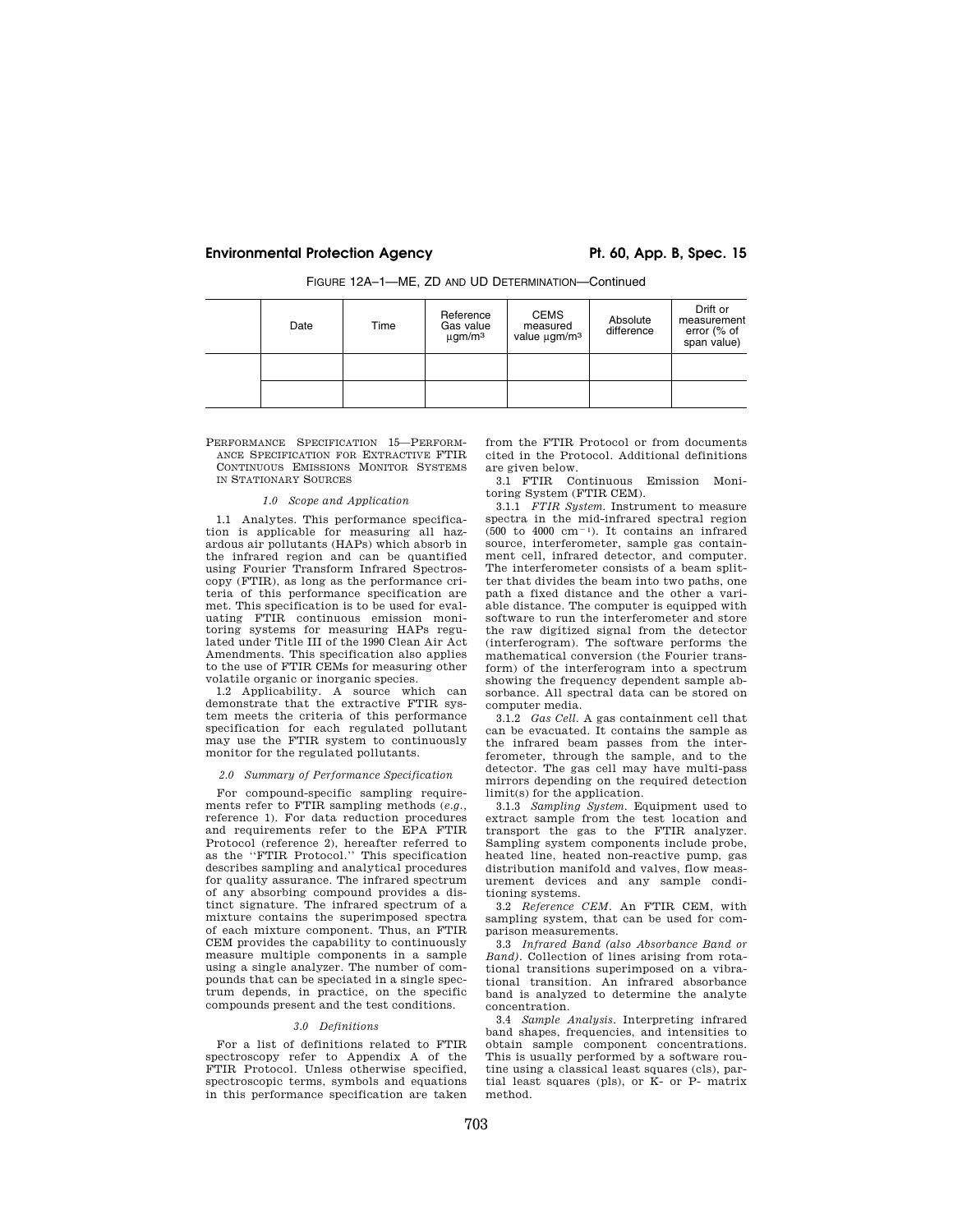FIGURE 12A–1—ME, ZD AND UD DETERMINATION—Continued

| | Date | Time | Reference Gas value µgm/m³ | CEMS measured value µgm/m³ | Absolute difference | Drift or measurement error (% of span value) |
|---|---|---|---|---|---|---|
| | | | | | | |
| | | | | | | |

PERFORMANCE SPECIFICATION 15—PERFORMANCE SPECIFICATION FOR EXTRACTIVE FTIR CONTINUOUS EMISSIONS MONITOR SYSTEMS IN STATIONARY SOURCES

### *1.0 Scope and Application*

1.1 Analytes. This performance specification is applicable for measuring all hazardous air pollutants (HAPs) which absorb in the infrared region and can be quantified using Fourier Transform Infrared Spectroscopy (FTIR), as long as the performance criteria of this performance specification are met. This specification is to be used for evaluating FTIR continuous emission monitoring systems for measuring HAPs regulated under Title III of the 1990 Clean Air Act Amendments. This specification also applies to the use of FTIR CEMs for measuring other volatile organic or inorganic species.

1.2 Applicability. A source which can demonstrate that the extractive FTIR system meets the criteria of this performance specification for each regulated pollutant may use the FTIR system to continuously monitor for the regulated pollutants.

### *2.0 Summary of Performance Specification*

For compound-specific sampling requirements refer to FTIR sampling methods (*e.g.*, reference 1). For data reduction procedures and requirements refer to the EPA FTIR Protocol (reference 2), hereafter referred to as the "FTIR Protocol." This specification describes sampling and analytical procedures for quality assurance. The infrared spectrum of any absorbing compound provides a distinct signature. The infrared spectrum of a mixture contains the superimposed spectra of each mixture component. Thus, an FTIR CEM provides the capability to continuously measure multiple components in a sample using a single analyzer. The number of compounds that can be speciated in a single spectrum depends, in practice, on the specific compounds present and the test conditions.

### *3.0 Definitions*

For a list of definitions related to FTIR spectroscopy refer to Appendix A of the FTIR Protocol. Unless otherwise specified, spectroscopic terms, symbols and equations in this performance specification are taken from the FTIR Protocol or from documents cited in the Protocol. Additional definitions are given below.

3.1 FTIR Continuous Emission Monitoring System (FTIR CEM).

3.1.1 *FTIR System.* Instrument to measure spectra in the mid-infrared spectral region (500 to 4000 $cm^{-1}$). It contains an infrared source, interferometer, sample gas containment cell, infrared detector, and computer. The interferometer consists of a beam splitter that divides the beam into two paths, one path a fixed distance and the other a variable distance. The computer is equipped with software to run the interferometer and store the raw digitized signal from the detector (interferogram). The software performs the mathematical conversion (the Fourier transform) of the interferogram into a spectrum showing the frequency dependent sample absorbance. All spectral data can be stored on computer media.

3.1.2 *Gas Cell.* A gas containment cell that can be evacuated. It contains the sample as the infrared beam passes from the interferometer, through the sample, and to the detector. The gas cell may have multi-pass mirrors depending on the required detection limit(s) for the application.

3.1.3 *Sampling System.* Equipment used to extract sample from the test location and transport the gas to the FTIR analyzer. Sampling system components include probe, heated line, heated non-reactive pump, gas distribution manifold and valves, flow measurement devices and any sample conditioning systems.

3.2 *Reference CEM.* An FTIR CEM, with sampling system, that can be used for comparison measurements.

3.3 *Infrared Band (also Absorbance Band or Band).* Collection of lines arising from rotational transitions superimposed on a vibrational transition. An infrared absorbance band is analyzed to determine the analyte concentration.

3.4 *Sample Analysis.* Interpreting infrared band shapes, frequencies, and intensities to obtain sample component concentrations. This is usually performed by a software routine using a classical least squares (cls), partial least squares (pls), or K- or P- matrix method.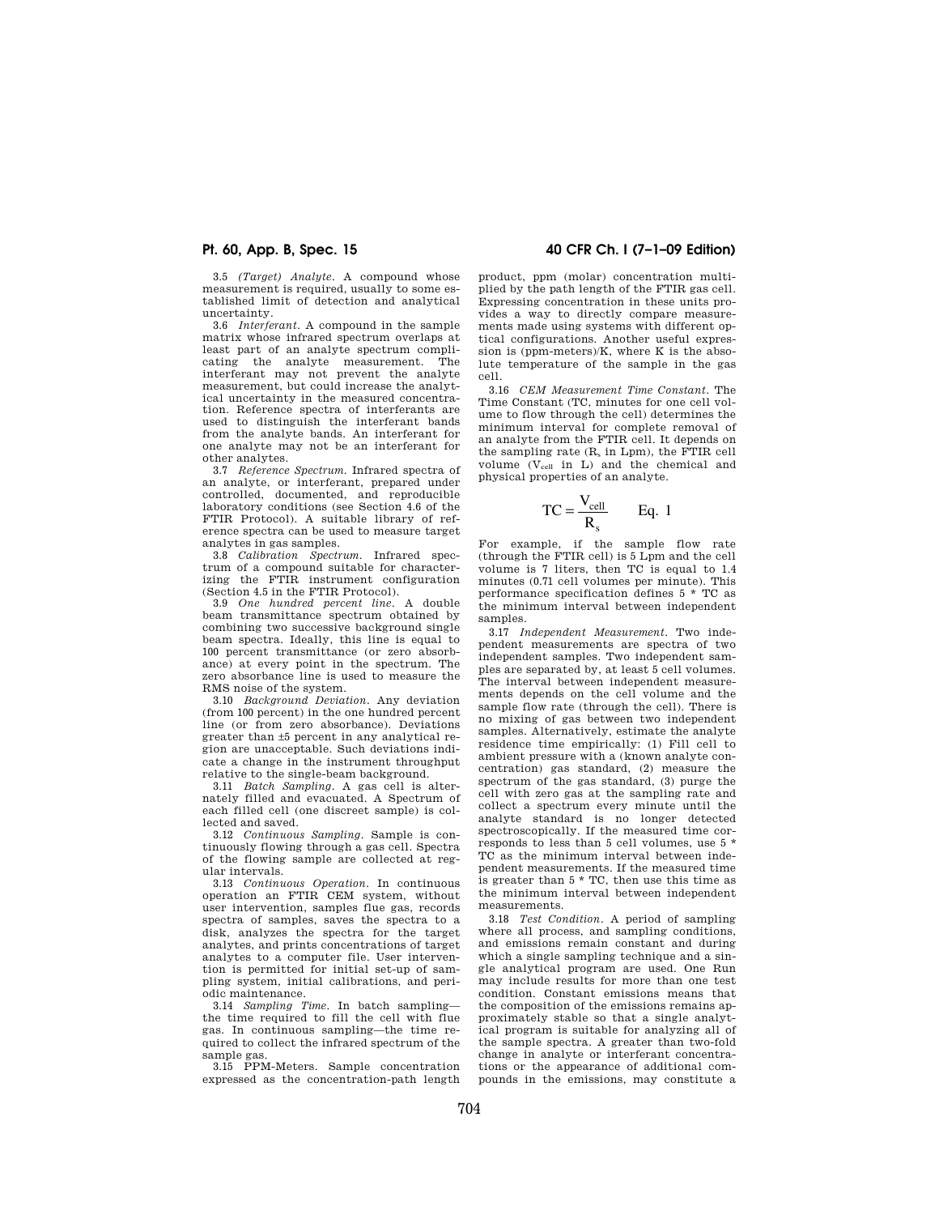3.5 *(Target) Analyte*. A compound whose measurement is required, usually to some established limit of detection and analytical uncertainty.

3.6 *Interferant*. A compound in the sample matrix whose infrared spectrum overlaps at least part of an analyte spectrum complicating the analyte measurement. The interferant may not prevent the analyte measurement, but could increase the analytical uncertainty in the measured concentration. Reference spectra of interferants are used to distinguish the interferant bands from the analyte bands. An interferant for one analyte may not be an interferant for other analytes.

3.7 *Reference Spectrum*. Infrared spectra of an analyte, or interferant, prepared under controlled, documented, and reproducible laboratory conditions (see Section 4.6 of the FTIR Protocol). A suitable library of reference spectra can be used to measure target analytes in gas samples.

3.8 *Calibration Spectrum*. Infrared spectrum of a compound suitable for characterizing the FTIR instrument configuration (Section 4.5 in the FTIR Protocol).

3.9 *One hundred percent line*. A double beam transmittance spectrum obtained by combining two successive background single beam spectra. Ideally, this line is equal to 100 percent transmittance (or zero absorbance) at every point in the spectrum. The zero absorbance line is used to measure the RMS noise of the system.

3.10 *Background Deviation*. Any deviation (from 100 percent) in the one hundred percent line (or from zero absorbance). Deviations greater than ±5 percent in any analytical region are unacceptable. Such deviations indicate a change in the instrument throughput relative to the single-beam background.

3.11 *Batch Sampling*. A gas cell is alternately filled and evacuated. A Spectrum of each filled cell (one discreet sample) is collected and saved.

3.12 *Continuous Sampling*. Sample is continuously flowing through a gas cell. Spectra of the flowing sample are collected at regular intervals.

3.13 *Continuous Operation*. In continuous operation an FTIR CEM system, without user intervention, samples flue gas, records spectra of samples, saves the spectra to a disk, analyzes the spectra for the target analytes, and prints concentrations of target analytes to a computer file. User intervention is permitted for initial set-up of sampling system, initial calibrations, and periodic maintenance.

3.14 *Sampling Time*. In batch sampling—the time required to fill the cell with flue gas. In continuous sampling—the time required to collect the infrared spectrum of the sample gas.

3.15 PPM-Meters. Sample concentration expressed as the concentration-path length product, ppm (molar) concentration multiplied by the path length of the FTIR gas cell. Expressing concentration in these units provides a way to directly compare measurements made using systems with different optical configurations. Another useful expression is (ppm-meters)/K, where K is the absolute temperature of the sample in the gas cell.

3.16 *CEM Measurement Time Constant*. The Time Constant (TC, minutes for one cell volume to flow through the cell) determines the minimum interval for complete removal of an analyte from the FTIR cell. It depends on the sampling rate ($R_s$ in Lpm), the FTIR cell volume ($V_{cell}$ in L) and the chemical and physical properties of an analyte.

$$TC = \frac{V_{cell}}{R_s} \qquad \text{Eq. 1}$$

For example, if the sample flow rate (through the FTIR cell) is 5 Lpm and the cell volume is 7 liters, then TC is equal to 1.4 minutes (0.71 cell volumes per minute). This performance specification defines 5 * TC as the minimum interval between independent samples.

3.17 *Independent Measurement*. Two independent measurements are spectra of two independent samples. Two independent samples are separated by, at least 5 cell volumes. The interval between independent measurements depends on the cell volume and the sample flow rate (through the cell). There is no mixing of gas between two independent samples. Alternatively, estimate the analyte residence time empirically: (1) Fill cell to ambient pressure with a (known analyte concentration) gas standard, (2) measure the spectrum of the gas standard, (3) purge the cell with zero gas at the sampling rate and collect a spectrum every minute until the analyte standard is no longer detected spectroscopically. If the measured time corresponds to less than 5 cell volumes, use 5 * TC as the minimum interval between independent measurements. If the measured time is greater than 5 * TC, then use this time as the minimum interval between independent measurements.

3.18 *Test Condition*. A period of sampling where all process, and sampling conditions, and emissions remain constant and during which a single sampling technique and a single analytical program are used. One Run may include results for more than one test condition. Constant emissions means that the composition of the emissions remains approximately stable so that a single analytical program is suitable for analyzing all of the sample spectra. A greater than two-fold change in analyte or interferant concentrations or the appearance of additional compounds in the emissions, may constitute a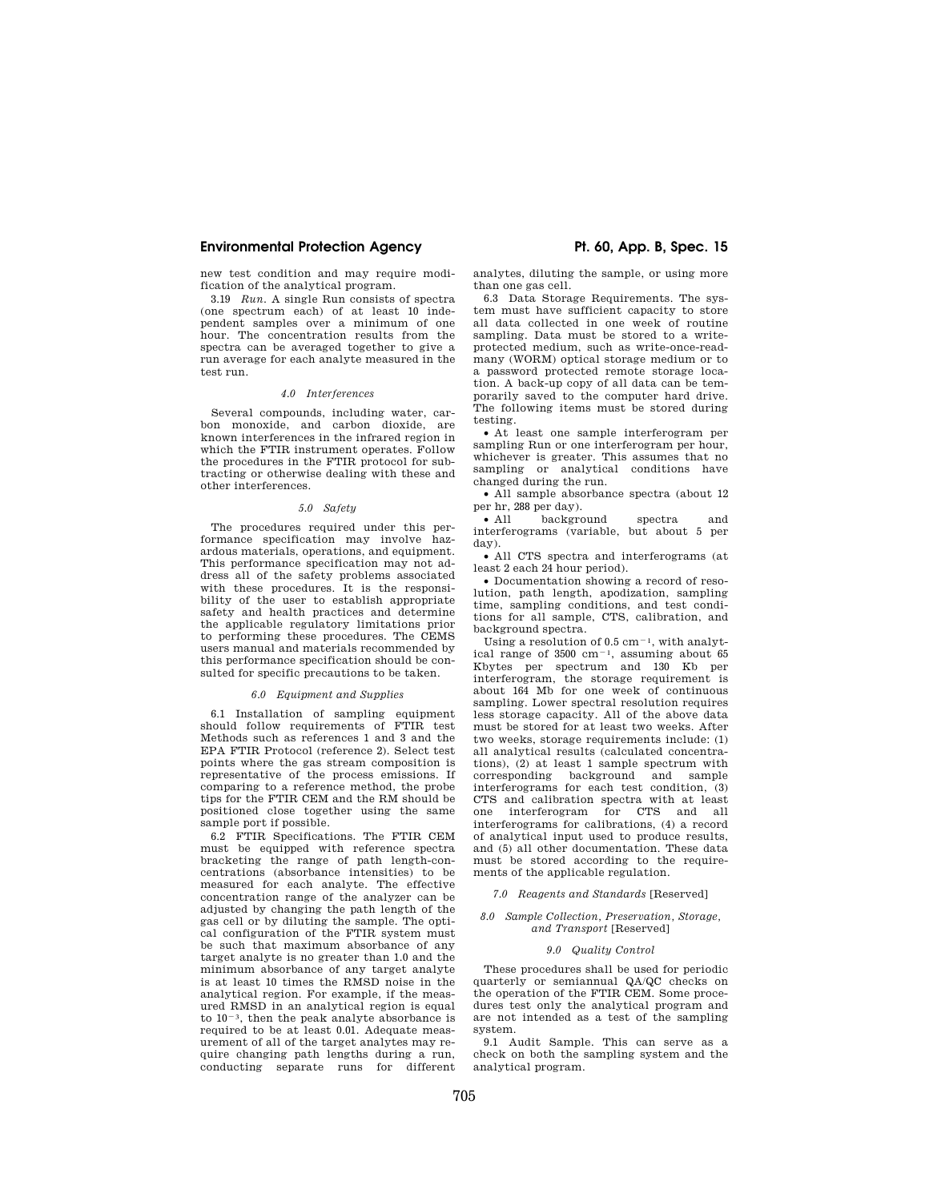new test condition and may require modification of the analytical program.

3.19 *Run.* A single Run consists of spectra (one spectrum each) of at least 10 independent samples over a minimum of one hour. The concentration results from the spectra can be averaged together to give a run average for each analyte measured in the test run.

*4.0 Interferences*

Several compounds, including water, carbon monoxide, and carbon dioxide, are known interferences in the infrared region in which the FTIR instrument operates. Follow the procedures in the FTIR protocol for subtracting or otherwise dealing with these and other interferences.

*5.0 Safety*

The procedures required under this performance specification may involve hazardous materials, operations, and equipment. This performance specification may not address all of the safety problems associated with these procedures. It is the responsibility of the user to establish appropriate safety and health practices and determine the applicable regulatory limitations prior to performing these procedures. The CEMS users manual and materials recommended by this performance specification should be consulted for specific precautions to be taken.

*6.0 Equipment and Supplies*

6.1 Installation of sampling equipment should follow requirements of FTIR test Methods such as references 1 and 3 and the EPA FTIR Protocol (reference 2). Select test points where the gas stream composition is representative of the process emissions. If comparing to a reference method, the probe tips for the FTIR CEM and the RM should be positioned close together using the same sample port if possible.

6.2 FTIR Specifications. The FTIR CEM must be equipped with reference spectra bracketing the range of path length-concentrations (absorbance intensities) to be measured for each analyte. The effective concentration range of the analyzer can be adjusted by changing the path length of the gas cell or by diluting the sample. The optical configuration of the FTIR system must be such that maximum absorbance of any target analyte is no greater than 1.0 and the minimum absorbance of any target analyte is at least 10 times the RMSD noise in the analytical region. For example, if the measured RMSD in an analytical region is equal to $10^{-3}$, then the peak analyte absorbance is required to be at least 0.01. Adequate measurement of all of the target analytes may require changing path lengths during a run, conducting separate runs for different analytes, diluting the sample, or using more than one gas cell.

6.3 Data Storage Requirements. The system must have sufficient capacity to store all data collected in one week of routine sampling. Data must be stored to a write-protected medium, such as write-once-read-many (WORM) optical storage medium or to a password protected remote storage location. A back-up copy of all data can be temporarily saved to the computer hard drive. The following items must be stored during testing.

- At least one sample interferogram per sampling Run or one interferogram per hour, whichever is greater. This assumes that no sampling or analytical conditions have changed during the run.
- All sample absorbance spectra (about 12 per hr, 288 per day).
- All background spectra and interferograms (variable, but about 5 per day).
- All CTS spectra and interferograms (at least 2 each 24 hour period).
- Documentation showing a record of resolution, path length, apodization, sampling time, sampling conditions, and test conditions for all sample, CTS, calibration, and background spectra.

Using a resolution of 0.5 $cm^{-1}$, with analytical range of 3500 $cm^{-1}$, assuming about 65 Kbytes per spectrum and 130 Kb per interferogram, the storage requirement is about 164 Mb for one week of continuous sampling. Lower spectral resolution requires less storage capacity. All of the above data must be stored for at least two weeks. After two weeks, storage requirements include: (1) all analytical results (calculated concentrations), (2) at least 1 sample spectrum with corresponding background and sample interferograms for each test condition, (3) CTS and calibration spectra with at least one interferogram for CTS and all interferograms for calibrations, (4) a record of analytical input used to produce results, and (5) all other documentation. These data must be stored according to the requirements of the applicable regulation.

*7.0 Reagents and Standards* [Reserved]

*8.0 Sample Collection, Preservation, Storage, and Transport* [Reserved]

*9.0 Quality Control*

These procedures shall be used for periodic quarterly or semiannual QA/QC checks on the operation of the FTIR CEM. Some procedures test only the analytical program and are not intended as a test of the sampling system.

9.1 Audit Sample. This can serve as a check on both the sampling system and the analytical program.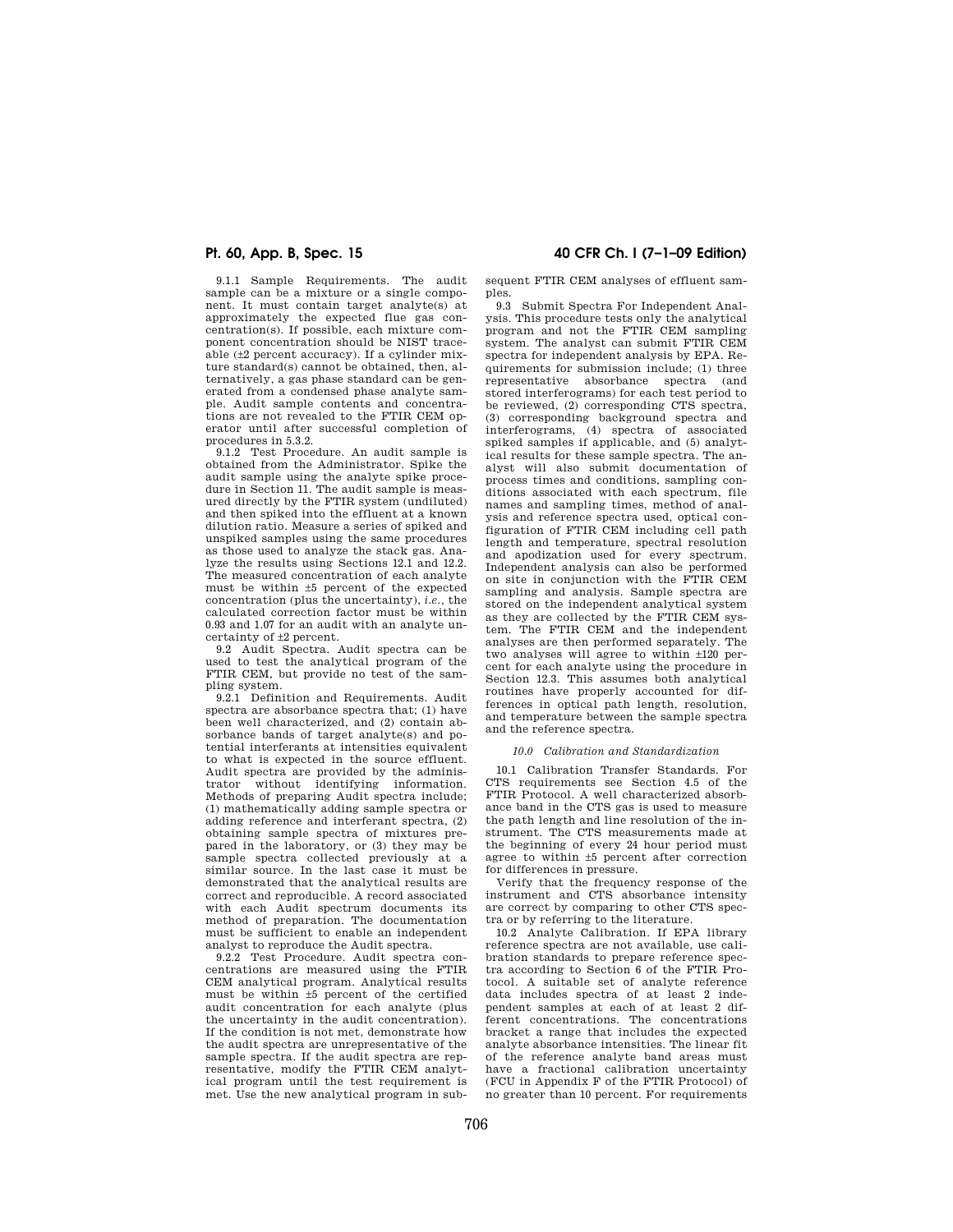9.1.1 Sample Requirements. The audit sample can be a mixture or a single component. It must contain target analyte(s) at approximately the expected flue gas concentration(s). If possible, each mixture component concentration should be NIST traceable (±2 percent accuracy). If a cylinder mixture standard(s) cannot be obtained, then, alternatively, a gas phase standard can be generated from a condensed phase analyte sample. Audit sample contents and concentrations are not revealed to the FTIR CEM operator until after successful completion of procedures in 5.3.2.

9.1.2 Test Procedure. An audit sample is obtained from the Administrator. Spike the audit sample using the analyte spike procedure in Section 11. The audit sample is measured directly by the FTIR system (undiluted) and then spiked into the effluent at a known dilution ratio. Measure a series of spiked and unspiked samples using the same procedures as those used to analyze the stack gas. Analyze the results using Sections 12.1 and 12.2. The measured concentration of each analyte must be within ±5 percent of the expected concentration (plus the uncertainty), *i.e.*, the calculated correction factor must be within 0.93 and 1.07 for an audit with an analyte uncertainty of ±2 percent.

9.2 Audit Spectra. Audit spectra can be used to test the analytical program of the FTIR CEM, but provide no test of the sampling system.

9.2.1 Definition and Requirements. Audit spectra are absorbance spectra that; (1) have been well characterized, and (2) contain absorbance bands of target analyte(s) and potential interferants at intensities equivalent to what is expected in the source effluent. Audit spectra are provided by the administrator without identifying information. Methods of preparing Audit spectra include; (1) mathematically adding sample spectra or adding reference and interferant spectra, (2) obtaining sample spectra of mixtures prepared in the laboratory, or (3) they may be sample spectra collected previously at a similar source. In the last case it must be demonstrated that the analytical results are correct and reproducible. A record associated with each Audit spectrum documents its method of preparation. The documentation must be sufficient to enable an independent analyst to reproduce the Audit spectra.

9.2.2 Test Procedure. Audit spectra concentrations are measured using the FTIR CEM analytical program. Analytical results must be within ±5 percent of the certified audit concentration for each analyte (plus the uncertainty in the audit concentration). If the condition is not met, demonstrate how the audit spectra are unrepresentative of the sample spectra. If the audit spectra are representative, modify the FTIR CEM analytical program until the test requirement is met. Use the new analytical program in subsequent FTIR CEM analyses of effluent samples.

9.3 Submit Spectra For Independent Analysis. This procedure tests only the analytical program and not the FTIR CEM sampling system. The analyst can submit FTIR CEM spectra for independent analysis by EPA. Requirements for submission include; (1) three representative absorbance spectra (and stored interferograms) for each test period to be reviewed, (2) corresponding CTS spectra, (3) corresponding background spectra and interferograms, (4) spectra of associated spiked samples if applicable, and (5) analytical results for these sample spectra. The analyst will also submit documentation of process times and conditions, sampling conditions associated with each spectrum, file names and sampling times, method of analysis and reference spectra used, optical configuration of FTIR CEM including cell path length and temperature, spectral resolution and apodization used for every spectrum. Independent analysis can also be performed on site in conjunction with the FTIR CEM sampling and analysis. Sample spectra are stored on the independent analytical system as they are collected by the FTIR CEM system. The FTIR CEM and the independent analyses are then performed separately. The two analyses will agree to within ±120 percent for each analyte using the procedure in Section 12.3. This assumes both analytical routines have properly accounted for differences in optical path length, resolution, and temperature between the sample spectra and the reference spectra.

*10.0 Calibration and Standardization*

10.1 Calibration Transfer Standards. For CTS requirements see Section 4.5 of the FTIR Protocol. A well characterized absorbance band in the CTS gas is used to measure the path length and line resolution of the instrument. The CTS measurements made at the beginning of every 24 hour period must agree to within ±5 percent after correction for differences in pressure.

Verify that the frequency response of the instrument and CTS absorbance intensity are correct by comparing to other CTS spectra or by referring to the literature.

10.2 Analyte Calibration. If EPA library reference spectra are not available, use calibration standards to prepare reference spectra according to Section 6 of the FTIR Protocol. A suitable set of analyte reference data includes spectra of at least 2 independent samples at each of at least 2 different concentrations. The concentrations bracket a range that includes the expected analyte absorbance intensities. The linear fit of the reference analyte band areas must have a fractional calibration uncertainty (FCU in Appendix F of the FTIR Protocol) of no greater than 10 percent. For requirements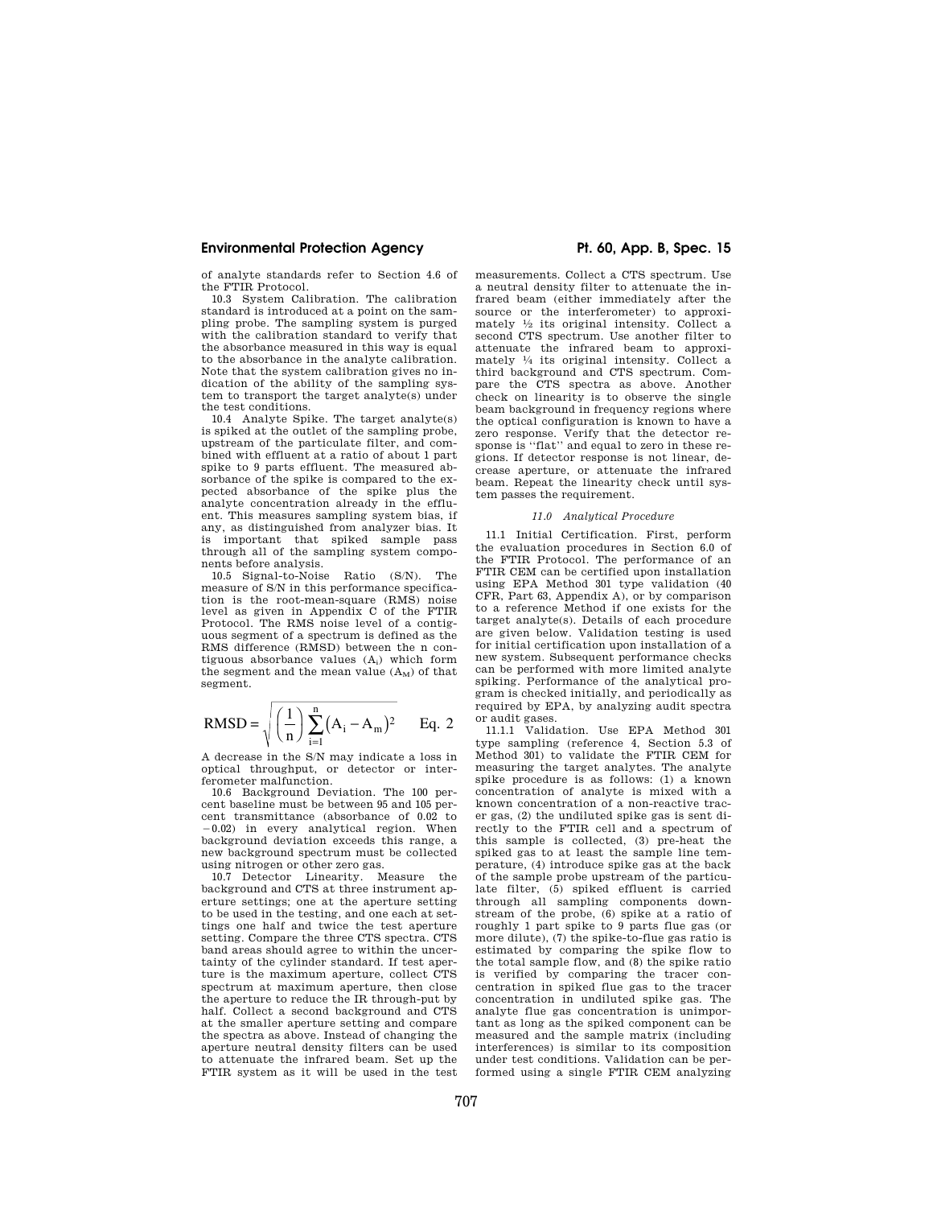of analyte standards refer to Section 4.6 of the FTIR Protocol.

10.3 System Calibration. The calibration standard is introduced at a point on the sampling probe. The sampling system is purged with the calibration standard to verify that the absorbance measured in this way is equal to the absorbance in the analyte calibration. Note that the system calibration gives no indication of the ability of the sampling system to transport the target analyte(s) under the test conditions.

10.4 Analyte Spike. The target analyte(s) is spiked at the outlet of the sampling probe, upstream of the particulate filter, and combined with effluent at a ratio of about 1 part spike to 9 parts effluent. The measured absorbance of the spike is compared to the expected absorbance of the spike plus the analyte concentration already in the effluent. This measures sampling system bias, if any, as distinguished from analyzer bias. It is important that spiked sample pass through all of the sampling system components before analysis.

10.5 Signal-to-Noise Ratio (S/N). The measure of S/N in this performance specification is the root-mean-square (RMS) noise level as given in Appendix C of the FTIR Protocol. The RMS noise level of a contiguous segment of a spectrum is defined as the RMS difference (RMSD) between the n contiguous absorbance values ($A_i$) which form the segment and the mean value ($A_M$) of that segment.

$$\text{RMSD} = \sqrt{\left(\frac{1}{n}\right)\sum_{i=1}^{n}\left(A_i - A_m\right)^2} \qquad \text{Eq. 2}$$

A decrease in the S/N may indicate a loss in optical throughput, or detector or interferometer malfunction.

10.6 Background Deviation. The 100 percent baseline must be between 95 and 105 percent transmittance (absorbance of 0.02 to −0.02) in every analytical region. When background deviation exceeds this range, a new background spectrum must be collected using nitrogen or other zero gas.

10.7 Detector Linearity. Measure the background and CTS at three instrument aperture settings; one at the aperture setting to be used in the testing, and one each at settings one half and twice the test aperture setting. Compare the three CTS spectra. CTS band areas should agree to within the uncertainty of the cylinder standard. If test aperture is the maximum aperture, collect CTS spectrum at maximum aperture, then close the aperture to reduce the IR through-put by half. Collect a second background and CTS at the smaller aperture setting and compare the spectra as above. Instead of changing the aperture neutral density filters can be used to attenuate the infrared beam. Set up the FTIR system as it will be used in the test measurements. Collect a CTS spectrum. Use a neutral density filter to attenuate the infrared beam (either immediately after the source or the interferometer) to approximately ½ its original intensity. Collect a second CTS spectrum. Use another filter to attenuate the infrared beam to approximately ¼ its original intensity. Collect a third background and CTS spectrum. Compare the CTS spectra as above. Another check on linearity is to observe the single beam background in frequency regions where the optical configuration is known to have a zero response. Verify that the detector response is "flat" and equal to zero in these regions. If detector response is not linear, decrease aperture, or attenuate the infrared beam. Repeat the linearity check until system passes the requirement.

### *11.0 Analytical Procedure*

11.1 Initial Certification. First, perform the evaluation procedures in Section 6.0 of the FTIR Protocol. The performance of an FTIR CEM can be certified upon installation using EPA Method 301 type validation (40 CFR, Part 63, Appendix A), or by comparison to a reference Method if one exists for the target analyte(s). Details of each procedure are given below. Validation testing is used for initial certification upon installation of a new system. Subsequent performance checks can be performed with more limited analyte spiking. Performance of the analytical program is checked initially, and periodically as required by EPA, by analyzing audit spectra or audit gases.

11.1.1 Validation. Use EPA Method 301 type sampling (reference 4, Section 5.3 of Method 301) to validate the FTIR CEM for measuring the target analytes. The analyte spike procedure is as follows: (1) a known concentration of analyte is mixed with a known concentration of a non-reactive tracer gas, (2) the undiluted spike gas is sent directly to the FTIR cell and a spectrum of this sample is collected, (3) pre-heat the spiked gas to at least the sample line temperature, (4) introduce spike gas at the back of the sample probe upstream of the particulate filter, (5) spiked effluent is carried through all sampling components downstream of the probe, (6) spike at a ratio of roughly 1 part spike to 9 parts flue gas (or more dilute), (7) the spike-to-flue gas ratio is estimated by comparing the spike flow to the total sample flow, and (8) the spike ratio is verified by comparing the tracer concentration in spiked flue gas to the tracer concentration in undiluted spike gas. The analyte flue gas concentration is unimportant as long as the spiked component can be measured and the sample matrix (including interferences) is similar to its composition under test conditions. Validation can be performed using a single FTIR CEM analyzing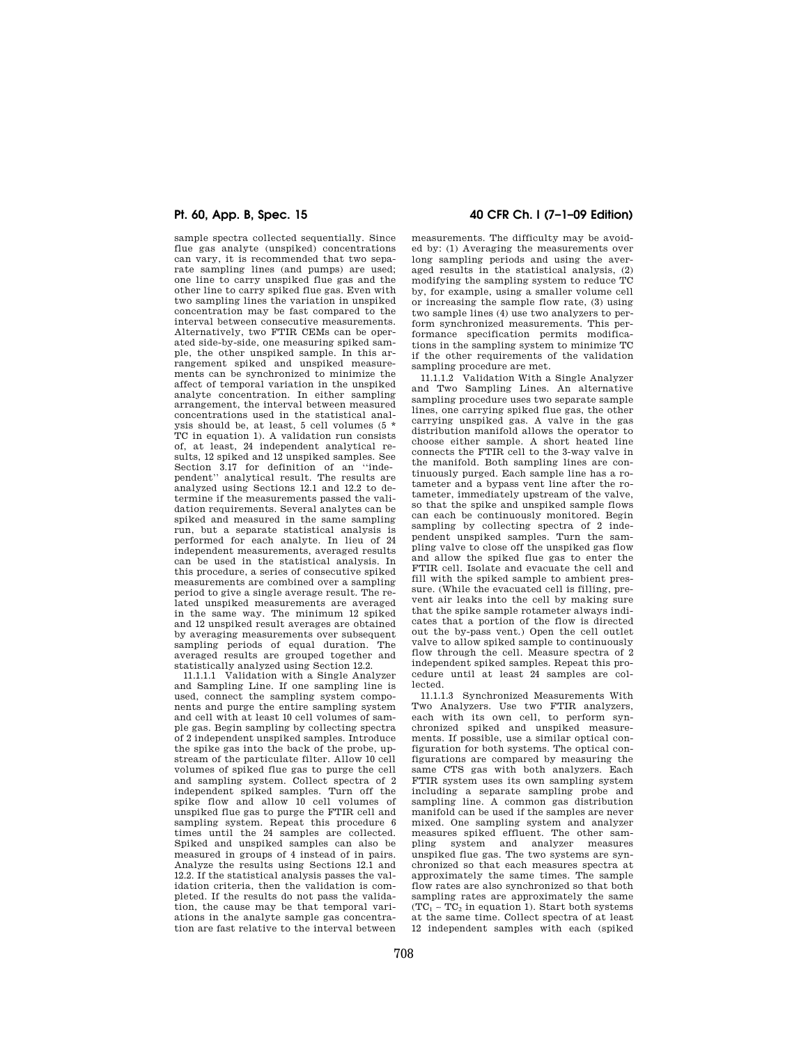sample spectra collected sequentially. Since flue gas analyte (unspiked) concentrations can vary, it is recommended that two separate sampling lines (and pumps) are used; one line to carry unspiked flue gas and the other line to carry spiked flue gas. Even with two sampling lines the variation in unspiked concentration may be fast compared to the interval between consecutive measurements. Alternatively, two FTIR CEMs can be operated side-by-side, one measuring spiked sample, the other unspiked sample. In this arrangement spiked and unspiked measurements can be synchronized to minimize the affect of temporal variation in the unspiked analyte concentration. In either sampling arrangement, the interval between measured concentrations used in the statistical analysis should be, at least, 5 cell volumes (5 * TC in equation 1). A validation run consists of, at least, 24 independent analytical results, 12 spiked and 12 unspiked samples. See Section 3.17 for definition of an "independent" analytical result. The results are analyzed using Sections 12.1 and 12.2 to determine if the measurements passed the validation requirements. Several analytes can be spiked and measured in the same sampling run, but a separate statistical analysis is performed for each analyte. In lieu of 24 independent measurements, averaged results can be used in the statistical analysis. In this procedure, a series of consecutive spiked measurements are combined over a sampling period to give a single average result. The related unspiked measurements are averaged in the same way. The minimum 12 spiked and 12 unspiked result averages are obtained by averaging measurements over subsequent sampling periods of equal duration. The averaged results are grouped together and statistically analyzed using Section 12.2.

11.1.1.1 Validation with a Single Analyzer and Sampling Line. If one sampling line is used, connect the sampling system components and purge the entire sampling system and cell with at least 10 cell volumes of sample gas. Begin sampling by collecting spectra of 2 independent unspiked samples. Introduce the spike gas into the back of the probe, upstream of the particulate filter. Allow 10 cell volumes of spiked flue gas to purge the cell and sampling system. Collect spectra of 2 independent spiked samples. Turn off the spike flow and allow 10 cell volumes of unspiked flue gas to purge the FTIR cell and sampling system. Repeat this procedure 6 times until the 24 samples are collected. Spiked and unspiked samples can also be measured in groups of 4 instead of in pairs. Analyze the results using Sections 12.1 and 12.2. If the statistical analysis passes the validation criteria, then the validation is completed. If the results do not pass the validation, the cause may be that temporal variations in the analyte sample gas concentration are fast relative to the interval between measurements. The difficulty may be avoided by: (1) Averaging the measurements over long sampling periods and using the averaged results in the statistical analysis, (2) modifying the sampling system to reduce TC by, for example, using a smaller volume cell or increasing the sample flow rate, (3) using two sample lines (4) use two analyzers to perform synchronized measurements. This performance specification permits modifications in the sampling system to minimize TC if the other requirements of the validation sampling procedure are met.

11.1.1.2 Validation With a Single Analyzer and Two Sampling Lines. An alternative sampling procedure uses two separate sample lines, one carrying spiked flue gas, the other carrying unspiked gas. A valve in the gas distribution manifold allows the operator to choose either sample. A short heated line connects the FTIR cell to the 3-way valve in the manifold. Both sampling lines are continuously purged. Each sample line has a rotameter and a bypass vent line after the rotameter, immediately upstream of the valve, so that the spike and unspiked sample flows can each be continuously monitored. Begin sampling by collecting spectra of 2 independent unspiked samples. Turn the sampling valve to close off the unspiked gas flow and allow the spiked flue gas to enter the FTIR cell. Isolate and evacuate the cell and fill with the spiked sample to ambient pressure. (While the evacuated cell is filling, prevent air leaks into the cell by making sure that the spike sample rotameter always indicates that a portion of the flow is directed out the by-pass vent.) Open the cell outlet valve to allow spiked sample to continuously flow through the cell. Measure spectra of 2 independent spiked samples. Repeat this procedure until at least 24 samples are collected.

11.1.1.3 Synchronized Measurements With Two Analyzers. Use two FTIR analyzers, each with its own cell, to perform synchronized spiked and unspiked measurements. If possible, use a similar optical configuration for both systems. The optical configurations are compared by measuring the same CTS gas with both analyzers. Each FTIR system uses its own sampling system including a separate sampling probe and sampling line. A common gas distribution manifold can be used if the samples are never mixed. One sampling system and analyzer measures spiked effluent. The other sampling system and analyzer measures unspiked flue gas. The two systems are synchronized so that each measures spectra at approximately the same times. The sample flow rates are also synchronized so that both sampling rates are approximately the same ($TC_1 - TC_2$ in equation 1). Start both systems at the same time. Collect spectra of at least 12 independent samples with each (spiked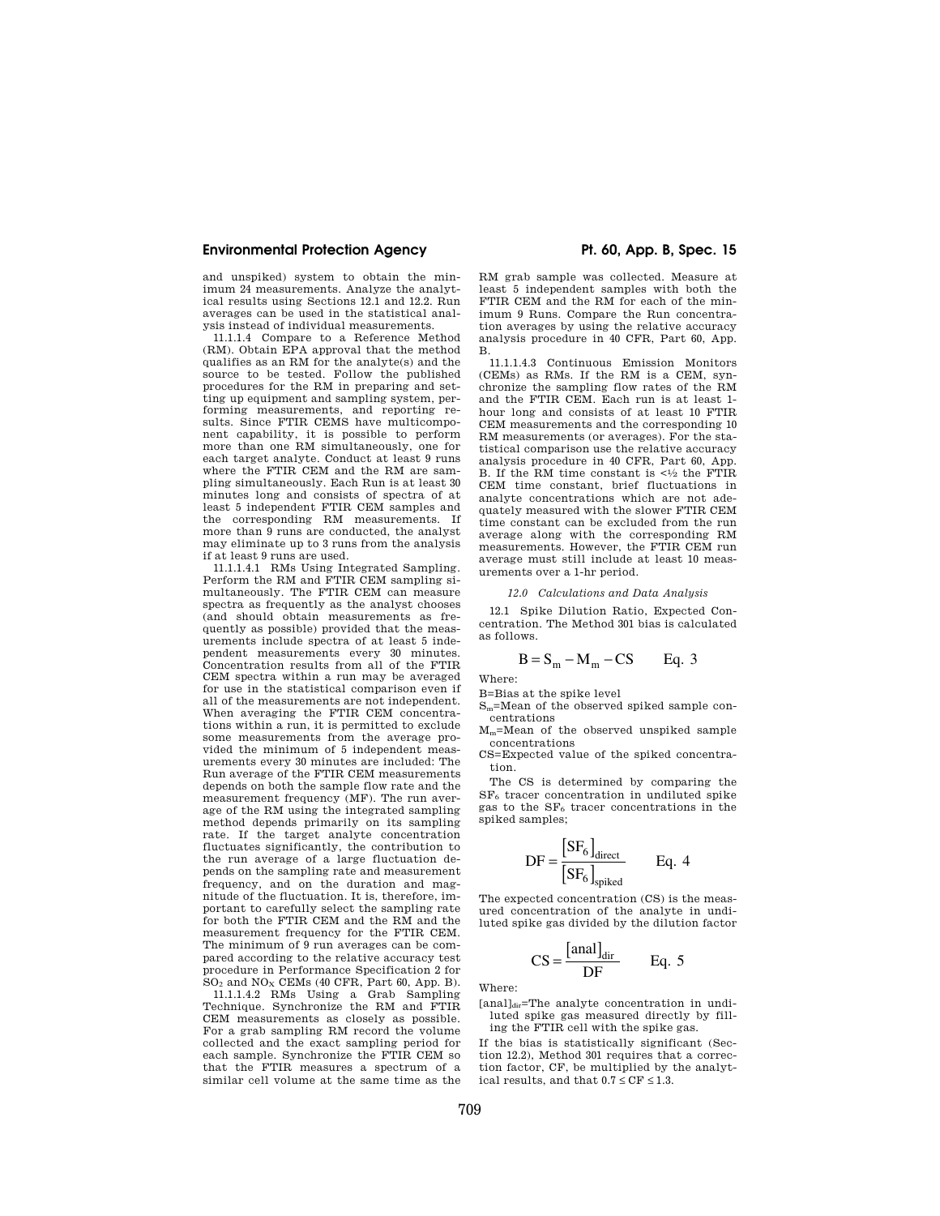and unspiked) system to obtain the minimum 24 measurements. Analyze the analytical results using Sections 12.1 and 12.2. Run averages can be used in the statistical analysis instead of individual measurements.

11.1.1.4 Compare to a Reference Method (RM). Obtain EPA approval that the method qualifies as an RM for the analyte(s) and the source to be tested. Follow the published procedures for the RM in preparing and setting up equipment and sampling system, performing measurements, and reporting results. Since FTIR CEMS have multicomponent capability, it is possible to perform more than one RM simultaneously, one for each target analyte. Conduct at least 9 runs where the FTIR CEM and the RM are sampling simultaneously. Each Run is at least 30 minutes long and consists of spectra of at least 5 independent FTIR CEM samples and the corresponding RM measurements. If more than 9 runs are conducted, the analyst may eliminate up to 3 runs from the analysis if at least 9 runs are used.

11.1.1.4.1 RMs Using Integrated Sampling. Perform the RM and FTIR CEM sampling simultaneously. The FTIR CEM can measure spectra as frequently as the analyst chooses (and should obtain measurements as frequently as possible) provided that the measurements include spectra of at least 5 independent measurements every 30 minutes. Concentration results from all of the FTIR CEM spectra within a run may be averaged for use in the statistical comparison even if all of the measurements are not independent. When averaging the FTIR CEM concentrations within a run, it is permitted to exclude some measurements from the average provided the minimum of 5 independent measurements every 30 minutes are included: The Run average of the FTIR CEM measurements depends on both the sample flow rate and the measurement frequency (MF). The run average of the RM using the integrated sampling method depends primarily on its sampling rate. If the target analyte concentration fluctuates significantly, the contribution to the run average of a large fluctuation depends on the sampling rate and measurement frequency, and on the duration and magnitude of the fluctuation. It is, therefore, important to carefully select the sampling rate for both the FTIR CEM and the RM and the measurement frequency for the FTIR CEM. The minimum of 9 run averages can be compared according to the relative accuracy test procedure in Performance Specification 2 for $SO_2$ and $NO_X$ CEMs (40 CFR, Part 60, App. B).

11.1.1.4.2 RMs Using a Grab Sampling Technique. Synchronize the RM and FTIR CEM measurements as closely as possible. For a grab sampling RM record the volume collected and the exact sampling period for each sample. Synchronize the FTIR CEM so that the FTIR measures a spectrum of a similar cell volume at the same time as the RM grab sample was collected. Measure at least 5 independent samples with both the FTIR CEM and the RM for each of the minimum 9 Runs. Compare the Run concentration averages by using the relative accuracy analysis procedure in 40 CFR, Part 60, App. B.

11.1.1.4.3 Continuous Emission Monitors (CEMs) as RMs. If the RM is a CEM, synchronize the sampling flow rates of the RM and the FTIR CEM. Each run is at least 1-hour long and consists of at least 10 FTIR CEM measurements and the corresponding 10 RM measurements (or averages). For the statistical comparison use the relative accuracy analysis procedure in 40 CFR, Part 60, App. B. If the RM time constant is <½ the FTIR CEM time constant, brief fluctuations in analyte concentrations which are not adequately measured with the slower FTIR CEM time constant can be excluded from the run average along with the corresponding RM measurements. However, the FTIR CEM run average must still include at least 10 measurements over a 1-hr period.

*12.0 Calculations and Data Analysis*

12.1 Spike Dilution Ratio, Expected Concentration. The Method 301 bias is calculated as follows.

$$B = S_m - M_m - CS \qquad \text{Eq. 3}$$

Where:

B=Bias at the spike level

$S_m$=Mean of the observed spiked sample concentrations

$M_m$=Mean of the observed unspiked sample concentrations

CS=Expected value of the spiked concentration.

The CS is determined by comparing the $SF_6$ tracer concentration in undiluted spike gas to the $SF_6$ tracer concentrations in the spiked samples;

$$DF = \frac{[SF_6]_{direct}}{[SF_6]_{spiked}} \qquad \text{Eq. 4}$$

The expected concentration (CS) is the measured concentration of the analyte in undiluted spike gas divided by the dilution factor

$$CS = \frac{[anal]_{dir}}{DF} \qquad \text{Eq. 5}$$

Where:

$[anal]_{dir}$=The analyte concentration in undiluted spike gas measured directly by filling the FTIR cell with the spike gas.

If the bias is statistically significant (Section 12.2), Method 301 requires that a correction factor, CF, be multiplied by the analytical results, and that $0.7 \leq CF \leq 1.3$.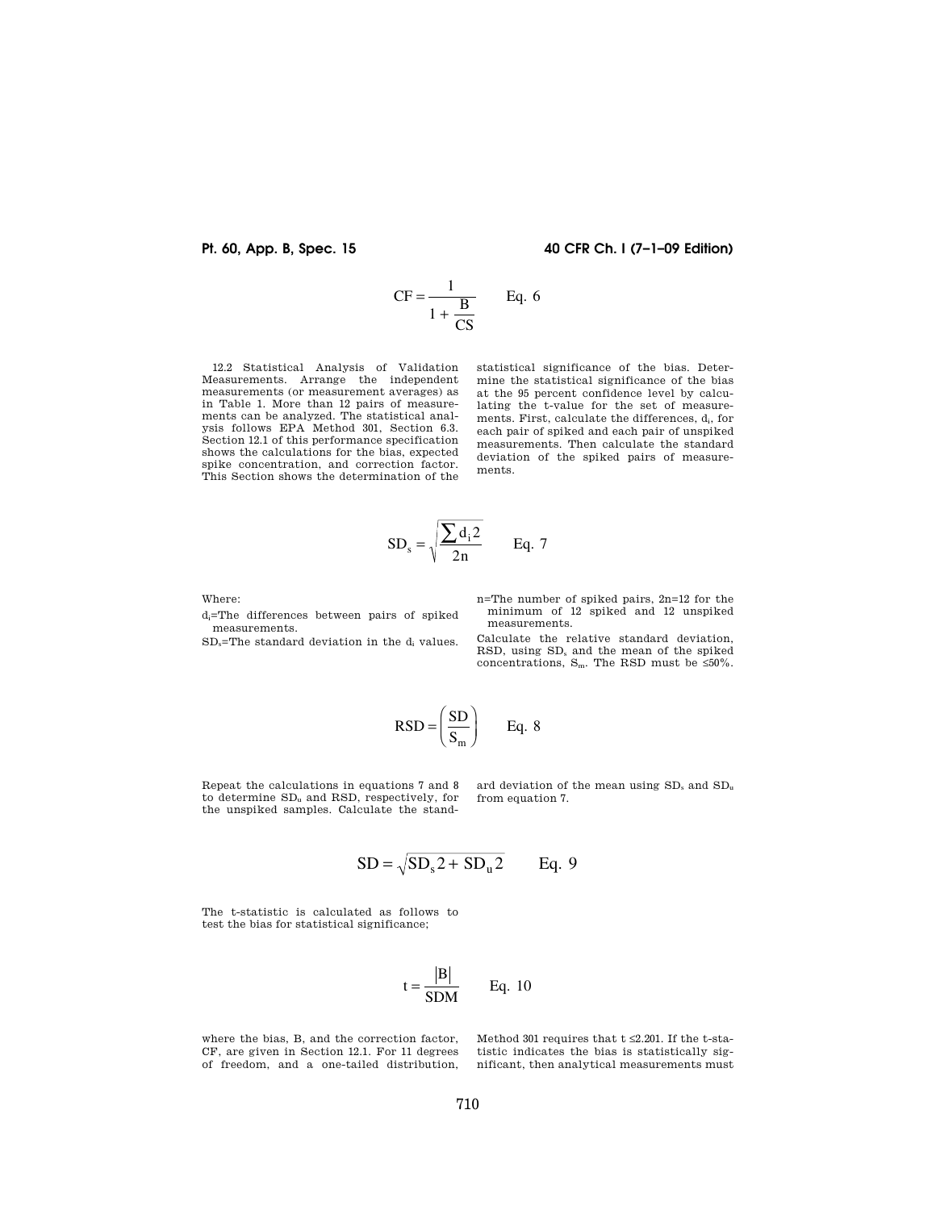$$CF = \frac{1}{1 + \frac{B}{CS}} \qquad \text{Eq. 6}$$

12.2 Statistical Analysis of Validation Measurements. Arrange the independent measurements (or measurement averages) as in Table 1. More than 12 pairs of measurements can be analyzed. The statistical analysis follows EPA Method 301, Section 6.3. Section 12.1 of this performance specification shows the calculations for the bias, expected spike concentration, and correction factor. This Section shows the determination of the statistical significance of the bias. Determine the statistical significance of the bias at the 95 percent confidence level by calculating the t-value for the set of measurements. First, calculate the differences, $d_i$, for each pair of spiked and each pair of unspiked measurements. Then calculate the standard deviation of the spiked pairs of measurements.

$$SD_s = \sqrt{\frac{\sum d_i 2}{2n}} \qquad \text{Eq. 7}$$

Where:

$d_i$=The differences between pairs of spiked measurements.

$SD_s$=The standard deviation in the $d_i$ values.

n=The number of spiked pairs, 2n=12 for the minimum of 12 spiked and 12 unspiked measurements.

Calculate the relative standard deviation, RSD, using $SD_s$ and the mean of the spiked concentrations, $S_m$. The RSD must be ≤50%.

$$RSD = \left(\frac{SD}{S_m}\right) \qquad \text{Eq. 8}$$

Repeat the calculations in equations 7 and 8 to determine $SD_u$ and RSD, respectively, for the unspiked samples. Calculate the standard deviation of the mean using $SD_s$ and $SD_u$ from equation 7.

$$SD = \sqrt{SD_s 2 + SD_u 2} \qquad \text{Eq. 9}$$

The t-statistic is calculated as follows to test the bias for statistical significance;

$$t = \frac{|B|}{SDM} \qquad \text{Eq. 10}$$

where the bias, B, and the correction factor, CF, are given in Section 12.1. For 11 degrees of freedom, and a one-tailed distribution, Method 301 requires that t ≤2.201. If the t-statistic indicates the bias is statistically significant, then analytical measurements must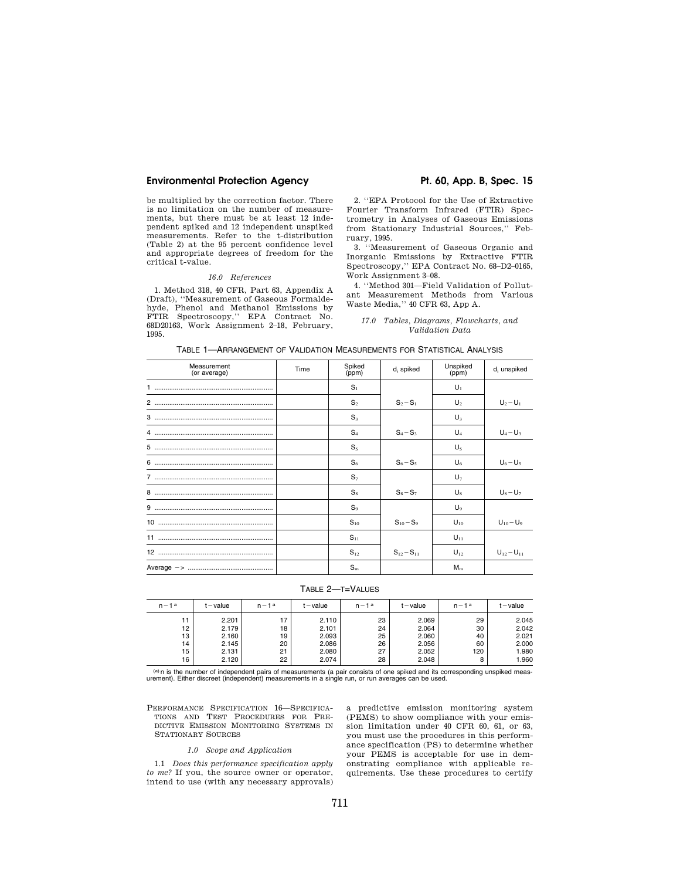be multiplied by the correction factor. There is no limitation on the number of measurements, but there must be at least 12 independent spiked and 12 independent unspiked measurements. Refer to the t-distribution (Table 2) at the 95 percent confidence level and appropriate degrees of freedom for the critical t-value.

### *16.0 References*

1. Method 318, 40 CFR, Part 63, Appendix A (Draft), ''Measurement of Gaseous Formaldehyde, Phenol and Methanol Emissions by FTIR Spectroscopy,'' EPA Contract No. 68D20163, Work Assignment 2–18, February, 1995.

2. ''EPA Protocol for the Use of Extractive Fourier Transform Infrared (FTIR) Spectrometry in Analyses of Gaseous Emissions from Stationary Industrial Sources,'' February, 1995.

3. ''Measurement of Gaseous Organic and Inorganic Emissions by Extractive FTIR Spectroscopy,'' EPA Contract No. 68–D2–0165, Work Assignment 3–08.

4. ''Method 301—Field Validation of Pollutant Measurement Methods from Various Waste Media,'' 40 CFR 63, App A.

### *17.0 Tables, Diagrams, Flowcharts, and Validation Data*

TABLE 1—ARRANGEMENT OF VALIDATION MEASUREMENTS FOR STATISTICAL ANALYSIS

| Measurement (or average) | Time | Spiked (ppm) | $d_i$ spiked | Unspiked (ppm) | $d_i$ unspiked |
|---|---|---|---|---|---|
| 1 | | $S_1$ | | $U_1$ | |
| 2 | | $S_2$ | $S_2 - S_1$ | $U_2$ | $U_2 - U_1$ |
| 3 | | $S_3$ | | $U_3$ | |
| 4 | | $S_4$ | $S_4 - S_3$ | $U_4$ | $U_4 - U_3$ |
| 5 | | $S_5$ | | $U_5$ | |
| 6 | | $S_6$ | $S_6 - S_5$ | $U_6$ | $U_6 - U_5$ |
| 7 | | $S_7$ | | $U_7$ | |
| 8 | | $S_8$ | $S_8 - S_7$ | $U_8$ | $U_8 - U_7$ |
| 9 | | $S_9$ | | $U_9$ | |
| 10 | | $S_{10}$ | $S_{10} - S_9$ | $U_{10}$ | $U_{10} - U_9$ |
| 11 | | $S_{11}$ | | $U_{11}$ | |
| 12 | | $S_{12}$ | $S_{12} - S_{11}$ | $U_{12}$ | $U_{12} - U_{11}$ |
| Average –> | | $S_m$ | | $M_m$ | |

TABLE 2—T=VALUES

| n − 1[a] | t − value | n − 1[a] | t − value | n − 1[a] | t − value | n − 1[a] | t − value |
|---|---|---|---|---|---|---|---|
| 11 | 2.201 | 17 | 2.110 | 23 | 2.069 | 29 | 2.045 |
| 12 | 2.179 | 18 | 2.101 | 24 | 2.064 | 30 | 2.042 |
| 13 | 2.160 | 19 | 2.093 | 25 | 2.060 | 40 | 2.021 |
| 14 | 2.145 | 20 | 2.086 | 26 | 2.056 | 60 | 2.000 |
| 15 | 2.131 | 21 | 2.080 | 27 | 2.052 | 120 | 1.980 |
| 16 | 2.120 | 22 | 2.074 | 28 | 2.048 | 8 | 1.960 |

[a] n is the number of independent pairs of measurements (a pair consists of one spiked and its corresponding unspiked measurement). Either discreet (independent) measurements in a single run, or run averages can be used.

## PERFORMANCE SPECIFICATION 16—SPECIFICATIONS AND TEST PROCEDURES FOR PREDICTIVE EMISSION MONITORING SYSTEMS IN STATIONARY SOURCES

### *1.0 Scope and Application*

1.1 *Does this performance specification apply to me?* If you, the source owner or operator, intend to use (with any necessary approvals) a predictive emission monitoring system (PEMS) to show compliance with your emission limitation under 40 CFR 60, 61, or 63, you must use the procedures in this performance specification (PS) to determine whether your PEMS is acceptable for use in demonstrating compliance with applicable requirements. Use these procedures to certify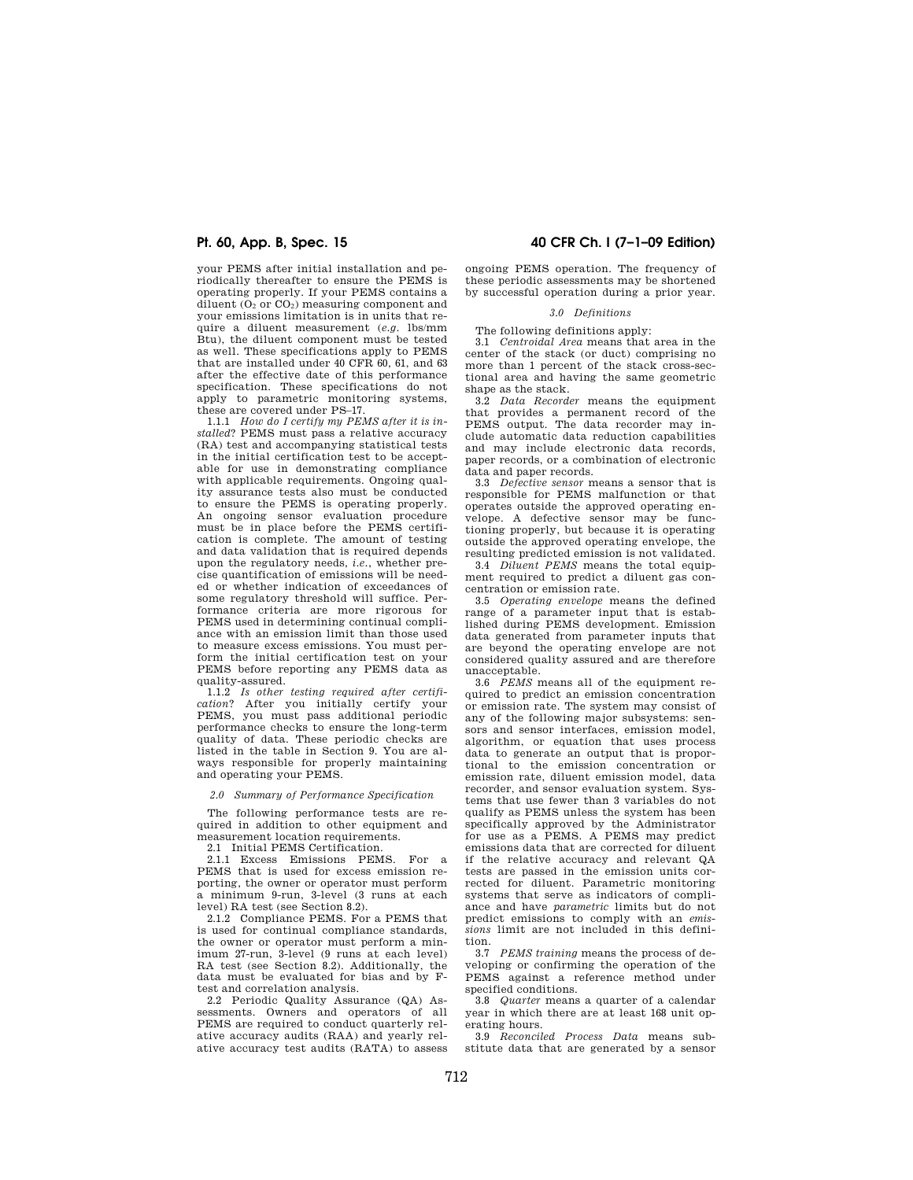your PEMS after initial installation and periodically thereafter to ensure the PEMS is operating properly. If your PEMS contains a diluent ($O_2$ or $CO_2$) measuring component and your emissions limitation is in units that require a diluent measurement (*e.g.* lbs/mm Btu), the diluent component must be tested as well. These specifications apply to PEMS that are installed under 40 CFR 60, 61, and 63 after the effective date of this performance specification. These specifications do not apply to parametric monitoring systems, these are covered under PS–17.

1.1.1 *How do I certify my PEMS after it is installed*? PEMS must pass a relative accuracy (RA) test and accompanying statistical tests in the initial certification test to be acceptable for use in demonstrating compliance with applicable requirements. Ongoing quality assurance tests also must be conducted to ensure the PEMS is operating properly. An ongoing sensor evaluation procedure must be in place before the PEMS certification is complete. The amount of testing and data validation that is required depends upon the regulatory needs, *i.e.*, whether precise quantification of emissions will be needed or whether indication of exceedances of some regulatory threshold will suffice. Performance criteria are more rigorous for PEMS used in determining continual compliance with an emission limit than those used to measure excess emissions. You must perform the initial certification test on your PEMS before reporting any PEMS data as quality-assured.

1.1.2 *Is other testing required after certification*? After you initially certify your PEMS, you must pass additional periodic performance checks to ensure the long-term quality of data. These periodic checks are listed in the table in Section 9. You are always responsible for properly maintaining and operating your PEMS.

### *2.0 Summary of Performance Specification*

The following performance tests are required in addition to other equipment and measurement location requirements.

2.1 Initial PEMS Certification.

2.1.1 Excess Emissions PEMS. For a PEMS that is used for excess emission reporting, the owner or operator must perform a minimum 9-run, 3-level (3 runs at each level) RA test (see Section 8.2).

2.1.2 Compliance PEMS. For a PEMS that is used for continual compliance standards, the owner or operator must perform a minimum 27-run, 3-level (9 runs at each level) RA test (see Section 8.2). Additionally, the data must be evaluated for bias and by F-test and correlation analysis.

2.2 Periodic Quality Assurance (QA) Assessments. Owners and operators of all PEMS are required to conduct quarterly relative accuracy audits (RAA) and yearly relative accuracy test audits (RATA) to assess ongoing PEMS operation. The frequency of these periodic assessments may be shortened by successful operation during a prior year.

### *3.0 Definitions*

The following definitions apply:

3.1 *Centroidal Area* means that area in the center of the stack (or duct) comprising no more than 1 percent of the stack cross-sectional area and having the same geometric shape as the stack.

3.2 *Data Recorder* means the equipment that provides a permanent record of the PEMS output. The data recorder may include automatic data reduction capabilities and may include electronic data records, paper records, or a combination of electronic data and paper records.

3.3 *Defective sensor* means a sensor that is responsible for PEMS malfunction or that operates outside the approved operating envelope. A defective sensor may be functioning properly, but because it is operating outside the approved operating envelope, the resulting predicted emission is not validated.

3.4 *Diluent PEMS* means the total equipment required to predict a diluent gas concentration or emission rate.

3.5 *Operating envelope* means the defined range of a parameter input that is established during PEMS development. Emission data generated from parameter inputs that are beyond the operating envelope are not considered quality assured and are therefore unacceptable.

3.6 *PEMS* means all of the equipment required to predict an emission concentration or emission rate. The system may consist of any of the following major subsystems: sensors and sensor interfaces, emission model, algorithm, or equation that uses process data to generate an output that is proportional to the emission concentration or emission rate, diluent emission model, data recorder, and sensor evaluation system. Systems that use fewer than 3 variables do not qualify as PEMS unless the system has been specifically approved by the Administrator for use as a PEMS. A PEMS may predict emissions data that are corrected for diluent if the relative accuracy and relevant QA tests are passed in the emission units corrected for diluent. Parametric monitoring systems that serve as indicators of compliance and have *parametric* limits but do not predict emissions to comply with an *emissions* limit are not included in this definition.

3.7 *PEMS training* means the process of developing or confirming the operation of the PEMS against a reference method under specified conditions.

3.8 *Quarter* means a quarter of a calendar year in which there are at least 168 unit operating hours.

3.9 *Reconciled Process Data* means substitute data that are generated by a sensor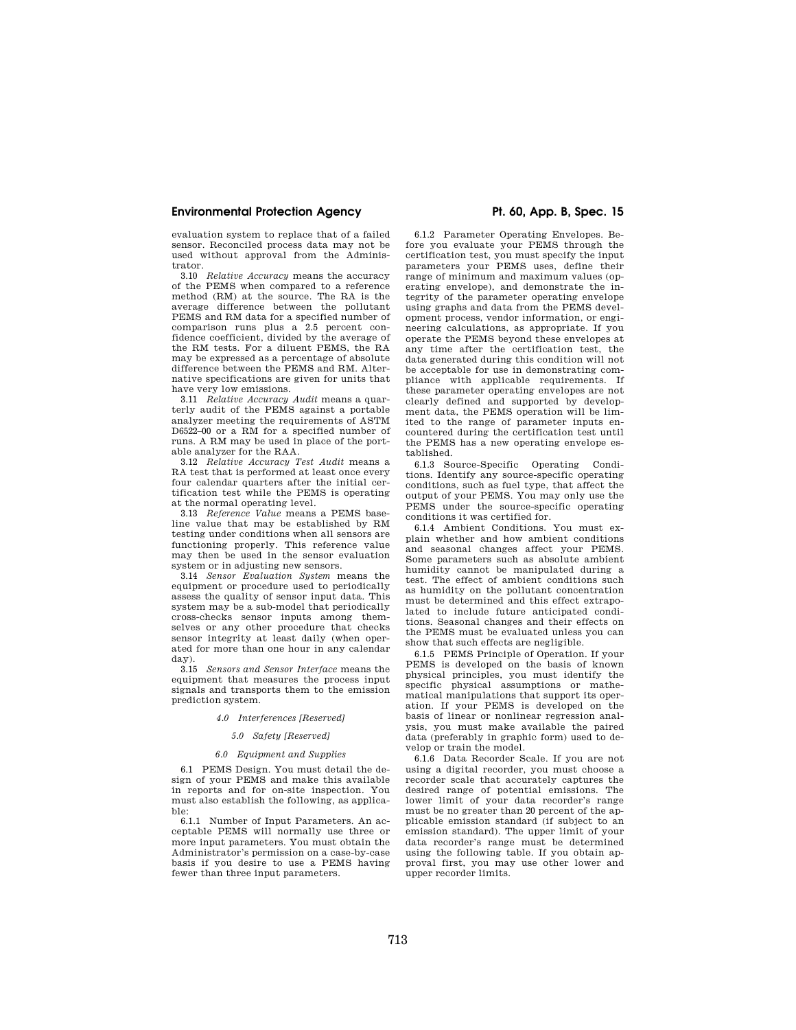evaluation system to replace that of a failed sensor. Reconciled process data may not be used without approval from the Administrator.

3.10 *Relative Accuracy* means the accuracy of the PEMS when compared to a reference method (RM) at the source. The RA is the average difference between the pollutant PEMS and RM data for a specified number of comparison runs plus a 2.5 percent confidence coefficient, divided by the average of the RM tests. For a diluent PEMS, the RA may be expressed as a percentage of absolute difference between the PEMS and RM. Alternative specifications are given for units that have very low emissions.

3.11 *Relative Accuracy Audit* means a quarterly audit of the PEMS against a portable analyzer meeting the requirements of ASTM D6522–00 or a RM for a specified number of runs. A RM may be used in place of the portable analyzer for the RAA.

3.12 *Relative Accuracy Test Audit* means a RA test that is performed at least once every four calendar quarters after the initial certification test while the PEMS is operating at the normal operating level.

3.13 *Reference Value* means a PEMS baseline value that may be established by RM testing under conditions when all sensors are functioning properly. This reference value may then be used in the sensor evaluation system or in adjusting new sensors.

3.14 *Sensor Evaluation System* means the equipment or procedure used to periodically assess the quality of sensor input data. This system may be a sub-model that periodically cross-checks sensor inputs among themselves or any other procedure that checks sensor integrity at least daily (when operated for more than one hour in any calendar day).

3.15 *Sensors and Sensor Interface* means the equipment that measures the process input signals and transports them to the emission prediction system.

*4.0 Interferences [Reserved]*

*5.0 Safety [Reserved]*

*6.0 Equipment and Supplies*

6.1 PEMS Design. You must detail the design of your PEMS and make this available in reports and for on-site inspection. You must also establish the following, as applicable:

6.1.1 Number of Input Parameters. An acceptable PEMS will normally use three or more input parameters. You must obtain the Administrator's permission on a case-by-case basis if you desire to use a PEMS having fewer than three input parameters.

6.1.2 Parameter Operating Envelopes. Before you evaluate your PEMS through the certification test, you must specify the input parameters your PEMS uses, define their range of minimum and maximum values (operating envelope), and demonstrate the integrity of the parameter operating envelope using graphs and data from the PEMS development process, vendor information, or engineering calculations, as appropriate. If you operate the PEMS beyond these envelopes at any time after the certification test, the data generated during this condition will not be acceptable for use in demonstrating compliance with applicable requirements. If these parameter operating envelopes are not clearly defined and supported by development data, the PEMS operation will be limited to the range of parameter inputs encountered during the certification test until the PEMS has a new operating envelope established.

6.1.3 Source-Specific Operating Conditions. Identify any source-specific operating conditions, such as fuel type, that affect the output of your PEMS. You may only use the PEMS under the source-specific operating conditions it was certified for.

6.1.4 Ambient Conditions. You must explain whether and how ambient conditions and seasonal changes affect your PEMS. Some parameters such as absolute ambient humidity cannot be manipulated during a test. The effect of ambient conditions such as humidity on the pollutant concentration must be determined and this effect extrapolated to include future anticipated conditions. Seasonal changes and their effects on the PEMS must be evaluated unless you can show that such effects are negligible.

6.1.5 PEMS Principle of Operation. If your PEMS is developed on the basis of known physical principles, you must identify the specific physical assumptions or mathematical manipulations that support its operation. If your PEMS is developed on the basis of linear or nonlinear regression analysis, you must make available the paired data (preferably in graphic form) used to develop or train the model.

6.1.6 Data Recorder Scale. If you are not using a digital recorder, you must choose a recorder scale that accurately captures the desired range of potential emissions. The lower limit of your data recorder's range must be no greater than 20 percent of the applicable emission standard (if subject to an emission standard). The upper limit of your data recorder's range must be determined using the following table. If you obtain approval first, you may use other lower and upper recorder limits.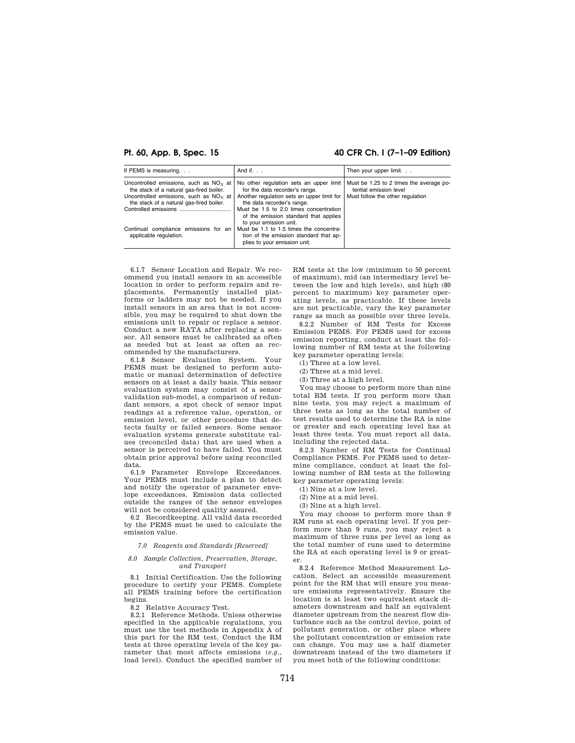| If PEMS is measuring. . . | And if. . . | Then your upper limit. . . |
|---|---|---|
| Uncontrolled emissions, such as $NO_X$ at the stack of a natural gas-fired boiler. | No other regulation sets an upper limit for the data recorder's range. | Must be 1.25 to 2 times the average potential emission level |
| Uncontrolled emissions, such as $NO_X$ at the stack of a natural gas-fired boiler. | Another regulation sets an upper limit for the data recorder's range. | Must follow the other regulation |
| Controlled emissions ................................ | Must be 1.5 to 2.0 times concentration of the emission standard that applies to your emission unit. | |
| Continual compliance emissions for an applicable regulation. | Must be 1.1 to 1.5 times the concentration of the emission standard that applies to your emission unit. | |

6.1.7 Sensor Location and Repair. We recommend you install sensors in an accessible location in order to perform repairs and replacements. Permanently installed platforms or ladders may not be needed. If you install sensors in an area that is not accessible, you may be required to shut down the emissions unit to repair or replace a sensor. Conduct a new RATA after replacing a sensor. All sensors must be calibrated as often as needed but at least as often as recommended by the manufacturers.

6.1.8 Sensor Evaluation System. Your PEMS must be designed to perform automatic or manual determination of defective sensors on at least a daily basis. This sensor evaluation system may consist of a sensor validation sub-model, a comparison of redundant sensors, a spot check of sensor input readings at a reference value, operation, or emission level, or other procedure that detects faulty or failed sensors. Some sensor evaluation systems generate substitute values (reconciled data) that are used when a sensor is perceived to have failed. You must obtain prior approval before using reconciled data.

6.1.9 Parameter Envelope Exceedances. Your PEMS must include a plan to detect and notify the operator of parameter envelope exceedances. Emission data collected outside the ranges of the sensor envelopes will not be considered quality assured.

6.2 Recordkeeping. All valid data recorded by the PEMS must be used to calculate the emission value.

### *7.0 Reagents and Standards [Reserved]*

### *8.0 Sample Collection, Preservation, Storage, and Transport*

8.1 Initial Certification. Use the following procedure to certify your PEMS. Complete all PEMS training before the certification begins.

8.2 Relative Accuracy Test.

8.2.1 Reference Methods. Unless otherwise specified in the applicable regulations, you must use the test methods in Appendix A of this part for the RM test. Conduct the RM tests at three operating levels of the key parameter that most affects emissions (*e.g.*, load level). Conduct the specified number of RM tests at the low (minimum to 50 percent of maximum), mid (an intermediary level between the low and high levels), and high (80 percent to maximum) key parameter operating levels, as practicable. If these levels are not practicable, vary the key parameter range as much as possible over three levels.

8.2.2 Number of RM Tests for Excess Emission PEMS. For PEMS used for excess emission reporting, conduct at least the following number of RM tests at the following key parameter operating levels:

(1) Three at a low level.

(2) Three at a mid level.

(3) Three at a high level.

You may choose to perform more than nine total RM tests. If you perform more than nine tests, you may reject a maximum of three tests as long as the total number of test results used to determine the RA is nine or greater and each operating level has at least three tests. You must report all data, including the rejected data.

8.2.3 Number of RM Tests for Continual Compliance PEMS. For PEMS used to determine compliance, conduct at least the following number of RM tests at the following key parameter operating levels:

(1) Nine at a low level.

(2) Nine at a mid level.

(3) Nine at a high level.

You may choose to perform more than 9 RM runs at each operating level. If you perform more than 9 runs, you may reject a maximum of three runs per level as long as the total number of runs used to determine the RA at each operating level is 9 or greater.

8.2.4 Reference Method Measurement Location. Select an accessible measurement point for the RM that will ensure you measure emissions representatively. Ensure the location is at least two equivalent stack diameters downstream and half an equivalent diameter upstream from the nearest flow disturbance such as the control device, point of pollutant generation, or other place where the pollutant concentration or emission rate can change. You may use a half diameter downstream instead of the two diameters if you meet both of the following conditions: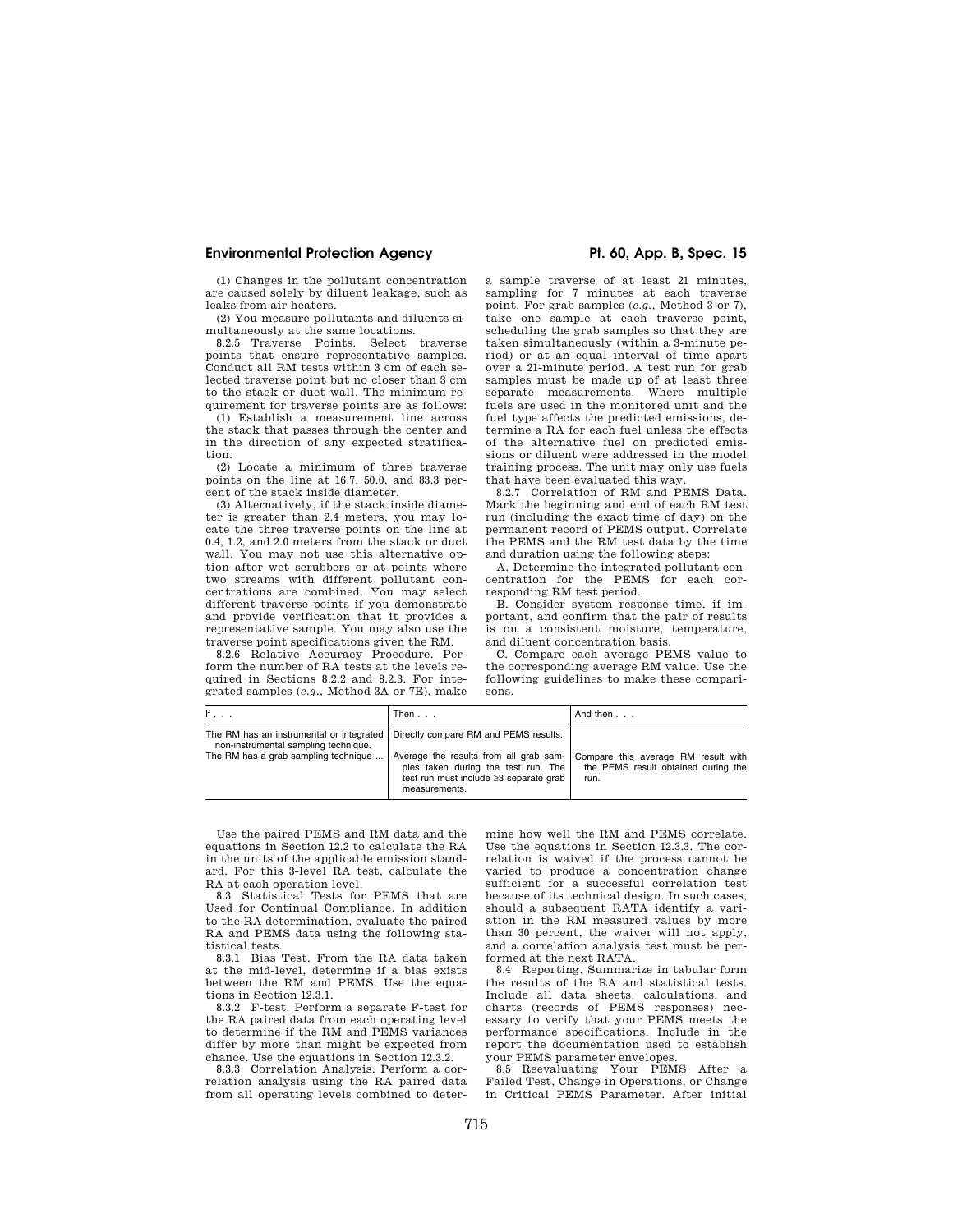(1) Changes in the pollutant concentration are caused solely by diluent leakage, such as leaks from air heaters.

(2) You measure pollutants and diluents simultaneously at the same locations.

8.2.5 Traverse Points. Select traverse points that ensure representative samples. Conduct all RM tests within 3 cm of each selected traverse point but no closer than 3 cm to the stack or duct wall. The minimum requirement for traverse points are as follows:

(1) Establish a measurement line across the stack that passes through the center and in the direction of any expected stratification.

(2) Locate a minimum of three traverse points on the line at 16.7, 50.0, and 83.3 percent of the stack inside diameter.

(3) Alternatively, if the stack inside diameter is greater than 2.4 meters, you may locate the three traverse points on the line at 0.4, 1.2, and 2.0 meters from the stack or duct wall. You may not use this alternative option after wet scrubbers or at points where two streams with different pollutant concentrations are combined. You may select different traverse points if you demonstrate and provide verification that it provides a representative sample. You may also use the traverse point specifications given the RM.

8.2.6 Relative Accuracy Procedure. Perform the number of RA tests at the levels required in Sections 8.2.2 and 8.2.3. For integrated samples (*e.g.*, Method 3A or 7E), make a sample traverse of at least 21 minutes, sampling for 7 minutes at each traverse point. For grab samples (*e.g.*, Method 3 or 7), take one sample at each traverse point, scheduling the grab samples so that they are taken simultaneously (within a 3-minute period) or at an equal interval of time apart over a 21-minute period. A test run for grab samples must be made up of at least three separate measurements. Where multiple fuels are used in the monitored unit and the fuel type affects the predicted emissions, determine a RA for each fuel unless the effects of the alternative fuel on predicted emissions or diluent were addressed in the model training process. The unit may only use fuels that have been evaluated this way.

8.2.7 Correlation of RM and PEMS Data. Mark the beginning and end of each RM test run (including the exact time of day) on the permanent record of PEMS output. Correlate the PEMS and the RM test data by the time and duration using the following steps:

A. Determine the integrated pollutant concentration for the PEMS for each corresponding RM test period.

B. Consider system response time, if important, and confirm that the pair of results is on a consistent moisture, temperature, and diluent concentration basis.

C. Compare each average PEMS value to the corresponding average RM value. Use the following guidelines to make these comparisons.

| If . . . | Then . . . | And then . . . |
|---|---|---|
| The RM has an instrumental or integrated non-instrumental sampling technique. | Directly compare RM and PEMS results. | |
| The RM has a grab sampling technique ... | Average the results from all grab samples taken during the test run. The test run must include ≥3 separate grab measurements. | Compare this average RM result with the PEMS result obtained during the run. |

Use the paired PEMS and RM data and the equations in Section 12.2 to calculate the RA in the units of the applicable emission standard. For this 3-level RA test, calculate the RA at each operation level.

8.3 Statistical Tests for PEMS that are Used for Continual Compliance. In addition to the RA determination, evaluate the paired RA and PEMS data using the following statistical tests.

8.3.1 Bias Test. From the RA data taken at the mid-level, determine if a bias exists between the RM and PEMS. Use the equations in Section 12.3.1.

8.3.2 F-test. Perform a separate F-test for the RA paired data from each operating level to determine if the RM and PEMS variances differ by more than might be expected from chance. Use the equations in Section 12.3.2.

8.3.3 Correlation Analysis. Perform a correlation analysis using the RA paired data from all operating levels combined to determine how well the RM and PEMS correlate. Use the equations in Section 12.3.3. The correlation is waived if the process cannot be varied to produce a concentration change sufficient for a successful correlation test because of its technical design. In such cases, should a subsequent RATA identify a variation in the RM measured values by more than 30 percent, the waiver will not apply, and a correlation analysis test must be performed at the next RATA.

8.4 Reporting. Summarize in tabular form the results of the RA and statistical tests. Include all data sheets, calculations, and charts (records of PEMS responses) necessary to verify that your PEMS meets the performance specifications. Include in the report the documentation used to establish your PEMS parameter envelopes.

8.5 Reevaluating Your PEMS After a Failed Test, Change in Operations, or Change in Critical PEMS Parameter. After initial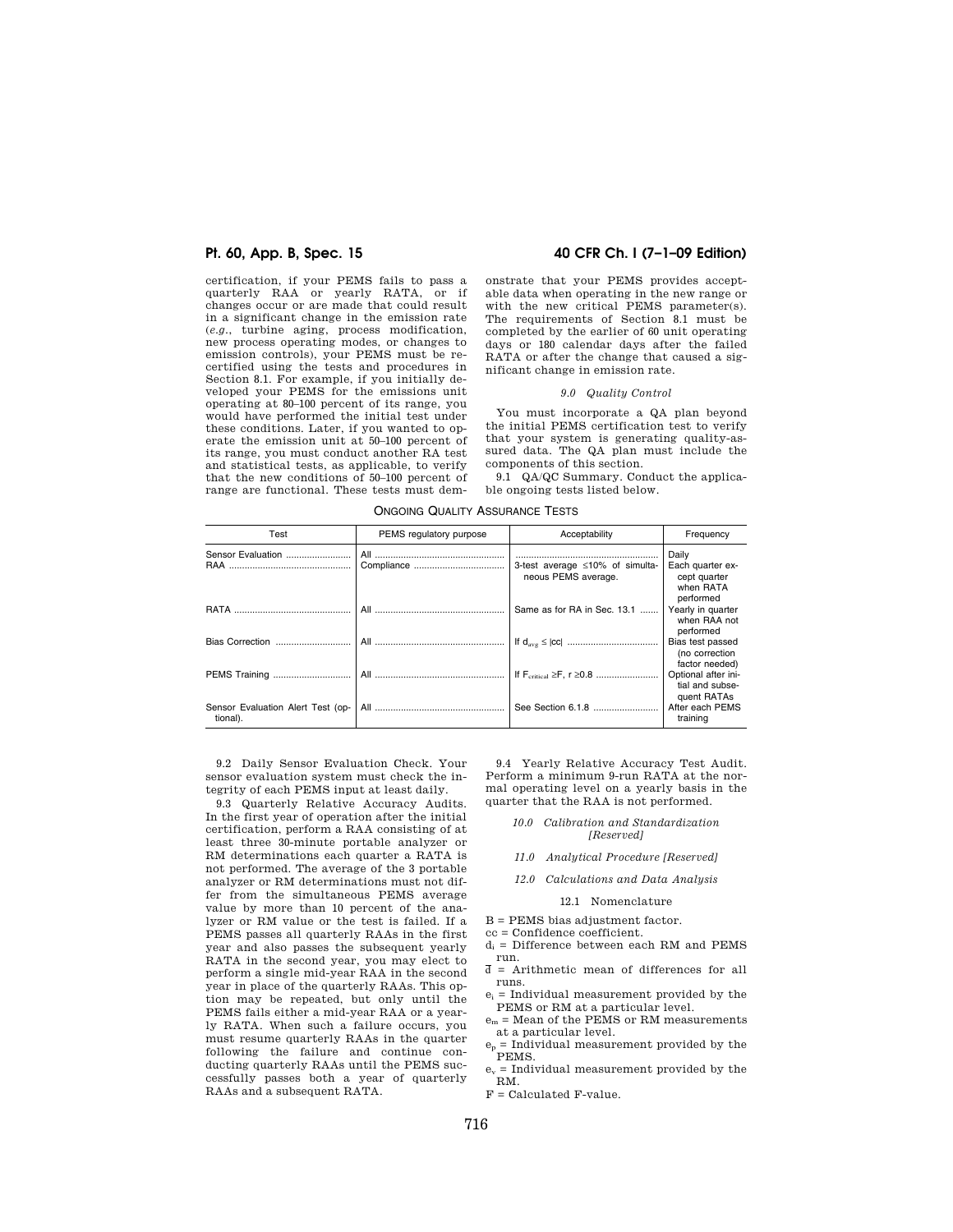certification, if your PEMS fails to pass a quarterly RAA or yearly RATA, or if changes occur or are made that could result in a significant change in the emission rate (*e.g.*, turbine aging, process modification, new process operating modes, or changes to emission controls), your PEMS must be recertified using the tests and procedures in Section 8.1. For example, if you initially developed your PEMS for the emissions unit operating at 80–100 percent of its range, you would have performed the initial test under these conditions. Later, if you wanted to operate the emission unit at 50–100 percent of its range, you must conduct another RA test and statistical tests, as applicable, to verify that the new conditions of 50–100 percent of range are functional. These tests must demonstrate that your PEMS provides acceptable data when operating in the new range or with the new critical PEMS parameter(s). The requirements of Section 8.1 must be completed by the earlier of 60 unit operating days or 180 calendar days after the failed RATA or after the change that caused a significant change in emission rate.

*9.0 Quality Control*

You must incorporate a QA plan beyond the initial PEMS certification test to verify that your system is generating quality-assured data. The QA plan must include the components of this section.

9.1 QA/QC Summary. Conduct the applicable ongoing tests listed below.

ONGOING QUALITY ASSURANCE TESTS

| Test | PEMS regulatory purpose | Acceptability | Frequency |
|---|---|---|---|
| Sensor Evaluation | All | | Daily |
| RAA | Compliance | 3-test average ≤10% of simultaneous PEMS average. | Each quarter except quarter when RATA performed |
| RATA | All | Same as for RA in Sec. 13.1 | Yearly in quarter when RAA not performed |
| Bias Correction | All | If $d_{avg} \le \|cc\|$ | Bias test passed (no correction factor needed) |
| PEMS Training | All | If $F_{critical} \ge F$, $r \ge 0.8$ | Optional after initial and subsequent RATAs |
| Sensor Evaluation Alert Test (optional). | All | See Section 6.1.8 | After each PEMS training |

9.2 Daily Sensor Evaluation Check. Your sensor evaluation system must check the integrity of each PEMS input at least daily.

9.3 Quarterly Relative Accuracy Audits. In the first year of operation after the initial certification, perform a RAA consisting of at least three 30-minute portable analyzer or RM determinations each quarter a RATA is not performed. The average of the 3 portable analyzer or RM determinations must not differ from the simultaneous PEMS average value by more than 10 percent of the analyzer or RM value or the test is failed. If a PEMS passes all quarterly RAAs in the first year and also passes the subsequent yearly RATA in the second year, you may elect to perform a single mid-year RAA in the second year in place of the quarterly RAAs. This option may be repeated, but only until the PEMS fails either a mid-year RAA or a yearly RATA. When such a failure occurs, you must resume quarterly RAAs in the quarter following the failure and continue conducting quarterly RAAs until the PEMS successfully passes both a year of quarterly RAAs and a subsequent RATA.

9.4 Yearly Relative Accuracy Test Audit. Perform a minimum 9-run RATA at the normal operating level on a yearly basis in the quarter that the RAA is not performed.

*10.0 Calibration and Standardization [Reserved]*

*11.0 Analytical Procedure [Reserved]*

*12.0 Calculations and Data Analysis*

12.1 Nomenclature

B = PEMS bias adjustment factor.

cc = Confidence coefficient.

$d_i$ = Difference between each RM and PEMS run.

$\bar{d}$ = Arithmetic mean of differences for all runs.

$e_i$ = Individual measurement provided by the PEMS or RM at a particular level.

$e_m$ = Mean of the PEMS or RM measurements at a particular level.

$e_p$ = Individual measurement provided by the PEMS.

$e_v$ = Individual measurement provided by the RM.

F = Calculated F-value.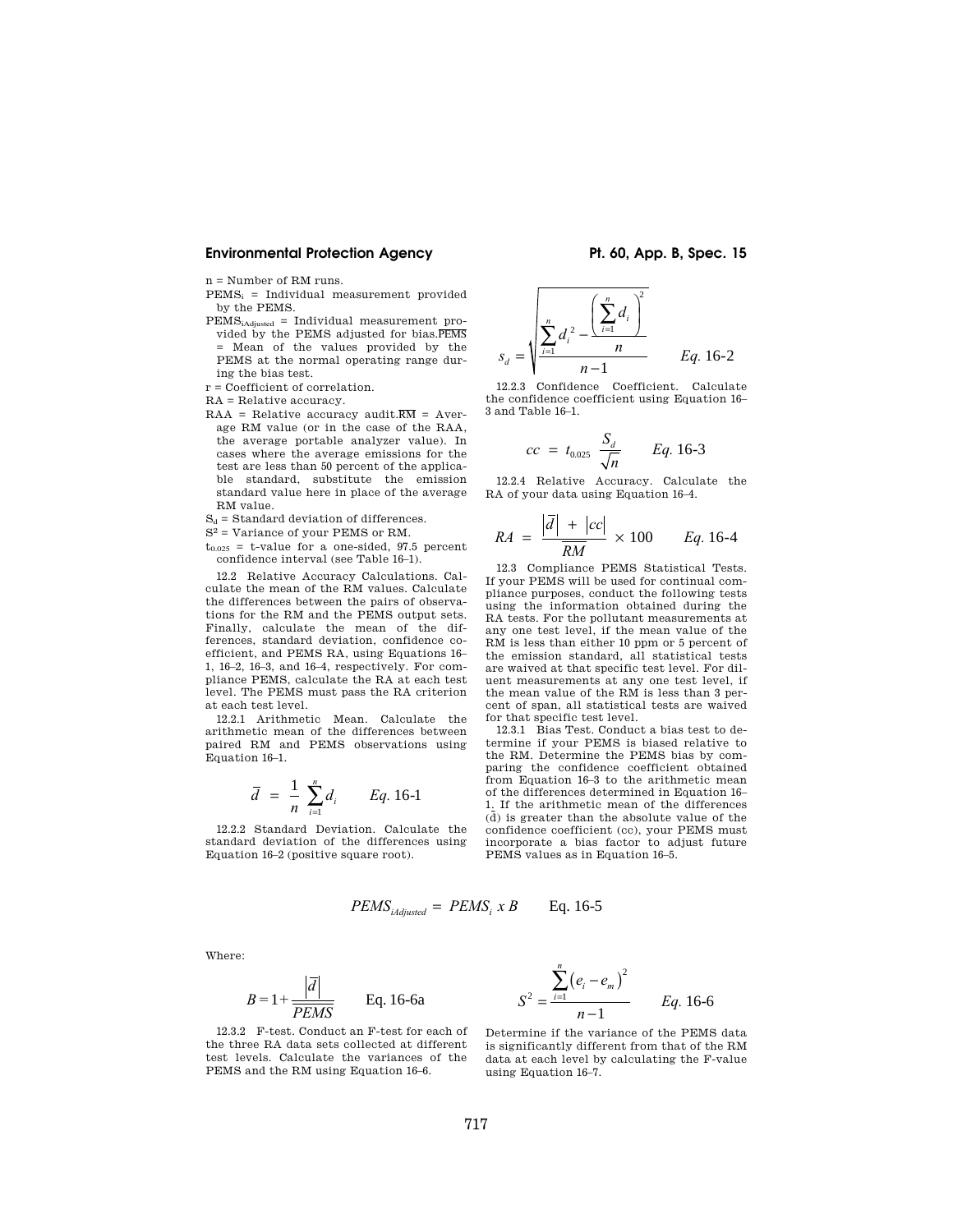n = Number of RM runs.

$PEMS_i$ = Individual measurement provided by the PEMS.

$PEMS_{iAdjusted}$ = Individual measurement provided by the PEMS adjusted for bias.$\overline{PEMS}$ = Mean of the values provided by the PEMS at the normal operating range during the bias test.

r = Coefficient of correlation.

RA = Relative accuracy.

RAA = Relative accuracy audit.$\overline{RM}$ = Average RM value (or in the case of the RAA, the average portable analyzer value). In cases where the average emissions for the test are less than 50 percent of the applicable standard, substitute the emission standard value here in place of the average RM value.

$S_d$ = Standard deviation of differences.

$S^2$ = Variance of your PEMS or RM.

$t_{0.025}$ = t-value for a one-sided, 97.5 percent confidence interval (see Table 16–1).

12.2 Relative Accuracy Calculations. Calculate the mean of the RM values. Calculate the differences between the pairs of observations for the RM and the PEMS output sets. Finally, calculate the mean of the differences, standard deviation, confidence coefficient, and PEMS RA, using Equations 16–1, 16–2, 16–3, and 16–4, respectively. For compliance PEMS, calculate the RA at each test level. The PEMS must pass the RA criterion at each test level.

12.2.1 Arithmetic Mean. Calculate the arithmetic mean of the differences between paired RM and PEMS observations using Equation 16–1.

$$\bar{d} = \frac{1}{n} \sum_{i=1}^{n} d_i \qquad Eq.\ 16\text{-}1$$

12.2.2 Standard Deviation. Calculate the standard deviation of the differences using Equation 16–2 (positive square root).

$$s_d = \sqrt{\frac{\sum_{i=1}^{n} d_i^2 - \frac{\left(\sum_{i=1}^{n} d_i\right)^2}{n}}{n-1}} \qquad Eq.\ 16\text{-}2$$

12.2.3 Confidence Coefficient. Calculate the confidence coefficient using Equation 16–3 and Table 16–1.

$$cc = t_{0.025} \frac{S_d}{\sqrt{n}} \qquad Eq.\ 16\text{-}3$$

12.2.4 Relative Accuracy. Calculate the RA of your data using Equation 16–4.

$$RA = \frac{\left|\bar{d}\right| + \left|cc\right|}{\overline{RM}} \times 100 \qquad Eq.\ 16\text{-}4$$

12.3 Compliance PEMS Statistical Tests. If your PEMS will be used for continual compliance purposes, conduct the following tests using the information obtained during the RA tests. For the pollutant measurements at any one test level, if the mean value of the RM is less than either 10 ppm or 5 percent of the emission standard, all statistical tests are waived at that specific test level. For diluent measurements at any one test level, if the mean value of the RM is less than 3 percent of span, all statistical tests are waived for that specific test level.

12.3.1 Bias Test. Conduct a bias test to determine if your PEMS is biased relative to the RM. Determine the PEMS bias by comparing the confidence coefficient obtained from Equation 16–3 to the arithmetic mean of the differences determined in Equation 16–1. If the arithmetic mean of the differences ($\bar{d}$) is greater than the absolute value of the confidence coefficient (cc), your PEMS must incorporate a bias factor to adjust future PEMS values as in Equation 16–5.

$$PEMS_{iAdjusted} = PEMS_i \ x\ B \qquad \text{Eq. 16-5}$$

Where:

$$B = 1 + \frac{\left|\bar{d}\right|}{\overline{PEMS}} \qquad \text{Eq. 16-6a}$$

12.3.2 F-test. Conduct an F-test for each of the three RA data sets collected at different test levels. Calculate the variances of the PEMS and the RM using Equation 16–6.

$$S^2 = \frac{\sum_{i=1}^{n} \left(e_i - e_m\right)^2}{n-1} \qquad Eq.\ 16\text{-}6$$

Determine if the variance of the PEMS data is significantly different from that of the RM data at each level by calculating the F-value using Equation 16–7.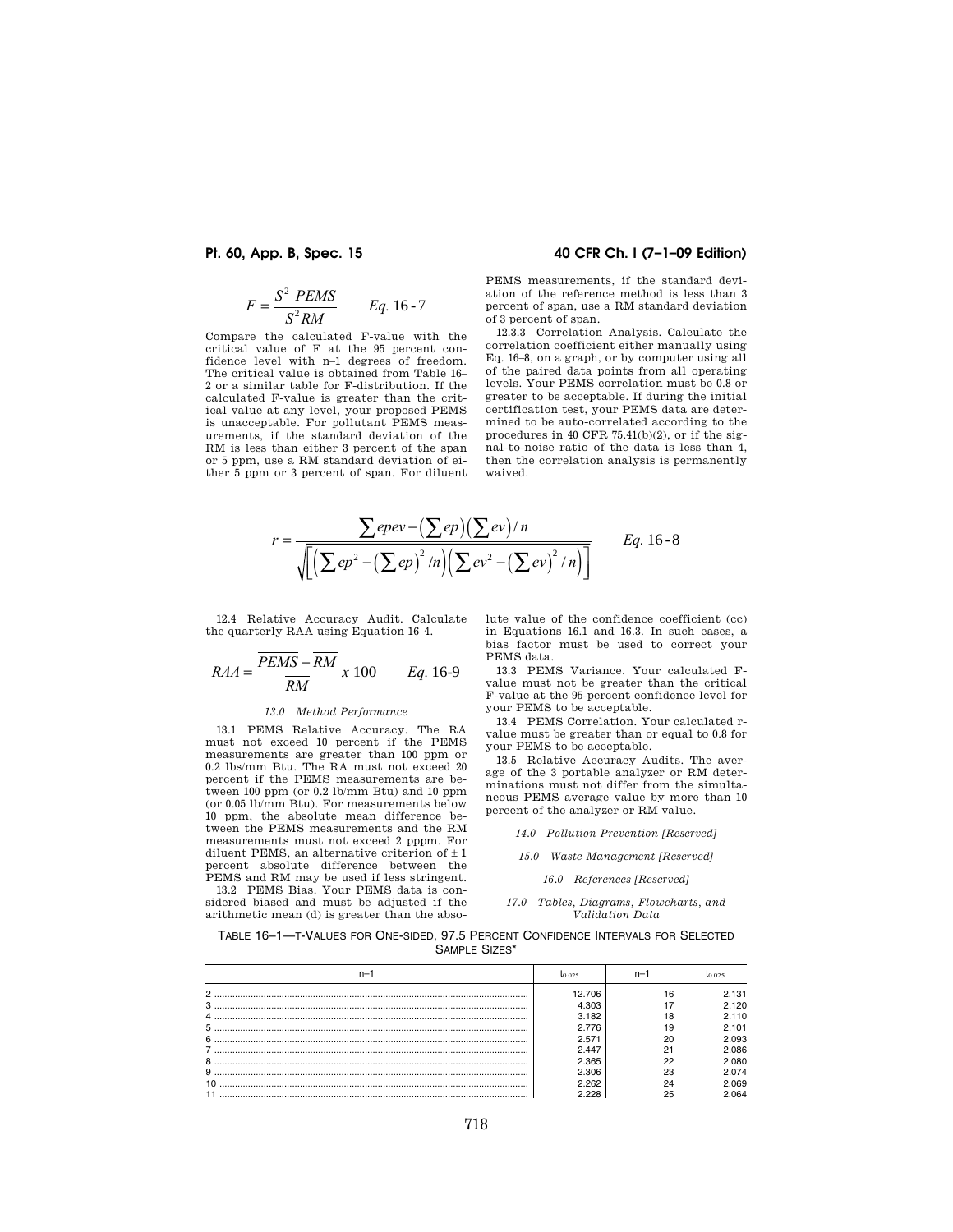$$F = \frac{S^2\ PEMS}{S^2 RM} \qquad Eq.\ 16\text{-}7$$

Compare the calculated F-value with the critical value of F at the 95 percent confidence level with n–1 degrees of freedom. The critical value is obtained from Table 16–2 or a similar table for F-distribution. If the calculated F-value is greater than the critical value at any level, your proposed PEMS is unacceptable. For pollutant PEMS measurements, if the standard deviation of the RM is less than either 3 percent of the span or 5 ppm, use a RM standard deviation of either 5 ppm or 3 percent of span. For diluent PEMS measurements, if the standard deviation of the reference method is less than 3 percent of span, use a RM standard deviation of 3 percent of span.

12.3.3 Correlation Analysis. Calculate the correlation coefficient either manually using Eq. 16–8, on a graph, or by computer using all of the paired data points from all operating levels. Your PEMS correlation must be 0.8 or greater to be acceptable. If during the initial certification test, your PEMS data are determined to be auto-correlated according to the procedures in 40 CFR 75.41(b)(2), or if the signal-to-noise ratio of the data is less than 4, then the correlation analysis is permanently waived.

$$r = \frac{\sum epev - \left(\sum ep\right)\left(\sum ev\right)/n}{\sqrt{\left[\left(\sum ep^2 - \left(\sum ep\right)^2/n\right)\left(\sum ev^2 - \left(\sum ev\right)^2/n\right)\right]}} \qquad Eq.\ 16\text{-}8$$

12.4 Relative Accuracy Audit. Calculate the quarterly RAA using Equation 16–4.

$$RAA = \frac{\overline{PEMS} - \overline{RM}}{\overline{RM}}\ x\ 100 \qquad Eq.\ 16\text{-}9$$

*13.0 Method Performance*

13.1 PEMS Relative Accuracy. The RA must not exceed 10 percent if the PEMS measurements are greater than 100 ppm or 0.2 lbs/mm Btu. The RA must not exceed 20 percent if the PEMS measurements are between 100 ppm (or 0.2 lb/mm Btu) and 10 ppm (or 0.05 lb/mm Btu). For measurements below 10 ppm, the absolute mean difference between the PEMS measurements and the RM measurements must not exceed 2 pppm. For diluent PEMS, an alternative criterion of ± 1 percent absolute difference between the PEMS and RM may be used if less stringent.

13.2 PEMS Bias. Your PEMS data is considered biased and must be adjusted if the arithmetic mean (d) is greater than the absolute value of the confidence coefficient (cc) in Equations 16.1 and 16.3. In such cases, a bias factor must be used to correct your PEMS data.

13.3 PEMS Variance. Your calculated F-value must not be greater than the critical F-value at the 95-percent confidence level for your PEMS to be acceptable.

13.4 PEMS Correlation. Your calculated r-value must be greater than or equal to 0.8 for your PEMS to be acceptable.

13.5 Relative Accuracy Audits. The average of the 3 portable analyzer or RM determinations must not differ from the simultaneous PEMS average value by more than 10 percent of the analyzer or RM value.

*14.0 Pollution Prevention [Reserved]*

*15.0 Waste Management [Reserved]*

*16.0 References [Reserved]*

*17.0 Tables, Diagrams, Flowcharts, and Validation Data*

TABLE 16–1—T-VALUES FOR ONE-SIDED, 97.5 PERCENT CONFIDENCE INTERVALS FOR SELECTED SAMPLE SIZES*

| n–1 | $t_{0.025}$ | n–1 | $t_{0.025}$ |
|---|---|---|---|
| 2 | 12.706 | 16 | 2.131 |
| 3 | 4.303 | 17 | 2.120 |
| 4 | 3.182 | 18 | 2.110 |
| 5 | 2.776 | 19 | 2.101 |
| 6 | 2.571 | 20 | 2.093 |
| 7 | 2.447 | 21 | 2.086 |
| 8 | 2.365 | 22 | 2.080 |
| 9 | 2.306 | 23 | 2.074 |
| 10 | 2.262 | 24 | 2.069 |
| 11 | 2.228 | 25 | 2.064 |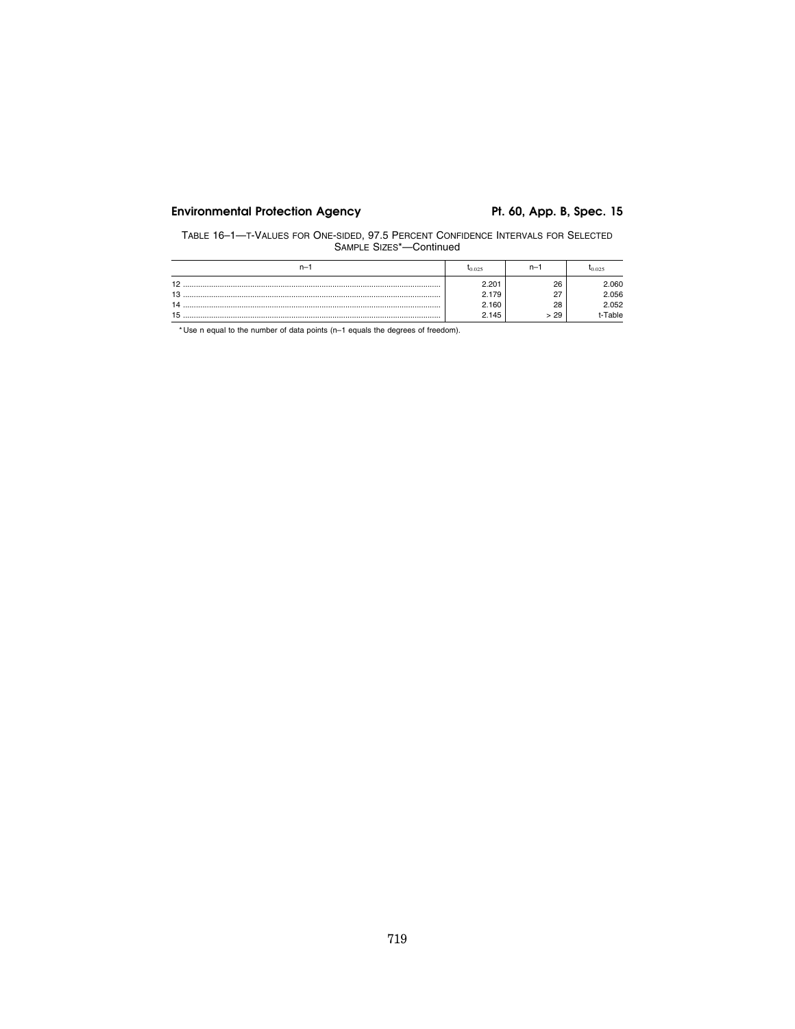TABLE 16–1—T-VALUES FOR ONE-SIDED, 97.5 PERCENT CONFIDENCE INTERVALS FOR SELECTED SAMPLE SIZES*—Continued

| n–1 | $t_{0.025}$ | n–1 | $t_{0.025}$ |
|---|---|---|---|
| 12 | 2.201 | 26 | 2.060 |
| 13 | 2.179 | 27 | 2.056 |
| 14 | 2.160 | 28 | 2.052 |
| 15 | 2.145 | > 29 | t-Table |

* Use n equal to the number of data points (n–1 equals the degrees of freedom).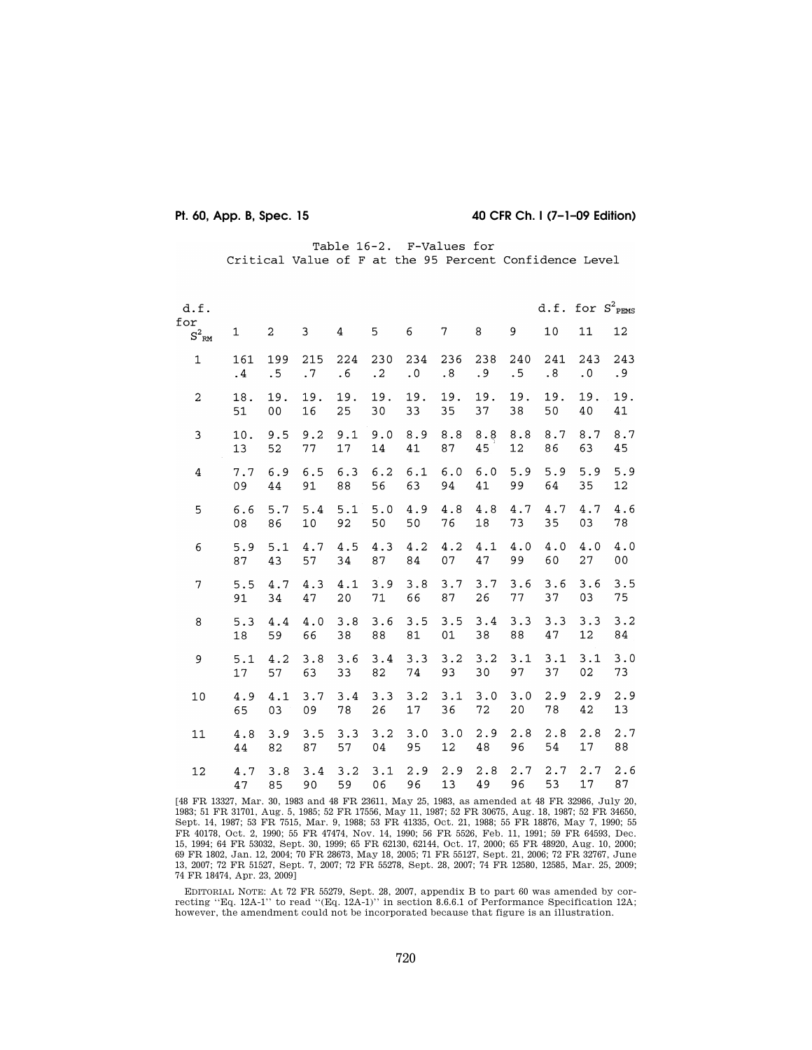Table 16-2. F-Values for Critical Value of F at the 95 Percent Confidence Level

| d.f. for $S^2_{RM}$ | d.f. for $S^2_{PEMS}$ | | | | | | | | | | | |
|---|---|---|---|---|---|---|---|---|---|---|---|---|
| | 1 | 2 | 3 | 4 | 5 | 6 | 7 | 8 | 9 | 10 | 11 | 12 |
| 1 | 161.4 | 199.5 | 215.7 | 224.6 | 230.2 | 234.0 | 236.8 | 238.9 | 240.5 | 241.8 | 243.0 | 243.9 |
| 2 | 18.51 | 19.00 | 19.16 | 19.25 | 19.30 | 19.33 | 19.35 | 19.37 | 19.38 | 19.50 | 19.40 | 19.41 |
| 3 | 10.13 | 9.552 | 9.277 | 9.117 | 9.014 | 8.941 | 8.887 | 8.845 | 8.812 | 8.786 | 8.763 | 8.745 |
| 4 | 7.709 | 6.944 | 6.591 | 6.388 | 6.256 | 6.163 | 6.094 | 6.041 | 5.999 | 5.964 | 5.935 | 5.912 |
| 5 | 6.608 | 5.786 | 5.410 | 5.192 | 5.050 | 4.950 | 4.876 | 4.818 | 4.773 | 4.735 | 4.703 | 4.678 |
| 6 | 5.987 | 5.143 | 4.757 | 4.534 | 4.387 | 4.284 | 4.207 | 4.147 | 4.099 | 4.060 | 4.027 | 4.000 |
| 7 | 5.591 | 4.734 | 4.347 | 4.120 | 3.971 | 3.866 | 3.787 | 3.726 | 3.677 | 3.637 | 3.603 | 3.575 |
| 8 | 5.318 | 4.459 | 4.066 | 3.838 | 3.688 | 3.581 | 3.501 | 3.438 | 3.388 | 3.347 | 3.312 | 3.284 |
| 9 | 5.117 | 4.257 | 3.863 | 3.633 | 3.482 | 3.374 | 3.293 | 3.230 | 3.197 | 3.137 | 3.102 | 3.073 |
| 10 | 4.965 | 4.103 | 3.709 | 3.478 | 3.326 | 3.217 | 3.136 | 3.072 | 3.020 | 2.978 | 2.942 | 2.913 |
| 11 | 4.844 | 3.982 | 3.587 | 3.357 | 3.204 | 3.095 | 3.012 | 2.948 | 2.896 | 2.854 | 2.817 | 2.788 |
| 12 | 4.747 | 3.885 | 3.490 | 3.259 | 3.106 | 2.996 | 2.913 | 2.849 | 2.796 | 2.753 | 2.717 | 2.687 |

[48 FR 13327, Mar. 30, 1983 and 48 FR 23611, May 25, 1983, as amended at 48 FR 32986, July 20, 1983; 51 FR 31701, Aug. 5, 1985; 52 FR 17556, May 11, 1987; 52 FR 30675, Aug. 18, 1987; 52 FR 34650, Sept. 14, 1987; 53 FR 7515, Mar. 9, 1988; 53 FR 41335, Oct. 21, 1988; 55 FR 18876, May 7, 1990; 55 FR 40178, Oct. 2, 1990; 55 FR 47474, Nov. 14, 1990; 56 FR 5526, Feb. 11, 1991; 59 FR 64593, Dec. 15, 1994; 64 FR 53032, Sept. 30, 1999; 65 FR 62130, 62144, Oct. 17, 2000; 65 FR 48920, Aug. 10, 2000; 69 FR 1802, Jan. 12, 2004; 70 FR 28673, May 18, 2005; 71 FR 55127, Sept. 21, 2006; 72 FR 32767, June 13, 2007; 72 FR 51527, Sept. 7, 2007; 72 FR 55278, Sept. 28, 2007; 74 FR 12580, 12585, Mar. 25, 2009; 74 FR 18474, Apr. 23, 2009]

EDITORIAL NOTE: At 72 FR 55279, Sept. 28, 2007, appendix B to part 60 was amended by correcting "Eq. 12A-1" to read "(Eq. 12A-1)" in section 8.6.6.1 of Performance Specification 12A; however, the amendment could not be incorporated because that figure is an illustration.